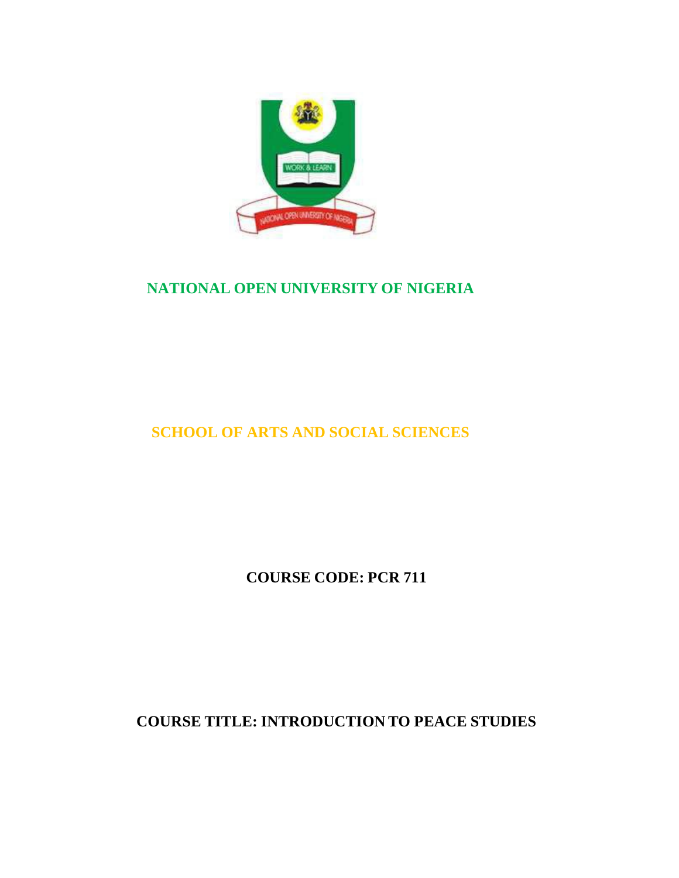# NATIONAL OPEN UNIVERSITY OF NIGERIA

## SCHOOL OF ARTS AND SOCIAL SCIENCES

**COURSE CODE: PCR 711**

**COURSE TITLE: INTRODUCTION TO PEACE STUDIES**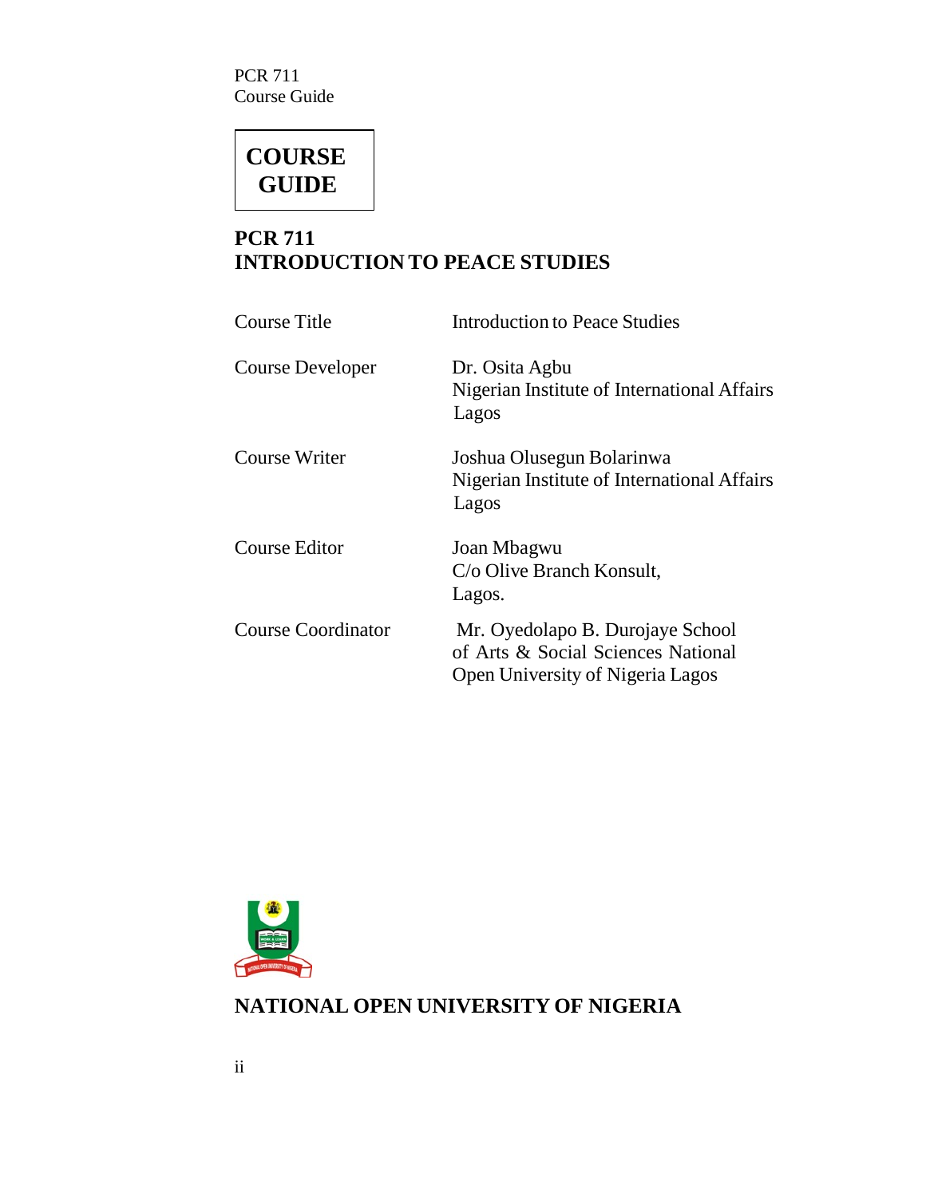# COURSE GUIDE

## PCR 711
## INTRODUCTION TO PEACE STUDIES

| | |
|---|---|
| Course Title | Introduction to Peace Studies |
| Course Developer | Dr. Osita Agbu<br>Nigerian Institute of International Affairs<br>Lagos |
| Course Writer | Joshua Olusegun Bolarinwa<br>Nigerian Institute of International Affairs<br>Lagos |
| Course Editor | Joan Mbagwu<br>C/o Olive Branch Konsult,<br>Lagos. |
| Course Coordinator | Mr. Oyedolapo B. Durojaye School of Arts & Social Sciences National Open University of Nigeria Lagos |

**NATIONAL OPEN UNIVERSITY OF NIGERIA**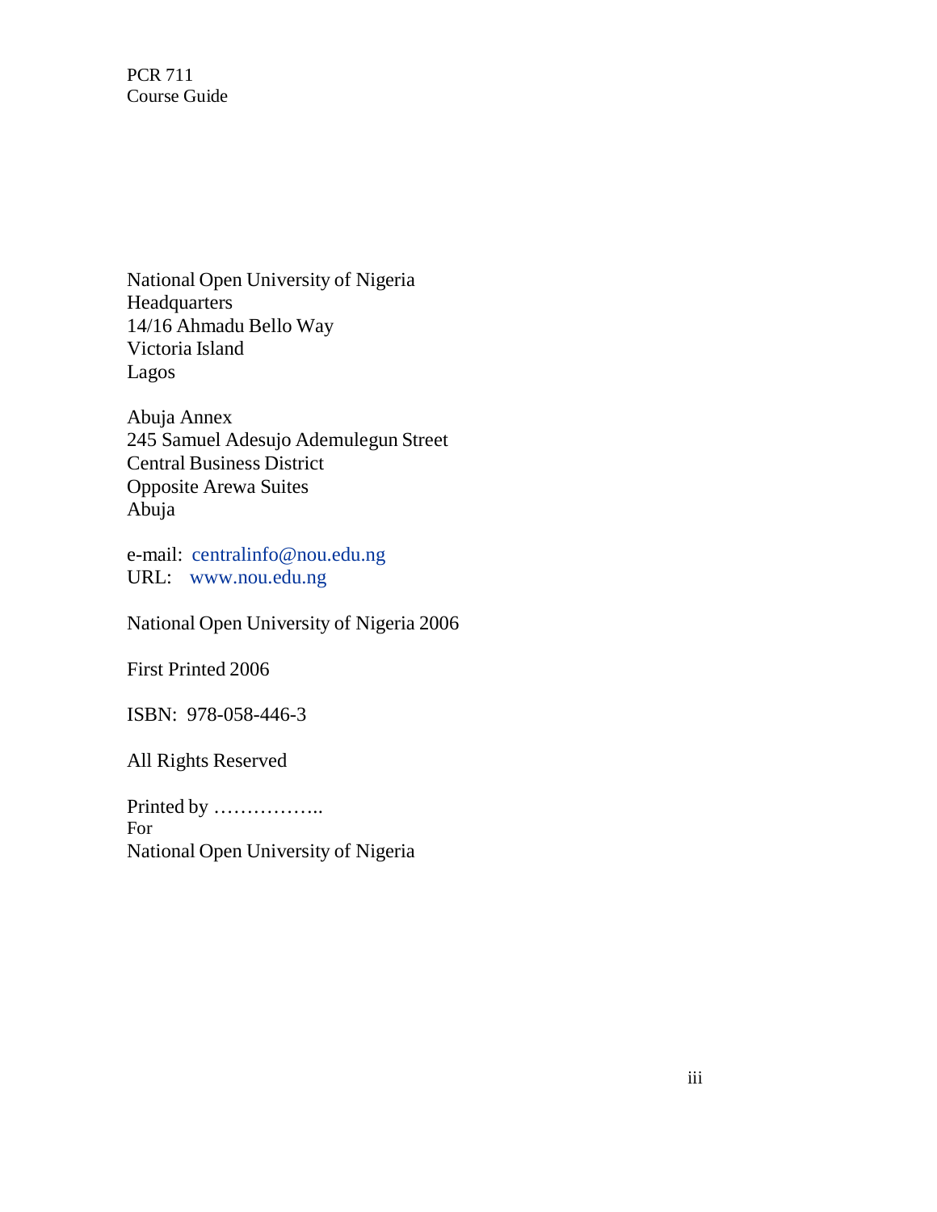National Open University of Nigeria
Headquarters
14/16 Ahmadu Bello Way
Victoria Island
Lagos

Abuja Annex
245 Samuel Adesujo Ademulegun Street
Central Business District
Opposite Arewa Suites
Abuja

e-mail: centralinfo@nou.edu.ng
URL: www.nou.edu.ng

National Open University of Nigeria 2006

First Printed 2006

ISBN: 978-058-446-3

All Rights Reserved

Printed by ……………..
For
National Open University of Nigeria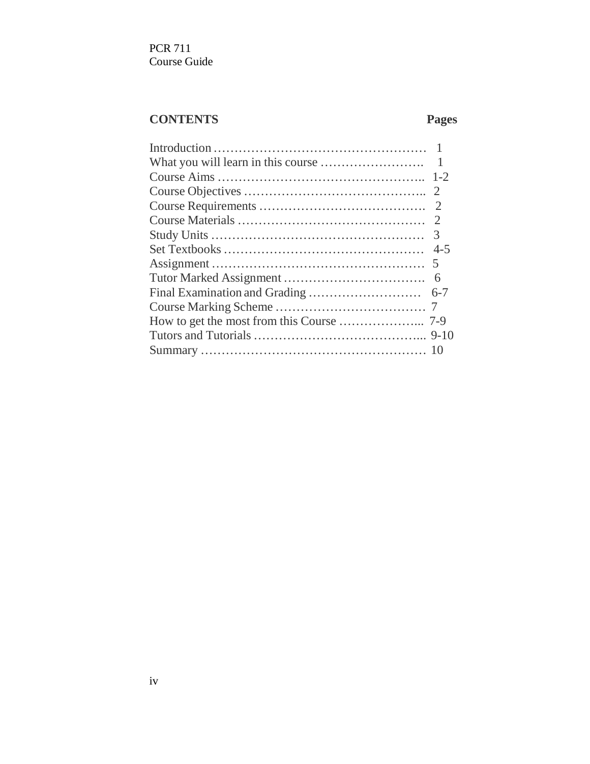## CONTENTS

| | Pages |
|---|---|
| Introduction | 1 |
| What you will learn in this course | 1 |
| Course Aims | 1-2 |
| Course Objectives | 2 |
| Course Requirements | 2 |
| Course Materials | 2 |
| Study Units | 3 |
| Set Textbooks | 4-5 |
| Assignment | 5 |
| Tutor Marked Assignment | 6 |
| Final Examination and Grading | 6-7 |
| Course Marking Scheme | 7 |
| How to get the most from this Course | 7-9 |
| Tutors and Tutorials | 9-10 |
| Summary | 10 |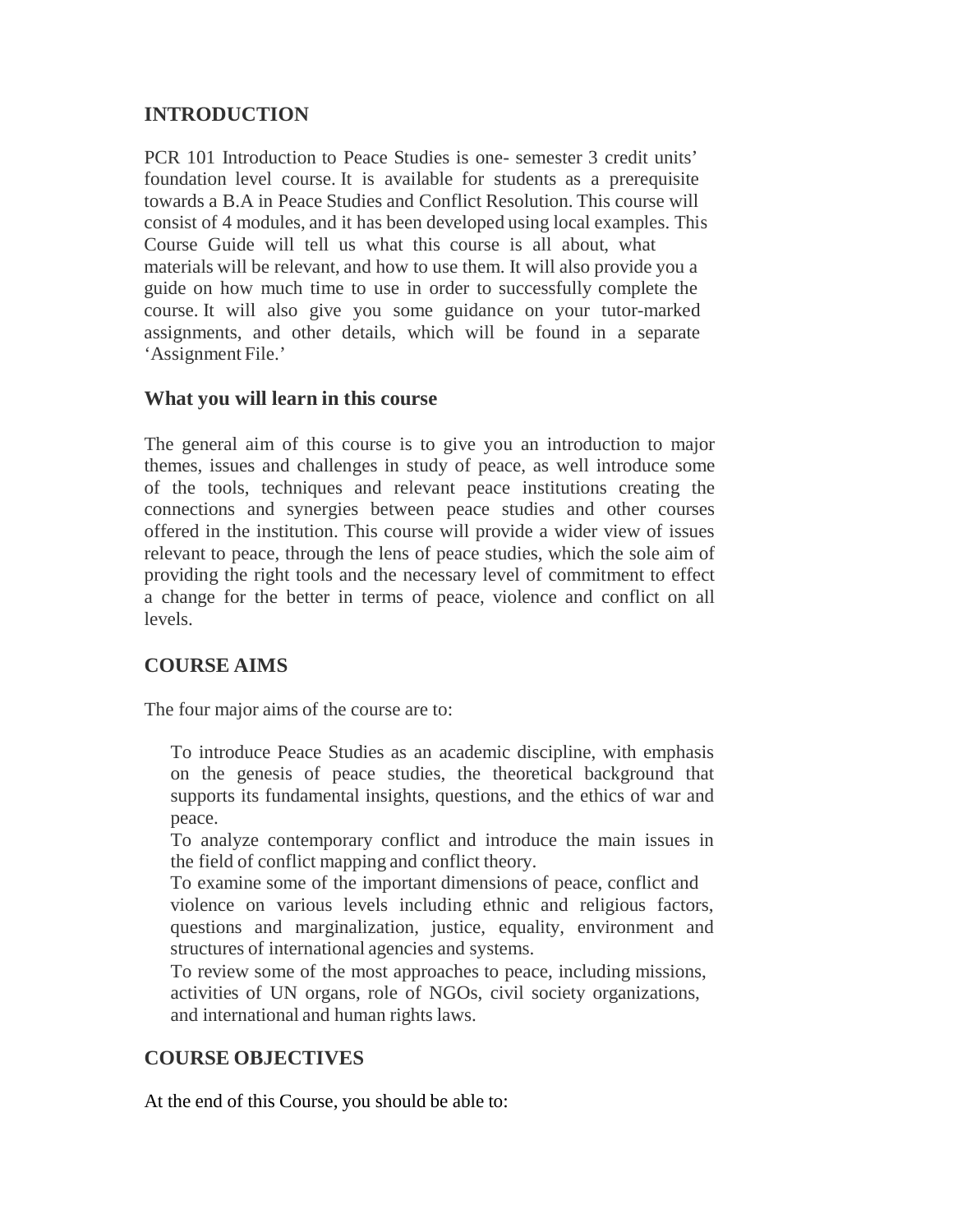## INTRODUCTION

PCR 101 Introduction to Peace Studies is one- semester 3 credit units' foundation level course. It is available for students as a prerequisite towards a B.A in Peace Studies and Conflict Resolution. This course will consist of 4 modules, and it has been developed using local examples. This Course Guide will tell us what this course is all about, what materials will be relevant, and how to use them. It will also provide you a guide on how much time to use in order to successfully complete the course. It will also give you some guidance on your tutor-marked assignments, and other details, which will be found in a separate 'Assignment File.'

### What you will learn in this course

The general aim of this course is to give you an introduction to major themes, issues and challenges in study of peace, as well introduce some of the tools, techniques and relevant peace institutions creating the connections and synergies between peace studies and other courses offered in the institution. This course will provide a wider view of issues relevant to peace, through the lens of peace studies, which the sole aim of providing the right tools and the necessary level of commitment to effect a change for the better in terms of peace, violence and conflict on all levels.

## COURSE AIMS

The four major aims of the course are to:

- To introduce Peace Studies as an academic discipline, with emphasis on the genesis of peace studies, the theoretical background that supports its fundamental insights, questions, and the ethics of war and peace.
- To analyze contemporary conflict and introduce the main issues in the field of conflict mapping and conflict theory.
- To examine some of the important dimensions of peace, conflict and violence on various levels including ethnic and religious factors, questions and marginalization, justice, equality, environment and structures of international agencies and systems.
- To review some of the most approaches to peace, including missions, activities of UN organs, role of NGOs, civil society organizations, and international and human rights laws.

## COURSE OBJECTIVES

At the end of this Course, you should be able to: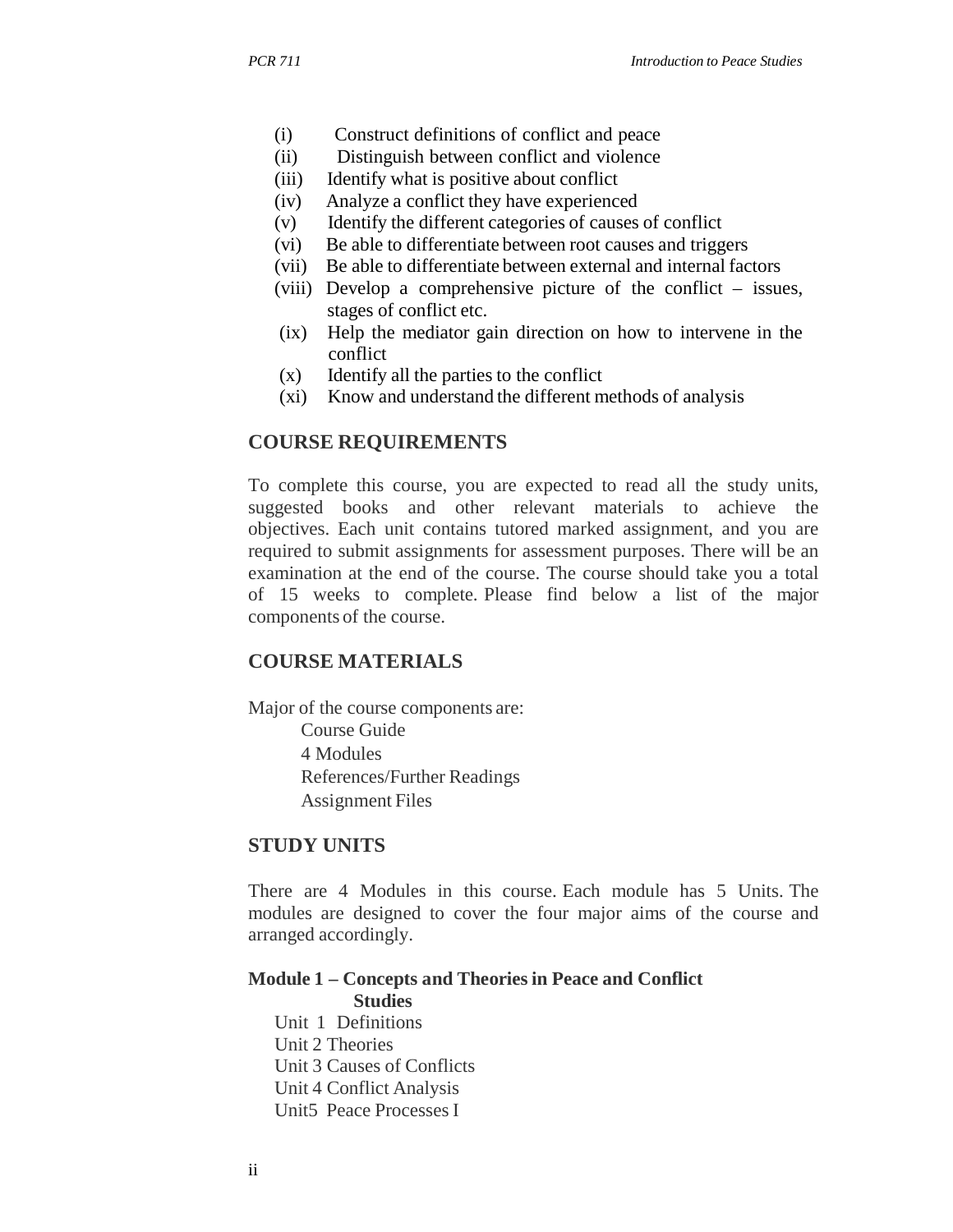(i) Construct definitions of conflict and peace
(ii) Distinguish between conflict and violence
(iii) Identify what is positive about conflict
(iv) Analyze a conflict they have experienced
(v) Identify the different categories of causes of conflict
(vi) Be able to differentiate between root causes and triggers
(vii) Be able to differentiate between external and internal factors
(viii) Develop a comprehensive picture of the conflict – issues, stages of conflict etc.
(ix) Help the mediator gain direction on how to intervene in the conflict
(x) Identify all the parties to the conflict
(xi) Know and understand the different methods of analysis

## COURSE REQUIREMENTS

To complete this course, you are expected to read all the study units, suggested books and other relevant materials to achieve the objectives. Each unit contains tutored marked assignment, and you are required to submit assignments for assessment purposes. There will be an examination at the end of the course. The course should take you a total of 15 weeks to complete. Please find below a list of the major components of the course.

## COURSE MATERIALS

Major of the course components are:

Course Guide
4 Modules
References/Further Readings
Assignment Files

## STUDY UNITS

There are 4 Modules in this course. Each module has 5 Units. The modules are designed to cover the four major aims of the course and arranged accordingly.

**Module 1 – Concepts and Theories in Peace and Conflict Studies**

Unit 1 Definitions
Unit 2 Theories
Unit 3 Causes of Conflicts
Unit 4 Conflict Analysis
Unit5 Peace Processes I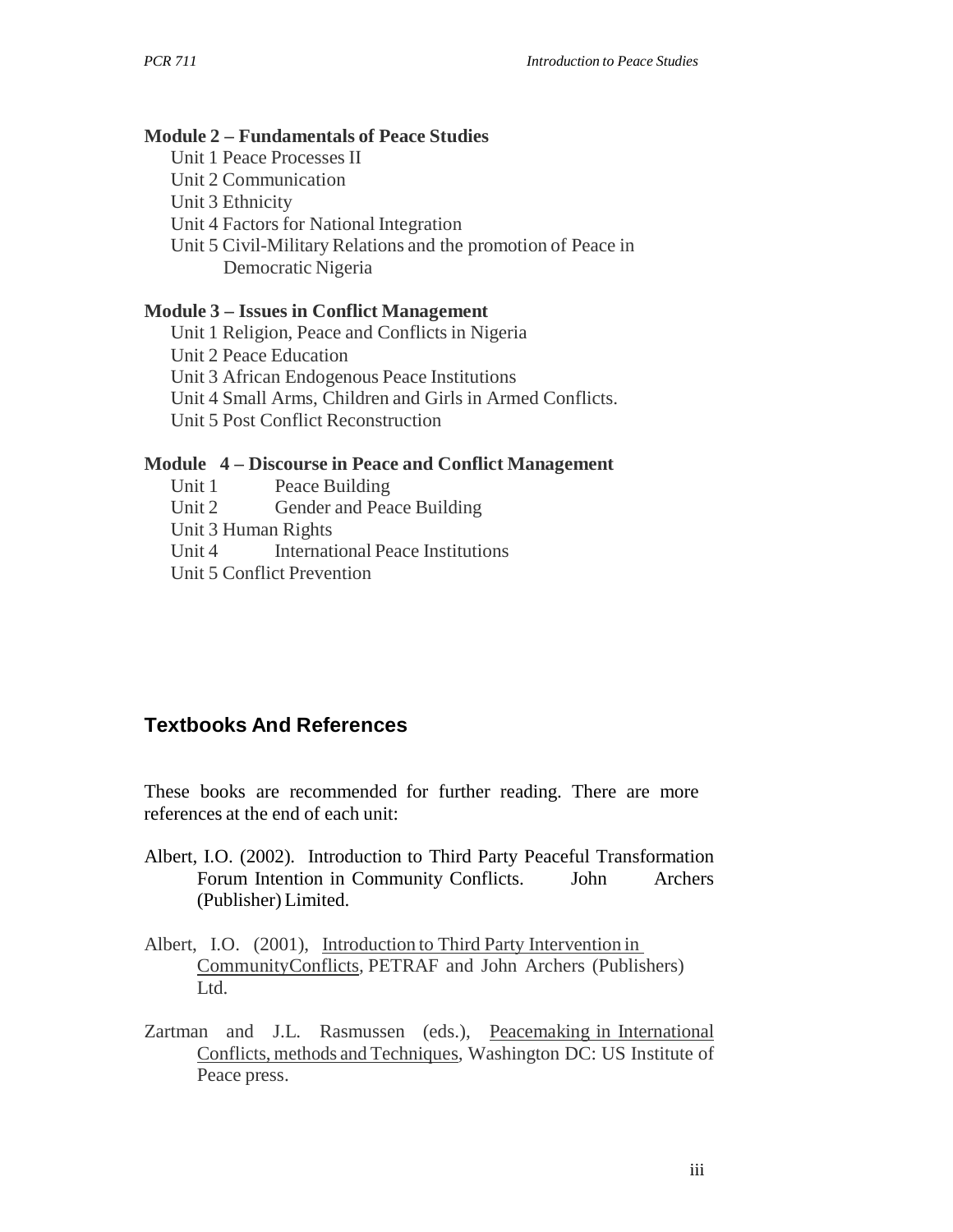**Module 2 – Fundamentals of Peace Studies**

Unit 1 Peace Processes II
Unit 2 Communication
Unit 3 Ethnicity
Unit 4 Factors for National Integration
Unit 5 Civil-Military Relations and the promotion of Peace in Democratic Nigeria

**Module 3 – Issues in Conflict Management**

Unit 1 Religion, Peace and Conflicts in Nigeria
Unit 2 Peace Education
Unit 3 African Endogenous Peace Institutions
Unit 4 Small Arms, Children and Girls in Armed Conflicts.
Unit 5 Post Conflict Reconstruction

**Module 4 – Discourse in Peace and Conflict Management**

Unit 1 Peace Building
Unit 2 Gender and Peace Building
Unit 3 Human Rights
Unit 4 International Peace Institutions
Unit 5 Conflict Prevention

## Textbooks And References

These books are recommended for further reading. There are more references at the end of each unit:

Albert, I.O. (2002). Introduction to Third Party Peaceful Transformation Forum Intention in Community Conflicts. John Archers (Publisher) Limited.

Albert, I.O. (2001), Introduction to Third Party Intervention in CommunityConflicts, PETRAF and John Archers (Publishers) Ltd.

Zartman and J.L. Rasmussen (eds.), Peacemaking in International Conflicts, methods and Techniques, Washington DC: US Institute of Peace press.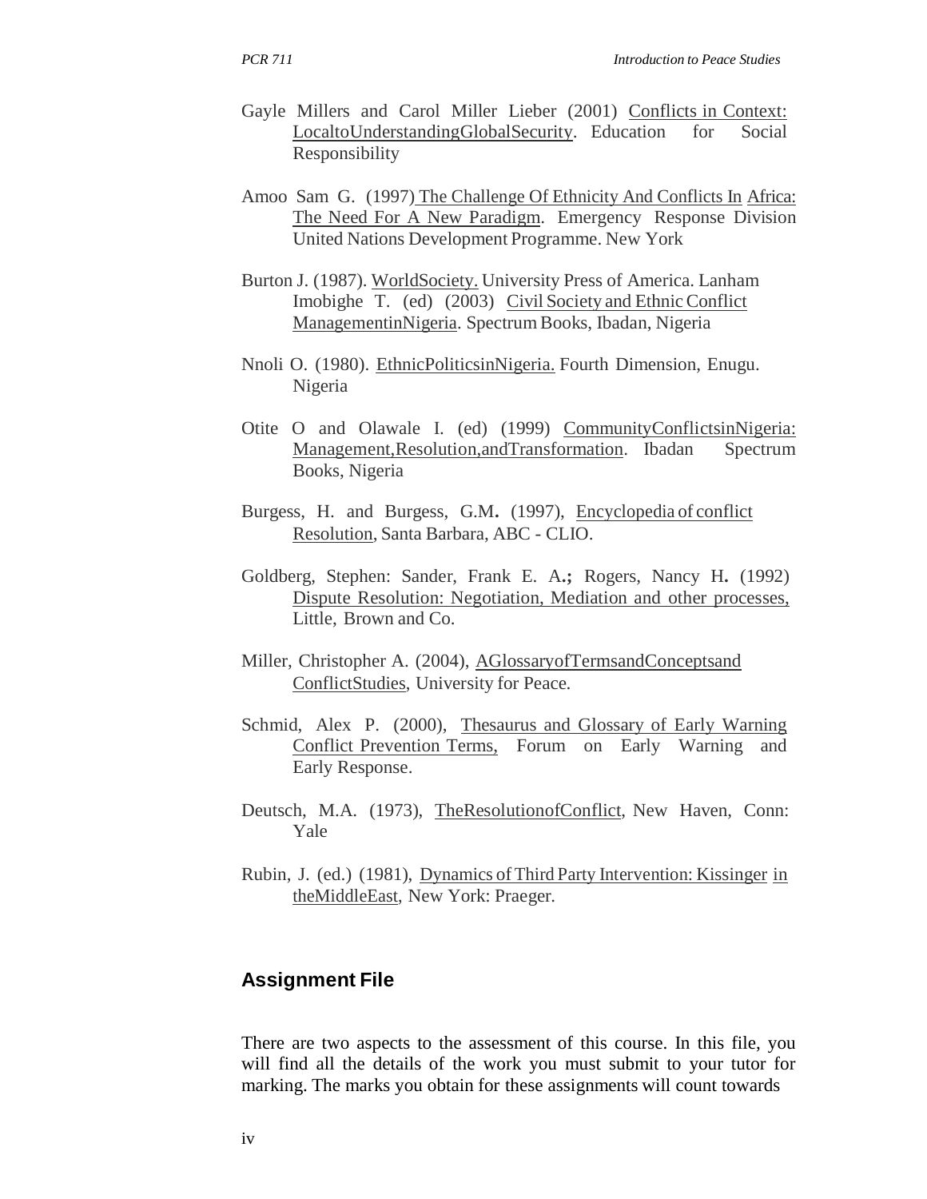Gayle Millers and Carol Miller Lieber (2001) Conflicts in Context: LocaltoUnderstandingGlobalSecurity. Education for Social Responsibility

Amoo Sam G. (1997) The Challenge Of Ethnicity And Conflicts In Africa: The Need For A New Paradigm. Emergency Response Division United Nations Development Programme. New York

Burton J. (1987). WorldSociety. University Press of America. Lanham
Imobighe T. (ed) (2003) Civil Society and Ethnic Conflict ManagementinNigeria. Spectrum Books, Ibadan, Nigeria

Nnoli O. (1980). EthnicPoliticsinNigeria. Fourth Dimension, Enugu. Nigeria

Otite O and Olawale I. (ed) (1999) CommunityConflictsinNigeria: Management,Resolution,andTransformation. Ibadan Spectrum Books, Nigeria

Burgess, H. and Burgess, G.M**.** (1997), Encyclopedia of conflict Resolution, Santa Barbara, ABC - CLIO.

Goldberg, Stephen: Sander, Frank E. A**.;** Rogers, Nancy H**.** (1992) Dispute Resolution: Negotiation, Mediation and other processes, Little, Brown and Co.

Miller, Christopher A. (2004), AGlossaryofTermsandConceptsand ConflictStudies, University for Peace.

Schmid, Alex P. (2000), Thesaurus and Glossary of Early Warning Conflict Prevention Terms, Forum on Early Warning and Early Response.

Deutsch, M.A. (1973), TheResolutionofConflict, New Haven, Conn: Yale

Rubin, J. (ed.) (1981), Dynamics of Third Party Intervention: Kissinger in theMiddleEast, New York: Praeger.

## Assignment File

There are two aspects to the assessment of this course. In this file, you will find all the details of the work you must submit to your tutor for marking. The marks you obtain for these assignments will count towards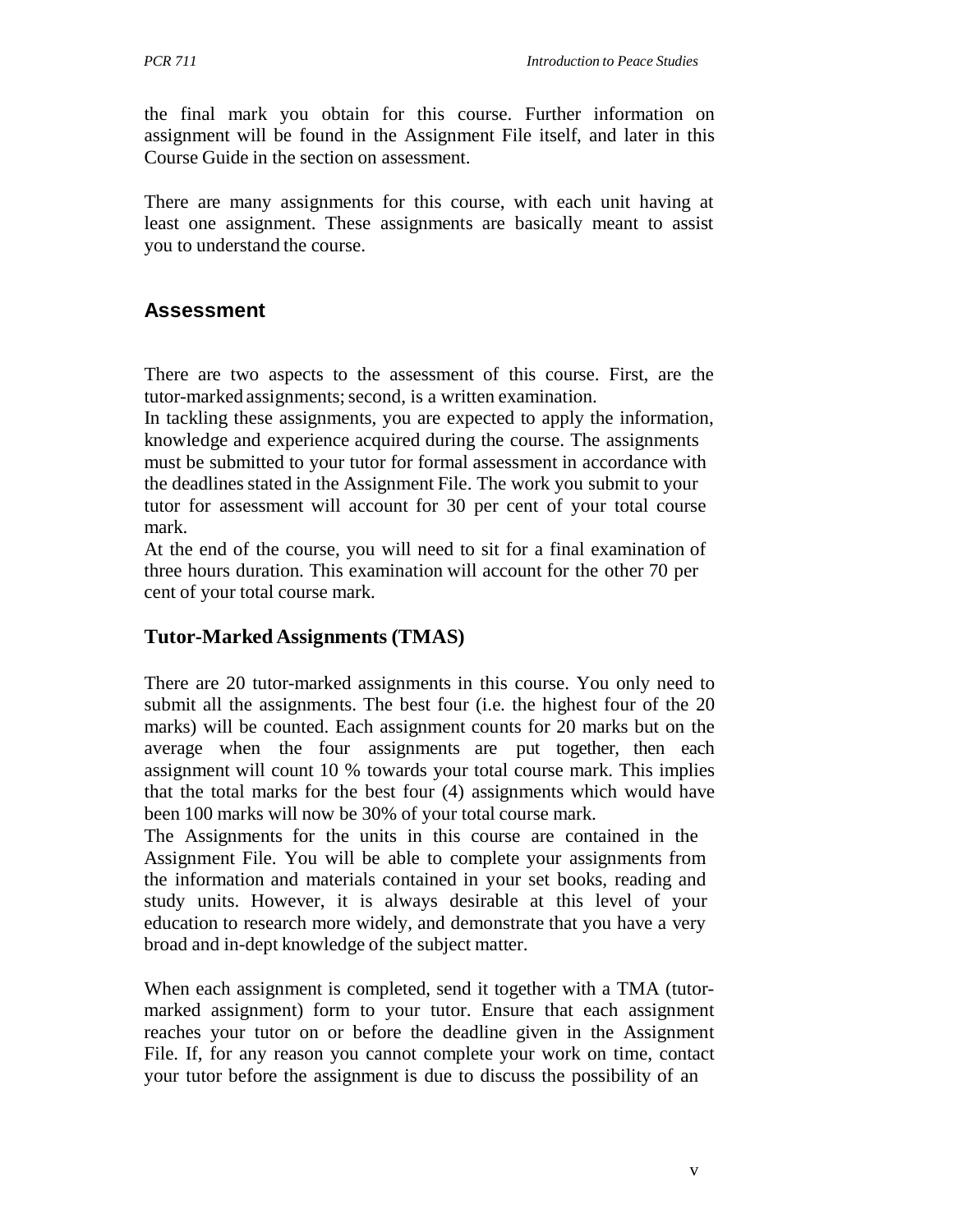the final mark you obtain for this course. Further information on assignment will be found in the Assignment File itself, and later in this Course Guide in the section on assessment.

There are many assignments for this course, with each unit having at least one assignment. These assignments are basically meant to assist you to understand the course.

## Assessment

There are two aspects to the assessment of this course. First, are the tutor-marked assignments; second, is a written examination.
In tackling these assignments, you are expected to apply the information, knowledge and experience acquired during the course. The assignments must be submitted to your tutor for formal assessment in accordance with the deadlines stated in the Assignment File. The work you submit to your tutor for assessment will account for 30 per cent of your total course mark.
At the end of the course, you will need to sit for a final examination of three hours duration. This examination will account for the other 70 per cent of your total course mark.

### Tutor-Marked Assignments (TMAS)

There are 20 tutor-marked assignments in this course. You only need to submit all the assignments. The best four (i.e. the highest four of the 20 marks) will be counted. Each assignment counts for 20 marks but on the average when the four assignments are put together, then each assignment will count 10 % towards your total course mark. This implies that the total marks for the best four (4) assignments which would have been 100 marks will now be 30% of your total course mark.
The Assignments for the units in this course are contained in the Assignment File. You will be able to complete your assignments from the information and materials contained in your set books, reading and study units. However, it is always desirable at this level of your education to research more widely, and demonstrate that you have a very broad and in-dept knowledge of the subject matter.

When each assignment is completed, send it together with a TMA (tutor-marked assignment) form to your tutor. Ensure that each assignment reaches your tutor on or before the deadline given in the Assignment File. If, for any reason you cannot complete your work on time, contact your tutor before the assignment is due to discuss the possibility of an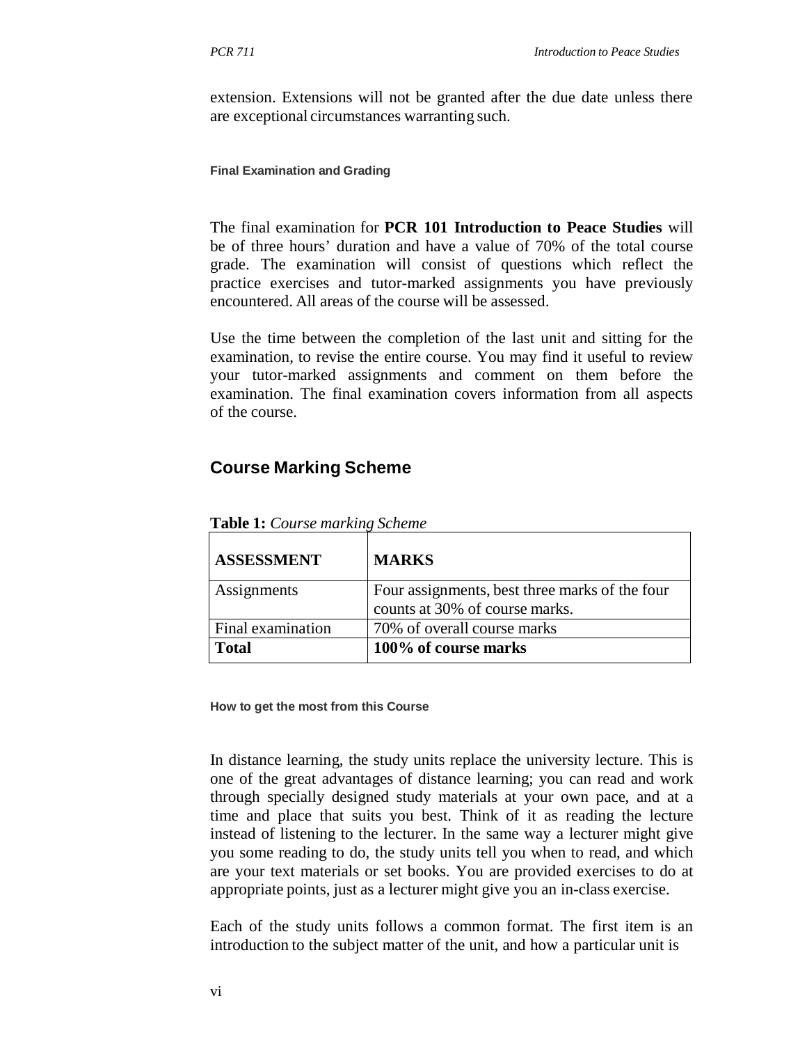extension. Extensions will not be granted after the due date unless there are exceptional circumstances warranting such.

### Final Examination and Grading

The final examination for **PCR 101 Introduction to Peace Studies** will be of three hours' duration and have a value of 70% of the total course grade. The examination will consist of questions which reflect the practice exercises and tutor-marked assignments you have previously encountered. All areas of the course will be assessed.

Use the time between the completion of the last unit and sitting for the examination, to revise the entire course. You may find it useful to review your tutor-marked assignments and comment on them before the examination. The final examination covers information from all aspects of the course.

## Course Marking Scheme

**Table 1:** *Course marking Scheme*

| **ASSESSMENT** | **MARKS** |
|---|---|
| Assignments | Four assignments, best three marks of the four counts at 30% of course marks. |
| Final examination | 70% of overall course marks |
| **Total** | **100% of course marks** |

### How to get the most from this Course

In distance learning, the study units replace the university lecture. This is one of the great advantages of distance learning; you can read and work through specially designed study materials at your own pace, and at a time and place that suits you best. Think of it as reading the lecture instead of listening to the lecturer. In the same way a lecturer might give you some reading to do, the study units tell you when to read, and which are your text materials or set books. You are provided exercises to do at appropriate points, just as a lecturer might give you an in-class exercise.

Each of the study units follows a common format. The first item is an introduction to the subject matter of the unit, and how a particular unit is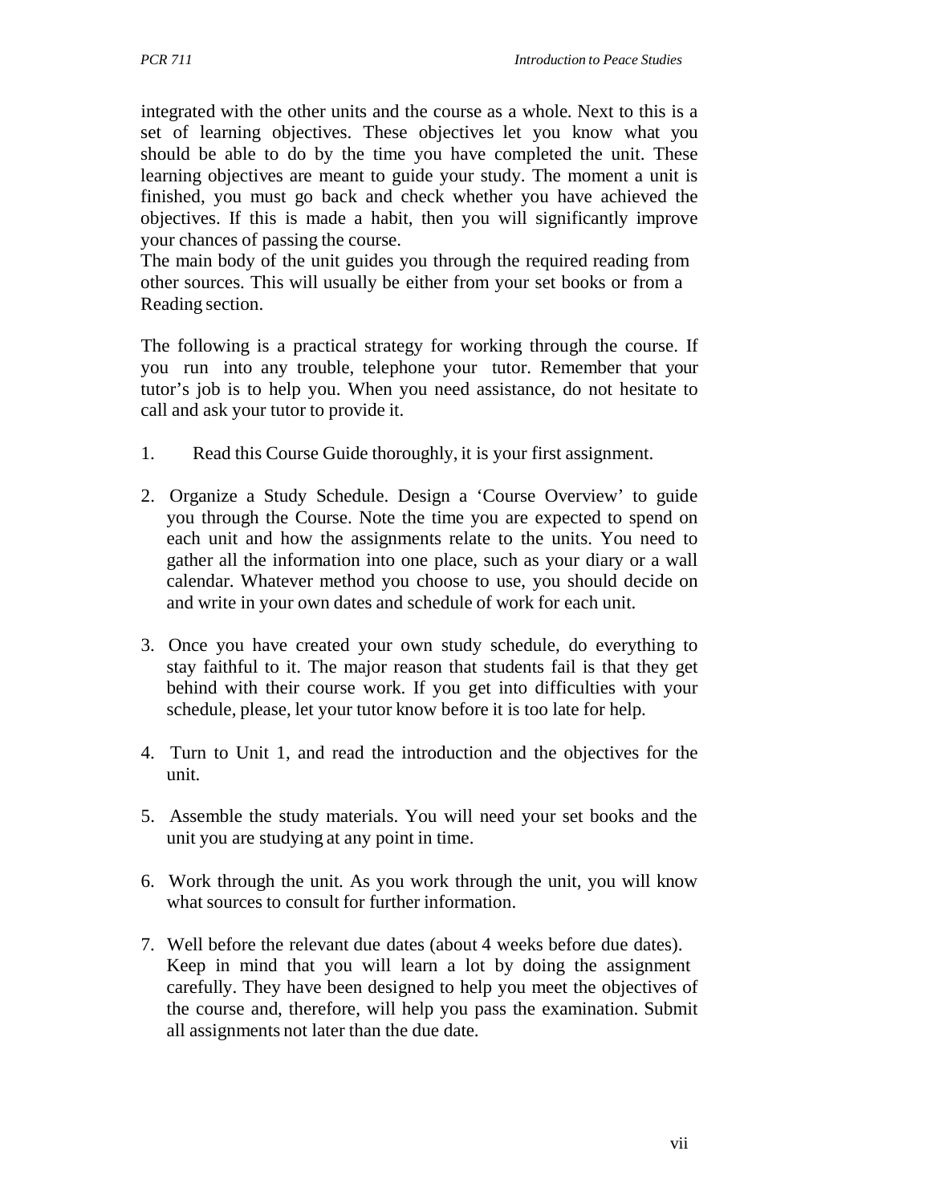integrated with the other units and the course as a whole. Next to this is a set of learning objectives. These objectives let you know what you should be able to do by the time you have completed the unit. These learning objectives are meant to guide your study. The moment a unit is finished, you must go back and check whether you have achieved the objectives. If this is made a habit, then you will significantly improve your chances of passing the course.

The main body of the unit guides you through the required reading from other sources. This will usually be either from your set books or from a Reading section.

The following is a practical strategy for working through the course. If you run into any trouble, telephone your tutor. Remember that your tutor's job is to help you. When you need assistance, do not hesitate to call and ask your tutor to provide it.

1. Read this Course Guide thoroughly, it is your first assignment.

2. Organize a Study Schedule. Design a 'Course Overview' to guide you through the Course. Note the time you are expected to spend on each unit and how the assignments relate to the units. You need to gather all the information into one place, such as your diary or a wall calendar. Whatever method you choose to use, you should decide on and write in your own dates and schedule of work for each unit.

3. Once you have created your own study schedule, do everything to stay faithful to it. The major reason that students fail is that they get behind with their course work. If you get into difficulties with your schedule, please, let your tutor know before it is too late for help.

4. Turn to Unit 1, and read the introduction and the objectives for the unit.

5. Assemble the study materials. You will need your set books and the unit you are studying at any point in time.

6. Work through the unit. As you work through the unit, you will know what sources to consult for further information.

7. Well before the relevant due dates (about 4 weeks before due dates). Keep in mind that you will learn a lot by doing the assignment carefully. They have been designed to help you meet the objectives of the course and, therefore, will help you pass the examination. Submit all assignments not later than the due date.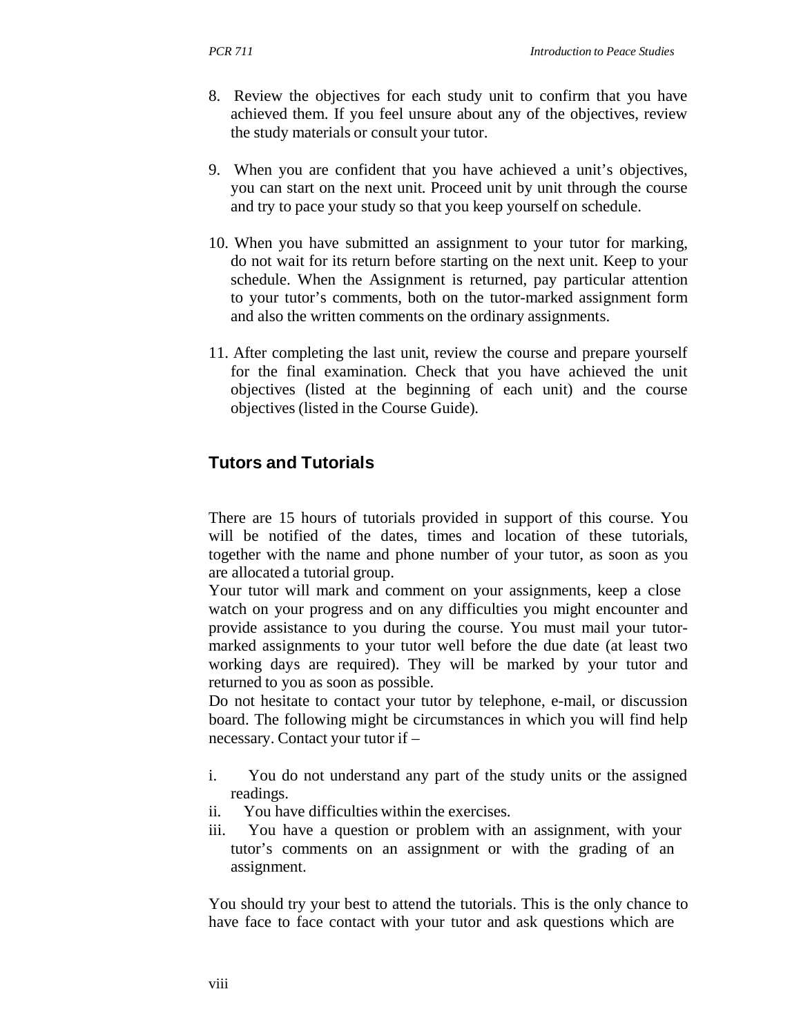8. Review the objectives for each study unit to confirm that you have achieved them. If you feel unsure about any of the objectives, review the study materials or consult your tutor.

9. When you are confident that you have achieved a unit's objectives, you can start on the next unit. Proceed unit by unit through the course and try to pace your study so that you keep yourself on schedule.

10. When you have submitted an assignment to your tutor for marking, do not wait for its return before starting on the next unit. Keep to your schedule. When the Assignment is returned, pay particular attention to your tutor's comments, both on the tutor-marked assignment form and also the written comments on the ordinary assignments.

11. After completing the last unit, review the course and prepare yourself for the final examination. Check that you have achieved the unit objectives (listed at the beginning of each unit) and the course objectives (listed in the Course Guide).

## Tutors and Tutorials

There are 15 hours of tutorials provided in support of this course. You will be notified of the dates, times and location of these tutorials, together with the name and phone number of your tutor, as soon as you are allocated a tutorial group.

Your tutor will mark and comment on your assignments, keep a close watch on your progress and on any difficulties you might encounter and provide assistance to you during the course. You must mail your tutor-marked assignments to your tutor well before the due date (at least two working days are required). They will be marked by your tutor and returned to you as soon as possible.

Do not hesitate to contact your tutor by telephone, e-mail, or discussion board. The following might be circumstances in which you will find help necessary. Contact your tutor if –

i. You do not understand any part of the study units or the assigned readings.
ii. You have difficulties within the exercises.
iii. You have a question or problem with an assignment, with your tutor's comments on an assignment or with the grading of an assignment.

You should try your best to attend the tutorials. This is the only chance to have face to face contact with your tutor and ask questions which are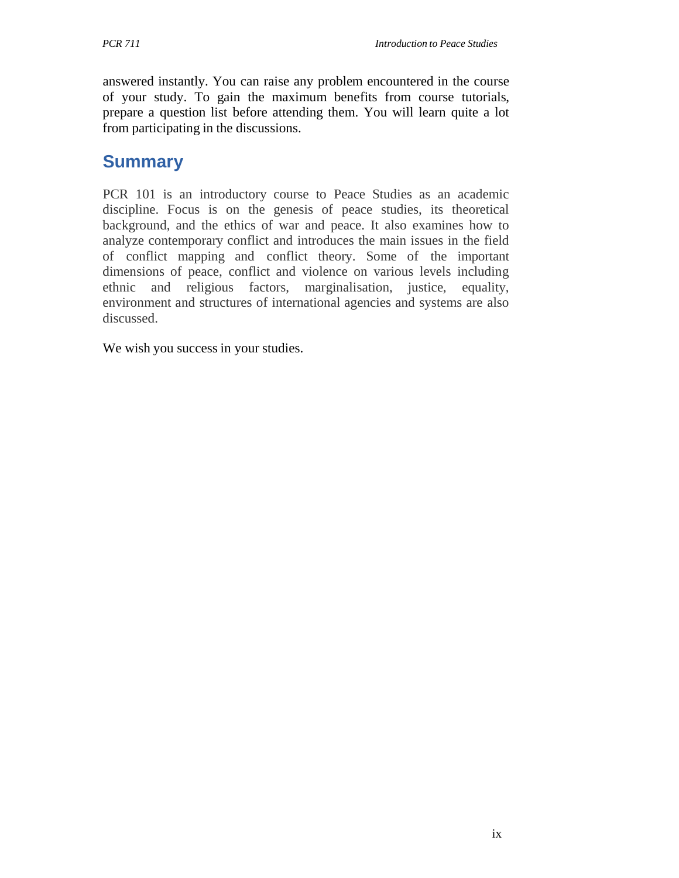answered instantly. You can raise any problem encountered in the course of your study. To gain the maximum benefits from course tutorials, prepare a question list before attending them. You will learn quite a lot from participating in the discussions.

## Summary

PCR 101 is an introductory course to Peace Studies as an academic discipline. Focus is on the genesis of peace studies, its theoretical background, and the ethics of war and peace. It also examines how to analyze contemporary conflict and introduces the main issues in the field of conflict mapping and conflict theory. Some of the important dimensions of peace, conflict and violence on various levels including ethnic and religious factors, marginalisation, justice, equality, environment and structures of international agencies and systems are also discussed.

We wish you success in your studies.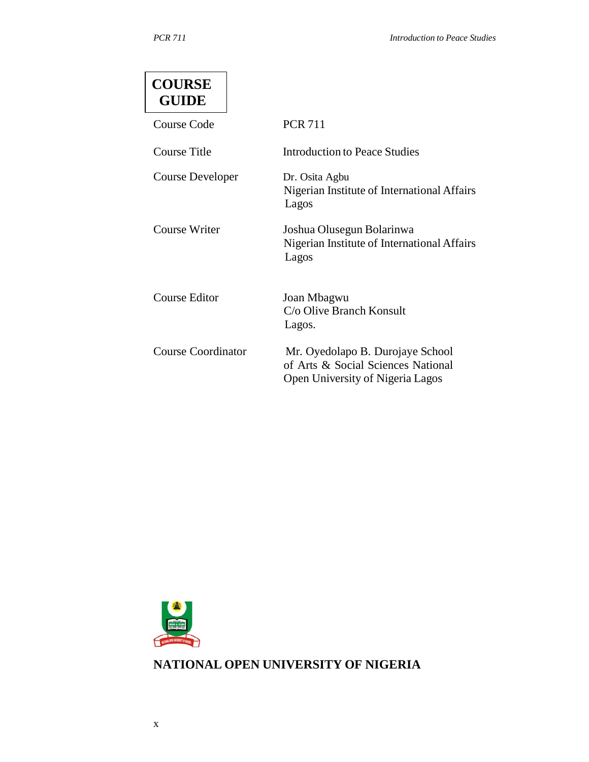# COURSE GUIDE

| | |
|---|---|
| Course Code | PCR 711 |
| Course Title | Introduction to Peace Studies |
| Course Developer | Dr. Osita Agbu<br>Nigerian Institute of International Affairs<br>Lagos |
| Course Writer | Joshua Olusegun Bolarinwa<br>Nigerian Institute of International Affairs<br>Lagos |
| Course Editor | Joan Mbagwu<br>C/o Olive Branch Konsult<br>Lagos. |
| Course Coordinator | Mr. Oyedolapo B. Durojaye School of Arts & Social Sciences National Open University of Nigeria Lagos |

**NATIONAL OPEN UNIVERSITY OF NIGERIA**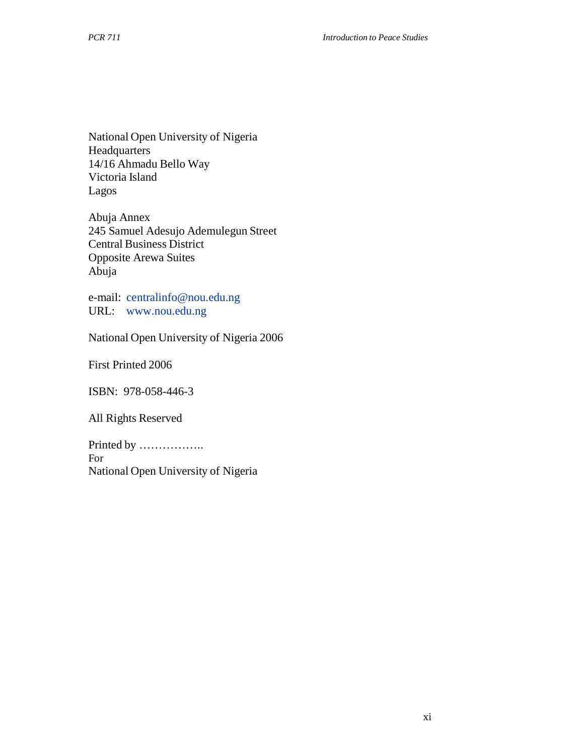National Open University of Nigeria
Headquarters
14/16 Ahmadu Bello Way
Victoria Island
Lagos

Abuja Annex
245 Samuel Adesujo Ademulegun Street
Central Business District
Opposite Arewa Suites
Abuja

e-mail: centralinfo@nou.edu.ng
URL: www.nou.edu.ng

National Open University of Nigeria 2006

First Printed 2006

ISBN: 978-058-446-3

All Rights Reserved

Printed by ……………..
For
National Open University of Nigeria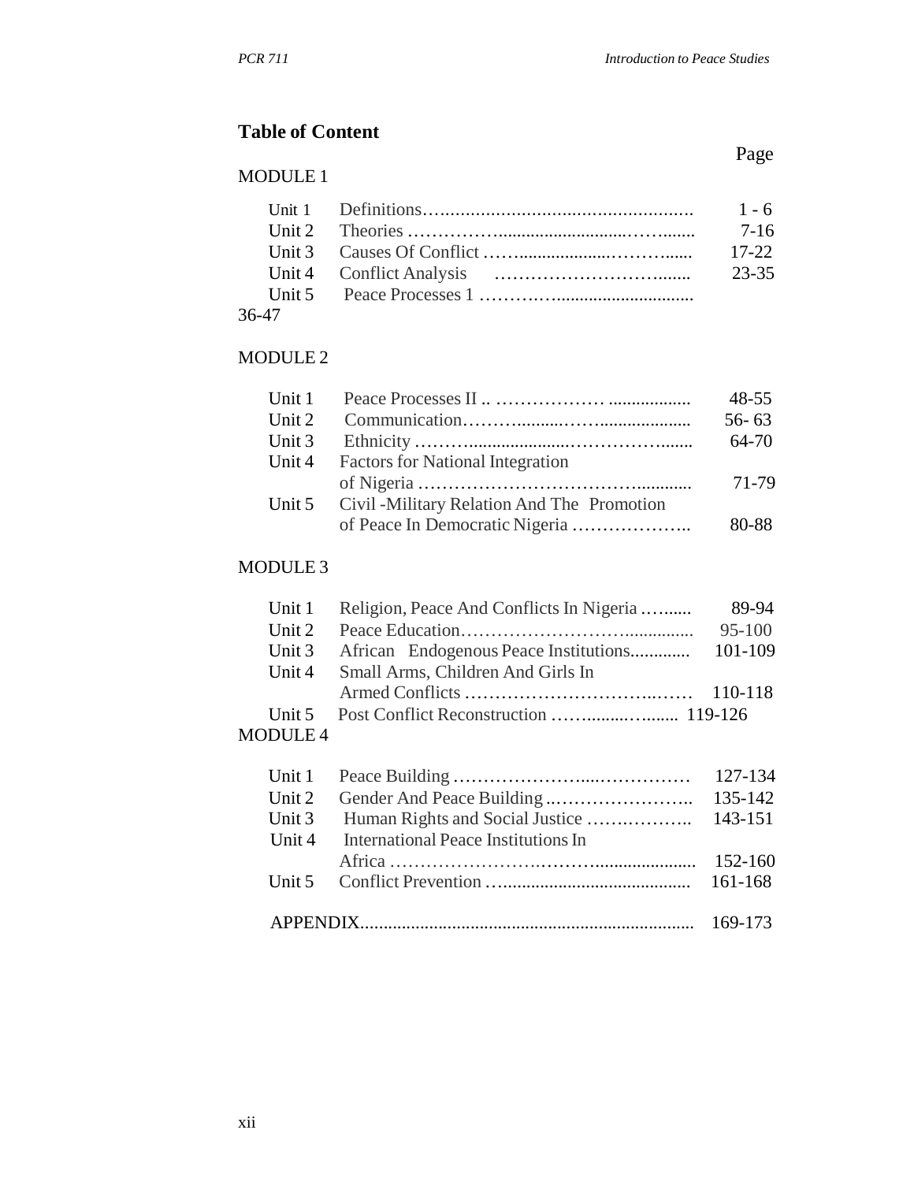## Table of Content

| | | Page |
|---|---|---|
| **MODULE 1** | | |
| Unit 1 | Definitions | 1 - 6 |
| Unit 2 | Theories | 7-16 |
| Unit 3 | Causes Of Conflict | 17-22 |
| Unit 4 | Conflict Analysis | 23-35 |
| Unit 5 | Peace Processes 1 | 36-47 |
| **MODULE 2** | | |
| Unit 1 | Peace Processes II | 48-55 |
| Unit 2 | Communication | 56- 63 |
| Unit 3 | Ethnicity | 64-70 |
| Unit 4 | Factors for National Integration of Nigeria | 71-79 |
| Unit 5 | Civil -Military Relation And The Promotion of Peace In Democratic Nigeria | 80-88 |
| **MODULE 3** | | |
| Unit 1 | Religion, Peace And Conflicts In Nigeria | 89-94 |
| Unit 2 | Peace Education | 95-100 |
| Unit 3 | African Endogenous Peace Institutions | 101-109 |
| Unit 4 | Small Arms, Children And Girls In Armed Conflicts | 110-118 |
| Unit 5 | Post Conflict Reconstruction | 119-126 |
| **MODULE 4** | | |
| Unit 1 | Peace Building | 127-134 |
| Unit 2 | Gender And Peace Building | 135-142 |
| Unit 3 | Human Rights and Social Justice | 143-151 |
| Unit 4 | International Peace Institutions In Africa | 152-160 |
| Unit 5 | Conflict Prevention | 161-168 |
| | APPENDIX | 169-173 |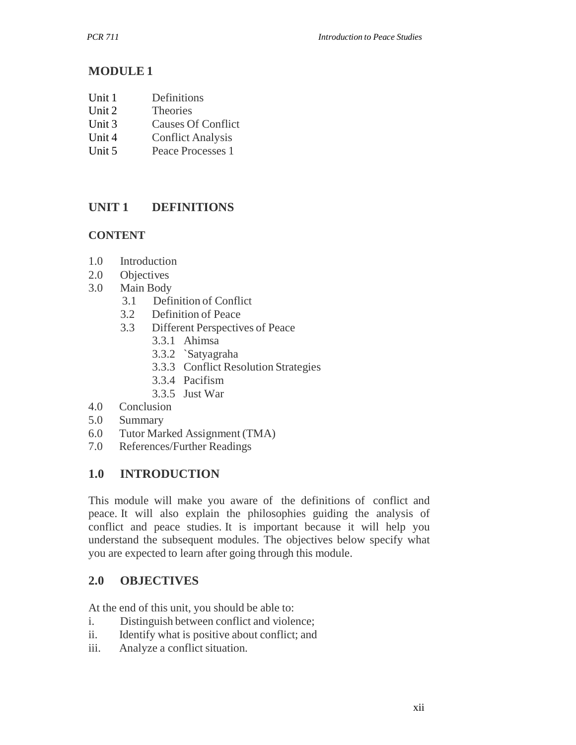# MODULE 1

Unit 1 Definitions
Unit 2 Theories
Unit 3 Causes Of Conflict
Unit 4 Conflict Analysis
Unit 5 Peace Processes 1

## UNIT 1 DEFINITIONS

### CONTENT

1.0 Introduction
2.0 Objectives
3.0 Main Body
  3.1 Definition of Conflict
  3.2 Definition of Peace
  3.3 Different Perspectives of Peace
    3.3.1 Ahimsa
    3.3.2 `Satyagraha
    3.3.3 Conflict Resolution Strategies
    3.3.4 Pacifism
    3.3.5 Just War
4.0 Conclusion
5.0 Summary
6.0 Tutor Marked Assignment (TMA)
7.0 References/Further Readings

## 1.0 INTRODUCTION

This module will make you aware of the definitions of conflict and peace. It will also explain the philosophies guiding the analysis of conflict and peace studies. It is important because it will help you understand the subsequent modules. The objectives below specify what you are expected to learn after going through this module.

## 2.0 OBJECTIVES

At the end of this unit, you should be able to:

i. Distinguish between conflict and violence;
ii. Identify what is positive about conflict; and
iii. Analyze a conflict situation.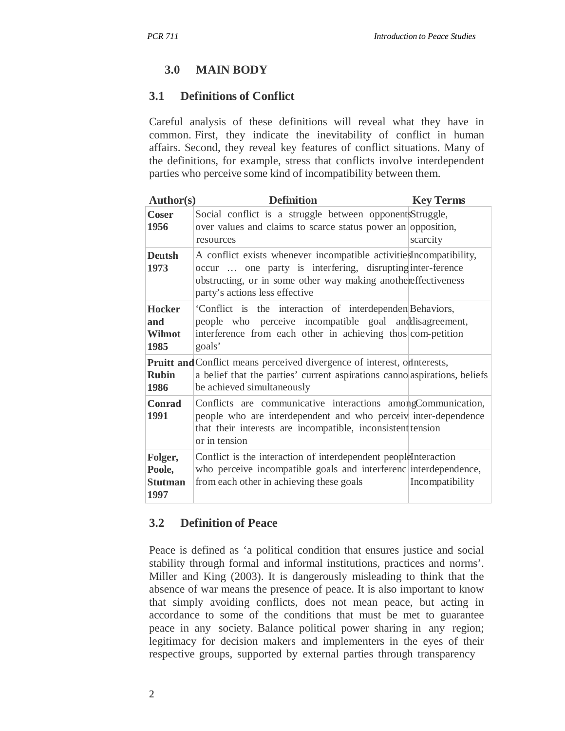## 3.0 MAIN BODY

### 3.1 Definitions of Conflict

Careful analysis of these definitions will reveal what they have in common. First, they indicate the inevitability of conflict in human affairs. Second, they reveal key features of conflict situations. Many of the definitions, for example, stress that conflicts involve interdependent parties who perceive some kind of incompatibility between them.

| Author(s) | Definition | Key Terms |
|---|---|---|
| **Coser 1956** | Social conflict is a struggle between opponents over values and claims to scarce status power an resources | Struggle, opposition, scarcity |
| **Deutsh 1973** | A conflict exists whenever incompatible activities occur … one party is interfering, disrupting obstructing, or in some other way making another party's actions less effective | Incompatibility, inter-ference effectiveness |
| **Hocker and Wilmot 1985** | 'Conflict is the interaction of interdependen people who perceive incompatible goal and interference from each other in achieving thos goals' | Behaviors, disagreement, com-petition |
| **Pruitt and Rubin 1986** | Conflict means perceived divergence of interest, or a belief that the parties' current aspirations canno be achieved simultaneously | Interests, aspirations, beliefs |
| **Conrad 1991** | Conflicts are communicative interactions among people who are interdependent and who perceiv that their interests are incompatible, inconsistent or in tension | Communication, inter-dependence tension |
| **Folger, Poole, Stutman 1997** | Conflict is the interaction of interdependent people who perceive incompatible goals and interferenc from each other in achieving these goals | Interaction interdependence, Incompatibility |

### 3.2 Definition of Peace

Peace is defined as 'a political condition that ensures justice and social stability through formal and informal institutions, practices and norms'. Miller and King (2003). It is dangerously misleading to think that the absence of war means the presence of peace. It is also important to know that simply avoiding conflicts, does not mean peace, but acting in accordance to some of the conditions that must be met to guarantee peace in any society. Balance political power sharing in any region; legitimacy for decision makers and implementers in the eyes of their respective groups, supported by external parties through transparency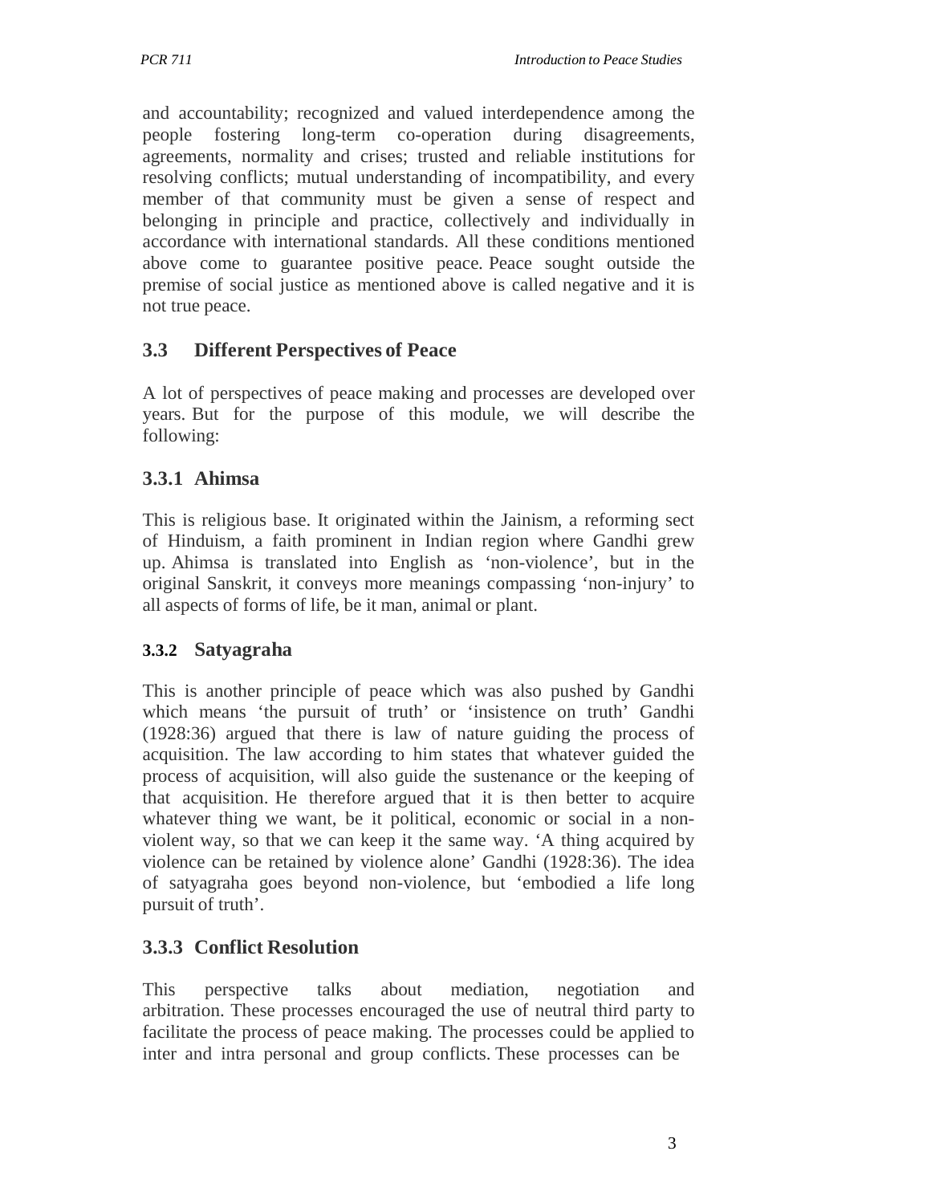and accountability; recognized and valued interdependence among the people fostering long-term co-operation during disagreements, agreements, normality and crises; trusted and reliable institutions for resolving conflicts; mutual understanding of incompatibility, and every member of that community must be given a sense of respect and belonging in principle and practice, collectively and individually in accordance with international standards. All these conditions mentioned above come to guarantee positive peace. Peace sought outside the premise of social justice as mentioned above is called negative and it is not true peace.

## 3.3 Different Perspectives of Peace

A lot of perspectives of peace making and processes are developed over years. But for the purpose of this module, we will describe the following:

### 3.3.1 Ahimsa

This is religious base. It originated within the Jainism, a reforming sect of Hinduism, a faith prominent in Indian region where Gandhi grew up. Ahimsa is translated into English as 'non-violence', but in the original Sanskrit, it conveys more meanings compassing 'non-injury' to all aspects of forms of life, be it man, animal or plant.

### 3.3.2 Satyagraha

This is another principle of peace which was also pushed by Gandhi which means 'the pursuit of truth' or 'insistence on truth' Gandhi (1928:36) argued that there is law of nature guiding the process of acquisition. The law according to him states that whatever guided the process of acquisition, will also guide the sustenance or the keeping of that acquisition. He therefore argued that it is then better to acquire whatever thing we want, be it political, economic or social in a non-violent way, so that we can keep it the same way. 'A thing acquired by violence can be retained by violence alone' Gandhi (1928:36). The idea of satyagraha goes beyond non-violence, but 'embodied a life long pursuit of truth'.

### 3.3.3 Conflict Resolution

This perspective talks about mediation, negotiation and arbitration. These processes encouraged the use of neutral third party to facilitate the process of peace making. The processes could be applied to inter and intra personal and group conflicts. These processes can be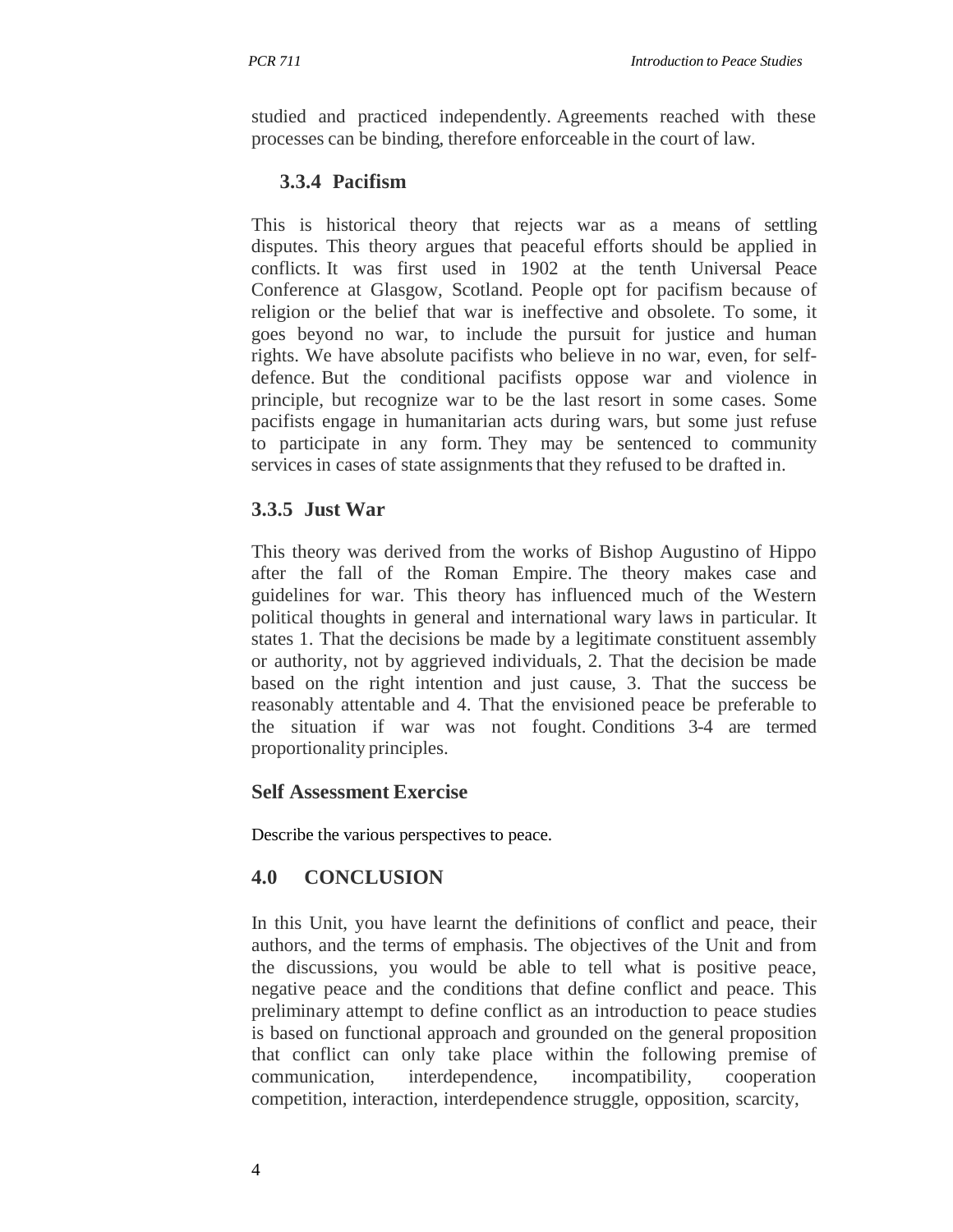studied and practiced independently. Agreements reached with these processes can be binding, therefore enforceable in the court of law.

### 3.3.4 Pacifism

This is historical theory that rejects war as a means of settling disputes. This theory argues that peaceful efforts should be applied in conflicts. It was first used in 1902 at the tenth Universal Peace Conference at Glasgow, Scotland. People opt for pacifism because of religion or the belief that war is ineffective and obsolete. To some, it goes beyond no war, to include the pursuit for justice and human rights. We have absolute pacifists who believe in no war, even, for self-defence. But the conditional pacifists oppose war and violence in principle, but recognize war to be the last resort in some cases. Some pacifists engage in humanitarian acts during wars, but some just refuse to participate in any form. They may be sentenced to community services in cases of state assignments that they refused to be drafted in.

### 3.3.5 Just War

This theory was derived from the works of Bishop Augustino of Hippo after the fall of the Roman Empire. The theory makes case and guidelines for war. This theory has influenced much of the Western political thoughts in general and international wary laws in particular. It states 1. That the decisions be made by a legitimate constituent assembly or authority, not by aggrieved individuals, 2. That the decision be made based on the right intention and just cause, 3. That the success be reasonably attentable and 4. That the envisioned peace be preferable to the situation if war was not fought. Conditions 3-4 are termed proportionality principles.

### Self Assessment Exercise

Describe the various perspectives to peace.

## 4.0 CONCLUSION

In this Unit, you have learnt the definitions of conflict and peace, their authors, and the terms of emphasis. The objectives of the Unit and from the discussions, you would be able to tell what is positive peace, negative peace and the conditions that define conflict and peace. This preliminary attempt to define conflict as an introduction to peace studies is based on functional approach and grounded on the general proposition that conflict can only take place within the following premise of communication, interdependence, incompatibility, cooperation competition, interaction, interdependence struggle, opposition, scarcity,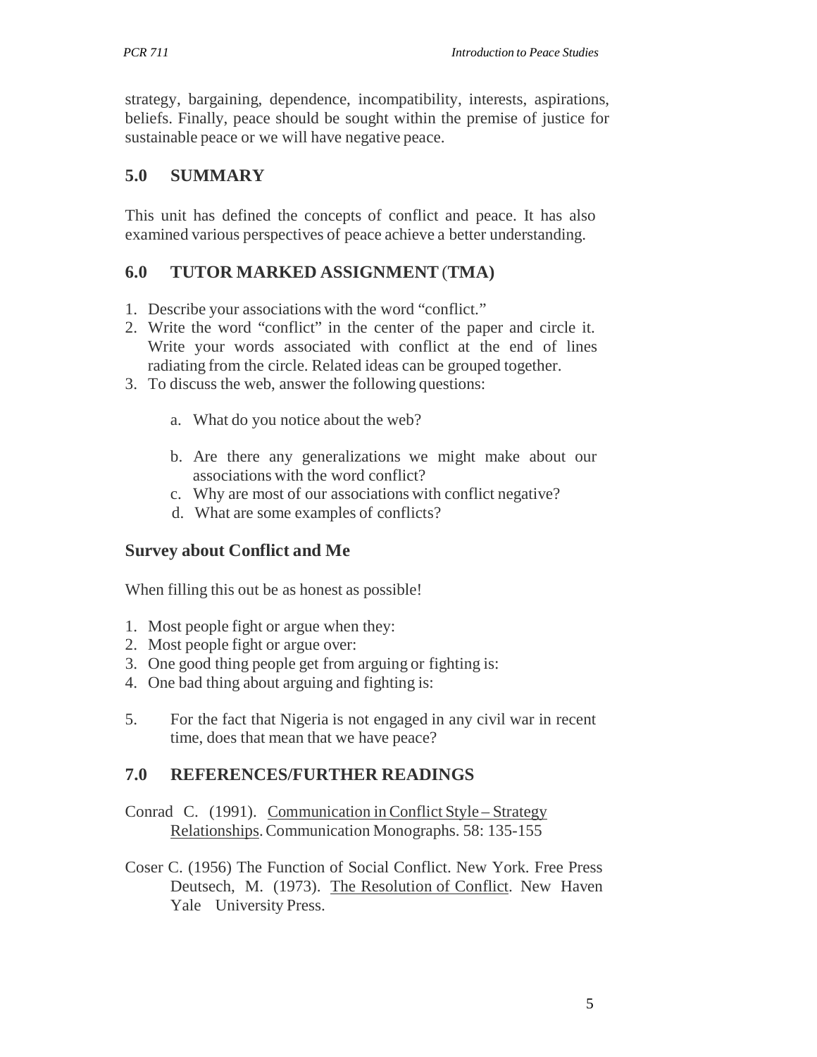strategy, bargaining, dependence, incompatibility, interests, aspirations, beliefs. Finally, peace should be sought within the premise of justice for sustainable peace or we will have negative peace.

## 5.0 SUMMARY

This unit has defined the concepts of conflict and peace. It has also examined various perspectives of peace achieve a better understanding.

## 6.0 TUTOR MARKED ASSIGNMENT (TMA)

1. Describe your associations with the word "conflict."
2. Write the word "conflict" in the center of the paper and circle it. Write your words associated with conflict at the end of lines radiating from the circle. Related ideas can be grouped together.
3. To discuss the web, answer the following questions:

    a. What do you notice about the web?

    b. Are there any generalizations we might make about our associations with the word conflict?
    c. Why are most of our associations with conflict negative?
    d. What are some examples of conflicts?

### Survey about Conflict and Me

When filling this out be as honest as possible!

1. Most people fight or argue when they:
2. Most people fight or argue over:
3. One good thing people get from arguing or fighting is:
4. One bad thing about arguing and fighting is:

5. For the fact that Nigeria is not engaged in any civil war in recent time, does that mean that we have peace?

## 7.0 REFERENCES/FURTHER READINGS

Conrad C. (1991). Communication in Conflict Style – Strategy Relationships. Communication Monographs. 58: 135-155

Coser C. (1956) The Function of Social Conflict. New York. Free Press Deutsech, M. (1973). The Resolution of Conflict. New Haven Yale University Press.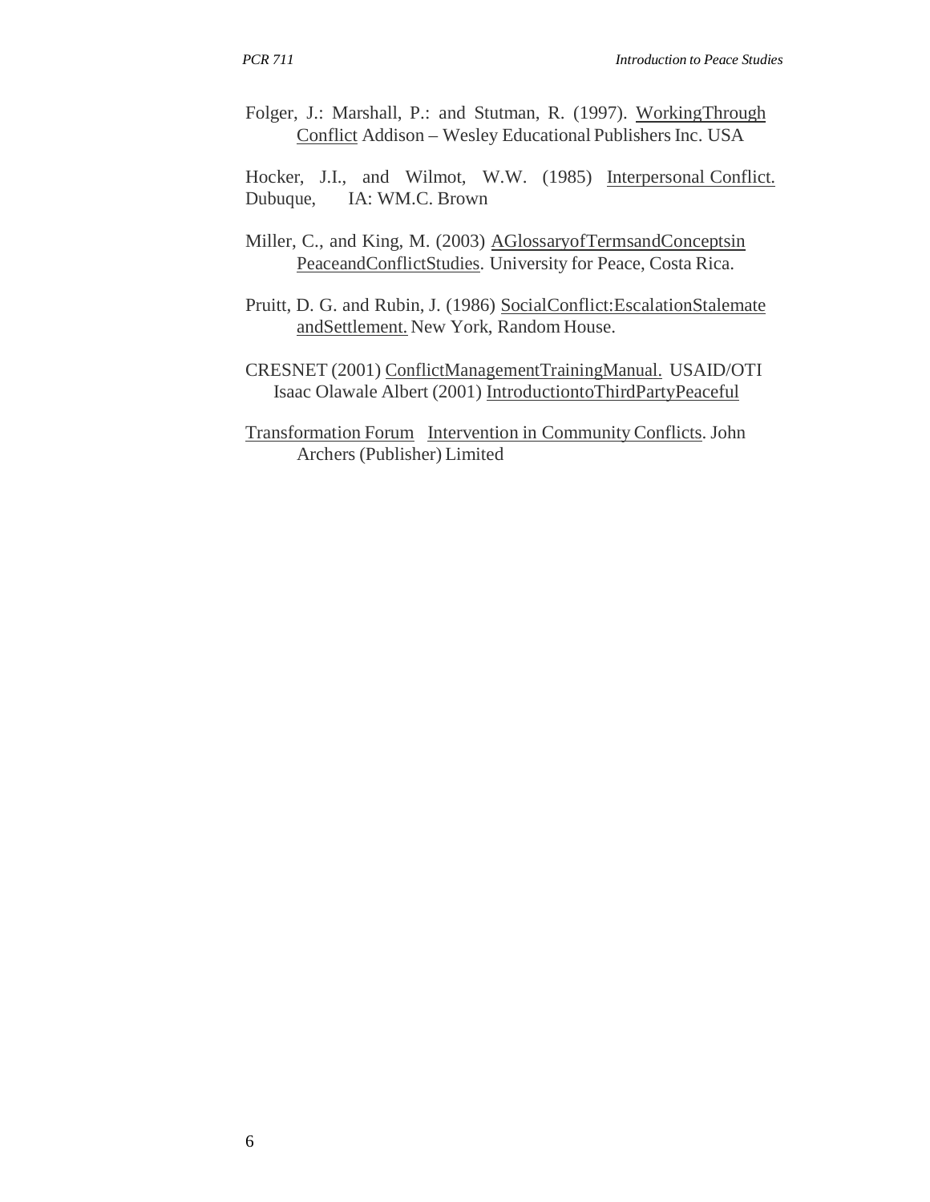Folger, J.: Marshall, P.: and Stutman, R. (1997). WorkingThrough Conflict Addison – Wesley Educational Publishers Inc. USA

Hocker, J.I., and Wilmot, W.W. (1985) Interpersonal Conflict. Dubuque, IA: WM.C. Brown

Miller, C., and King, M. (2003) AGlossaryofTermsandConceptsin PeaceandConflictStudies. University for Peace, Costa Rica.

Pruitt, D. G. and Rubin, J. (1986) SocialConflict:EscalationStalemate andSettlement. New York, Random House.

CRESNET (2001) ConflictManagementTrainingManual. USAID/OTI Isaac Olawale Albert (2001) IntroductiontoThirdPartyPeaceful

Transformation Forum Intervention in Community Conflicts. John Archers (Publisher) Limited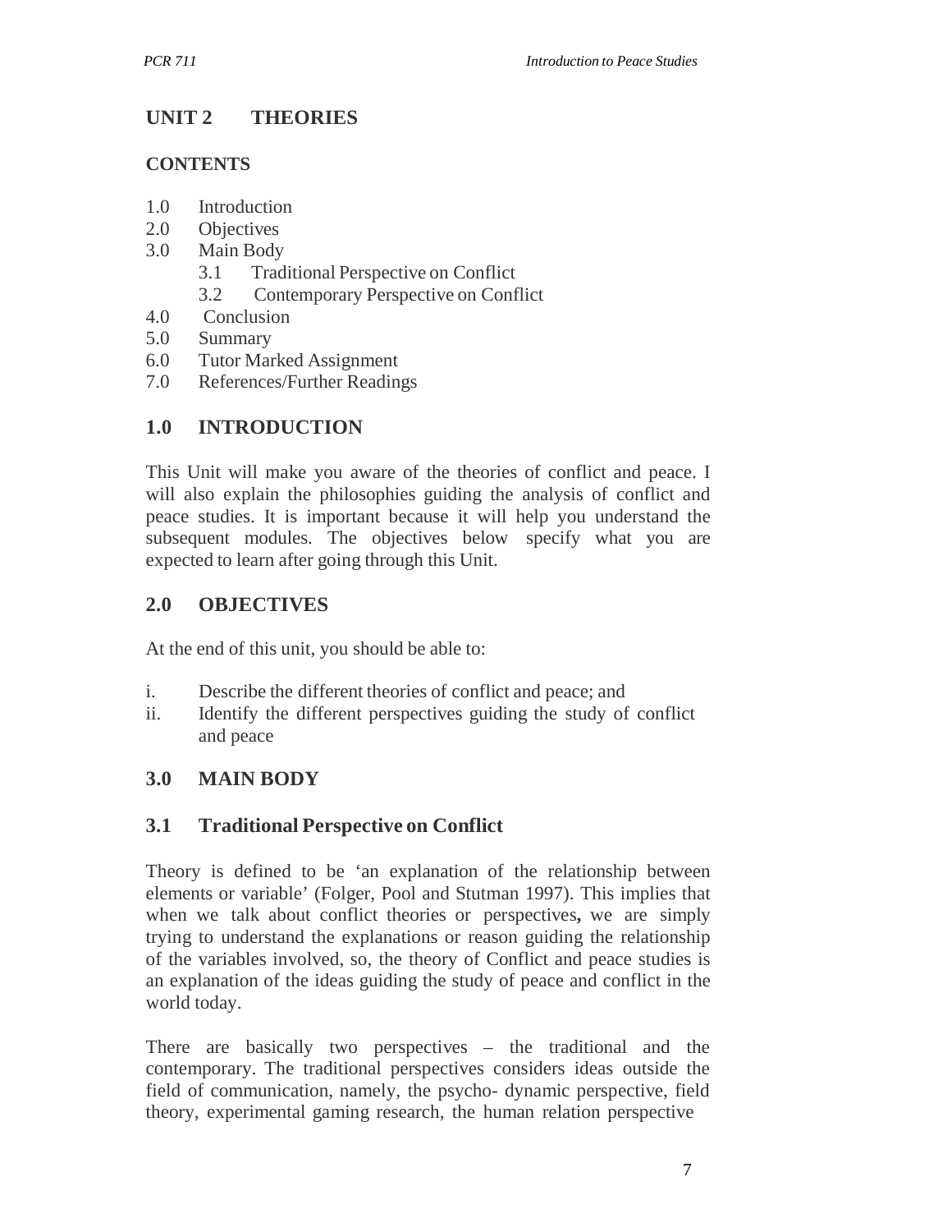## UNIT 2 THEORIES

### CONTENTS

1.0 Introduction
2.0 Objectives
3.0 Main Body
    3.1 Traditional Perspective on Conflict
    3.2 Contemporary Perspective on Conflict
4.0 Conclusion
5.0 Summary
6.0 Tutor Marked Assignment
7.0 References/Further Readings

## 1.0 INTRODUCTION

This Unit will make you aware of the theories of conflict and peace. I will also explain the philosophies guiding the analysis of conflict and peace studies. It is important because it will help you understand the subsequent modules. The objectives below specify what you are expected to learn after going through this Unit.

## 2.0 OBJECTIVES

At the end of this unit, you should be able to:

i. Describe the different theories of conflict and peace; and
ii. Identify the different perspectives guiding the study of conflict and peace

## 3.0 MAIN BODY

### 3.1 Traditional Perspective on Conflict

Theory is defined to be 'an explanation of the relationship between elements or variable' (Folger, Pool and Stutman 1997). This implies that when we talk about conflict theories or perspectives**,** we are simply trying to understand the explanations or reason guiding the relationship of the variables involved, so, the theory of Conflict and peace studies is an explanation of the ideas guiding the study of peace and conflict in the world today.

There are basically two perspectives – the traditional and the contemporary. The traditional perspectives considers ideas outside the field of communication, namely, the psycho- dynamic perspective, field theory, experimental gaming research, the human relation perspective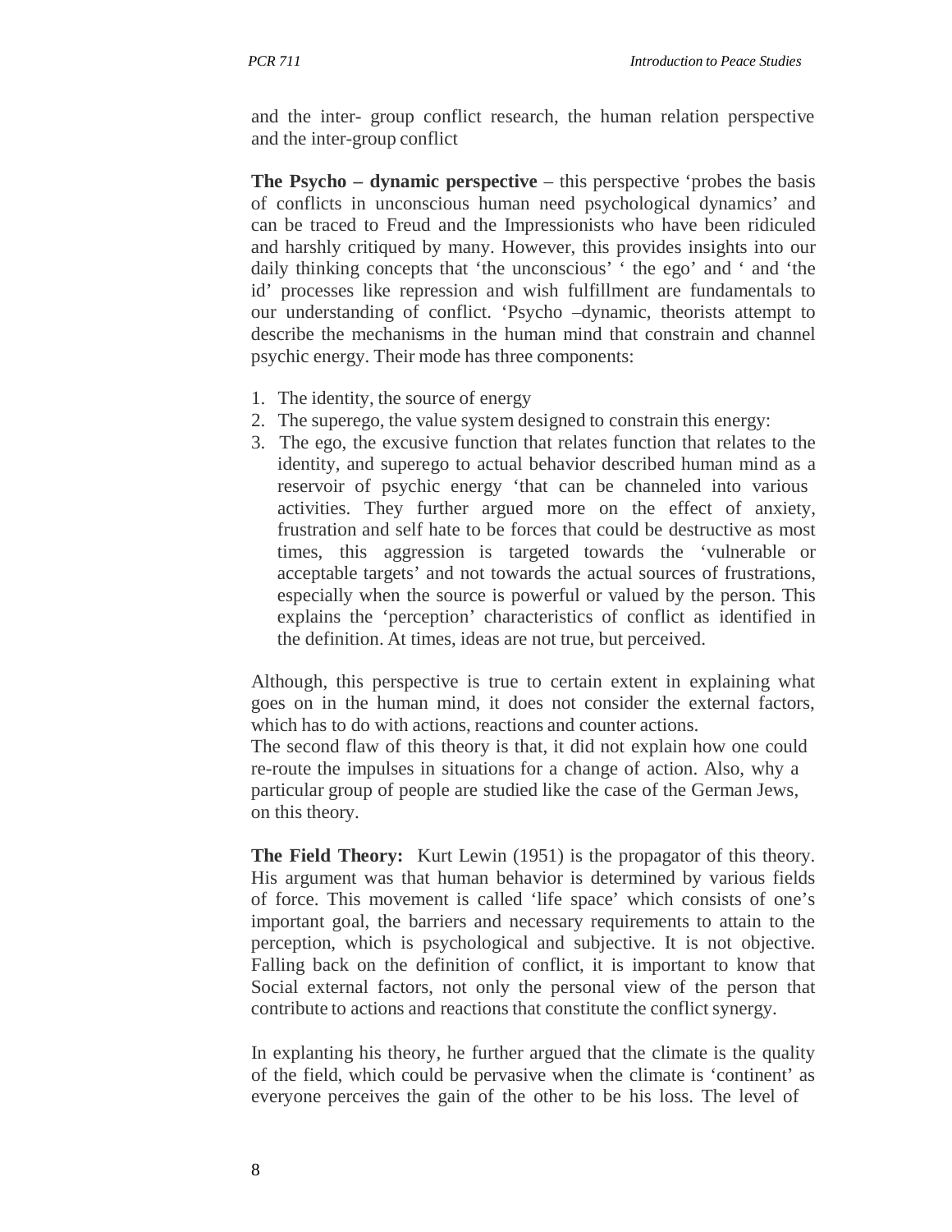and the inter- group conflict research, the human relation perspective and the inter-group conflict

**The Psycho – dynamic perspective** – this perspective 'probes the basis of conflicts in unconscious human need psychological dynamics' and can be traced to Freud and the Impressionists who have been ridiculed and harshly critiqued by many. However, this provides insights into our daily thinking concepts that 'the unconscious' ' the ego' and ' and 'the id' processes like repression and wish fulfillment are fundamentals to our understanding of conflict. 'Psycho –dynamic, theorists attempt to describe the mechanisms in the human mind that constrain and channel psychic energy. Their mode has three components:

1. The identity, the source of energy
2. The superego, the value system designed to constrain this energy:
3. The ego, the excusive function that relates function that relates to the identity, and superego to actual behavior described human mind as a reservoir of psychic energy 'that can be channeled into various activities. They further argued more on the effect of anxiety, frustration and self hate to be forces that could be destructive as most times, this aggression is targeted towards the 'vulnerable or acceptable targets' and not towards the actual sources of frustrations, especially when the source is powerful or valued by the person. This explains the 'perception' characteristics of conflict as identified in the definition. At times, ideas are not true, but perceived.

Although, this perspective is true to certain extent in explaining what goes on in the human mind, it does not consider the external factors, which has to do with actions, reactions and counter actions.
The second flaw of this theory is that, it did not explain how one could re-route the impulses in situations for a change of action. Also, why a particular group of people are studied like the case of the German Jews, on this theory.

**The Field Theory:** Kurt Lewin (1951) is the propagator of this theory. His argument was that human behavior is determined by various fields of force. This movement is called 'life space' which consists of one's important goal, the barriers and necessary requirements to attain to the perception, which is psychological and subjective. It is not objective. Falling back on the definition of conflict, it is important to know that Social external factors, not only the personal view of the person that contribute to actions and reactions that constitute the conflict synergy.

In explanting his theory, he further argued that the climate is the quality of the field, which could be pervasive when the climate is 'continent' as everyone perceives the gain of the other to be his loss. The level of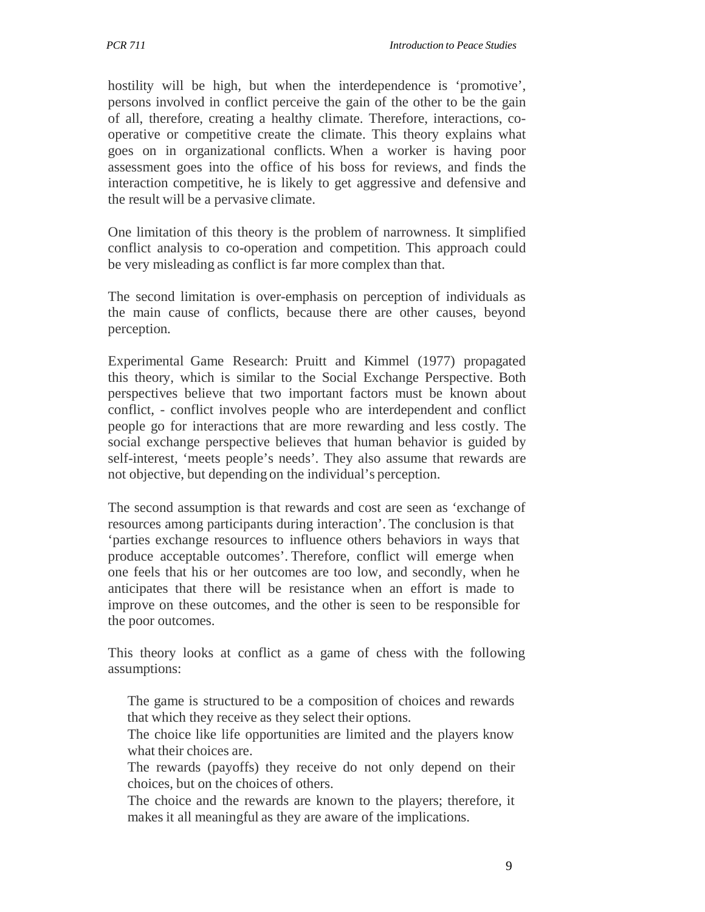hostility will be high, but when the interdependence is 'promotive', persons involved in conflict perceive the gain of the other to be the gain of all, therefore, creating a healthy climate. Therefore, interactions, co-operative or competitive create the climate. This theory explains what goes on in organizational conflicts. When a worker is having poor assessment goes into the office of his boss for reviews, and finds the interaction competitive, he is likely to get aggressive and defensive and the result will be a pervasive climate.

One limitation of this theory is the problem of narrowness. It simplified conflict analysis to co-operation and competition. This approach could be very misleading as conflict is far more complex than that.

The second limitation is over-emphasis on perception of individuals as the main cause of conflicts, because there are other causes, beyond perception.

Experimental Game Research: Pruitt and Kimmel (1977) propagated this theory, which is similar to the Social Exchange Perspective. Both perspectives believe that two important factors must be known about conflict, - conflict involves people who are interdependent and conflict people go for interactions that are more rewarding and less costly. The social exchange perspective believes that human behavior is guided by self-interest, 'meets people's needs'. They also assume that rewards are not objective, but depending on the individual's perception.

The second assumption is that rewards and cost are seen as 'exchange of resources among participants during interaction'. The conclusion is that 'parties exchange resources to influence others behaviors in ways that produce acceptable outcomes'. Therefore, conflict will emerge when one feels that his or her outcomes are too low, and secondly, when he anticipates that there will be resistance when an effort is made to improve on these outcomes, and the other is seen to be responsible for the poor outcomes.

This theory looks at conflict as a game of chess with the following assumptions:

- The game is structured to be a composition of choices and rewards that which they receive as they select their options.
- The choice like life opportunities are limited and the players know what their choices are.
- The rewards (payoffs) they receive do not only depend on their choices, but on the choices of others.
- The choice and the rewards are known to the players; therefore, it makes it all meaningful as they are aware of the implications.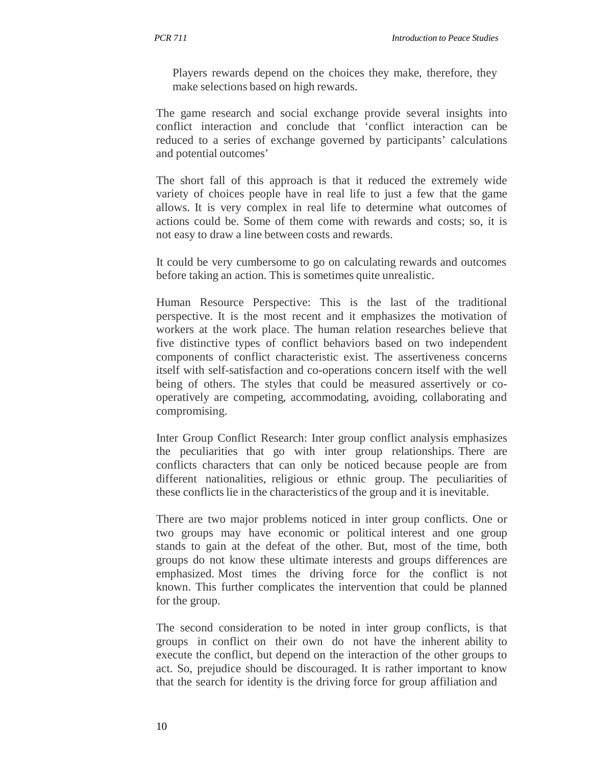Players rewards depend on the choices they make, therefore, they make selections based on high rewards.

The game research and social exchange provide several insights into conflict interaction and conclude that 'conflict interaction can be reduced to a series of exchange governed by participants' calculations and potential outcomes'

The short fall of this approach is that it reduced the extremely wide variety of choices people have in real life to just a few that the game allows. It is very complex in real life to determine what outcomes of actions could be. Some of them come with rewards and costs; so, it is not easy to draw a line between costs and rewards.

It could be very cumbersome to go on calculating rewards and outcomes before taking an action. This is sometimes quite unrealistic.

Human Resource Perspective: This is the last of the traditional perspective. It is the most recent and it emphasizes the motivation of workers at the work place. The human relation researches believe that five distinctive types of conflict behaviors based on two independent components of conflict characteristic exist. The assertiveness concerns itself with self-satisfaction and co-operations concern itself with the well being of others. The styles that could be measured assertively or co-operatively are competing, accommodating, avoiding, collaborating and compromising.

Inter Group Conflict Research: Inter group conflict analysis emphasizes the peculiarities that go with inter group relationships. There are conflicts characters that can only be noticed because people are from different nationalities, religious or ethnic group. The peculiarities of these conflicts lie in the characteristics of the group and it is inevitable.

There are two major problems noticed in inter group conflicts. One or two groups may have economic or political interest and one group stands to gain at the defeat of the other. But, most of the time, both groups do not know these ultimate interests and groups differences are emphasized. Most times the driving force for the conflict is not known. This further complicates the intervention that could be planned for the group.

The second consideration to be noted in inter group conflicts, is that groups in conflict on their own do not have the inherent ability to execute the conflict, but depend on the interaction of the other groups to act. So, prejudice should be discouraged. It is rather important to know that the search for identity is the driving force for group affiliation and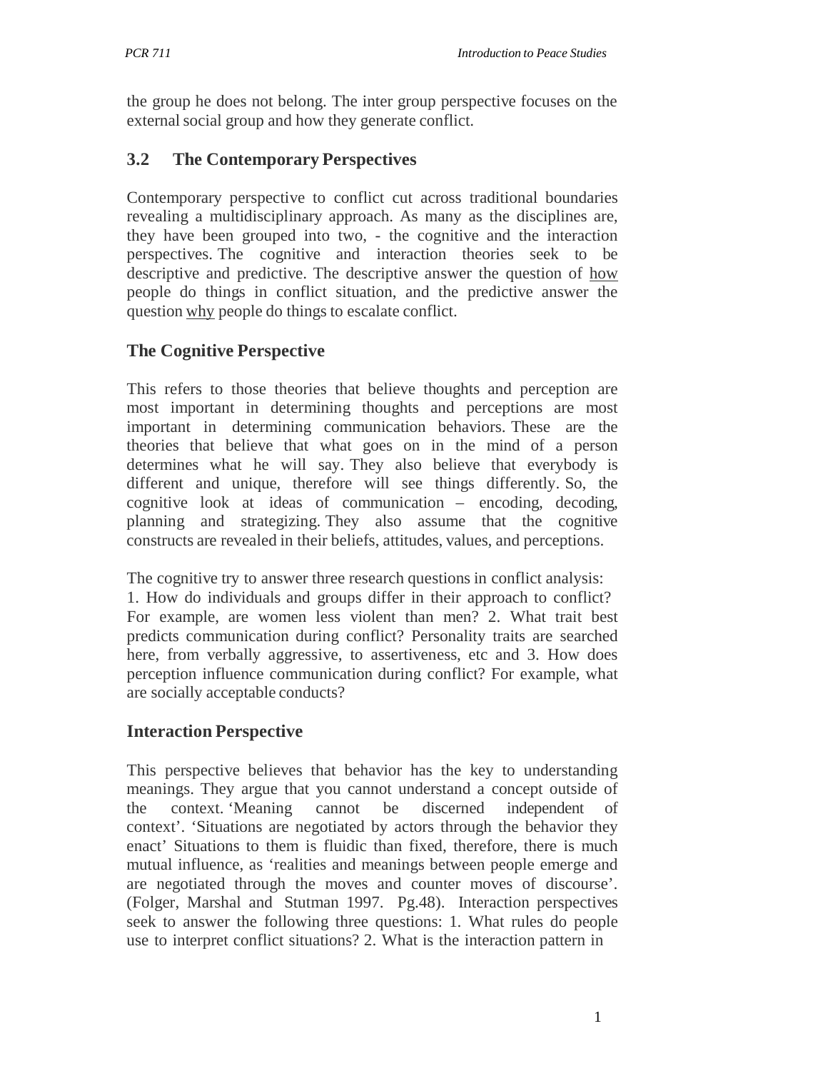the group he does not belong. The inter group perspective focuses on the external social group and how they generate conflict.

## 3.2 The Contemporary Perspectives

Contemporary perspective to conflict cut across traditional boundaries revealing a multidisciplinary approach. As many as the disciplines are, they have been grouped into two, - the cognitive and the interaction perspectives. The cognitive and interaction theories seek to be descriptive and predictive. The descriptive answer the question of <u>how</u> people do things in conflict situation, and the predictive answer the question <u>why</u> people do things to escalate conflict.

### The Cognitive Perspective

This refers to those theories that believe thoughts and perception are most important in determining thoughts and perceptions are most important in determining communication behaviors. These are the theories that believe that what goes on in the mind of a person determines what he will say. They also believe that everybody is different and unique, therefore will see things differently. So, the cognitive look at ideas of communication – encoding, decoding, planning and strategizing. They also assume that the cognitive constructs are revealed in their beliefs, attitudes, values, and perceptions.

The cognitive try to answer three research questions in conflict analysis: 1. How do individuals and groups differ in their approach to conflict? For example, are women less violent than men? 2. What trait best predicts communication during conflict? Personality traits are searched here, from verbally aggressive, to assertiveness, etc and 3. How does perception influence communication during conflict? For example, what are socially acceptable conducts?

### Interaction Perspective

This perspective believes that behavior has the key to understanding meanings. They argue that you cannot understand a concept outside of the context. 'Meaning cannot be discerned independent of context'. 'Situations are negotiated by actors through the behavior they enact' Situations to them is fluidic than fixed, therefore, there is much mutual influence, as 'realities and meanings between people emerge and are negotiated through the moves and counter moves of discourse'. (Folger, Marshal and Stutman 1997. Pg.48). Interaction perspectives seek to answer the following three questions: 1. What rules do people use to interpret conflict situations? 2. What is the interaction pattern in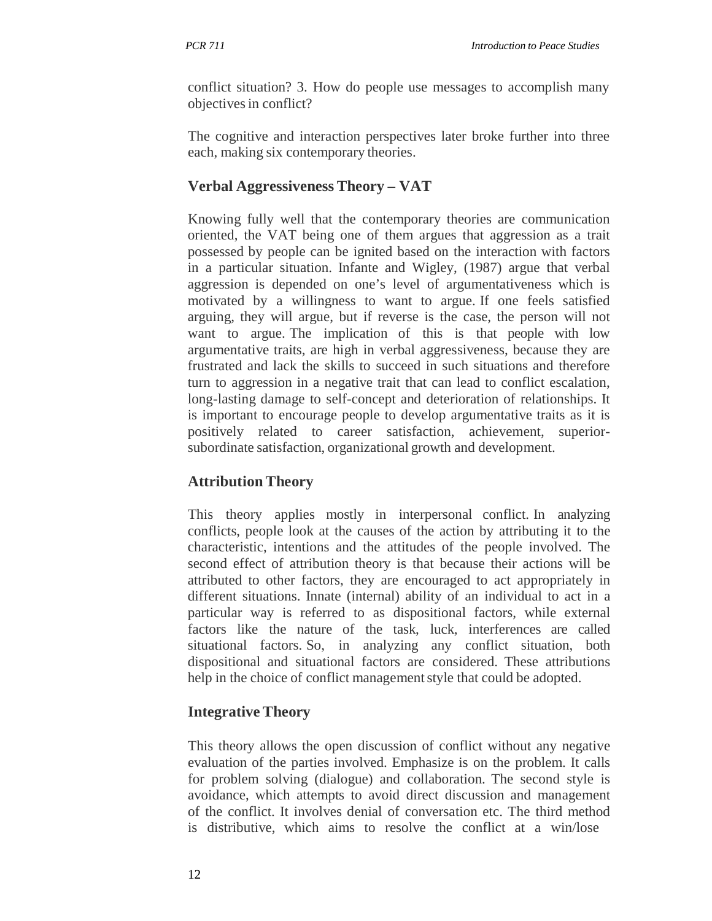conflict situation? 3. How do people use messages to accomplish many objectives in conflict?

The cognitive and interaction perspectives later broke further into three each, making six contemporary theories.

### Verbal Aggressiveness Theory – VAT

Knowing fully well that the contemporary theories are communication oriented, the VAT being one of them argues that aggression as a trait possessed by people can be ignited based on the interaction with factors in a particular situation. Infante and Wigley, (1987) argue that verbal aggression is depended on one's level of argumentativeness which is motivated by a willingness to want to argue. If one feels satisfied arguing, they will argue, but if reverse is the case, the person will not want to argue. The implication of this is that people with low argumentative traits, are high in verbal aggressiveness, because they are frustrated and lack the skills to succeed in such situations and therefore turn to aggression in a negative trait that can lead to conflict escalation, long-lasting damage to self-concept and deterioration of relationships. It is important to encourage people to develop argumentative traits as it is positively related to career satisfaction, achievement, superior-subordinate satisfaction, organizational growth and development.

### Attribution Theory

This theory applies mostly in interpersonal conflict. In analyzing conflicts, people look at the causes of the action by attributing it to the characteristic, intentions and the attitudes of the people involved. The second effect of attribution theory is that because their actions will be attributed to other factors, they are encouraged to act appropriately in different situations. Innate (internal) ability of an individual to act in a particular way is referred to as dispositional factors, while external factors like the nature of the task, luck, interferences are called situational factors. So, in analyzing any conflict situation, both dispositional and situational factors are considered. These attributions help in the choice of conflict management style that could be adopted.

### Integrative Theory

This theory allows the open discussion of conflict without any negative evaluation of the parties involved. Emphasize is on the problem. It calls for problem solving (dialogue) and collaboration. The second style is avoidance, which attempts to avoid direct discussion and management of the conflict. It involves denial of conversation etc. The third method is distributive, which aims to resolve the conflict at a win/lose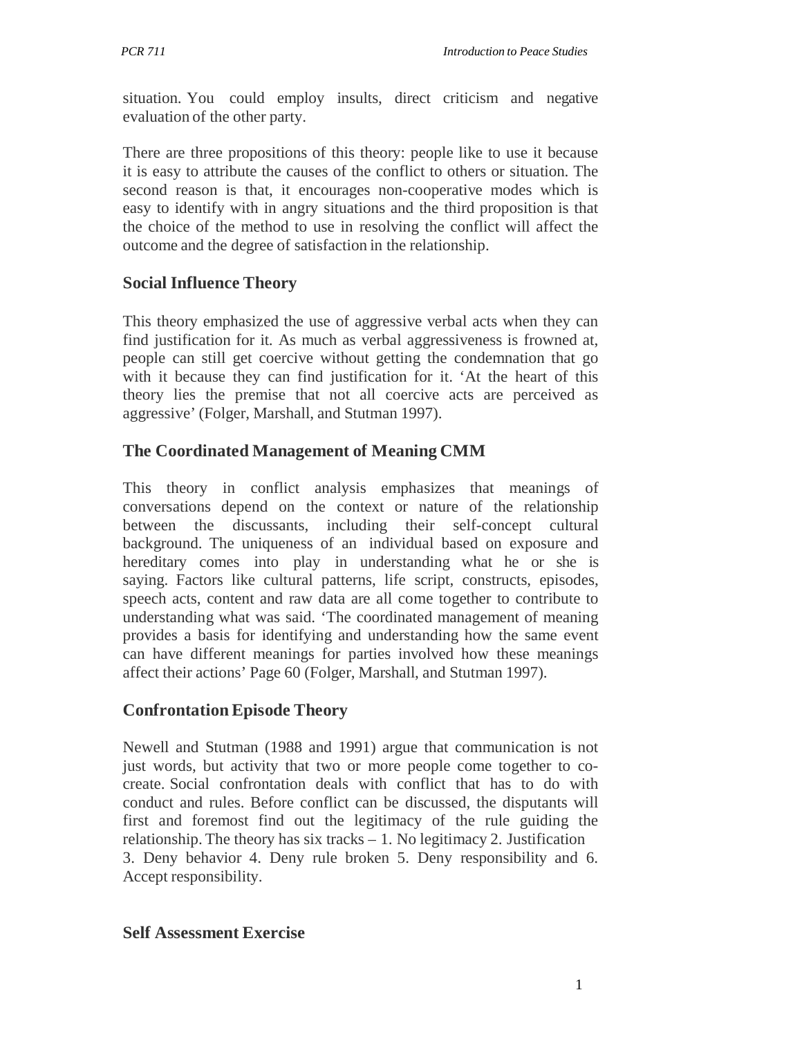situation. You could employ insults, direct criticism and negative evaluation of the other party.

There are three propositions of this theory: people like to use it because it is easy to attribute the causes of the conflict to others or situation. The second reason is that, it encourages non-cooperative modes which is easy to identify with in angry situations and the third proposition is that the choice of the method to use in resolving the conflict will affect the outcome and the degree of satisfaction in the relationship.

## Social Influence Theory

This theory emphasized the use of aggressive verbal acts when they can find justification for it. As much as verbal aggressiveness is frowned at, people can still get coercive without getting the condemnation that go with it because they can find justification for it. 'At the heart of this theory lies the premise that not all coercive acts are perceived as aggressive' (Folger, Marshall, and Stutman 1997).

## The Coordinated Management of Meaning CMM

This theory in conflict analysis emphasizes that meanings of conversations depend on the context or nature of the relationship between the discussants, including their self-concept cultural background. The uniqueness of an individual based on exposure and hereditary comes into play in understanding what he or she is saying. Factors like cultural patterns, life script, constructs, episodes, speech acts, content and raw data are all come together to contribute to understanding what was said. 'The coordinated management of meaning provides a basis for identifying and understanding how the same event can have different meanings for parties involved how these meanings affect their actions' Page 60 (Folger, Marshall, and Stutman 1997).

## Confrontation Episode Theory

Newell and Stutman (1988 and 1991) argue that communication is not just words, but activity that two or more people come together to co-create. Social confrontation deals with conflict that has to do with conduct and rules. Before conflict can be discussed, the disputants will first and foremost find out the legitimacy of the rule guiding the relationship. The theory has six tracks – 1. No legitimacy 2. Justification 3. Deny behavior 4. Deny rule broken 5. Deny responsibility and 6. Accept responsibility.

## Self Assessment Exercise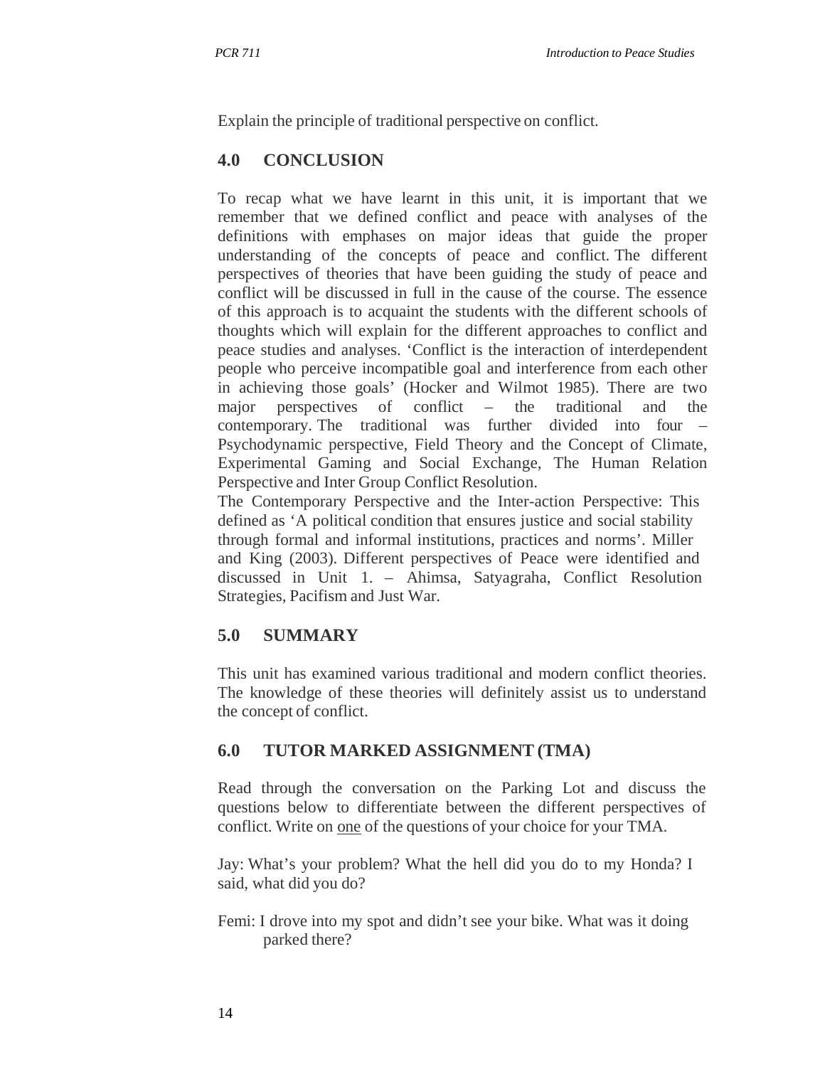Explain the principle of traditional perspective on conflict.

## 4.0 CONCLUSION

To recap what we have learnt in this unit, it is important that we remember that we defined conflict and peace with analyses of the definitions with emphases on major ideas that guide the proper understanding of the concepts of peace and conflict. The different perspectives of theories that have been guiding the study of peace and conflict will be discussed in full in the cause of the course. The essence of this approach is to acquaint the students with the different schools of thoughts which will explain for the different approaches to conflict and peace studies and analyses. 'Conflict is the interaction of interdependent people who perceive incompatible goal and interference from each other in achieving those goals' (Hocker and Wilmot 1985). There are two major perspectives of conflict – the traditional and the contemporary. The traditional was further divided into four – Psychodynamic perspective, Field Theory and the Concept of Climate, Experimental Gaming and Social Exchange, The Human Relation Perspective and Inter Group Conflict Resolution.

The Contemporary Perspective and the Inter-action Perspective: This defined as 'A political condition that ensures justice and social stability through formal and informal institutions, practices and norms'. Miller and King (2003). Different perspectives of Peace were identified and discussed in Unit 1. – Ahimsa, Satyagraha, Conflict Resolution Strategies, Pacifism and Just War.

## 5.0 SUMMARY

This unit has examined various traditional and modern conflict theories. The knowledge of these theories will definitely assist us to understand the concept of conflict.

## 6.0 TUTOR MARKED ASSIGNMENT (TMA)

Read through the conversation on the Parking Lot and discuss the questions below to differentiate between the different perspectives of conflict. Write on one of the questions of your choice for your TMA.

Jay: What's your problem? What the hell did you do to my Honda? I said, what did you do?

Femi: I drove into my spot and didn't see your bike. What was it doing parked there?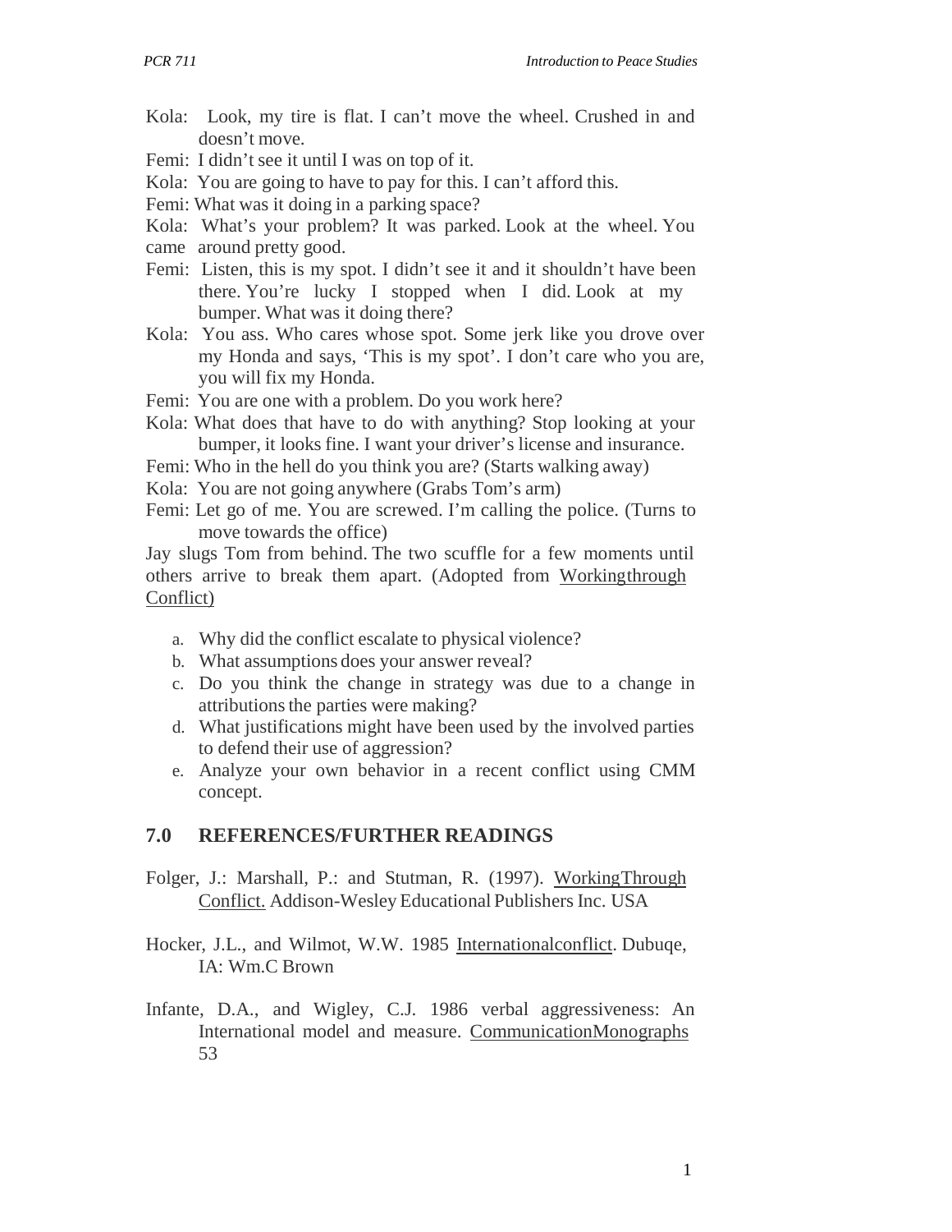Kola: Look, my tire is flat. I can't move the wheel. Crushed in and doesn't move.

Femi: I didn't see it until I was on top of it.

Kola: You are going to have to pay for this. I can't afford this.

Femi: What was it doing in a parking space?

Kola: What's your problem? It was parked. Look at the wheel. You came around pretty good.

Femi: Listen, this is my spot. I didn't see it and it shouldn't have been there. You're lucky I stopped when I did. Look at my bumper. What was it doing there?

Kola: You ass. Who cares whose spot. Some jerk like you drove over my Honda and says, 'This is my spot'. I don't care who you are, you will fix my Honda.

Femi: You are one with a problem. Do you work here?

Kola: What does that have to do with anything? Stop looking at your bumper, it looks fine. I want your driver's license and insurance.

Femi: Who in the hell do you think you are? (Starts walking away)

Kola: You are not going anywhere (Grabs Tom's arm)

Femi: Let go of me. You are screwed. I'm calling the police. (Turns to move towards the office)

Jay slugs Tom from behind. The two scuffle for a few moments until others arrive to break them apart. (Adopted from Workingthrough Conflict)

a. Why did the conflict escalate to physical violence?
b. What assumptions does your answer reveal?
c. Do you think the change in strategy was due to a change in attributions the parties were making?
d. What justifications might have been used by the involved parties to defend their use of aggression?
e. Analyze your own behavior in a recent conflict using CMM concept.

## 7.0 REFERENCES/FURTHER READINGS

Folger, J.: Marshall, P.: and Stutman, R. (1997). WorkingThrough Conflict. Addison-Wesley Educational Publishers Inc. USA

Hocker, J.L., and Wilmot, W.W. 1985 Internationalconflict. Dubuqe, IA: Wm.C Brown

Infante, D.A., and Wigley, C.J. 1986 verbal aggressiveness: An International model and measure. CommunicationMonographs 53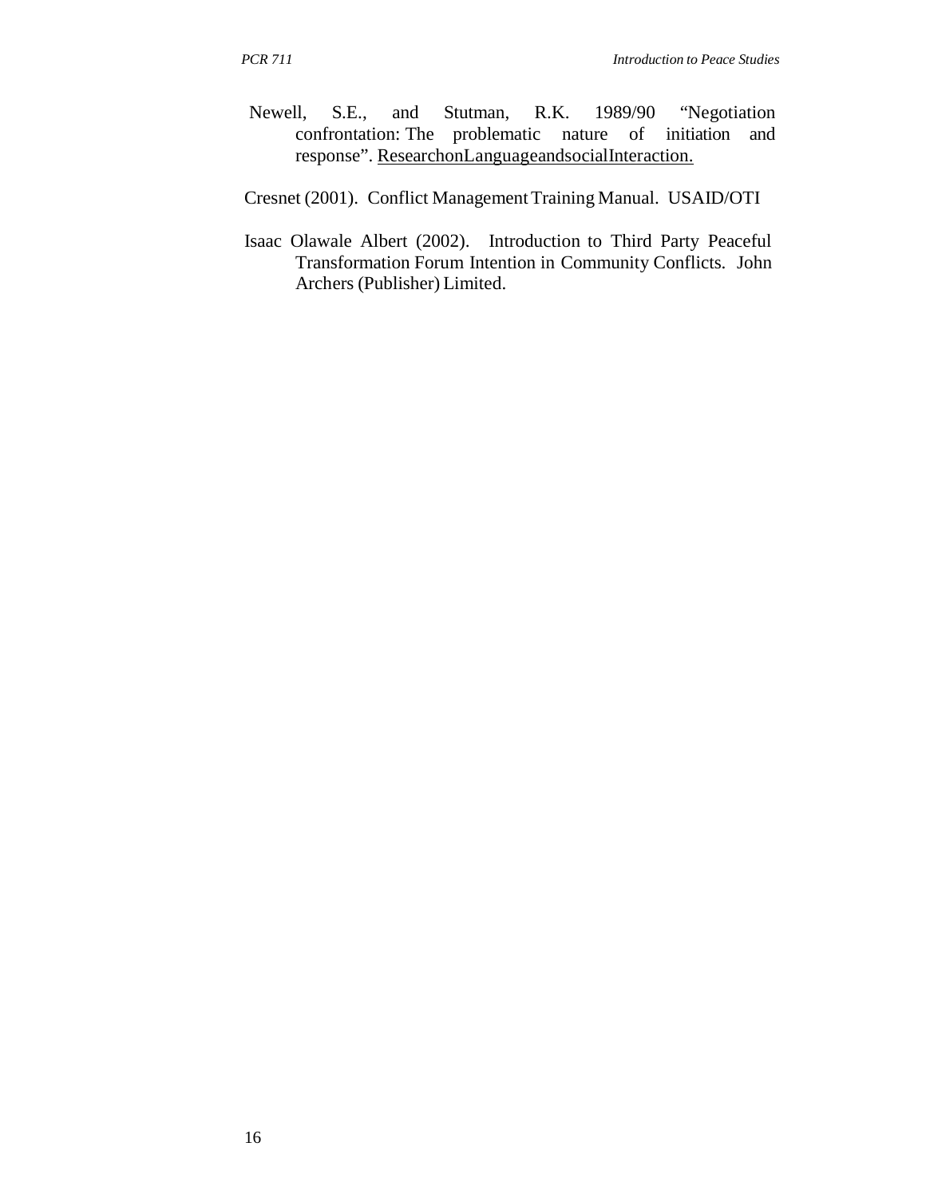Newell, S.E., and Stutman, R.K. 1989/90 "Negotiation confrontation: The problematic nature of initiation and response". ResearchonLanguageandsocialInteraction.

Cresnet (2001). Conflict Management Training Manual. USAID/OTI

Isaac Olawale Albert (2002). Introduction to Third Party Peaceful Transformation Forum Intention in Community Conflicts. John Archers (Publisher) Limited.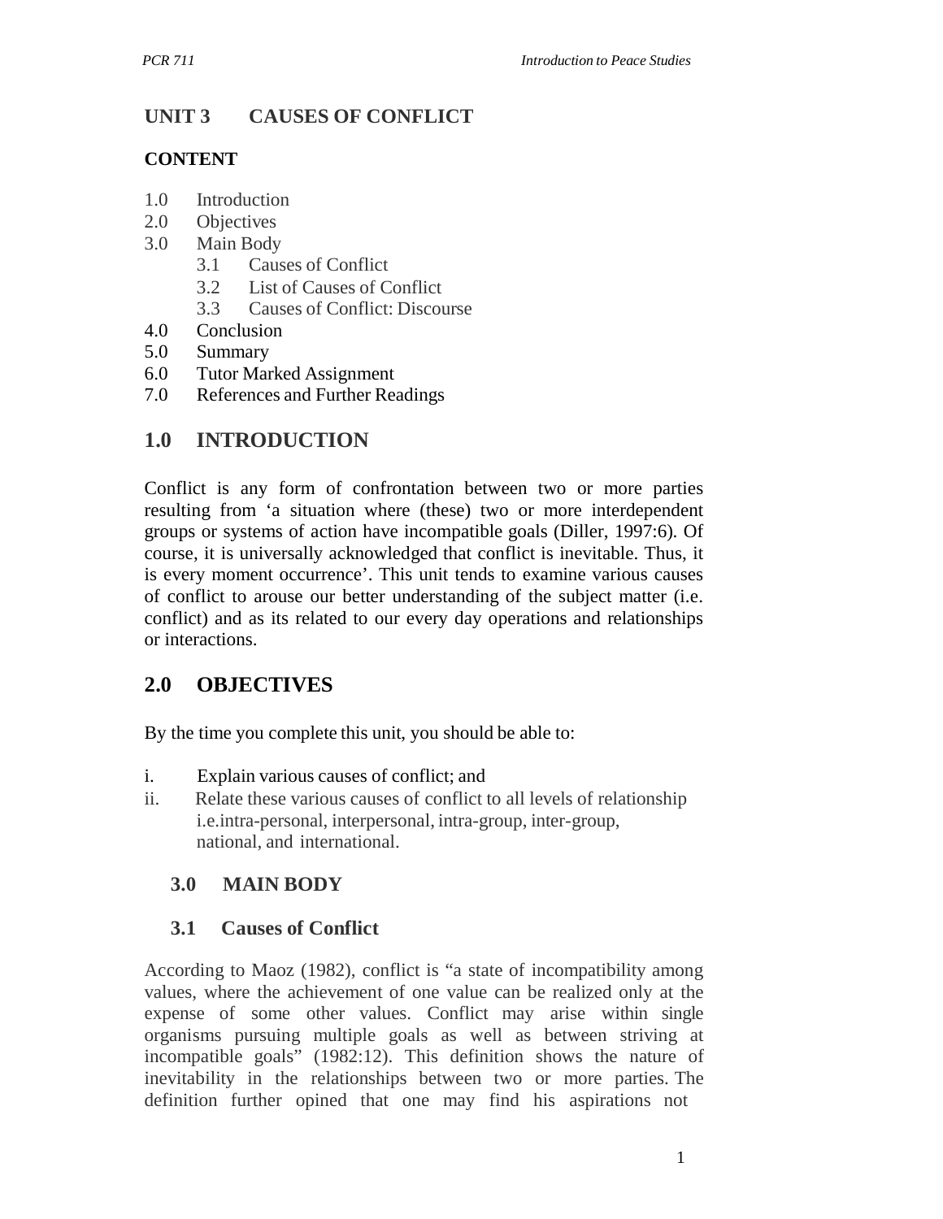## UNIT 3 CAUSES OF CONFLICT

### CONTENT

1.0 Introduction
2.0 Objectives
3.0 Main Body
    3.1 Causes of Conflict
    3.2 List of Causes of Conflict
    3.3 Causes of Conflict: Discourse
4.0 Conclusion
5.0 Summary
6.0 Tutor Marked Assignment
7.0 References and Further Readings

## 1.0 INTRODUCTION

Conflict is any form of confrontation between two or more parties resulting from 'a situation where (these) two or more interdependent groups or systems of action have incompatible goals (Diller, 1997:6). Of course, it is universally acknowledged that conflict is inevitable. Thus, it is every moment occurrence'. This unit tends to examine various causes of conflict to arouse our better understanding of the subject matter (i.e. conflict) and as its related to our every day operations and relationships or interactions.

## 2.0 OBJECTIVES

By the time you complete this unit, you should be able to:

i. Explain various causes of conflict; and
ii. Relate these various causes of conflict to all levels of relationship i.e.intra-personal, interpersonal, intra-group, inter-group, national, and international.

## 3.0 MAIN BODY

### 3.1 Causes of Conflict

According to Maoz (1982), conflict is "a state of incompatibility among values, where the achievement of one value can be realized only at the expense of some other values. Conflict may arise within single organisms pursuing multiple goals as well as between striving at incompatible goals" (1982:12). This definition shows the nature of inevitability in the relationships between two or more parties. The definition further opined that one may find his aspirations not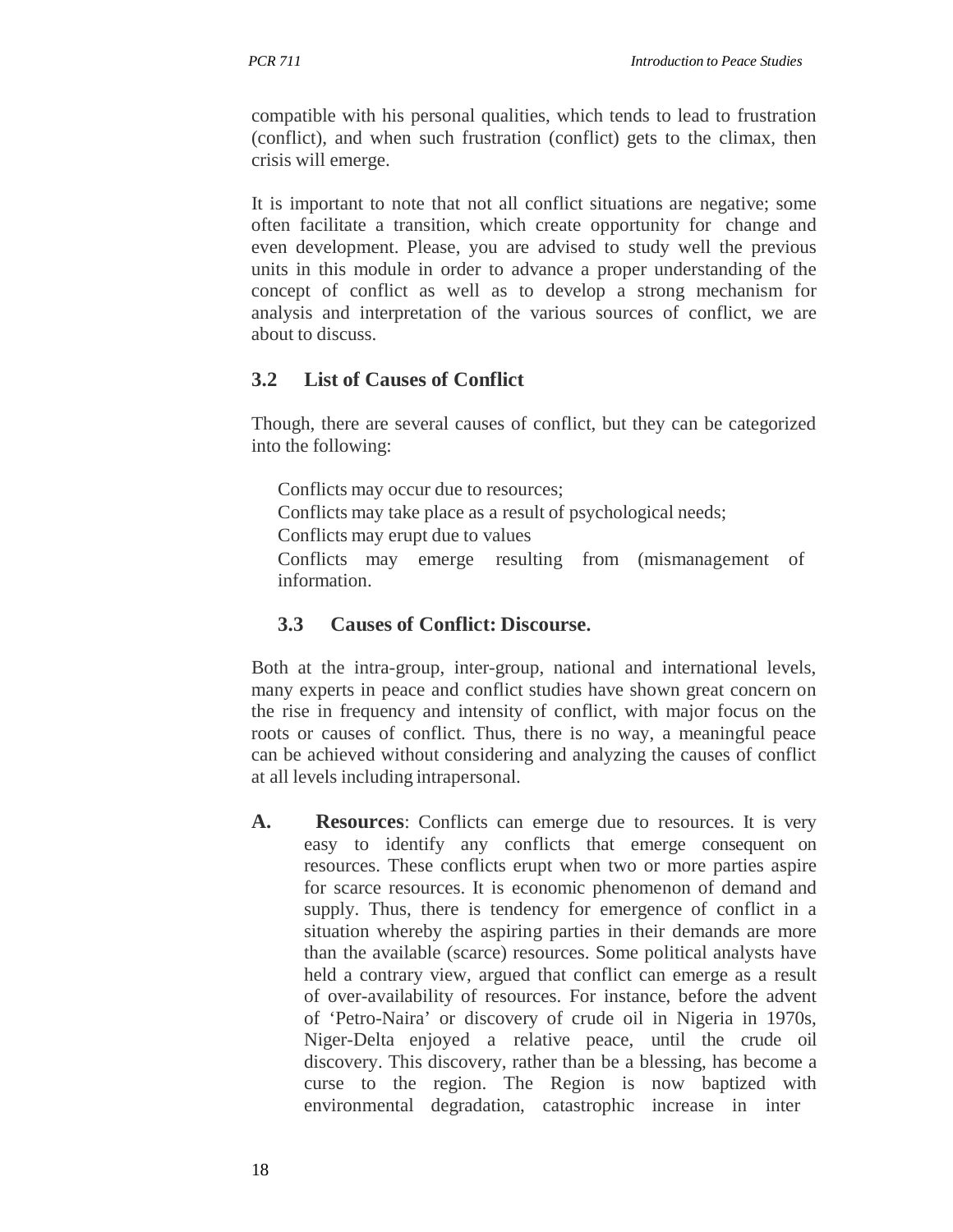compatible with his personal qualities, which tends to lead to frustration (conflict), and when such frustration (conflict) gets to the climax, then crisis will emerge.

It is important to note that not all conflict situations are negative; some often facilitate a transition, which create opportunity for change and even development. Please, you are advised to study well the previous units in this module in order to advance a proper understanding of the concept of conflict as well as to develop a strong mechanism for analysis and interpretation of the various sources of conflict, we are about to discuss.

### 3.2 List of Causes of Conflict

Though, there are several causes of conflict, but they can be categorized into the following:

- Conflicts may occur due to resources;
- Conflicts may take place as a result of psychological needs;
- Conflicts may erupt due to values
- Conflicts may emerge resulting from (mismanagement of information.

### 3.3 Causes of Conflict: Discourse.

Both at the intra-group, inter-group, national and international levels, many experts in peace and conflict studies have shown great concern on the rise in frequency and intensity of conflict, with major focus on the roots or causes of conflict. Thus, there is no way, a meaningful peace can be achieved without considering and analyzing the causes of conflict at all levels including intrapersonal.

**A.** **Resources**: Conflicts can emerge due to resources. It is very easy to identify any conflicts that emerge consequent on resources. These conflicts erupt when two or more parties aspire for scarce resources. It is economic phenomenon of demand and supply. Thus, there is tendency for emergence of conflict in a situation whereby the aspiring parties in their demands are more than the available (scarce) resources. Some political analysts have held a contrary view, argued that conflict can emerge as a result of over-availability of resources. For instance, before the advent of 'Petro-Naira' or discovery of crude oil in Nigeria in 1970s, Niger-Delta enjoyed a relative peace, until the crude oil discovery. This discovery, rather than be a blessing, has become a curse to the region. The Region is now baptized with environmental degradation, catastrophic increase in inter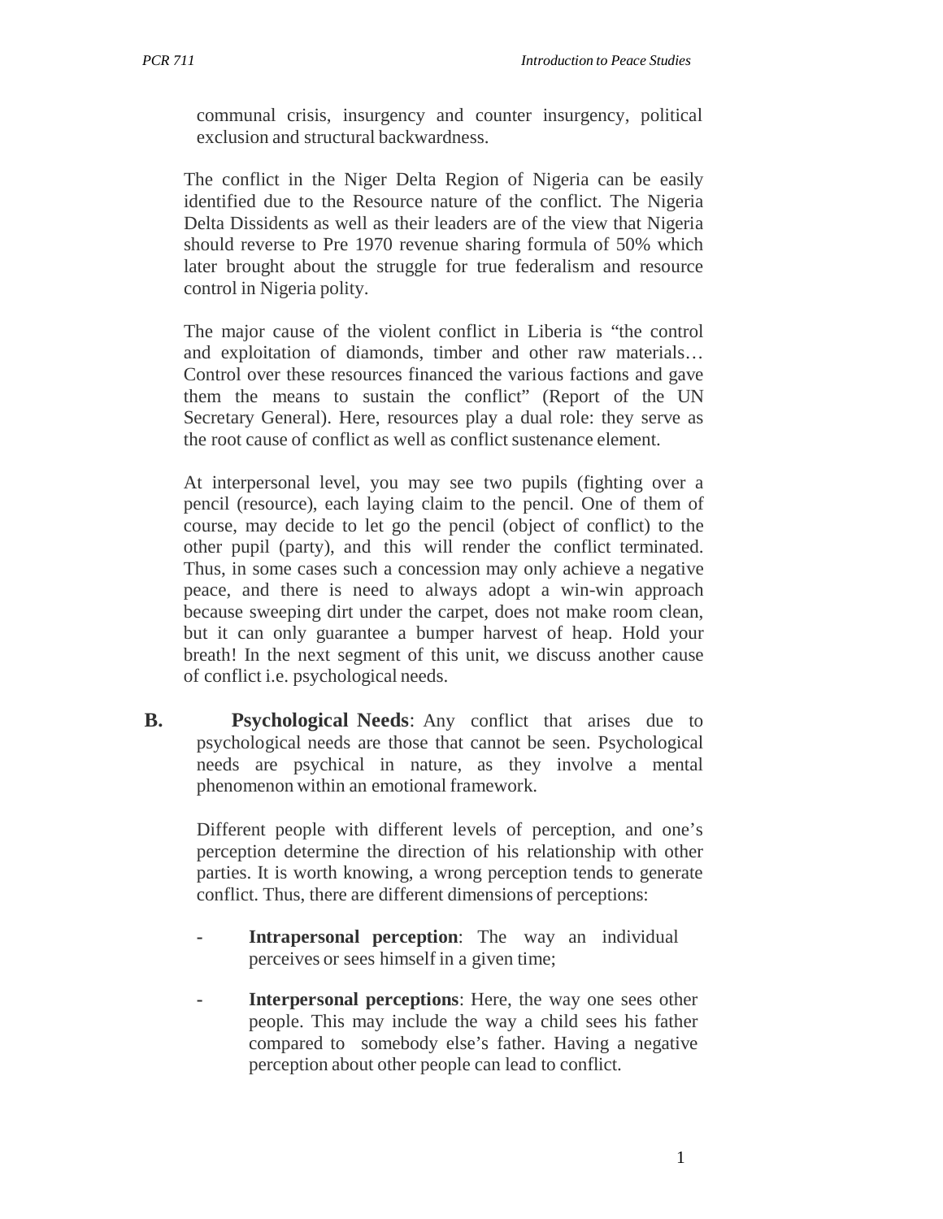communal crisis, insurgency and counter insurgency, political exclusion and structural backwardness.

The conflict in the Niger Delta Region of Nigeria can be easily identified due to the Resource nature of the conflict. The Nigeria Delta Dissidents as well as their leaders are of the view that Nigeria should reverse to Pre 1970 revenue sharing formula of 50% which later brought about the struggle for true federalism and resource control in Nigeria polity.

The major cause of the violent conflict in Liberia is "the control and exploitation of diamonds, timber and other raw materials… Control over these resources financed the various factions and gave them the means to sustain the conflict" (Report of the UN Secretary General). Here, resources play a dual role: they serve as the root cause of conflict as well as conflict sustenance element.

At interpersonal level, you may see two pupils (fighting over a pencil (resource), each laying claim to the pencil. One of them of course, may decide to let go the pencil (object of conflict) to the other pupil (party), and this will render the conflict terminated. Thus, in some cases such a concession may only achieve a negative peace, and there is need to always adopt a win-win approach because sweeping dirt under the carpet, does not make room clean, but it can only guarantee a bumper harvest of heap. Hold your breath! In the next segment of this unit, we discuss another cause of conflict i.e. psychological needs.

**B. Psychological Needs**: Any conflict that arises due to psychological needs are those that cannot be seen. Psychological needs are psychical in nature, as they involve a mental phenomenon within an emotional framework.

Different people with different levels of perception, and one's perception determine the direction of his relationship with other parties. It is worth knowing, a wrong perception tends to generate conflict. Thus, there are different dimensions of perceptions:

- **Intrapersonal perception**: The way an individual perceives or sees himself in a given time;
- **Interpersonal perceptions**: Here, the way one sees other people. This may include the way a child sees his father compared to somebody else's father. Having a negative perception about other people can lead to conflict.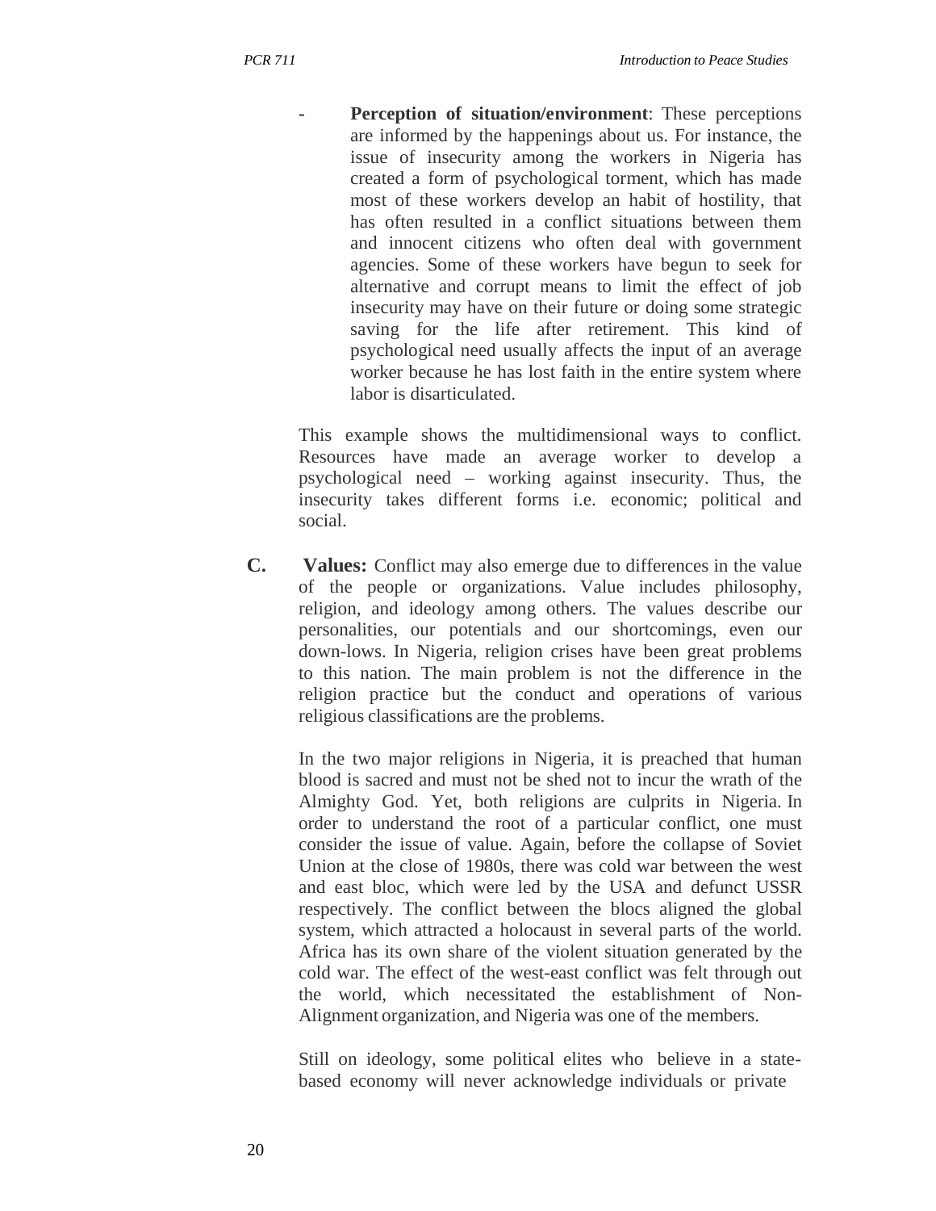- **Perception of situation/environment**: These perceptions are informed by the happenings about us. For instance, the issue of insecurity among the workers in Nigeria has created a form of psychological torment, which has made most of these workers develop an habit of hostility, that has often resulted in a conflict situations between them and innocent citizens who often deal with government agencies. Some of these workers have begun to seek for alternative and corrupt means to limit the effect of job insecurity may have on their future or doing some strategic saving for the life after retirement. This kind of psychological need usually affects the input of an average worker because he has lost faith in the entire system where labor is disarticulated.

This example shows the multidimensional ways to conflict. Resources have made an average worker to develop a psychological need – working against insecurity. Thus, the insecurity takes different forms i.e. economic; political and social.

**C. Values:** Conflict may also emerge due to differences in the value of the people or organizations. Value includes philosophy, religion, and ideology among others. The values describe our personalities, our potentials and our shortcomings, even our down-lows. In Nigeria, religion crises have been great problems to this nation. The main problem is not the difference in the religion practice but the conduct and operations of various religious classifications are the problems.

In the two major religions in Nigeria, it is preached that human blood is sacred and must not be shed not to incur the wrath of the Almighty God. Yet, both religions are culprits in Nigeria. In order to understand the root of a particular conflict, one must consider the issue of value. Again, before the collapse of Soviet Union at the close of 1980s, there was cold war between the west and east bloc, which were led by the USA and defunct USSR respectively. The conflict between the blocs aligned the global system, which attracted a holocaust in several parts of the world. Africa has its own share of the violent situation generated by the cold war. The effect of the west-east conflict was felt through out the world, which necessitated the establishment of Non-Alignment organization, and Nigeria was one of the members.

Still on ideology, some political elites who believe in a state-based economy will never acknowledge individuals or private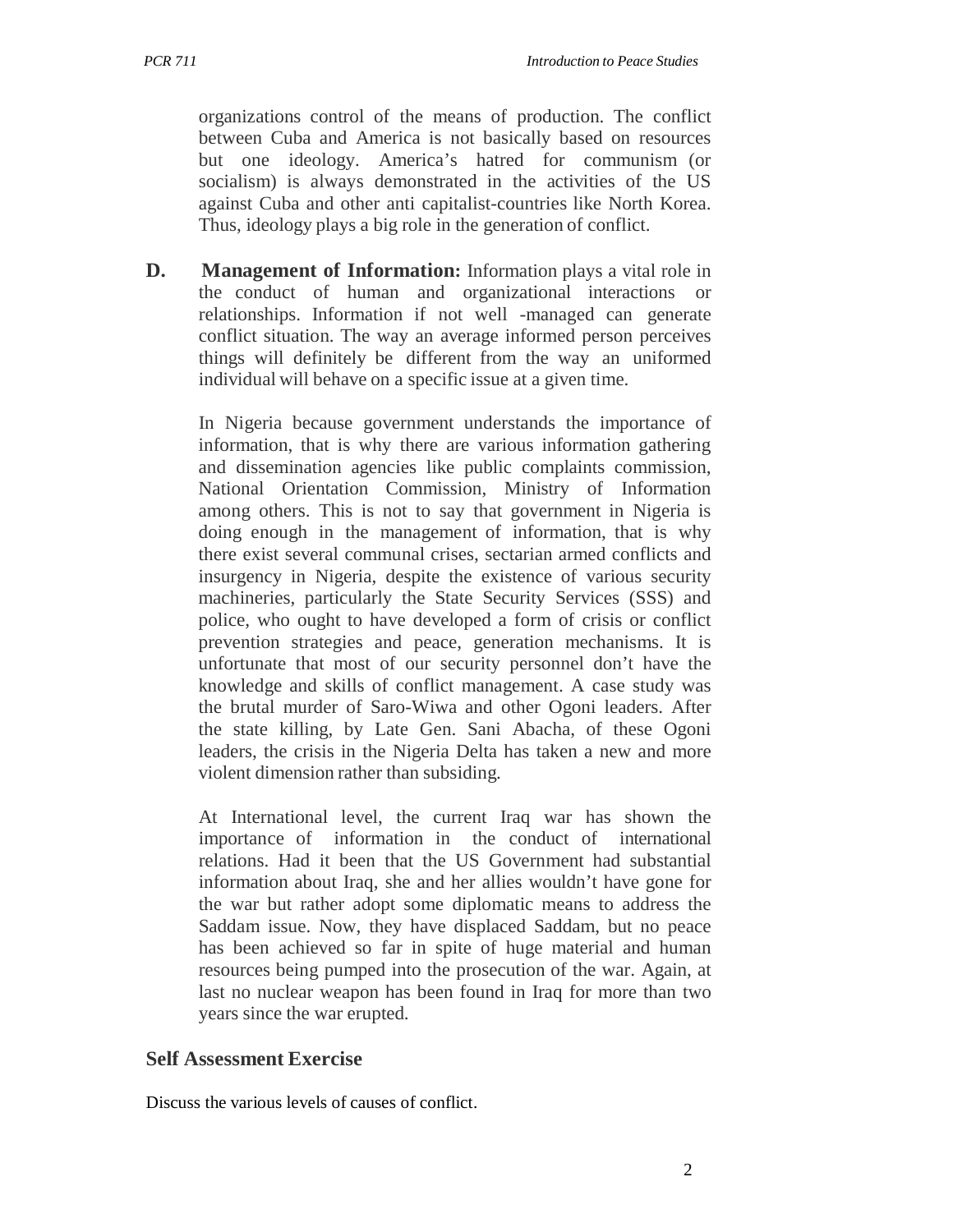organizations control of the means of production. The conflict between Cuba and America is not basically based on resources but one ideology. America's hatred for communism (or socialism) is always demonstrated in the activities of the US against Cuba and other anti capitalist-countries like North Korea. Thus, ideology plays a big role in the generation of conflict.

**D. Management of Information:** Information plays a vital role in the conduct of human and organizational interactions or relationships. Information if not well -managed can generate conflict situation. The way an average informed person perceives things will definitely be different from the way an uniformed individual will behave on a specific issue at a given time.

In Nigeria because government understands the importance of information, that is why there are various information gathering and dissemination agencies like public complaints commission, National Orientation Commission, Ministry of Information among others. This is not to say that government in Nigeria is doing enough in the management of information, that is why there exist several communal crises, sectarian armed conflicts and insurgency in Nigeria, despite the existence of various security machineries, particularly the State Security Services (SSS) and police, who ought to have developed a form of crisis or conflict prevention strategies and peace, generation mechanisms. It is unfortunate that most of our security personnel don't have the knowledge and skills of conflict management. A case study was the brutal murder of Saro-Wiwa and other Ogoni leaders. After the state killing, by Late Gen. Sani Abacha, of these Ogoni leaders, the crisis in the Nigeria Delta has taken a new and more violent dimension rather than subsiding.

At International level, the current Iraq war has shown the importance of information in the conduct of international relations. Had it been that the US Government had substantial information about Iraq, she and her allies wouldn't have gone for the war but rather adopt some diplomatic means to address the Saddam issue. Now, they have displaced Saddam, but no peace has been achieved so far in spite of huge material and human resources being pumped into the prosecution of the war. Again, at last no nuclear weapon has been found in Iraq for more than two years since the war erupted.

## Self Assessment Exercise

Discuss the various levels of causes of conflict.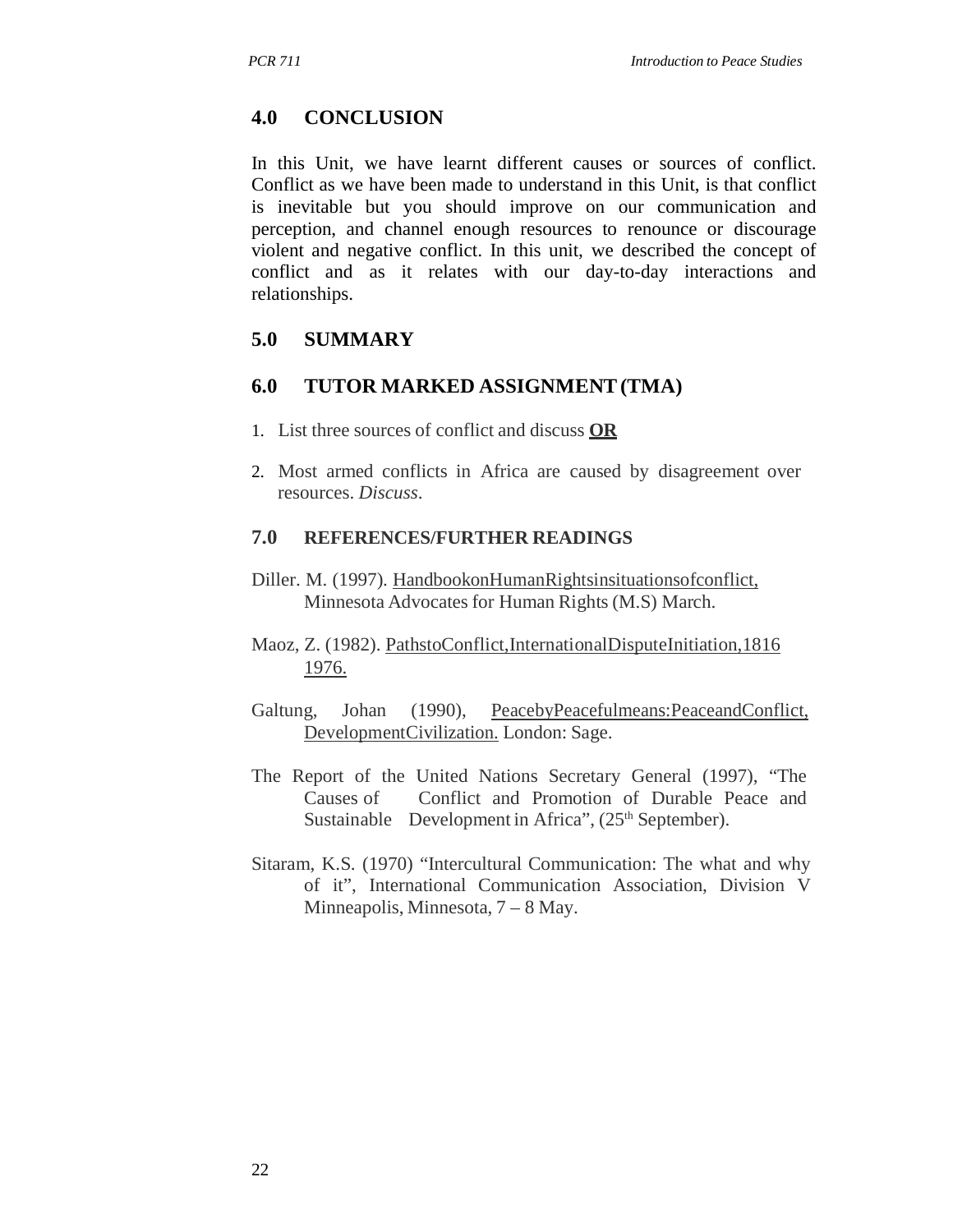## 4.0 CONCLUSION

In this Unit, we have learnt different causes or sources of conflict. Conflict as we have been made to understand in this Unit, is that conflict is inevitable but you should improve on our communication and perception, and channel enough resources to renounce or discourage violent and negative conflict. In this unit, we described the concept of conflict and as it relates with our day-to-day interactions and relationships.

## 5.0 SUMMARY

## 6.0 TUTOR MARKED ASSIGNMENT (TMA)

1. List three sources of conflict and discuss **OR**
2. Most armed conflicts in Africa are caused by disagreement over resources. *Discuss*.

## 7.0 REFERENCES/FURTHER READINGS

Diller. M. (1997). HandbookonHumanRightsinsituationsofconflict, Minnesota Advocates for Human Rights (M.S) March.

Maoz, Z. (1982). PathstoConflict,InternationalDisputeInitiation,1816 1976.

Galtung, Johan (1990), PeacebyPeacefulmeans:PeaceandConflict, DevelopmentCivilization. London: Sage.

The Report of the United Nations Secretary General (1997), "The Causes of Conflict and Promotion of Durable Peace and Sustainable Development in Africa", (25th September).

Sitaram, K.S. (1970) "Intercultural Communication: The what and why of it", International Communication Association, Division V Minneapolis, Minnesota, 7 – 8 May.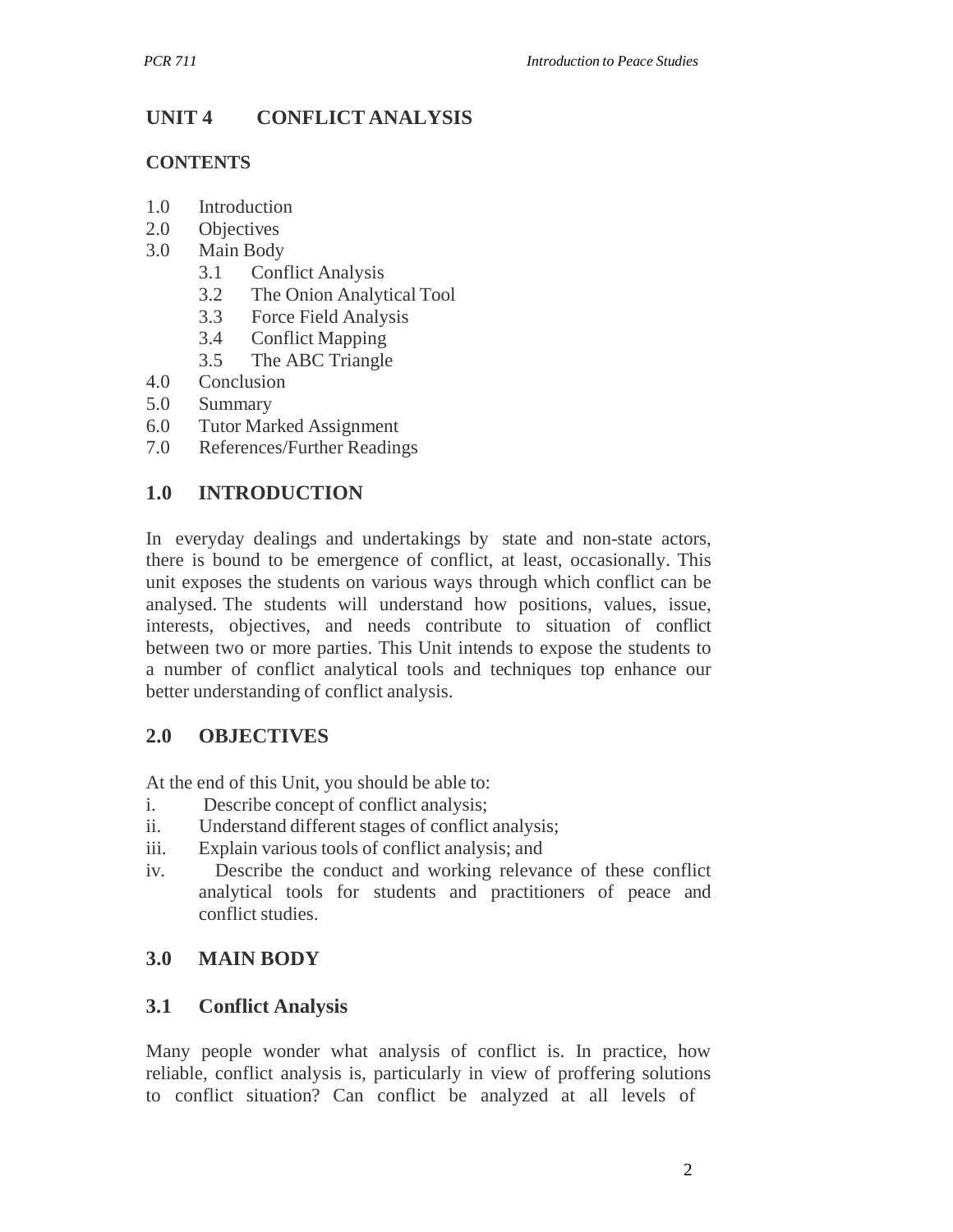# UNIT 4 CONFLICT ANALYSIS

**CONTENTS**

1.0 Introduction
2.0 Objectives
3.0 Main Body
  3.1 Conflict Analysis
  3.2 The Onion Analytical Tool
  3.3 Force Field Analysis
  3.4 Conflict Mapping
  3.5 The ABC Triangle
4.0 Conclusion
5.0 Summary
6.0 Tutor Marked Assignment
7.0 References/Further Readings

## 1.0 INTRODUCTION

In everyday dealings and undertakings by state and non-state actors, there is bound to be emergence of conflict, at least, occasionally. This unit exposes the students on various ways through which conflict can be analysed. The students will understand how positions, values, issue, interests, objectives, and needs contribute to situation of conflict between two or more parties. This Unit intends to expose the students to a number of conflict analytical tools and techniques top enhance our better understanding of conflict analysis.

## 2.0 OBJECTIVES

At the end of this Unit, you should be able to:

i. Describe concept of conflict analysis;
ii. Understand different stages of conflict analysis;
iii. Explain various tools of conflict analysis; and
iv. Describe the conduct and working relevance of these conflict analytical tools for students and practitioners of peace and conflict studies.

## 3.0 MAIN BODY

### 3.1 Conflict Analysis

Many people wonder what analysis of conflict is. In practice, how reliable, conflict analysis is, particularly in view of proffering solutions to conflict situation? Can conflict be analyzed at all levels of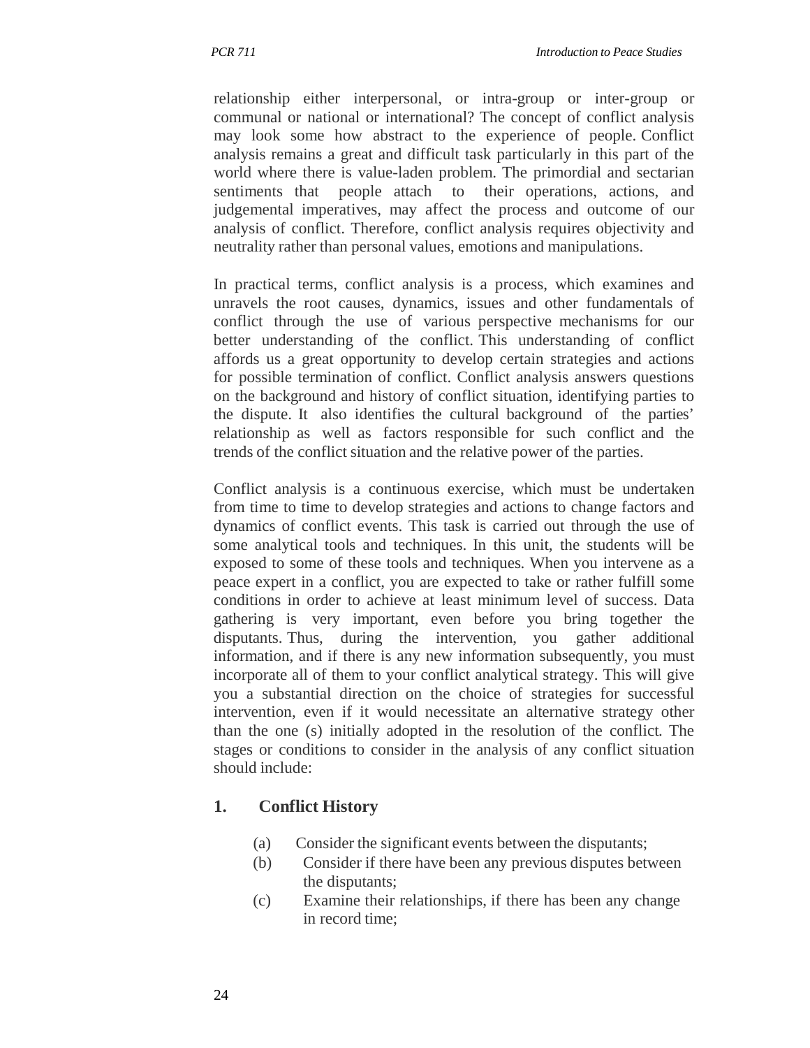relationship either interpersonal, or intra-group or inter-group or communal or national or international? The concept of conflict analysis may look some how abstract to the experience of people. Conflict analysis remains a great and difficult task particularly in this part of the world where there is value-laden problem. The primordial and sectarian sentiments that people attach to their operations, actions, and judgemental imperatives, may affect the process and outcome of our analysis of conflict. Therefore, conflict analysis requires objectivity and neutrality rather than personal values, emotions and manipulations.

In practical terms, conflict analysis is a process, which examines and unravels the root causes, dynamics, issues and other fundamentals of conflict through the use of various perspective mechanisms for our better understanding of the conflict. This understanding of conflict affords us a great opportunity to develop certain strategies and actions for possible termination of conflict. Conflict analysis answers questions on the background and history of conflict situation, identifying parties to the dispute. It also identifies the cultural background of the parties' relationship as well as factors responsible for such conflict and the trends of the conflict situation and the relative power of the parties.

Conflict analysis is a continuous exercise, which must be undertaken from time to time to develop strategies and actions to change factors and dynamics of conflict events. This task is carried out through the use of some analytical tools and techniques. In this unit, the students will be exposed to some of these tools and techniques. When you intervene as a peace expert in a conflict, you are expected to take or rather fulfill some conditions in order to achieve at least minimum level of success. Data gathering is very important, even before you bring together the disputants. Thus, during the intervention, you gather additional information, and if there is any new information subsequently, you must incorporate all of them to your conflict analytical strategy. This will give you a substantial direction on the choice of strategies for successful intervention, even if it would necessitate an alternative strategy other than the one (s) initially adopted in the resolution of the conflict. The stages or conditions to consider in the analysis of any conflict situation should include:

## 1. Conflict History

(a) Consider the significant events between the disputants;

(b) Consider if there have been any previous disputes between the disputants;

(c) Examine their relationships, if there has been any change in record time;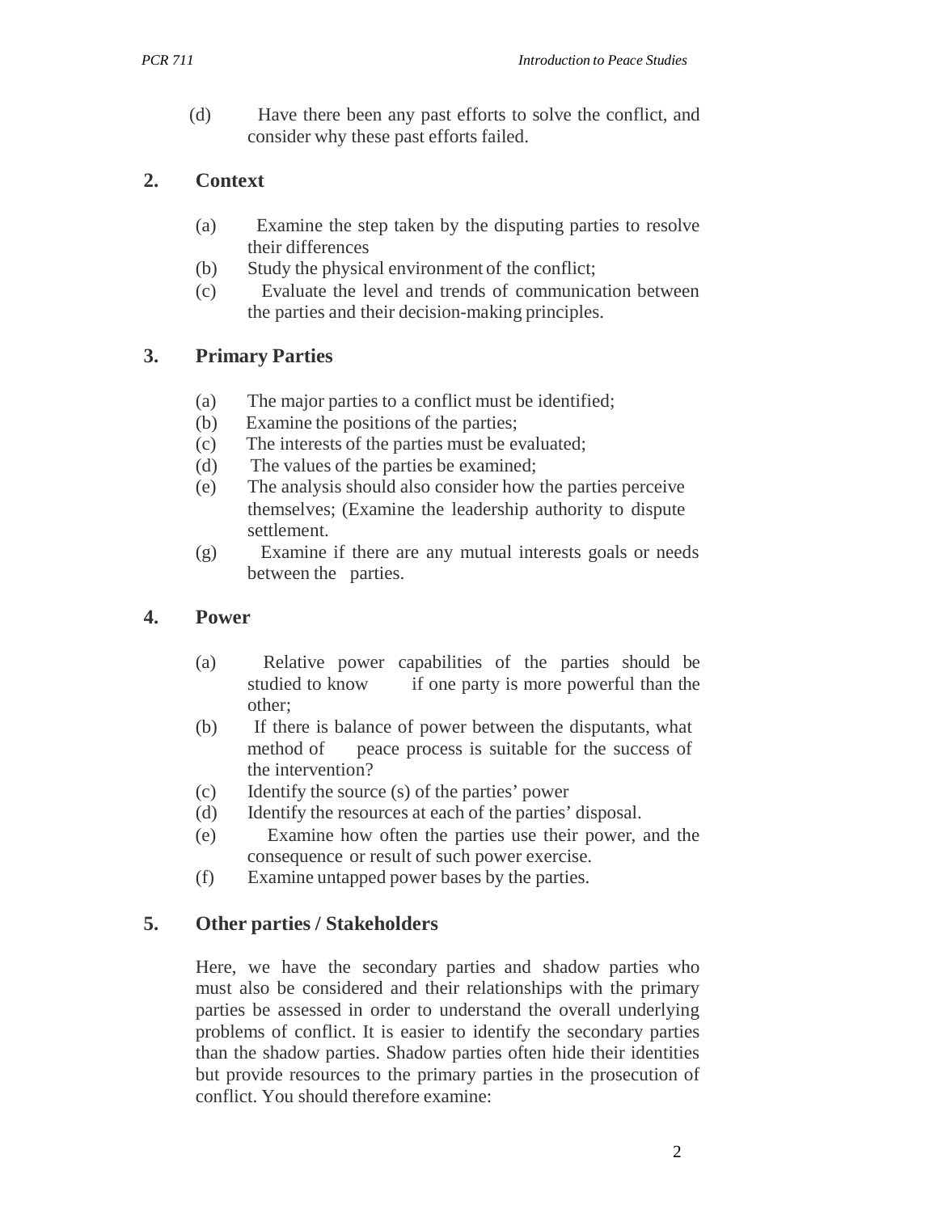(d) Have there been any past efforts to solve the conflict, and consider why these past efforts failed.

## 2. Context

(a) Examine the step taken by the disputing parties to resolve their differences

(b) Study the physical environment of the conflict;

(c) Evaluate the level and trends of communication between the parties and their decision-making principles.

## 3. Primary Parties

(a) The major parties to a conflict must be identified;

(b) Examine the positions of the parties;

(c) The interests of the parties must be evaluated;

(d) The values of the parties be examined;

(e) The analysis should also consider how the parties perceive themselves; (Examine the leadership authority to dispute settlement.

(g) Examine if there are any mutual interests goals or needs between the parties.

## 4. Power

(a) Relative power capabilities of the parties should be studied to know if one party is more powerful than the other;

(b) If there is balance of power between the disputants, what method of peace process is suitable for the success of the intervention?

(c) Identify the source (s) of the parties' power

(d) Identify the resources at each of the parties' disposal.

(e) Examine how often the parties use their power, and the consequence or result of such power exercise.

(f) Examine untapped power bases by the parties.

## 5. Other parties / Stakeholders

Here, we have the secondary parties and shadow parties who must also be considered and their relationships with the primary parties be assessed in order to understand the overall underlying problems of conflict. It is easier to identify the secondary parties than the shadow parties. Shadow parties often hide their identities but provide resources to the primary parties in the prosecution of conflict. You should therefore examine: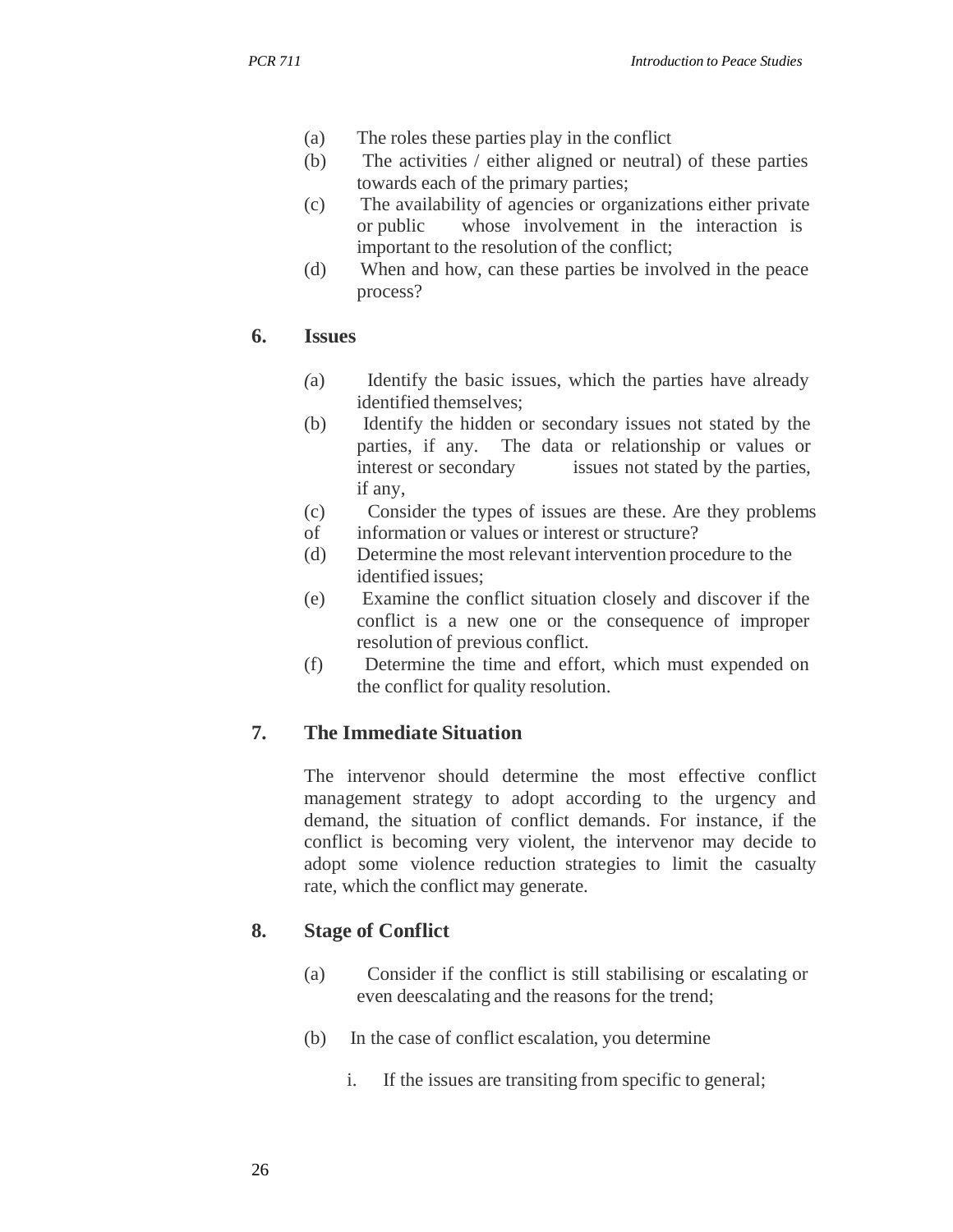(a) The roles these parties play in the conflict
(b) The activities / either aligned or neutral) of these parties towards each of the primary parties;
(c) The availability of agencies or organizations either private or public whose involvement in the interaction is important to the resolution of the conflict;
(d) When and how, can these parties be involved in the peace process?

## 6. Issues

(a) Identify the basic issues, which the parties have already identified themselves;
(b) Identify the hidden or secondary issues not stated by the parties, if any. The data or relationship or values or interest or secondary issues not stated by the parties, if any,
(c) Consider the types of issues are these. Are they problems of information or values or interest or structure?
(d) Determine the most relevant intervention procedure to the identified issues;
(e) Examine the conflict situation closely and discover if the conflict is a new one or the consequence of improper resolution of previous conflict.
(f) Determine the time and effort, which must expended on the conflict for quality resolution.

## 7. The Immediate Situation

The intervenor should determine the most effective conflict management strategy to adopt according to the urgency and demand, the situation of conflict demands. For instance, if the conflict is becoming very violent, the intervenor may decide to adopt some violence reduction strategies to limit the casualty rate, which the conflict may generate.

## 8. Stage of Conflict

(a) Consider if the conflict is still stabilising or escalating or even deescalating and the reasons for the trend;

(b) In the case of conflict escalation, you determine

i. If the issues are transiting from specific to general;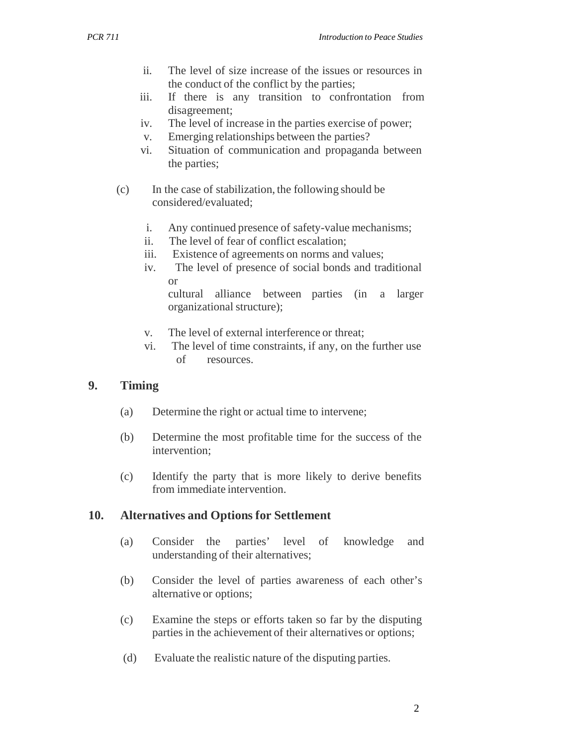ii. The level of size increase of the issues or resources in the conduct of the conflict by the parties;
iii. If there is any transition to confrontation from disagreement;
iv. The level of increase in the parties exercise of power;
v. Emerging relationships between the parties?
vi. Situation of communication and propaganda between the parties;

(c) In the case of stabilization, the following should be considered/evaluated;

i. Any continued presence of safety-value mechanisms;
ii. The level of fear of conflict escalation;
iii. Existence of agreements on norms and values;
iv. The level of presence of social bonds and traditional or cultural alliance between parties (in a larger organizational structure);
v. The level of external interference or threat;
vi. The level of time constraints, if any, on the further use of resources.

## 9. Timing

(a) Determine the right or actual time to intervene;

(b) Determine the most profitable time for the success of the intervention;

(c) Identify the party that is more likely to derive benefits from immediate intervention.

## 10. Alternatives and Options for Settlement

(a) Consider the parties' level of knowledge and understanding of their alternatives;

(b) Consider the level of parties awareness of each other's alternative or options;

(c) Examine the steps or efforts taken so far by the disputing parties in the achievement of their alternatives or options;

(d) Evaluate the realistic nature of the disputing parties.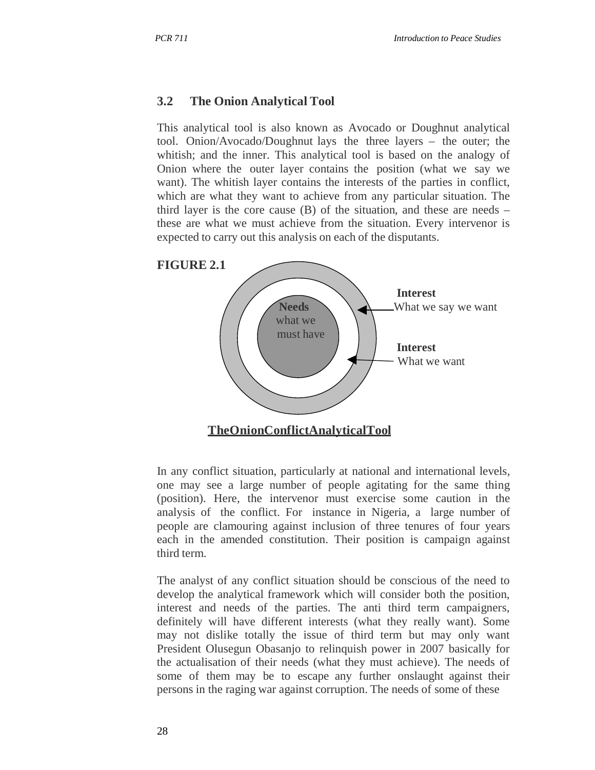### 3.2 The Onion Analytical Tool

This analytical tool is also known as Avocado or Doughnut analytical tool. Onion/Avocado/Doughnut lays the three layers – the outer; the whitish; and the inner. This analytical tool is based on the analogy of Onion where the outer layer contains the position (what we say we want). The whitish layer contains the interests of the parties in conflict, which are what they want to achieve from any particular situation. The third layer is the core cause (B) of the situation, and these are needs – these are what we must achieve from the situation. Every intervenor is expected to carry out this analysis on each of the disputants.

**FIGURE 2.1**

**Needs** what we must have

**Interest** What we say we want

**Interest** What we want

**TheOnionConflictAnalyticalTool**

In any conflict situation, particularly at national and international levels, one may see a large number of people agitating for the same thing (position). Here, the intervenor must exercise some caution in the analysis of the conflict. For instance in Nigeria, a large number of people are clamouring against inclusion of three tenures of four years each in the amended constitution. Their position is campaign against third term.

The analyst of any conflict situation should be conscious of the need to develop the analytical framework which will consider both the position, interest and needs of the parties. The anti third term campaigners, definitely will have different interests (what they really want). Some may not dislike totally the issue of third term but may only want President Olusegun Obasanjo to relinquish power in 2007 basically for the actualisation of their needs (what they must achieve). The needs of some of them may be to escape any further onslaught against their persons in the raging war against corruption. The needs of some of these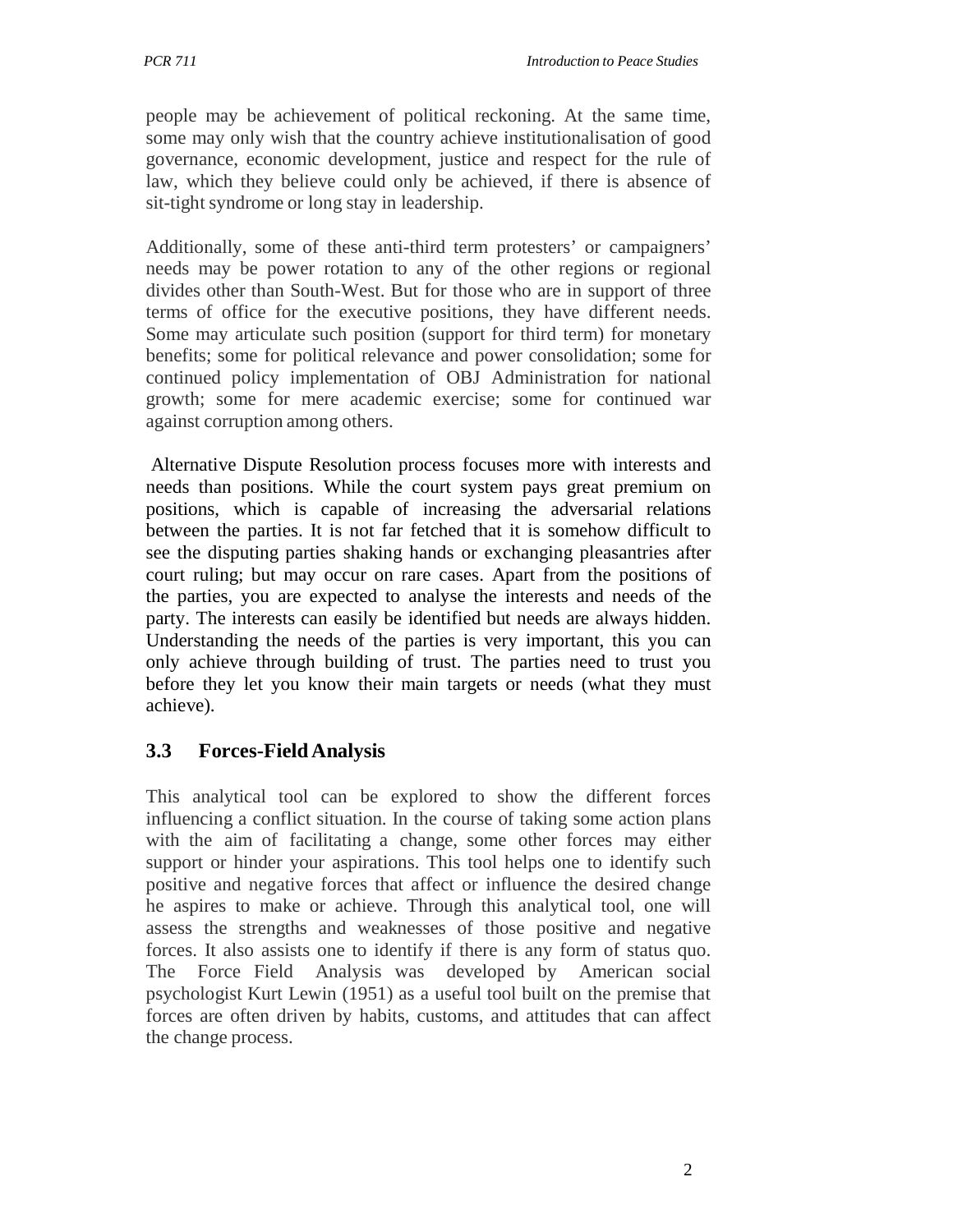people may be achievement of political reckoning. At the same time, some may only wish that the country achieve institutionalisation of good governance, economic development, justice and respect for the rule of law, which they believe could only be achieved, if there is absence of sit-tight syndrome or long stay in leadership.

Additionally, some of these anti-third term protesters' or campaigners' needs may be power rotation to any of the other regions or regional divides other than South-West. But for those who are in support of three terms of office for the executive positions, they have different needs. Some may articulate such position (support for third term) for monetary benefits; some for political relevance and power consolidation; some for continued policy implementation of OBJ Administration for national growth; some for mere academic exercise; some for continued war against corruption among others.

Alternative Dispute Resolution process focuses more with interests and needs than positions. While the court system pays great premium on positions, which is capable of increasing the adversarial relations between the parties. It is not far fetched that it is somehow difficult to see the disputing parties shaking hands or exchanging pleasantries after court ruling; but may occur on rare cases. Apart from the positions of the parties, you are expected to analyse the interests and needs of the party. The interests can easily be identified but needs are always hidden. Understanding the needs of the parties is very important, this you can only achieve through building of trust. The parties need to trust you before they let you know their main targets or needs (what they must achieve).

## 3.3 Forces-Field Analysis

This analytical tool can be explored to show the different forces influencing a conflict situation. In the course of taking some action plans with the aim of facilitating a change, some other forces may either support or hinder your aspirations. This tool helps one to identify such positive and negative forces that affect or influence the desired change he aspires to make or achieve. Through this analytical tool, one will assess the strengths and weaknesses of those positive and negative forces. It also assists one to identify if there is any form of status quo. The Force Field Analysis was developed by American social psychologist Kurt Lewin (1951) as a useful tool built on the premise that forces are often driven by habits, customs, and attitudes that can affect the change process.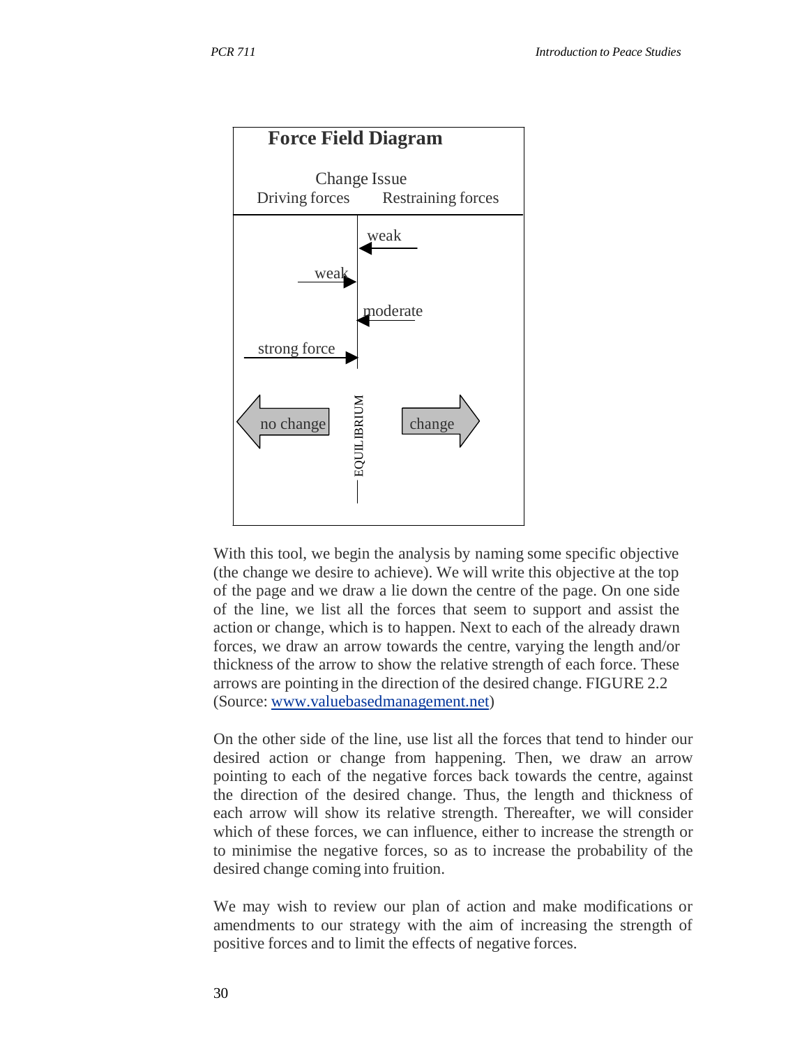**Force Field Diagram**

Change Issue

Driving forces Restraining forces

weak

weak

moderate

strong force

no change EQUILIBRIUM change

With this tool, we begin the analysis by naming some specific objective (the change we desire to achieve). We will write this objective at the top of the page and we draw a lie down the centre of the page. On one side of the line, we list all the forces that seem to support and assist the action or change, which is to happen. Next to each of the already drawn forces, we draw an arrow towards the centre, varying the length and/or thickness of the arrow to show the relative strength of each force. These arrows are pointing in the direction of the desired change. FIGURE 2.2 (Source: www.valuebasedmanagement.net)

On the other side of the line, use list all the forces that tend to hinder our desired action or change from happening. Then, we draw an arrow pointing to each of the negative forces back towards the centre, against the direction of the desired change. Thus, the length and thickness of each arrow will show its relative strength. Thereafter, we will consider which of these forces, we can influence, either to increase the strength or to minimise the negative forces, so as to increase the probability of the desired change coming into fruition.

We may wish to review our plan of action and make modifications or amendments to our strategy with the aim of increasing the strength of positive forces and to limit the effects of negative forces.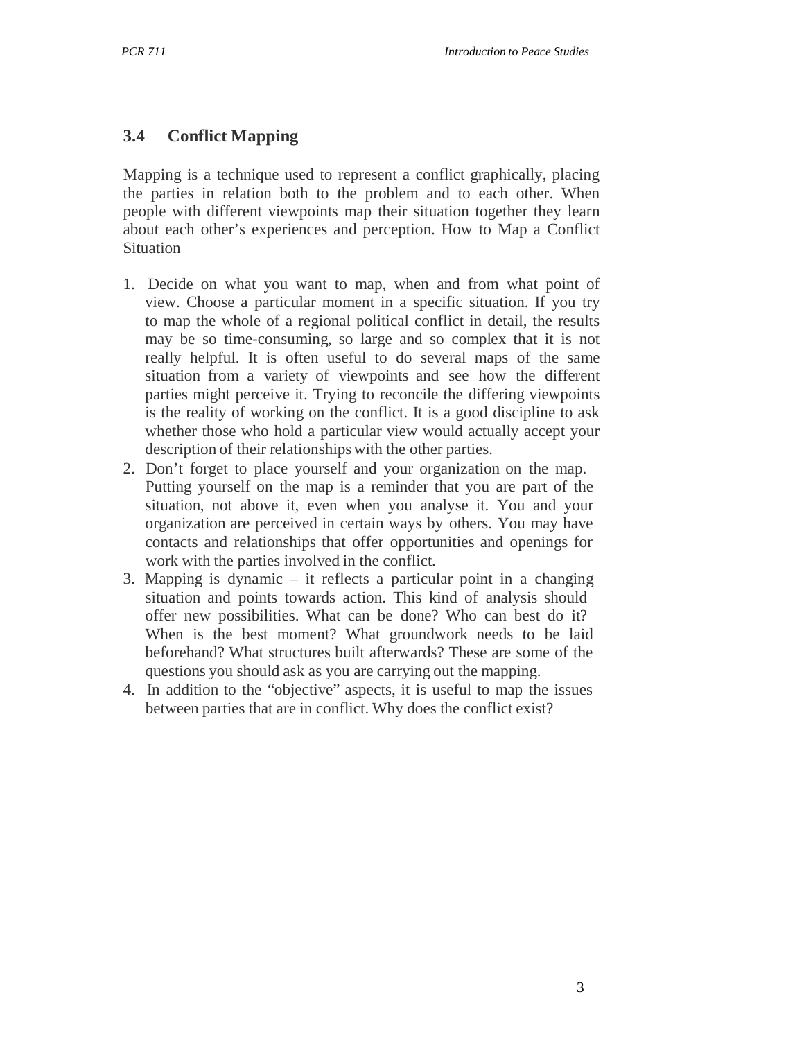## 3.4 Conflict Mapping

Mapping is a technique used to represent a conflict graphically, placing the parties in relation both to the problem and to each other. When people with different viewpoints map their situation together they learn about each other's experiences and perception. How to Map a Conflict Situation

1. Decide on what you want to map, when and from what point of view. Choose a particular moment in a specific situation. If you try to map the whole of a regional political conflict in detail, the results may be so time-consuming, so large and so complex that it is not really helpful. It is often useful to do several maps of the same situation from a variety of viewpoints and see how the different parties might perceive it. Trying to reconcile the differing viewpoints is the reality of working on the conflict. It is a good discipline to ask whether those who hold a particular view would actually accept your description of their relationships with the other parties.
2. Don't forget to place yourself and your organization on the map. Putting yourself on the map is a reminder that you are part of the situation, not above it, even when you analyse it. You and your organization are perceived in certain ways by others. You may have contacts and relationships that offer opportunities and openings for work with the parties involved in the conflict.
3. Mapping is dynamic – it reflects a particular point in a changing situation and points towards action. This kind of analysis should offer new possibilities. What can be done? Who can best do it? When is the best moment? What groundwork needs to be laid beforehand? What structures built afterwards? These are some of the questions you should ask as you are carrying out the mapping.
4. In addition to the "objective" aspects, it is useful to map the issues between parties that are in conflict. Why does the conflict exist?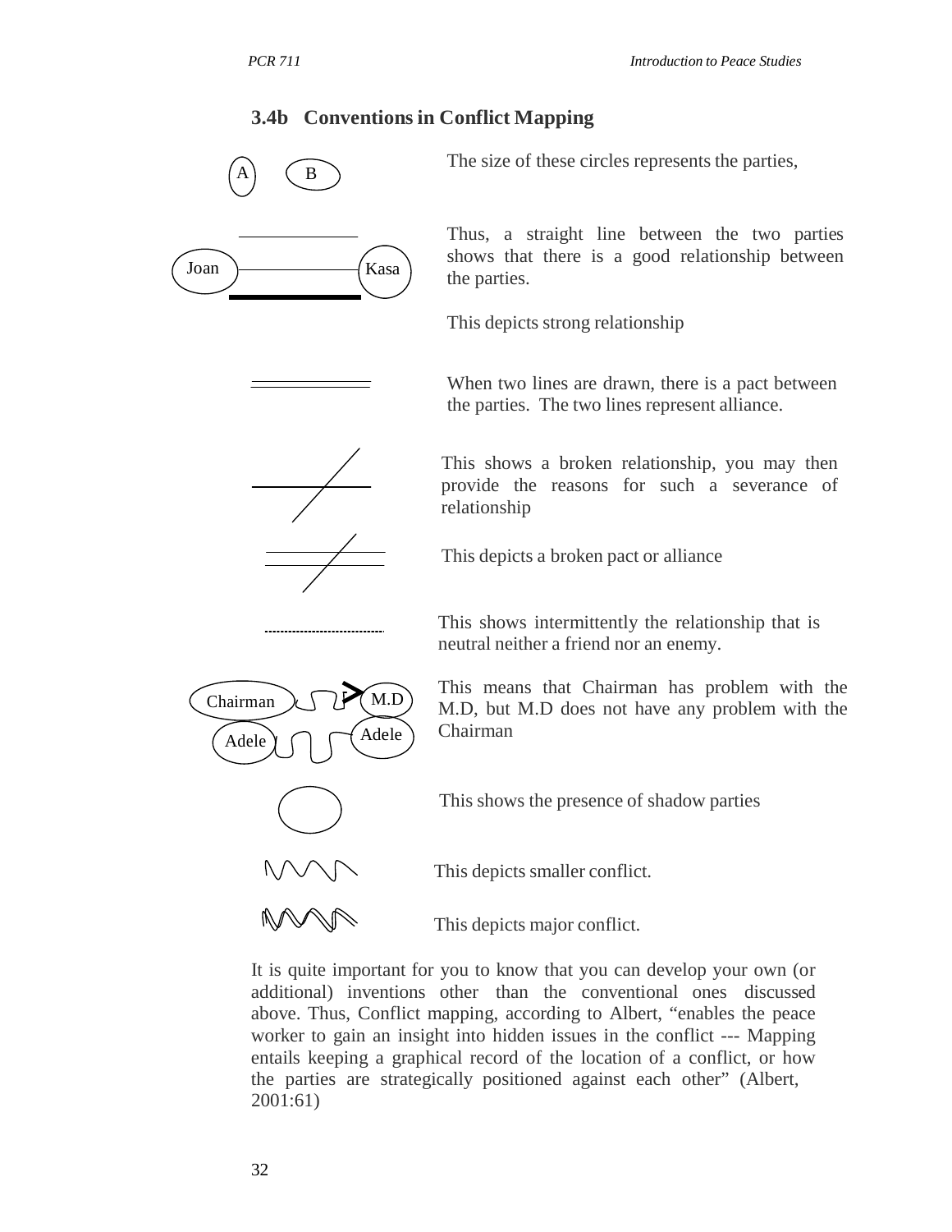### 3.4b Conventions in Conflict Mapping

A B

The size of these circles represents the parties,

Joan Kasa

Thus, a straight line between the two parties shows that there is a good relationship between the parties.

This depicts strong relationship

When two lines are drawn, there is a pact between the parties. The two lines represent alliance.

This shows a broken relationship, you may then provide the reasons for such a severance of relationship

This depicts a broken pact or alliance

This shows intermittently the relationship that is neutral neither a friend nor an enemy.

Chairman M.D

Adele Adele

This means that Chairman has problem with the M.D, but M.D does not have any problem with the Chairman

This shows the presence of shadow parties

This depicts smaller conflict.

This depicts major conflict.

It is quite important for you to know that you can develop your own (or additional) inventions other than the conventional ones discussed above. Thus, Conflict mapping, according to Albert, "enables the peace worker to gain an insight into hidden issues in the conflict --- Mapping entails keeping a graphical record of the location of a conflict, or how the parties are strategically positioned against each other" (Albert, 2001:61)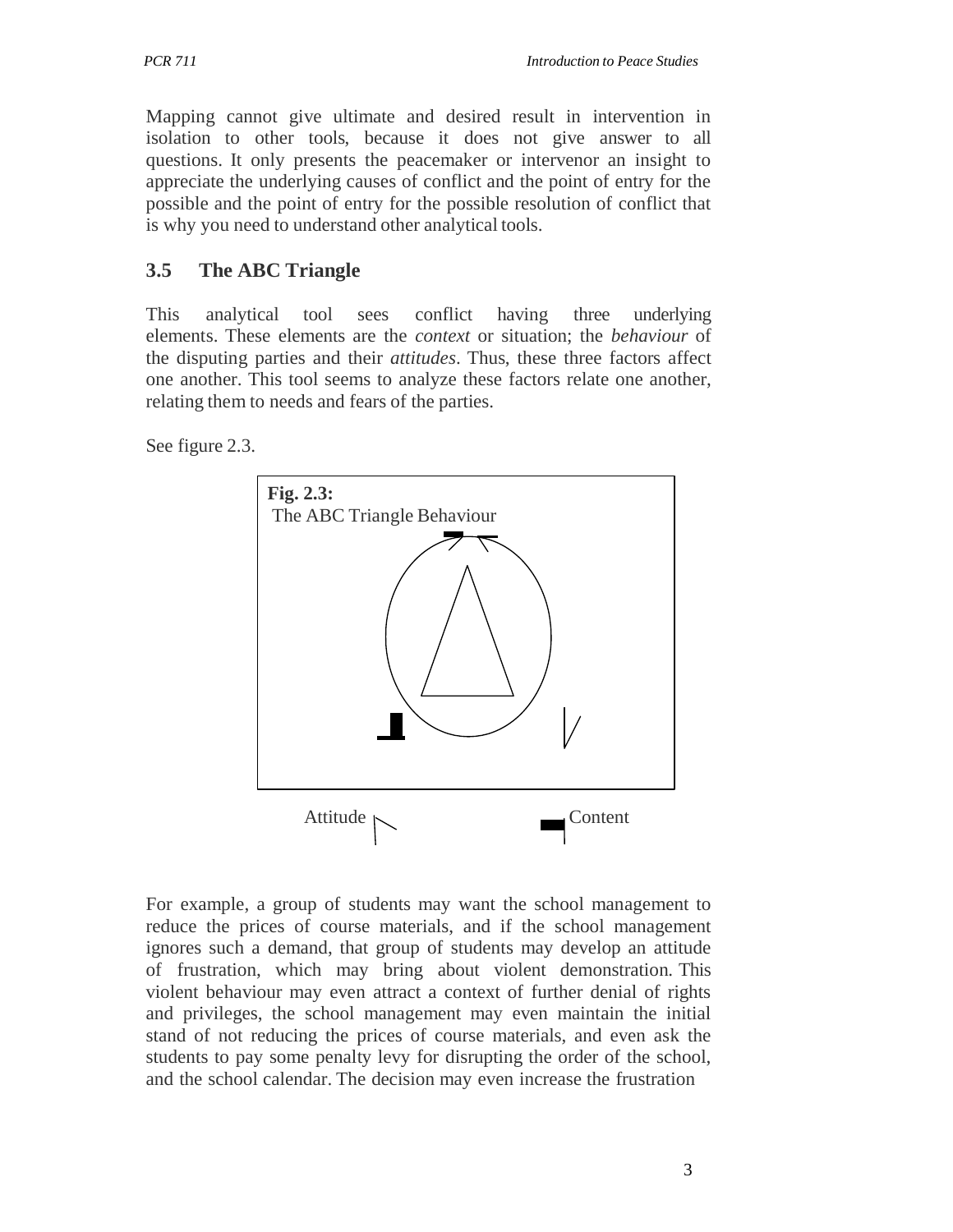Mapping cannot give ultimate and desired result in intervention in isolation to other tools, because it does not give answer to all questions. It only presents the peacemaker or intervenor an insight to appreciate the underlying causes of conflict and the point of entry for the possible and the point of entry for the possible resolution of conflict that is why you need to understand other analytical tools.

## 3.5 The ABC Triangle

This analytical tool sees conflict having three underlying elements. These elements are the *context* or situation; the *behaviour* of the disputing parties and their *attitudes*. Thus, these three factors affect one another. This tool seems to analyze these factors relate one another, relating them to needs and fears of the parties.

See figure 2.3.

**Fig. 2.3:**
The ABC Triangle Behaviour

Attitude Content

For example, a group of students may want the school management to reduce the prices of course materials, and if the school management ignores such a demand, that group of students may develop an attitude of frustration, which may bring about violent demonstration. This violent behaviour may even attract a context of further denial of rights and privileges, the school management may even maintain the initial stand of not reducing the prices of course materials, and even ask the students to pay some penalty levy for disrupting the order of the school, and the school calendar. The decision may even increase the frustration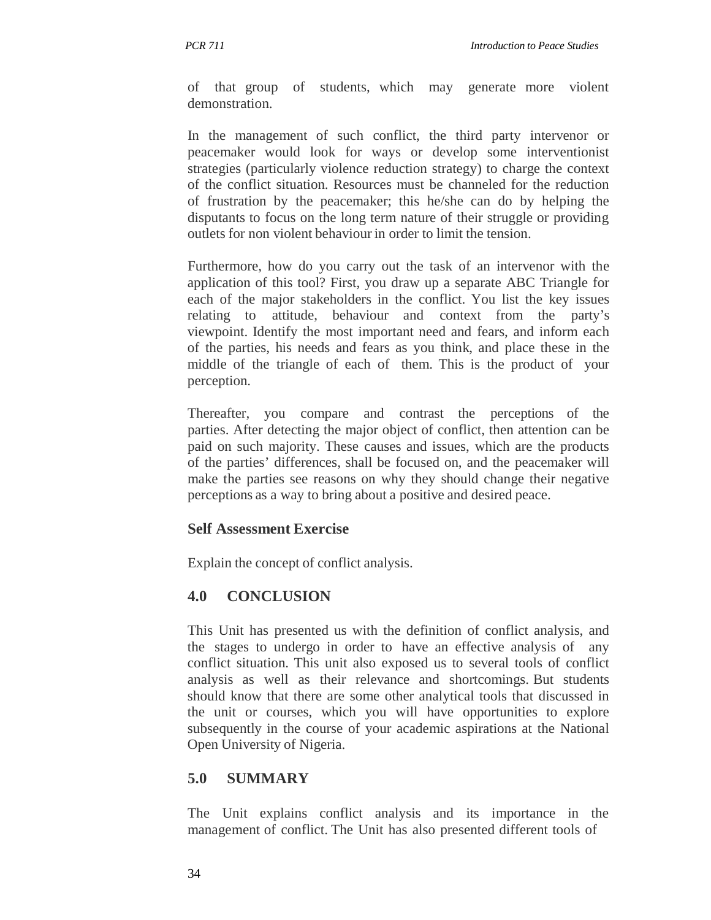of that group of students, which may generate more violent demonstration.

In the management of such conflict, the third party intervenor or peacemaker would look for ways or develop some interventionist strategies (particularly violence reduction strategy) to charge the context of the conflict situation. Resources must be channeled for the reduction of frustration by the peacemaker; this he/she can do by helping the disputants to focus on the long term nature of their struggle or providing outlets for non violent behaviour in order to limit the tension.

Furthermore, how do you carry out the task of an intervenor with the application of this tool? First, you draw up a separate ABC Triangle for each of the major stakeholders in the conflict. You list the key issues relating to attitude, behaviour and context from the party's viewpoint. Identify the most important need and fears, and inform each of the parties, his needs and fears as you think, and place these in the middle of the triangle of each of them. This is the product of your perception.

Thereafter, you compare and contrast the perceptions of the parties. After detecting the major object of conflict, then attention can be paid on such majority. These causes and issues, which are the products of the parties' differences, shall be focused on, and the peacemaker will make the parties see reasons on why they should change their negative perceptions as a way to bring about a positive and desired peace.

**Self Assessment Exercise**

Explain the concept of conflict analysis.

## 4.0 CONCLUSION

This Unit has presented us with the definition of conflict analysis, and the stages to undergo in order to have an effective analysis of any conflict situation. This unit also exposed us to several tools of conflict analysis as well as their relevance and shortcomings. But students should know that there are some other analytical tools that discussed in the unit or courses, which you will have opportunities to explore subsequently in the course of your academic aspirations at the National Open University of Nigeria.

## 5.0 SUMMARY

The Unit explains conflict analysis and its importance in the management of conflict. The Unit has also presented different tools of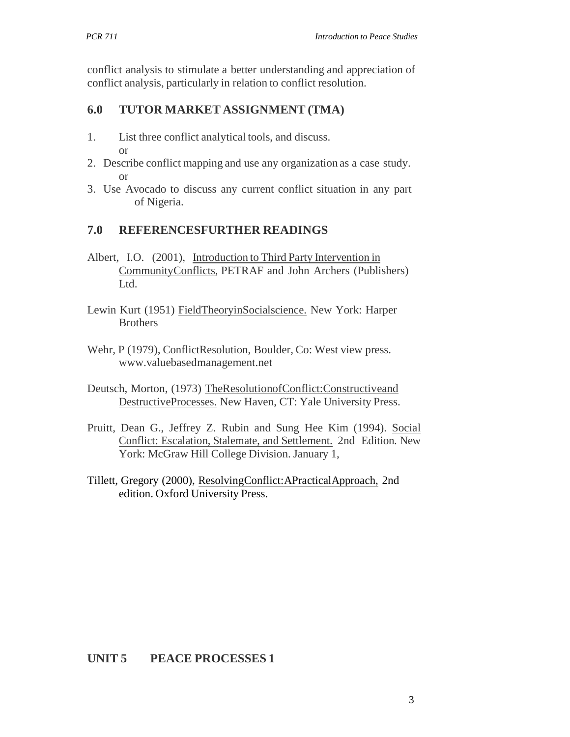conflict analysis to stimulate a better understanding and appreciation of conflict analysis, particularly in relation to conflict resolution.

## 6.0 TUTOR MARKET ASSIGNMENT (TMA)

1. List three conflict analytical tools, and discuss.
   or
2. Describe conflict mapping and use any organization as a case study.
   or
3. Use Avocado to discuss any current conflict situation in any part of Nigeria.

## 7.0 REFERENCESFURTHER READINGS

Albert, I.O. (2001), Introduction to Third Party Intervention in CommunityConflicts, PETRAF and John Archers (Publishers) Ltd.

Lewin Kurt (1951) FieldTheoryinSocialscience. New York: Harper Brothers

Wehr, P (1979), ConflictResolution, Boulder, Co: West view press. www.valuebasedmanagement.net

Deutsch, Morton, (1973) TheResolutionofConflict:Constructiveand DestructiveProcesses. New Haven, CT: Yale University Press.

Pruitt, Dean G., Jeffrey Z. Rubin and Sung Hee Kim (1994). Social Conflict: Escalation, Stalemate, and Settlement. 2nd Edition. New York: McGraw Hill College Division. January 1,

Tillett, Gregory (2000), ResolvingConflict:APracticalApproach, 2nd edition. Oxford University Press.

# UNIT 5 PEACE PROCESSES 1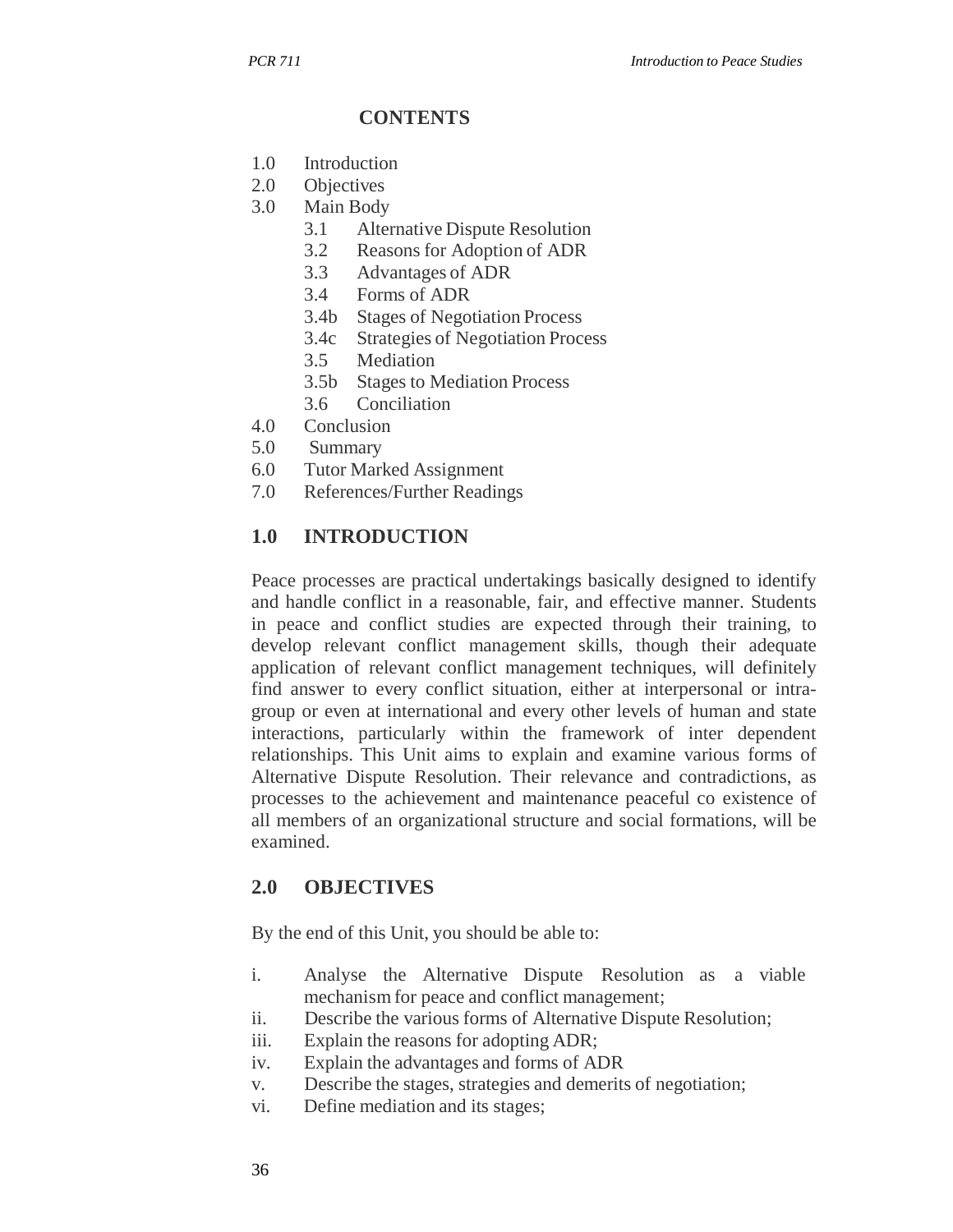**CONTENTS**

1.0 Introduction
2.0 Objectives
3.0 Main Body
   3.1 Alternative Dispute Resolution
   3.2 Reasons for Adoption of ADR
   3.3 Advantages of ADR
   3.4 Forms of ADR
   3.4b Stages of Negotiation Process
   3.4c Strategies of Negotiation Process
   3.5 Mediation
   3.5b Stages to Mediation Process
   3.6 Conciliation
4.0 Conclusion
5.0 Summary
6.0 Tutor Marked Assignment
7.0 References/Further Readings

## 1.0 INTRODUCTION

Peace processes are practical undertakings basically designed to identify and handle conflict in a reasonable, fair, and effective manner. Students in peace and conflict studies are expected through their training, to develop relevant conflict management skills, though their adequate application of relevant conflict management techniques, will definitely find answer to every conflict situation, either at interpersonal or intra-group or even at international and every other levels of human and state interactions, particularly within the framework of inter dependent relationships. This Unit aims to explain and examine various forms of Alternative Dispute Resolution. Their relevance and contradictions, as processes to the achievement and maintenance peaceful co existence of all members of an organizational structure and social formations, will be examined.

## 2.0 OBJECTIVES

By the end of this Unit, you should be able to:

i. Analyse the Alternative Dispute Resolution as a viable mechanism for peace and conflict management;
ii. Describe the various forms of Alternative Dispute Resolution;
iii. Explain the reasons for adopting ADR;
iv. Explain the advantages and forms of ADR
v. Describe the stages, strategies and demerits of negotiation;
vi. Define mediation and its stages;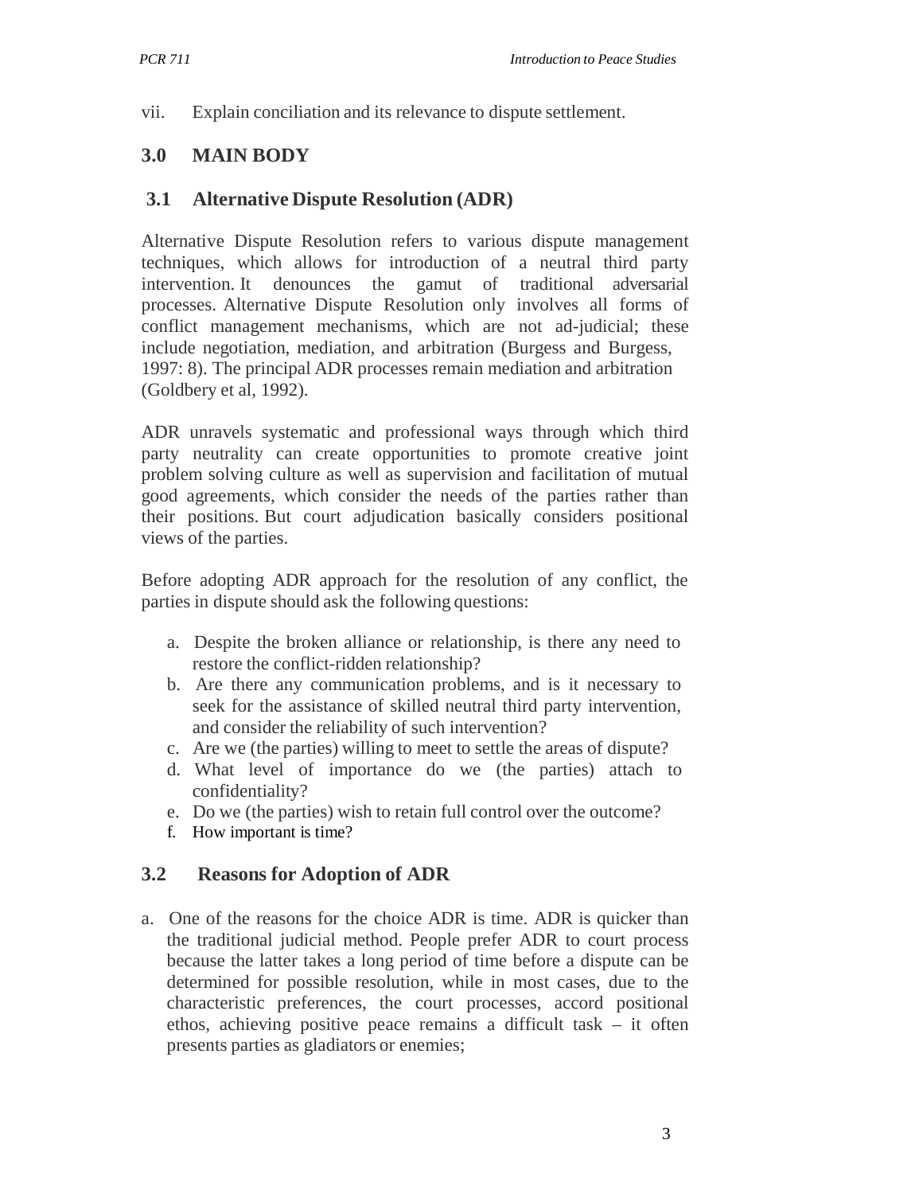vii. Explain conciliation and its relevance to dispute settlement.

## 3.0 MAIN BODY

### 3.1 Alternative Dispute Resolution (ADR)

Alternative Dispute Resolution refers to various dispute management techniques, which allows for introduction of a neutral third party intervention. It denounces the gamut of traditional adversarial processes. Alternative Dispute Resolution only involves all forms of conflict management mechanisms, which are not ad-judicial; these include negotiation, mediation, and arbitration (Burgess and Burgess, 1997: 8). The principal ADR processes remain mediation and arbitration (Goldbery et al, 1992).

ADR unravels systematic and professional ways through which third party neutrality can create opportunities to promote creative joint problem solving culture as well as supervision and facilitation of mutual good agreements, which consider the needs of the parties rather than their positions. But court adjudication basically considers positional views of the parties.

Before adopting ADR approach for the resolution of any conflict, the parties in dispute should ask the following questions:

a. Despite the broken alliance or relationship, is there any need to restore the conflict-ridden relationship?
b. Are there any communication problems, and is it necessary to seek for the assistance of skilled neutral third party intervention, and consider the reliability of such intervention?
c. Are we (the parties) willing to meet to settle the areas of dispute?
d. What level of importance do we (the parties) attach to confidentiality?
e. Do we (the parties) wish to retain full control over the outcome?
f. How important is time?

### 3.2 Reasons for Adoption of ADR

a. One of the reasons for the choice ADR is time. ADR is quicker than the traditional judicial method. People prefer ADR to court process because the latter takes a long period of time before a dispute can be determined for possible resolution, while in most cases, due to the characteristic preferences, the court processes, accord positional ethos, achieving positive peace remains a difficult task – it often presents parties as gladiators or enemies;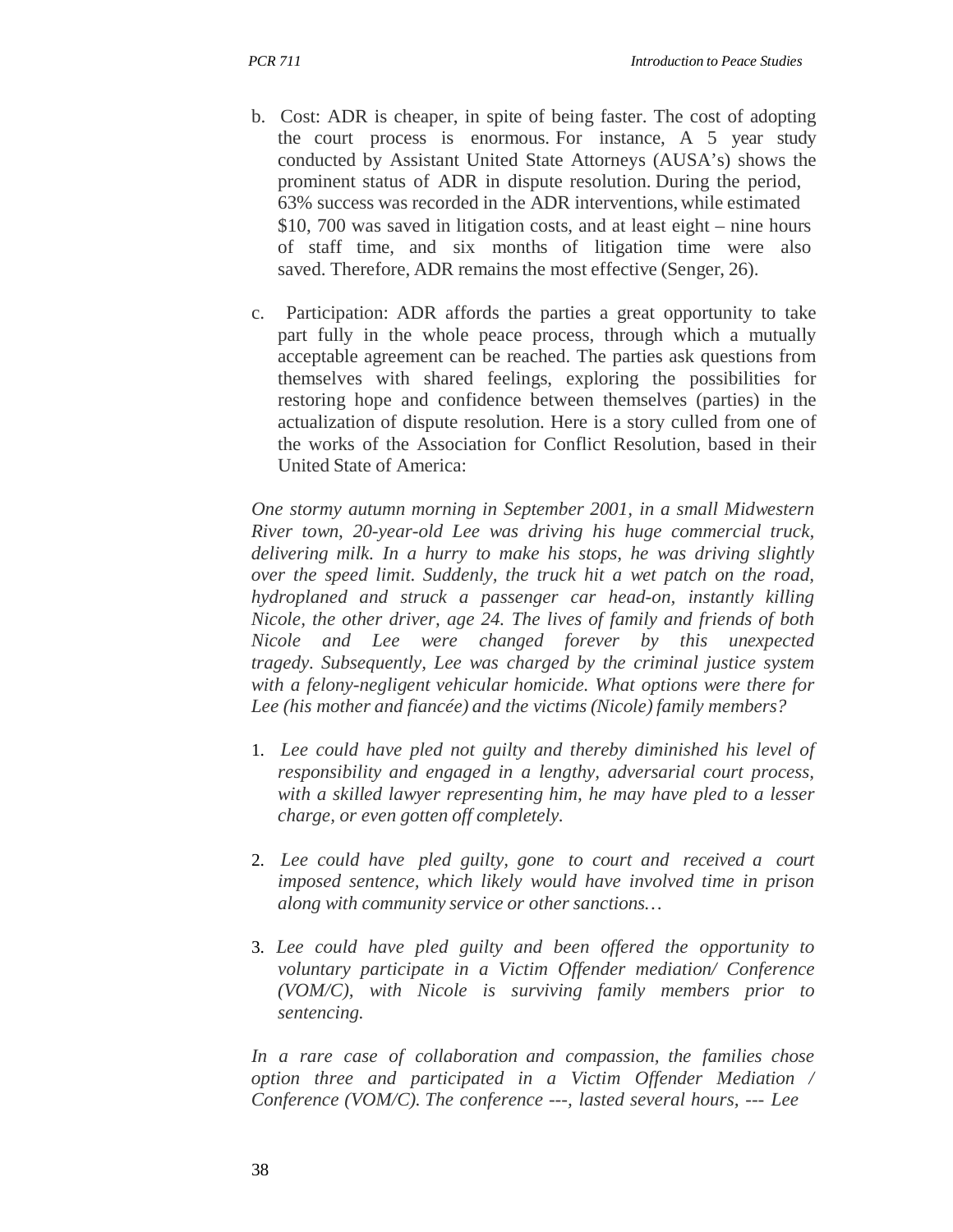b. Cost: ADR is cheaper, in spite of being faster. The cost of adopting the court process is enormous. For instance, A 5 year study conducted by Assistant United State Attorneys (AUSA's) shows the prominent status of ADR in dispute resolution. During the period, 63% success was recorded in the ADR interventions, while estimated $10, 700 was saved in litigation costs, and at least eight – nine hours of staff time, and six months of litigation time were also saved. Therefore, ADR remains the most effective (Senger, 26).

c. Participation: ADR affords the parties a great opportunity to take part fully in the whole peace process, through which a mutually acceptable agreement can be reached. The parties ask questions from themselves with shared feelings, exploring the possibilities for restoring hope and confidence between themselves (parties) in the actualization of dispute resolution. Here is a story culled from one of the works of the Association for Conflict Resolution, based in their United State of America:

*One stormy autumn morning in September 2001, in a small Midwestern River town, 20-year-old Lee was driving his huge commercial truck, delivering milk. In a hurry to make his stops, he was driving slightly over the speed limit. Suddenly, the truck hit a wet patch on the road, hydroplaned and struck a passenger car head-on, instantly killing Nicole, the other driver, age 24. The lives of family and friends of both Nicole and Lee were changed forever by this unexpected tragedy. Subsequently, Lee was charged by the criminal justice system with a felony-negligent vehicular homicide. What options were there for Lee (his mother and fiancée) and the victims (Nicole) family members?*

1. *Lee could have pled not guilty and thereby diminished his level of responsibility and engaged in a lengthy, adversarial court process, with a skilled lawyer representing him, he may have pled to a lesser charge, or even gotten off completely.*

2. *Lee could have pled guilty, gone to court and received a court imposed sentence, which likely would have involved time in prison along with community service or other sanctions…*

3. *Lee could have pled guilty and been offered the opportunity to voluntary participate in a Victim Offender mediation/ Conference (VOM/C), with Nicole is surviving family members prior to sentencing.*

*In a rare case of collaboration and compassion, the families chose option three and participated in a Victim Offender Mediation / Conference (VOM/C). The conference ---, lasted several hours, --- Lee*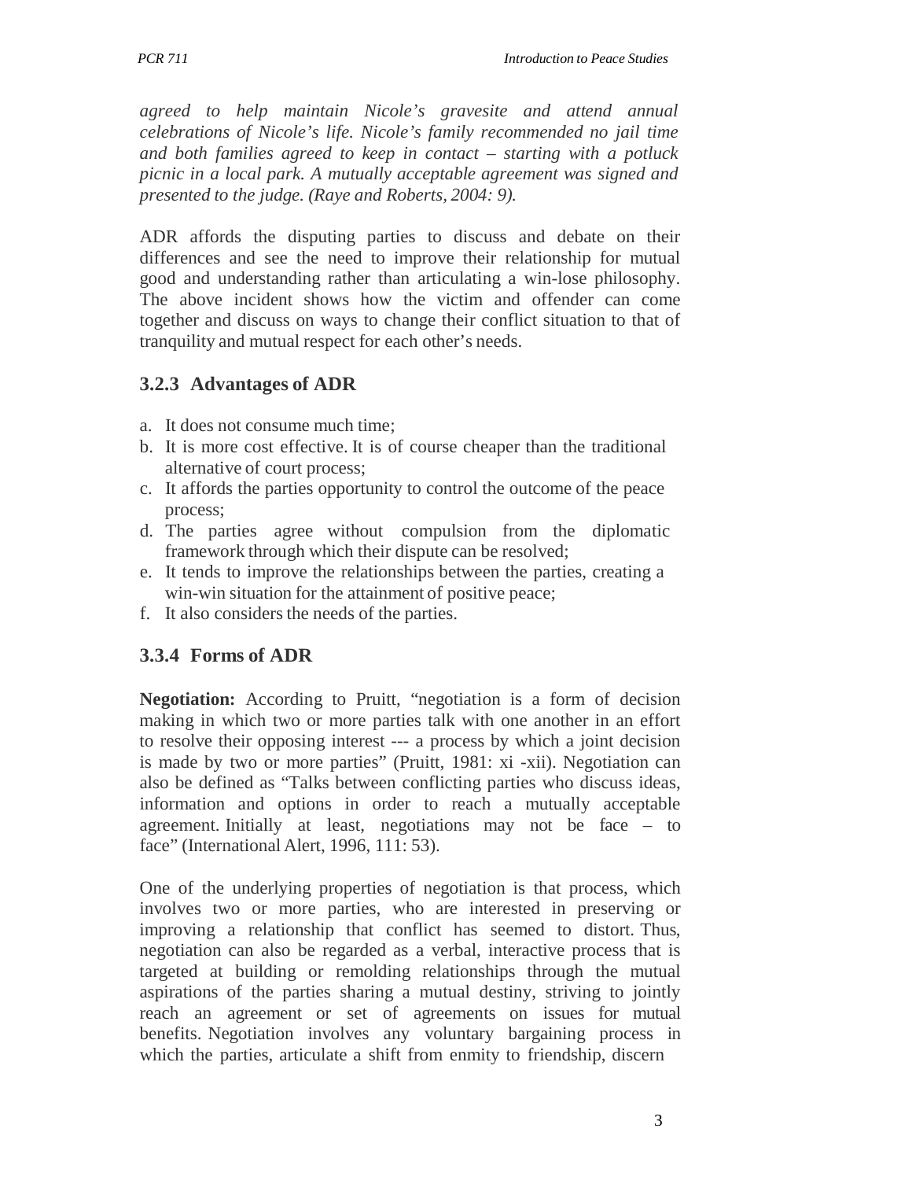*agreed to help maintain Nicole's gravesite and attend annual celebrations of Nicole's life. Nicole's family recommended no jail time and both families agreed to keep in contact – starting with a potluck picnic in a local park. A mutually acceptable agreement was signed and presented to the judge. (Raye and Roberts, 2004: 9).*

ADR affords the disputing parties to discuss and debate on their differences and see the need to improve their relationship for mutual good and understanding rather than articulating a win-lose philosophy. The above incident shows how the victim and offender can come together and discuss on ways to change their conflict situation to that of tranquility and mutual respect for each other's needs.

### 3.2.3 Advantages of ADR

a. It does not consume much time;
b. It is more cost effective. It is of course cheaper than the traditional alternative of court process;
c. It affords the parties opportunity to control the outcome of the peace process;
d. The parties agree without compulsion from the diplomatic framework through which their dispute can be resolved;
e. It tends to improve the relationships between the parties, creating a win-win situation for the attainment of positive peace;
f. It also considers the needs of the parties.

### 3.3.4 Forms of ADR

**Negotiation:** According to Pruitt, "negotiation is a form of decision making in which two or more parties talk with one another in an effort to resolve their opposing interest --- a process by which a joint decision is made by two or more parties" (Pruitt, 1981: xi -xii). Negotiation can also be defined as "Talks between conflicting parties who discuss ideas, information and options in order to reach a mutually acceptable agreement. Initially at least, negotiations may not be face – to face" (International Alert, 1996, 111: 53).

One of the underlying properties of negotiation is that process, which involves two or more parties, who are interested in preserving or improving a relationship that conflict has seemed to distort. Thus, negotiation can also be regarded as a verbal, interactive process that is targeted at building or remolding relationships through the mutual aspirations of the parties sharing a mutual destiny, striving to jointly reach an agreement or set of agreements on issues for mutual benefits. Negotiation involves any voluntary bargaining process in which the parties, articulate a shift from enmity to friendship, discern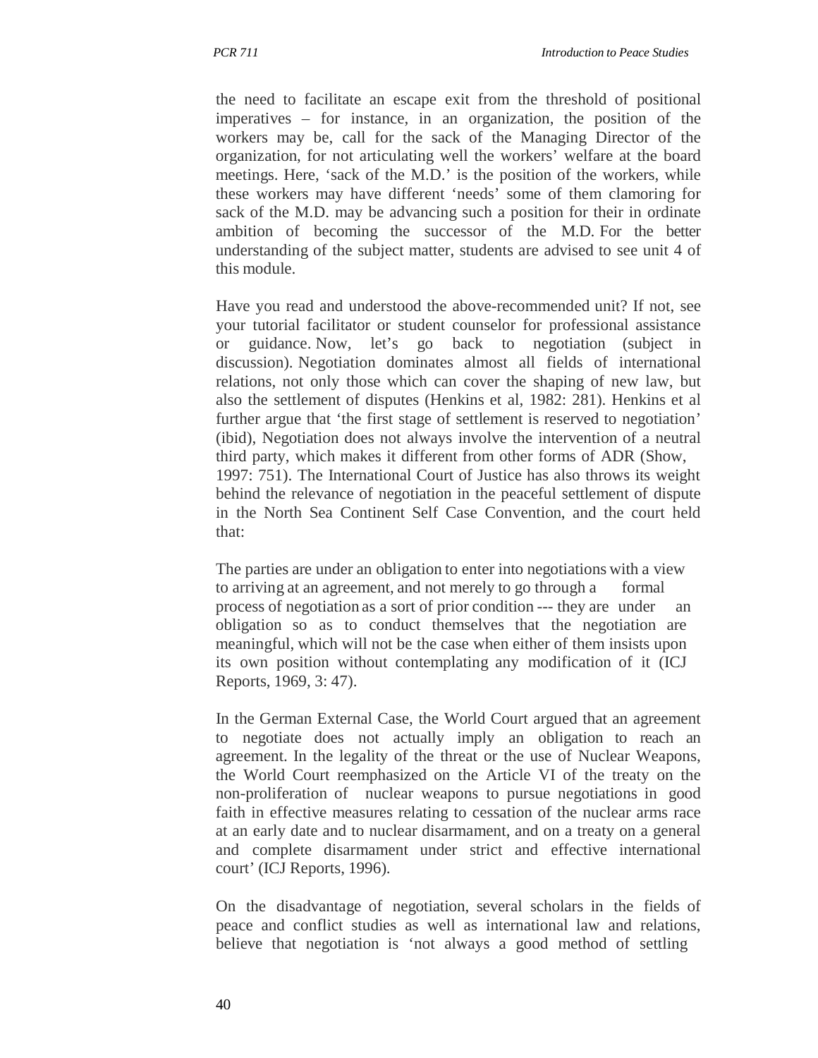the need to facilitate an escape exit from the threshold of positional imperatives – for instance, in an organization, the position of the workers may be, call for the sack of the Managing Director of the organization, for not articulating well the workers' welfare at the board meetings. Here, 'sack of the M.D.' is the position of the workers, while these workers may have different 'needs' some of them clamoring for sack of the M.D. may be advancing such a position for their in ordinate ambition of becoming the successor of the M.D. For the better understanding of the subject matter, students are advised to see unit 4 of this module.

Have you read and understood the above-recommended unit? If not, see your tutorial facilitator or student counselor for professional assistance or guidance. Now, let's go back to negotiation (subject in discussion). Negotiation dominates almost all fields of international relations, not only those which can cover the shaping of new law, but also the settlement of disputes (Henkins et al, 1982: 281). Henkins et al further argue that 'the first stage of settlement is reserved to negotiation' (ibid), Negotiation does not always involve the intervention of a neutral third party, which makes it different from other forms of ADR (Show, 1997: 751). The International Court of Justice has also throws its weight behind the relevance of negotiation in the peaceful settlement of dispute in the North Sea Continent Self Case Convention, and the court held that:

> The parties are under an obligation to enter into negotiations with a view to arriving at an agreement, and not merely to go through a formal process of negotiation as a sort of prior condition --- they are under an obligation so as to conduct themselves that the negotiation are meaningful, which will not be the case when either of them insists upon its own position without contemplating any modification of it (ICJ Reports, 1969, 3: 47).

In the German External Case, the World Court argued that an agreement to negotiate does not actually imply an obligation to reach an agreement. In the legality of the threat or the use of Nuclear Weapons, the World Court reemphasized on the Article VI of the treaty on the non-proliferation of nuclear weapons to pursue negotiations in good faith in effective measures relating to cessation of the nuclear arms race at an early date and to nuclear disarmament, and on a treaty on a general and complete disarmament under strict and effective international court' (ICJ Reports, 1996).

On the disadvantage of negotiation, several scholars in the fields of peace and conflict studies as well as international law and relations, believe that negotiation is 'not always a good method of settling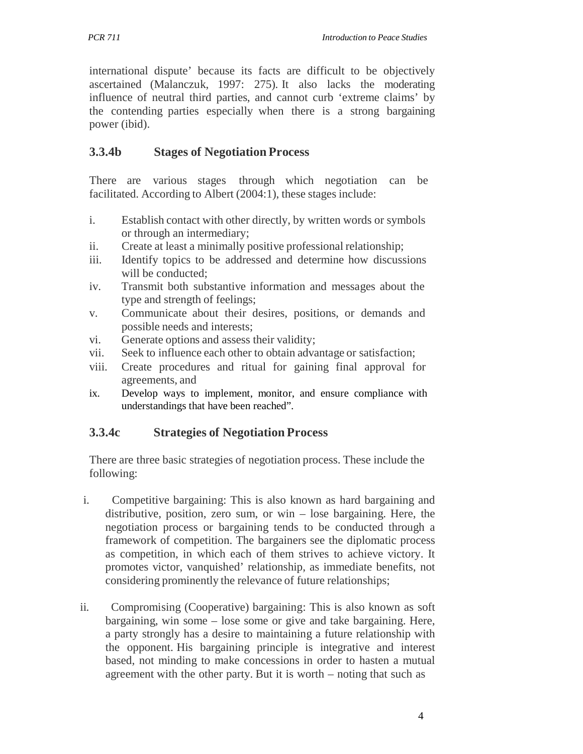international dispute' because its facts are difficult to be objectively ascertained (Malanczuk, 1997: 275). It also lacks the moderating influence of neutral third parties, and cannot curb 'extreme claims' by the contending parties especially when there is a strong bargaining power (ibid).

### 3.3.4b Stages of Negotiation Process

There are various stages through which negotiation can be facilitated. According to Albert (2004:1), these stages include:

i. Establish contact with other directly, by written words or symbols or through an intermediary;
ii. Create at least a minimally positive professional relationship;
iii. Identify topics to be addressed and determine how discussions will be conducted;
iv. Transmit both substantive information and messages about the type and strength of feelings;
v. Communicate about their desires, positions, or demands and possible needs and interests;
vi. Generate options and assess their validity;
vii. Seek to influence each other to obtain advantage or satisfaction;
viii. Create procedures and ritual for gaining final approval for agreements, and
ix. Develop ways to implement, monitor, and ensure compliance with understandings that have been reached".

### 3.3.4c Strategies of Negotiation Process

There are three basic strategies of negotiation process. These include the following:

i. Competitive bargaining: This is also known as hard bargaining and distributive, position, zero sum, or win – lose bargaining. Here, the negotiation process or bargaining tends to be conducted through a framework of competition. The bargainers see the diplomatic process as competition, in which each of them strives to achieve victory. It promotes victor, vanquished' relationship, as immediate benefits, not considering prominently the relevance of future relationships;

ii. Compromising (Cooperative) bargaining: This is also known as soft bargaining, win some – lose some or give and take bargaining. Here, a party strongly has a desire to maintaining a future relationship with the opponent. His bargaining principle is integrative and interest based, not minding to make concessions in order to hasten a mutual agreement with the other party. But it is worth – noting that such as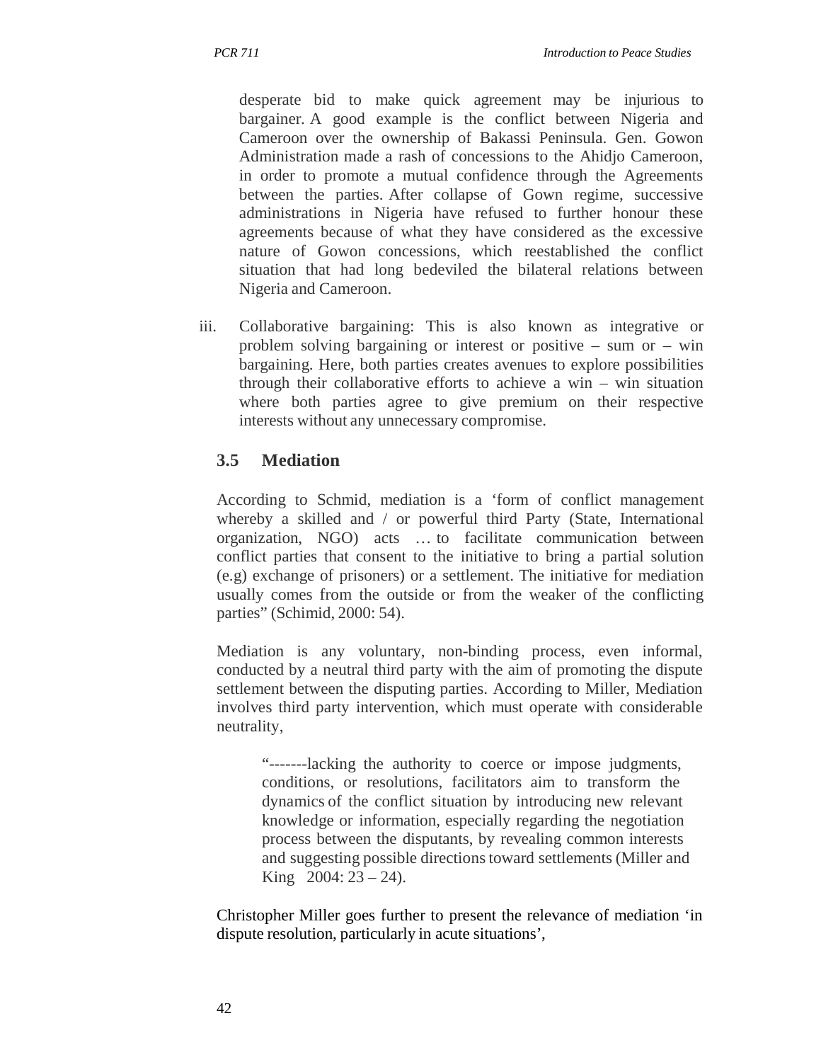desperate bid to make quick agreement may be injurious to bargainer. A good example is the conflict between Nigeria and Cameroon over the ownership of Bakassi Peninsula. Gen. Gowon Administration made a rash of concessions to the Ahidjo Cameroon, in order to promote a mutual confidence through the Agreements between the parties. After collapse of Gown regime, successive administrations in Nigeria have refused to further honour these agreements because of what they have considered as the excessive nature of Gowon concessions, which reestablished the conflict situation that had long bedeviled the bilateral relations between Nigeria and Cameroon.

iii. Collaborative bargaining: This is also known as integrative or problem solving bargaining or interest or positive – sum or – win bargaining. Here, both parties creates avenues to explore possibilities through their collaborative efforts to achieve a win – win situation where both parties agree to give premium on their respective interests without any unnecessary compromise.

### 3.5 Mediation

According to Schmid, mediation is a 'form of conflict management whereby a skilled and / or powerful third Party (State, International organization, NGO) acts … to facilitate communication between conflict parties that consent to the initiative to bring a partial solution (e.g) exchange of prisoners) or a settlement. The initiative for mediation usually comes from the outside or from the weaker of the conflicting parties" (Schimid, 2000: 54).

Mediation is any voluntary, non-binding process, even informal, conducted by a neutral third party with the aim of promoting the dispute settlement between the disputing parties. According to Miller, Mediation involves third party intervention, which must operate with considerable neutrality,

> "-------lacking the authority to coerce or impose judgments, conditions, or resolutions, facilitators aim to transform the dynamics of the conflict situation by introducing new relevant knowledge or information, especially regarding the negotiation process between the disputants, by revealing common interests and suggesting possible directions toward settlements (Miller and King 2004: 23 – 24).

Christopher Miller goes further to present the relevance of mediation 'in dispute resolution, particularly in acute situations',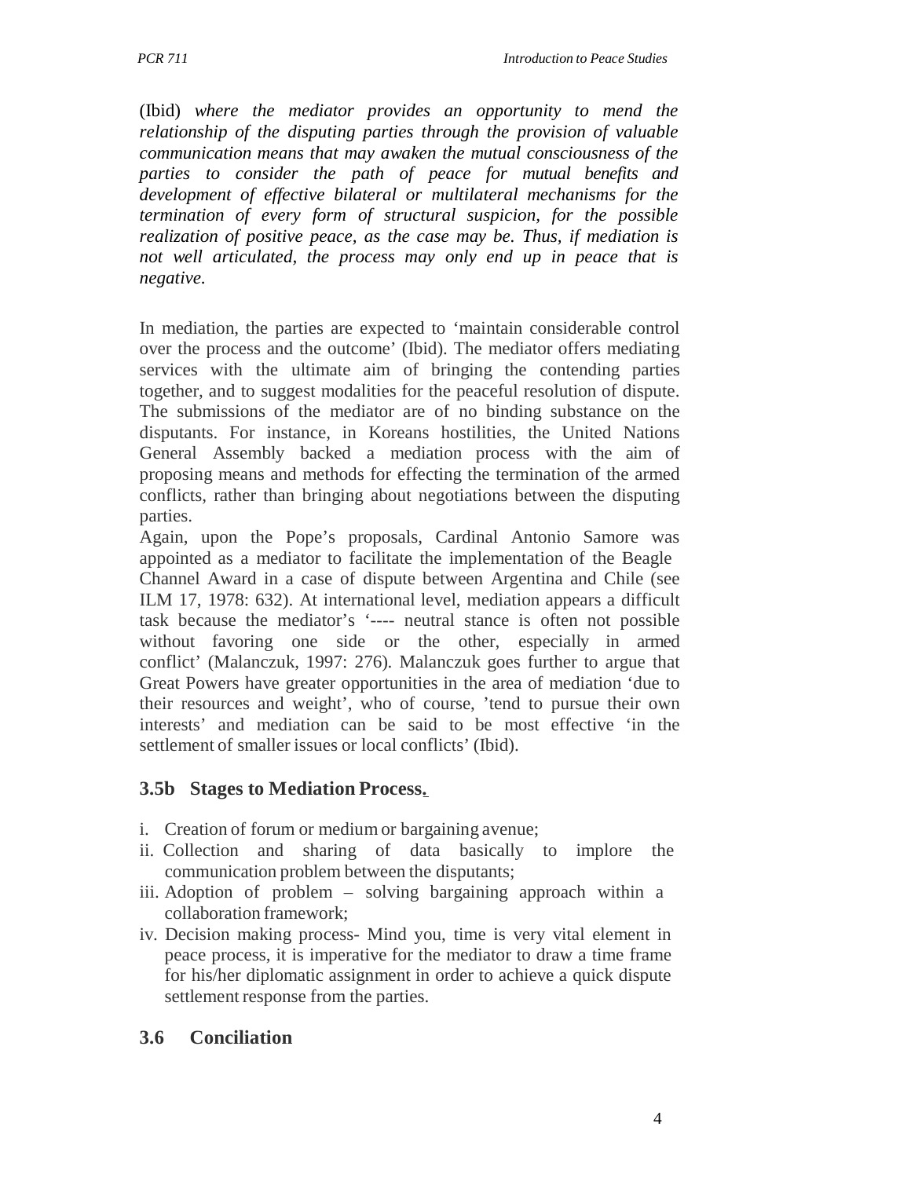(Ibid) *where the mediator provides an opportunity to mend the relationship of the disputing parties through the provision of valuable communication means that may awaken the mutual consciousness of the parties to consider the path of peace for mutual benefits and development of effective bilateral or multilateral mechanisms for the termination of every form of structural suspicion, for the possible realization of positive peace, as the case may be. Thus, if mediation is not well articulated, the process may only end up in peace that is negative.*

In mediation, the parties are expected to 'maintain considerable control over the process and the outcome' (Ibid). The mediator offers mediating services with the ultimate aim of bringing the contending parties together, and to suggest modalities for the peaceful resolution of dispute. The submissions of the mediator are of no binding substance on the disputants. For instance, in Koreans hostilities, the United Nations General Assembly backed a mediation process with the aim of proposing means and methods for effecting the termination of the armed conflicts, rather than bringing about negotiations between the disputing parties.

Again, upon the Pope's proposals, Cardinal Antonio Samore was appointed as a mediator to facilitate the implementation of the Beagle Channel Award in a case of dispute between Argentina and Chile (see ILM 17, 1978: 632). At international level, mediation appears a difficult task because the mediator's '---- neutral stance is often not possible without favoring one side or the other, especially in armed conflict' (Malanczuk, 1997: 276). Malanczuk goes further to argue that Great Powers have greater opportunities in the area of mediation 'due to their resources and weight', who of course, 'tend to pursue their own interests' and mediation can be said to be most effective 'in the settlement of smaller issues or local conflicts' (Ibid).

### 3.5b Stages to Mediation Process.

i. Creation of forum or medium or bargaining avenue;
ii. Collection and sharing of data basically to implore the communication problem between the disputants;
iii. Adoption of problem – solving bargaining approach within a collaboration framework;
iv. Decision making process- Mind you, time is very vital element in peace process, it is imperative for the mediator to draw a time frame for his/her diplomatic assignment in order to achieve a quick dispute settlement response from the parties.

## 3.6 Conciliation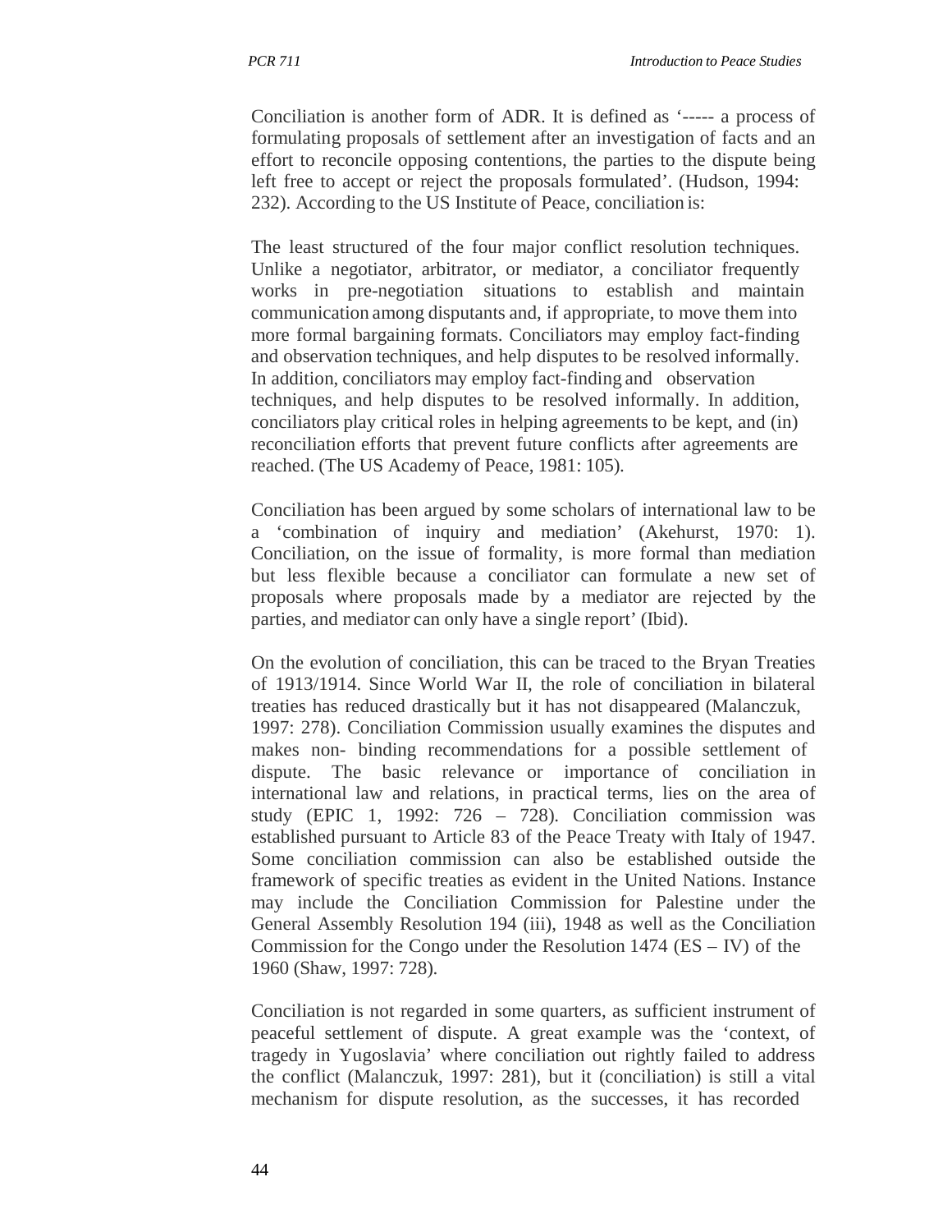Conciliation is another form of ADR. It is defined as '----- a process of formulating proposals of settlement after an investigation of facts and an effort to reconcile opposing contentions, the parties to the dispute being left free to accept or reject the proposals formulated'. (Hudson, 1994: 232). According to the US Institute of Peace, conciliation is:

> The least structured of the four major conflict resolution techniques. Unlike a negotiator, arbitrator, or mediator, a conciliator frequently works in pre-negotiation situations to establish and maintain communication among disputants and, if appropriate, to move them into more formal bargaining formats. Conciliators may employ fact-finding and observation techniques, and help disputes to be resolved informally. In addition, conciliators may employ fact-finding and observation techniques, and help disputes to be resolved informally. In addition, conciliators play critical roles in helping agreements to be kept, and (in) reconciliation efforts that prevent future conflicts after agreements are reached. (The US Academy of Peace, 1981: 105).

Conciliation has been argued by some scholars of international law to be a 'combination of inquiry and mediation' (Akehurst, 1970: 1). Conciliation, on the issue of formality, is more formal than mediation but less flexible because a conciliator can formulate a new set of proposals where proposals made by a mediator are rejected by the parties, and mediator can only have a single report' (Ibid).

On the evolution of conciliation, this can be traced to the Bryan Treaties of 1913/1914. Since World War II, the role of conciliation in bilateral treaties has reduced drastically but it has not disappeared (Malanczuk, 1997: 278). Conciliation Commission usually examines the disputes and makes non- binding recommendations for a possible settlement of dispute. The basic relevance or importance of conciliation in international law and relations, in practical terms, lies on the area of study (EPIC 1, 1992: 726 – 728). Conciliation commission was established pursuant to Article 83 of the Peace Treaty with Italy of 1947. Some conciliation commission can also be established outside the framework of specific treaties as evident in the United Nations. Instance may include the Conciliation Commission for Palestine under the General Assembly Resolution 194 (iii), 1948 as well as the Conciliation Commission for the Congo under the Resolution 1474 (ES – IV) of the 1960 (Shaw, 1997: 728).

Conciliation is not regarded in some quarters, as sufficient instrument of peaceful settlement of dispute. A great example was the 'context, of tragedy in Yugoslavia' where conciliation out rightly failed to address the conflict (Malanczuk, 1997: 281), but it (conciliation) is still a vital mechanism for dispute resolution, as the successes, it has recorded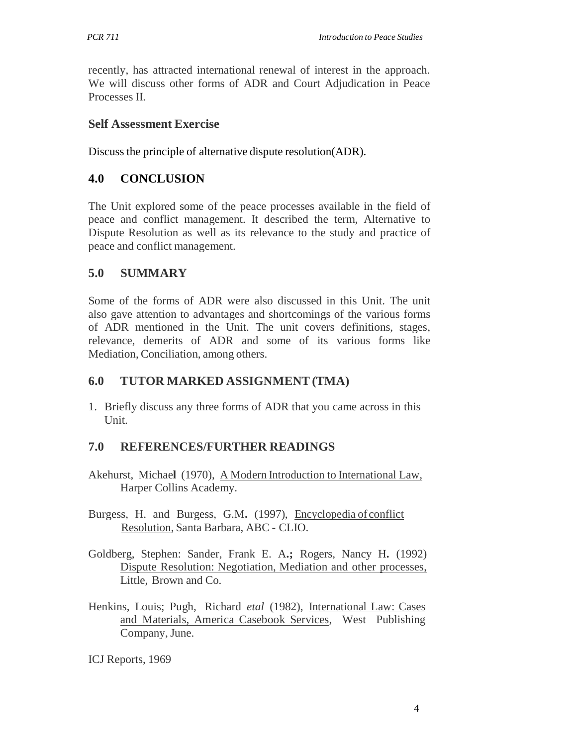recently, has attracted international renewal of interest in the approach. We will discuss other forms of ADR and Court Adjudication in Peace Processes II.

### Self Assessment Exercise

Discuss the principle of alternative dispute resolution(ADR).

## 4.0 CONCLUSION

The Unit explored some of the peace processes available in the field of peace and conflict management. It described the term, Alternative to Dispute Resolution as well as its relevance to the study and practice of peace and conflict management.

## 5.0 SUMMARY

Some of the forms of ADR were also discussed in this Unit. The unit also gave attention to advantages and shortcomings of the various forms of ADR mentioned in the Unit. The unit covers definitions, stages, relevance, demerits of ADR and some of its various forms like Mediation, Conciliation, among others.

## 6.0 TUTOR MARKED ASSIGNMENT (TMA)

1. Briefly discuss any three forms of ADR that you came across in this Unit.

## 7.0 REFERENCES/FURTHER READINGS

Akehurst, Michael (1970), A Modern Introduction to International Law, Harper Collins Academy.

Burgess, H. and Burgess, G.M. (1997), Encyclopedia of conflict Resolution, Santa Barbara, ABC - CLIO.

Goldberg, Stephen: Sander, Frank E. A.; Rogers, Nancy H. (1992) Dispute Resolution: Negotiation, Mediation and other processes, Little, Brown and Co.

Henkins, Louis; Pugh, Richard *etal* (1982), International Law: Cases and Materials, America Casebook Services, West Publishing Company, June.

ICJ Reports, 1969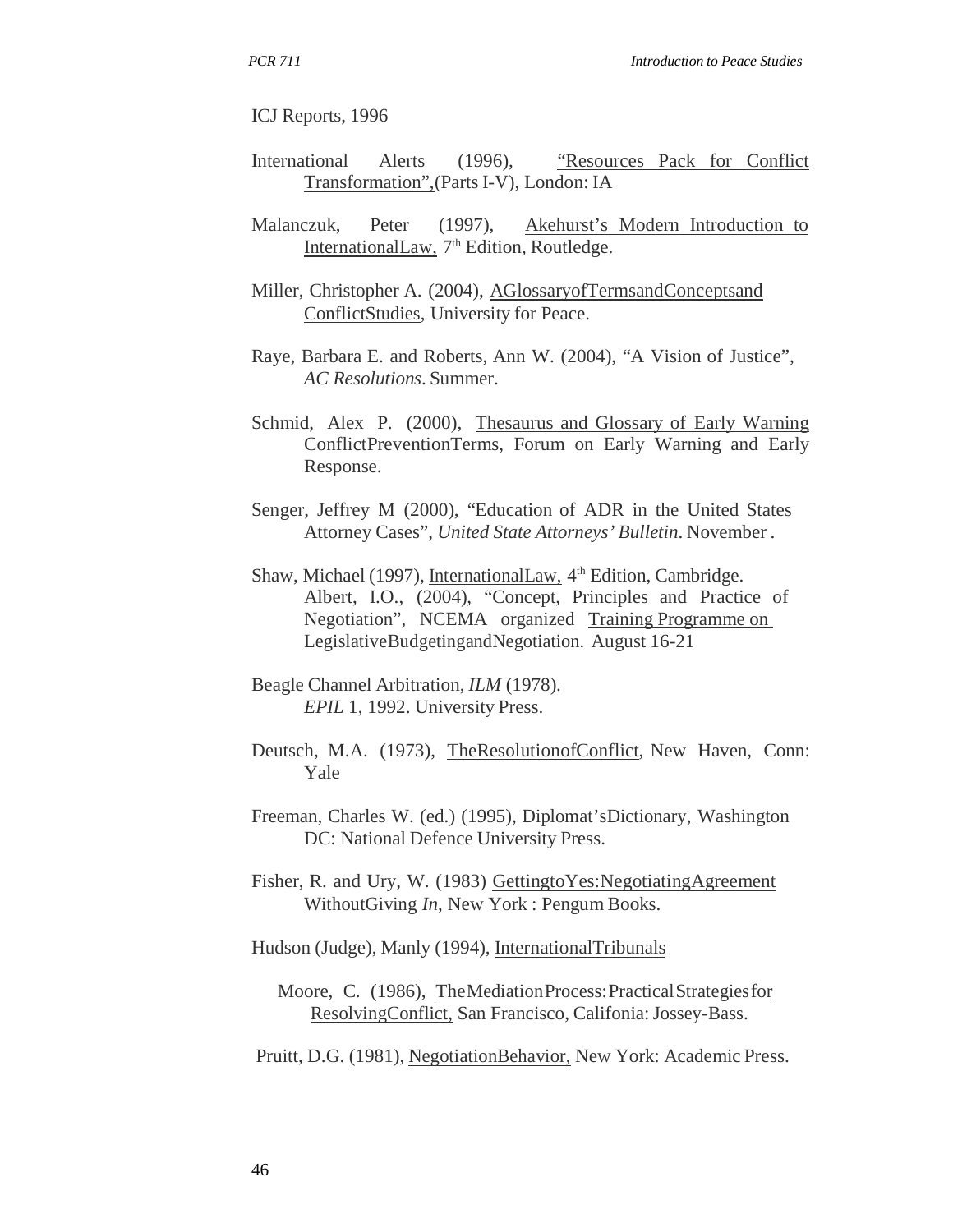ICJ Reports, 1996

International Alerts (1996), "Resources Pack for Conflict Transformation",(Parts I-V), London: IA

Malanczuk, Peter (1997), Akehurst's Modern Introduction to InternationalLaw, 7th Edition, Routledge.

Miller, Christopher A. (2004), AGlossaryofTermsandConceptsand ConflictStudies, University for Peace.

Raye, Barbara E. and Roberts, Ann W. (2004), "A Vision of Justice", *AC Resolutions*. Summer.

Schmid, Alex P. (2000), Thesaurus and Glossary of Early Warning ConflictPreventionTerms, Forum on Early Warning and Early Response.

Senger, Jeffrey M (2000), "Education of ADR in the United States Attorney Cases", *United State Attorneys' Bulletin*. November .

Shaw, Michael (1997), InternationalLaw, 4th Edition, Cambridge.
Albert, I.O., (2004), "Concept, Principles and Practice of Negotiation", NCEMA organized Training Programme on LegislativeBudgetingandNegotiation. August 16-21

Beagle Channel Arbitration, *ILM* (1978).
*EPIL* 1, 1992. University Press.

Deutsch, M.A. (1973), TheResolutionofConflict, New Haven, Conn: Yale

Freeman, Charles W. (ed.) (1995), Diplomat'sDictionary, Washington DC: National Defence University Press.

Fisher, R. and Ury, W. (1983) GettingtoYes:NegotiatingAgreement WithoutGiving *In*, New York : Pengum Books.

Hudson (Judge), Manly (1994), InternationalTribunals

Moore, C. (1986), TheMediationProcess:PracticalStrategiesfor ResolvingConflict, San Francisco, Califonia: Jossey-Bass.

Pruitt, D.G. (1981), NegotiationBehavior, New York: Academic Press.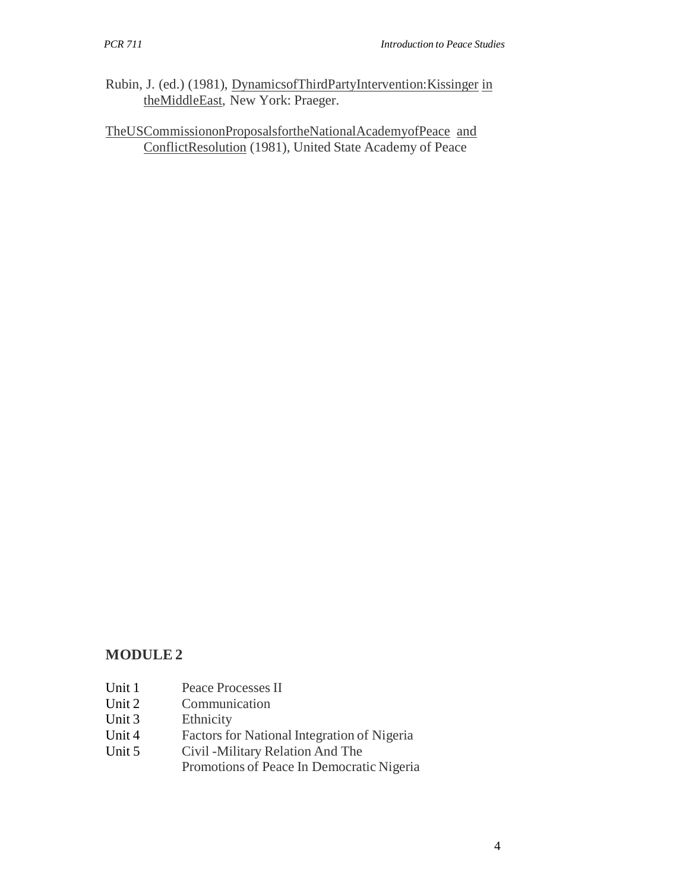Rubin, J. (ed.) (1981), DynamicsofThirdPartyIntervention:Kissinger in theMiddleEast, New York: Praeger.

TheUSCommissiononProposalsfortheNationalAcademyofPeace and ConflictResolution (1981), United State Academy of Peace

## MODULE 2

| | |
|---|---|
| Unit 1 | Peace Processes II |
| Unit 2 | Communication |
| Unit 3 | Ethnicity |
| Unit 4 | Factors for National Integration of Nigeria |
| Unit 5 | Civil -Military Relation And The Promotions of Peace In Democratic Nigeria |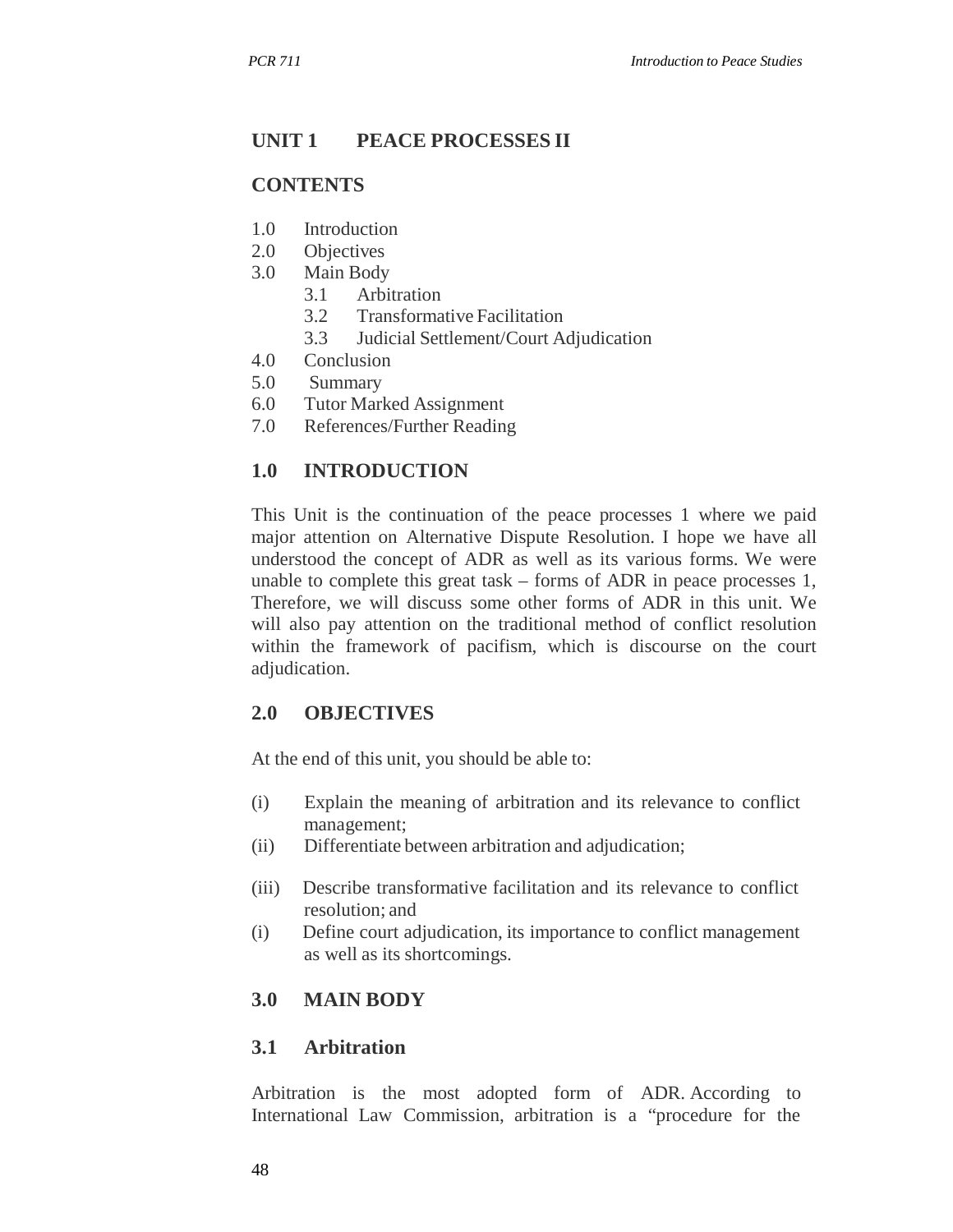## UNIT 1 PEACE PROCESSES II

### CONTENTS

1.0 Introduction
2.0 Objectives
3.0 Main Body
    3.1 Arbitration
    3.2 Transformative Facilitation
    3.3 Judicial Settlement/Court Adjudication
4.0 Conclusion
5.0 Summary
6.0 Tutor Marked Assignment
7.0 References/Further Reading

### 1.0 INTRODUCTION

This Unit is the continuation of the peace processes 1 where we paid major attention on Alternative Dispute Resolution. I hope we have all understood the concept of ADR as well as its various forms. We were unable to complete this great task – forms of ADR in peace processes 1, Therefore, we will discuss some other forms of ADR in this unit. We will also pay attention on the traditional method of conflict resolution within the framework of pacifism, which is discourse on the court adjudication.

### 2.0 OBJECTIVES

At the end of this unit, you should be able to:

(i) Explain the meaning of arbitration and its relevance to conflict management;
(ii) Differentiate between arbitration and adjudication;
(iii) Describe transformative facilitation and its relevance to conflict resolution; and
(i) Define court adjudication, its importance to conflict management as well as its shortcomings.

### 3.0 MAIN BODY

### 3.1 Arbitration

Arbitration is the most adopted form of ADR. According to International Law Commission, arbitration is a "procedure for the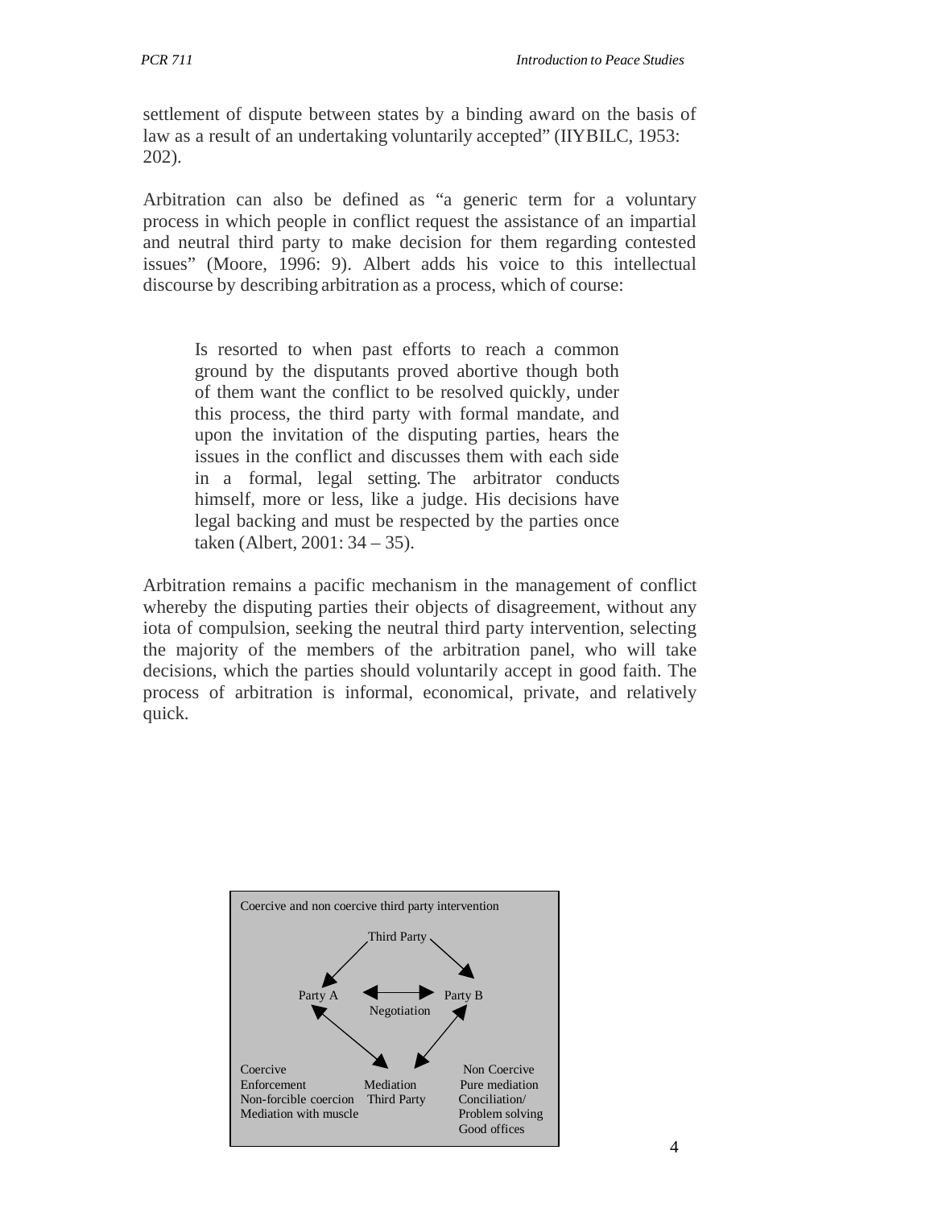settlement of dispute between states by a binding award on the basis of law as a result of an undertaking voluntarily accepted" (IIYBILC, 1953: 202).

Arbitration can also be defined as "a generic term for a voluntary process in which people in conflict request the assistance of an impartial and neutral third party to make decision for them regarding contested issues" (Moore, 1996: 9). Albert adds his voice to this intellectual discourse by describing arbitration as a process, which of course:

> Is resorted to when past efforts to reach a common ground by the disputants proved abortive though both of them want the conflict to be resolved quickly, under this process, the third party with formal mandate, and upon the invitation of the disputing parties, hears the issues in the conflict and discusses them with each side in a formal, legal setting. The arbitrator conducts himself, more or less, like a judge. His decisions have legal backing and must be respected by the parties once taken (Albert, 2001: 34 – 35).

Arbitration remains a pacific mechanism in the management of conflict whereby the disputing parties their objects of disagreement, without any iota of compulsion, seeking the neutral third party intervention, selecting the majority of the members of the arbitration panel, who will take decisions, which the parties should voluntarily accept in good faith. The process of arbitration is informal, economical, private, and relatively quick.

Coercive and non coercive third party intervention

Third Party

Party A ⟷ Party B

Negotiation

| Coercive | Mediation | Non Coercive |
|---|---|---|
| Enforcement | Third Party | Pure mediation |
| Non-forcible coercion | | Conciliation/ |
| Mediation with muscle | | Problem solving |
| | | Good offices |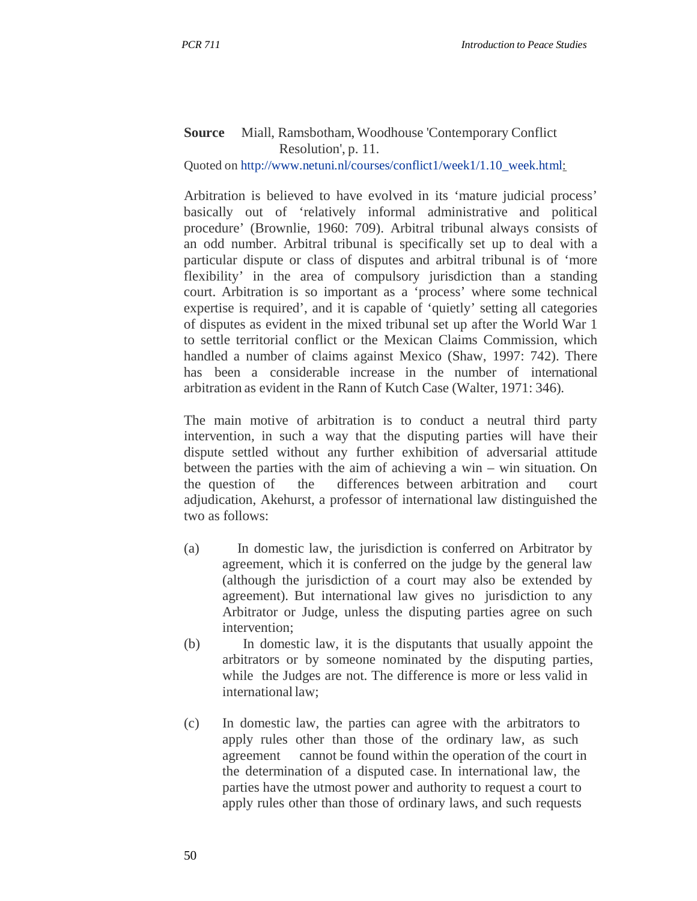**Source** Miall, Ramsbotham, Woodhouse 'Contemporary Conflict Resolution', p. 11.

Quoted on http://www.netuni.nl/courses/conflict1/week1/1.10_week.html:

Arbitration is believed to have evolved in its 'mature judicial process' basically out of 'relatively informal administrative and political procedure' (Brownlie, 1960: 709). Arbitral tribunal always consists of an odd number. Arbitral tribunal is specifically set up to deal with a particular dispute or class of disputes and arbitral tribunal is of 'more flexibility' in the area of compulsory jurisdiction than a standing court. Arbitration is so important as a 'process' where some technical expertise is required', and it is capable of 'quietly' setting all categories of disputes as evident in the mixed tribunal set up after the World War 1 to settle territorial conflict or the Mexican Claims Commission, which handled a number of claims against Mexico (Shaw, 1997: 742). There has been a considerable increase in the number of international arbitration as evident in the Rann of Kutch Case (Walter, 1971: 346).

The main motive of arbitration is to conduct a neutral third party intervention, in such a way that the disputing parties will have their dispute settled without any further exhibition of adversarial attitude between the parties with the aim of achieving a win – win situation. On the question of the differences between arbitration and court adjudication, Akehurst, a professor of international law distinguished the two as follows:

(a) In domestic law, the jurisdiction is conferred on Arbitrator by agreement, which it is conferred on the judge by the general law (although the jurisdiction of a court may also be extended by agreement). But international law gives no jurisdiction to any Arbitrator or Judge, unless the disputing parties agree on such intervention;

(b) In domestic law, it is the disputants that usually appoint the arbitrators or by someone nominated by the disputing parties, while the Judges are not. The difference is more or less valid in international law;

(c) In domestic law, the parties can agree with the arbitrators to apply rules other than those of the ordinary law, as such agreement cannot be found within the operation of the court in the determination of a disputed case. In international law, the parties have the utmost power and authority to request a court to apply rules other than those of ordinary laws, and such requests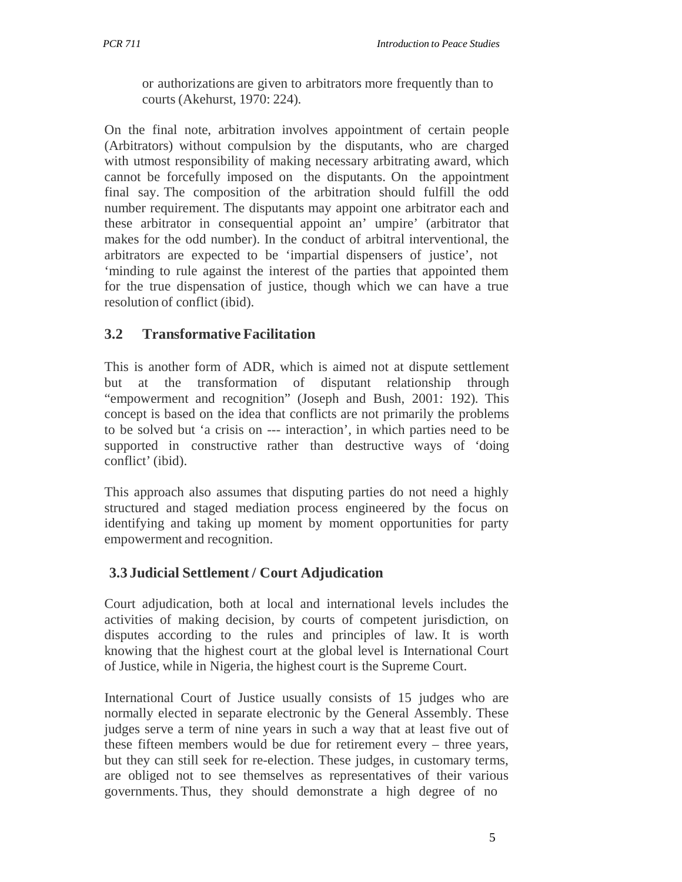or authorizations are given to arbitrators more frequently than to courts (Akehurst, 1970: 224).

On the final note, arbitration involves appointment of certain people (Arbitrators) without compulsion by the disputants, who are charged with utmost responsibility of making necessary arbitrating award, which cannot be forcefully imposed on the disputants. On the appointment final say. The composition of the arbitration should fulfill the odd number requirement. The disputants may appoint one arbitrator each and these arbitrator in consequential appoint an' umpire' (arbitrator that makes for the odd number). In the conduct of arbitral interventional, the arbitrators are expected to be 'impartial dispensers of justice', not 'minding to rule against the interest of the parties that appointed them for the true dispensation of justice, though which we can have a true resolution of conflict (ibid).

### 3.2 Transformative Facilitation

This is another form of ADR, which is aimed not at dispute settlement but at the transformation of disputant relationship through "empowerment and recognition" (Joseph and Bush, 2001: 192). This concept is based on the idea that conflicts are not primarily the problems to be solved but 'a crisis on --- interaction', in which parties need to be supported in constructive rather than destructive ways of 'doing conflict' (ibid).

This approach also assumes that disputing parties do not need a highly structured and staged mediation process engineered by the focus on identifying and taking up moment by moment opportunities for party empowerment and recognition.

### 3.3 Judicial Settlement / Court Adjudication

Court adjudication, both at local and international levels includes the activities of making decision, by courts of competent jurisdiction, on disputes according to the rules and principles of law. It is worth knowing that the highest court at the global level is International Court of Justice, while in Nigeria, the highest court is the Supreme Court.

International Court of Justice usually consists of 15 judges who are normally elected in separate electronic by the General Assembly. These judges serve a term of nine years in such a way that at least five out of these fifteen members would be due for retirement every – three years, but they can still seek for re-election. These judges, in customary terms, are obliged not to see themselves as representatives of their various governments. Thus, they should demonstrate a high degree of no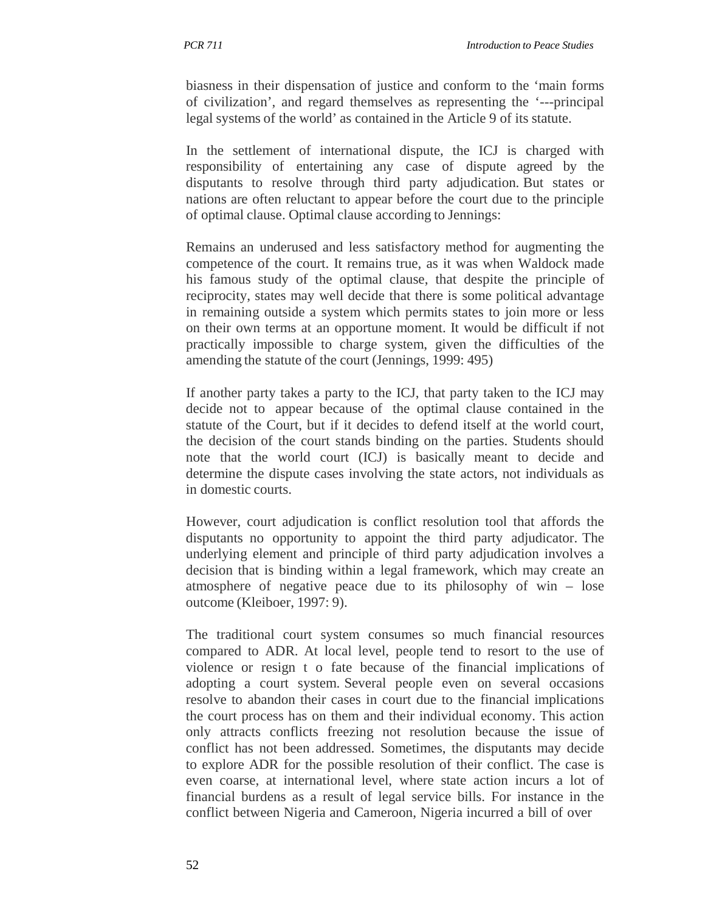biasness in their dispensation of justice and conform to the 'main forms of civilization', and regard themselves as representing the '---principal legal systems of the world' as contained in the Article 9 of its statute.

In the settlement of international dispute, the ICJ is charged with responsibility of entertaining any case of dispute agreed by the disputants to resolve through third party adjudication. But states or nations are often reluctant to appear before the court due to the principle of optimal clause. Optimal clause according to Jennings:

> Remains an underused and less satisfactory method for augmenting the competence of the court. It remains true, as it was when Waldock made his famous study of the optimal clause, that despite the principle of reciprocity, states may well decide that there is some political advantage in remaining outside a system which permits states to join more or less on their own terms at an opportune moment. It would be difficult if not practically impossible to charge system, given the difficulties of the amending the statute of the court (Jennings, 1999: 495)

If another party takes a party to the ICJ, that party taken to the ICJ may decide not to appear because of the optimal clause contained in the statute of the Court, but if it decides to defend itself at the world court, the decision of the court stands binding on the parties. Students should note that the world court (ICJ) is basically meant to decide and determine the dispute cases involving the state actors, not individuals as in domestic courts.

However, court adjudication is conflict resolution tool that affords the disputants no opportunity to appoint the third party adjudicator. The underlying element and principle of third party adjudication involves a decision that is binding within a legal framework, which may create an atmosphere of negative peace due to its philosophy of win – lose outcome (Kleiboer, 1997: 9).

The traditional court system consumes so much financial resources compared to ADR. At local level, people tend to resort to the use of violence or resign t o fate because of the financial implications of adopting a court system. Several people even on several occasions resolve to abandon their cases in court due to the financial implications the court process has on them and their individual economy. This action only attracts conflicts freezing not resolution because the issue of conflict has not been addressed. Sometimes, the disputants may decide to explore ADR for the possible resolution of their conflict. The case is even coarse, at international level, where state action incurs a lot of financial burdens as a result of legal service bills. For instance in the conflict between Nigeria and Cameroon, Nigeria incurred a bill of over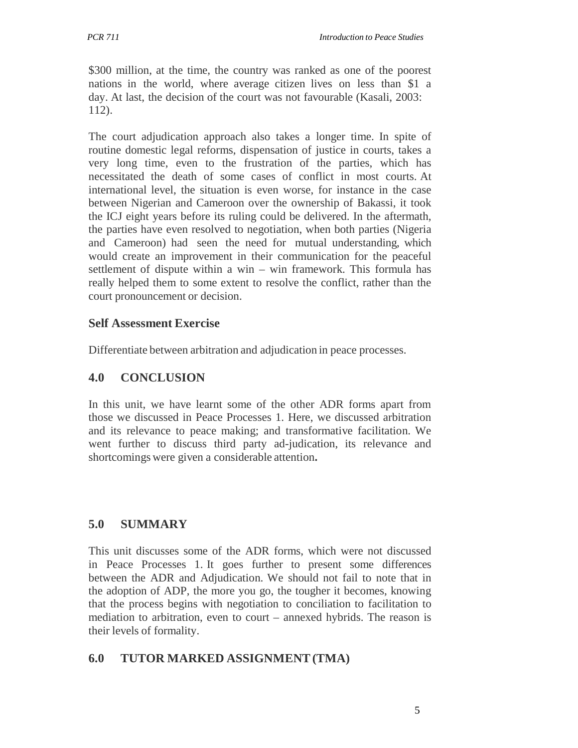$300 million, at the time, the country was ranked as one of the poorest nations in the world, where average citizen lives on less than $1 a day. At last, the decision of the court was not favourable (Kasali, 2003: 112).

The court adjudication approach also takes a longer time. In spite of routine domestic legal reforms, dispensation of justice in courts, takes a very long time, even to the frustration of the parties, which has necessitated the death of some cases of conflict in most courts. At international level, the situation is even worse, for instance in the case between Nigerian and Cameroon over the ownership of Bakassi, it took the ICJ eight years before its ruling could be delivered. In the aftermath, the parties have even resolved to negotiation, when both parties (Nigeria and Cameroon) had seen the need for mutual understanding, which would create an improvement in their communication for the peaceful settlement of dispute within a win – win framework. This formula has really helped them to some extent to resolve the conflict, rather than the court pronouncement or decision.

### Self Assessment Exercise

Differentiate between arbitration and adjudication in peace processes.

## 4.0 CONCLUSION

In this unit, we have learnt some of the other ADR forms apart from those we discussed in Peace Processes 1. Here, we discussed arbitration and its relevance to peace making; and transformative facilitation. We went further to discuss third party ad-judication, its relevance and shortcomings were given a considerable attention**.**

## 5.0 SUMMARY

This unit discusses some of the ADR forms, which were not discussed in Peace Processes 1. It goes further to present some differences between the ADR and Adjudication. We should not fail to note that in the adoption of ADP, the more you go, the tougher it becomes, knowing that the process begins with negotiation to conciliation to facilitation to mediation to arbitration, even to court – annexed hybrids. The reason is their levels of formality.

## 6.0 TUTOR MARKED ASSIGNMENT (TMA)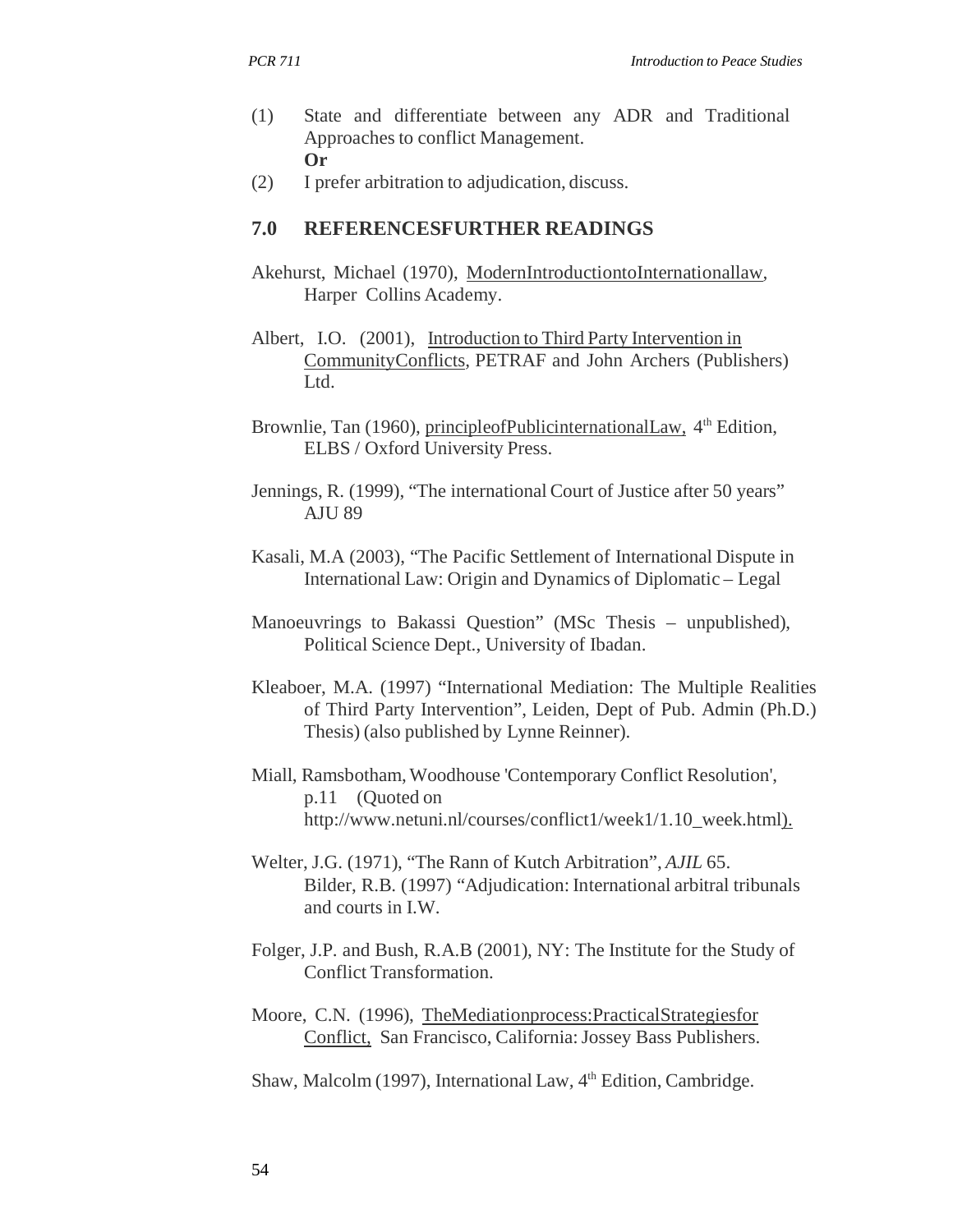(1) State and differentiate between any ADR and Traditional Approaches to conflict Management.
**Or**

(2) I prefer arbitration to adjudication, discuss.

## 7.0 REFERENCESFURTHER READINGS

Akehurst, Michael (1970), ModernIntroductiontoInternationallaw, Harper Collins Academy.

Albert, I.O. (2001), Introduction to Third Party Intervention in CommunityConflicts, PETRAF and John Archers (Publishers) Ltd.

Brownlie, Tan (1960), principleofPublicinternationalLaw, 4th Edition, ELBS / Oxford University Press.

Jennings, R. (1999), "The international Court of Justice after 50 years" AJU 89

Kasali, M.A (2003), "The Pacific Settlement of International Dispute in International Law: Origin and Dynamics of Diplomatic – Legal

Manoeuvrings to Bakassi Question" (MSc Thesis – unpublished), Political Science Dept., University of Ibadan.

Kleaboer, M.A. (1997) "International Mediation: The Multiple Realities of Third Party Intervention", Leiden, Dept of Pub. Admin (Ph.D.) Thesis) (also published by Lynne Reinner).

Miall, Ramsbotham, Woodhouse 'Contemporary Conflict Resolution', p.11 (Quoted on http://www.netuni.nl/courses/conflict1/week1/1.10_week.html).

Welter, J.G. (1971), "The Rann of Kutch Arbitration", *AJIL* 65.
Bilder, R.B. (1997) "Adjudication: International arbitral tribunals and courts in I.W.

Folger, J.P. and Bush, R.A.B (2001), NY: The Institute for the Study of Conflict Transformation.

Moore, C.N. (1996), TheMediationprocess:PracticalStrategiesfor Conflict, San Francisco, California: Jossey Bass Publishers.

Shaw, Malcolm (1997), International Law, 4th Edition, Cambridge.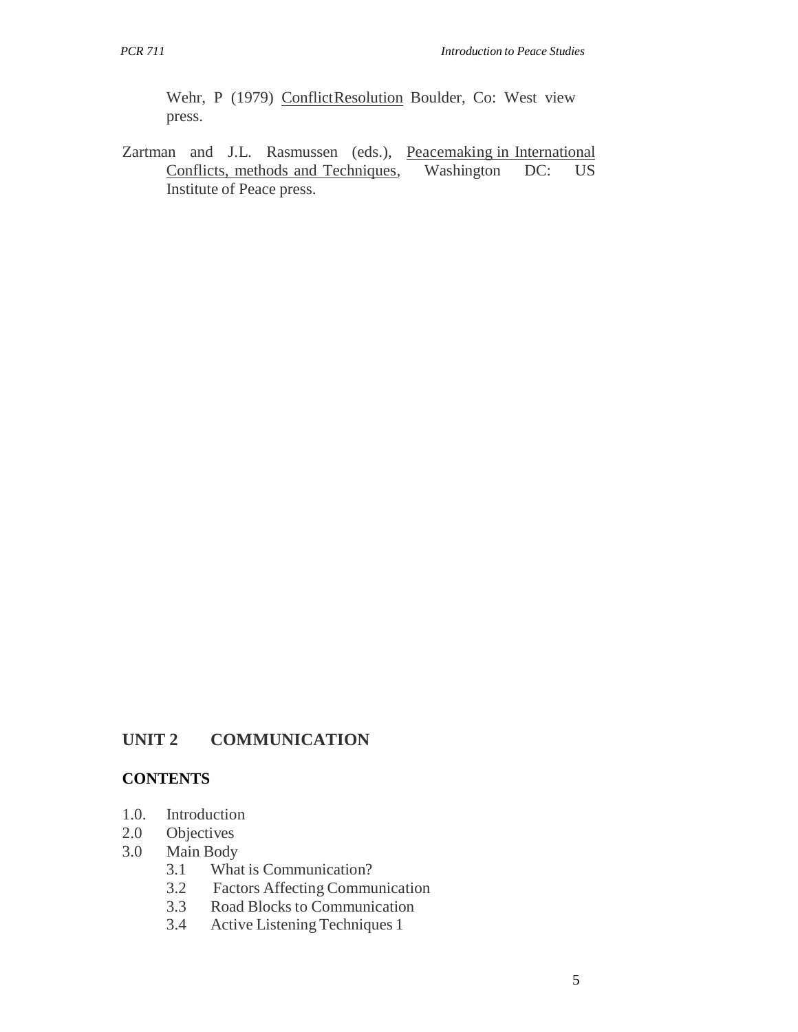Wehr, P (1979) Conflict Resolution Boulder, Co: West view press.

Zartman and J.L. Rasmussen (eds.), Peacemaking in International Conflicts, methods and Techniques, Washington DC: US Institute of Peace press.

## UNIT 2 COMMUNICATION

### CONTENTS

1.0. Introduction
2.0 Objectives
3.0 Main Body
    3.1 What is Communication?
    3.2 Factors Affecting Communication
    3.3 Road Blocks to Communication
    3.4 Active Listening Techniques 1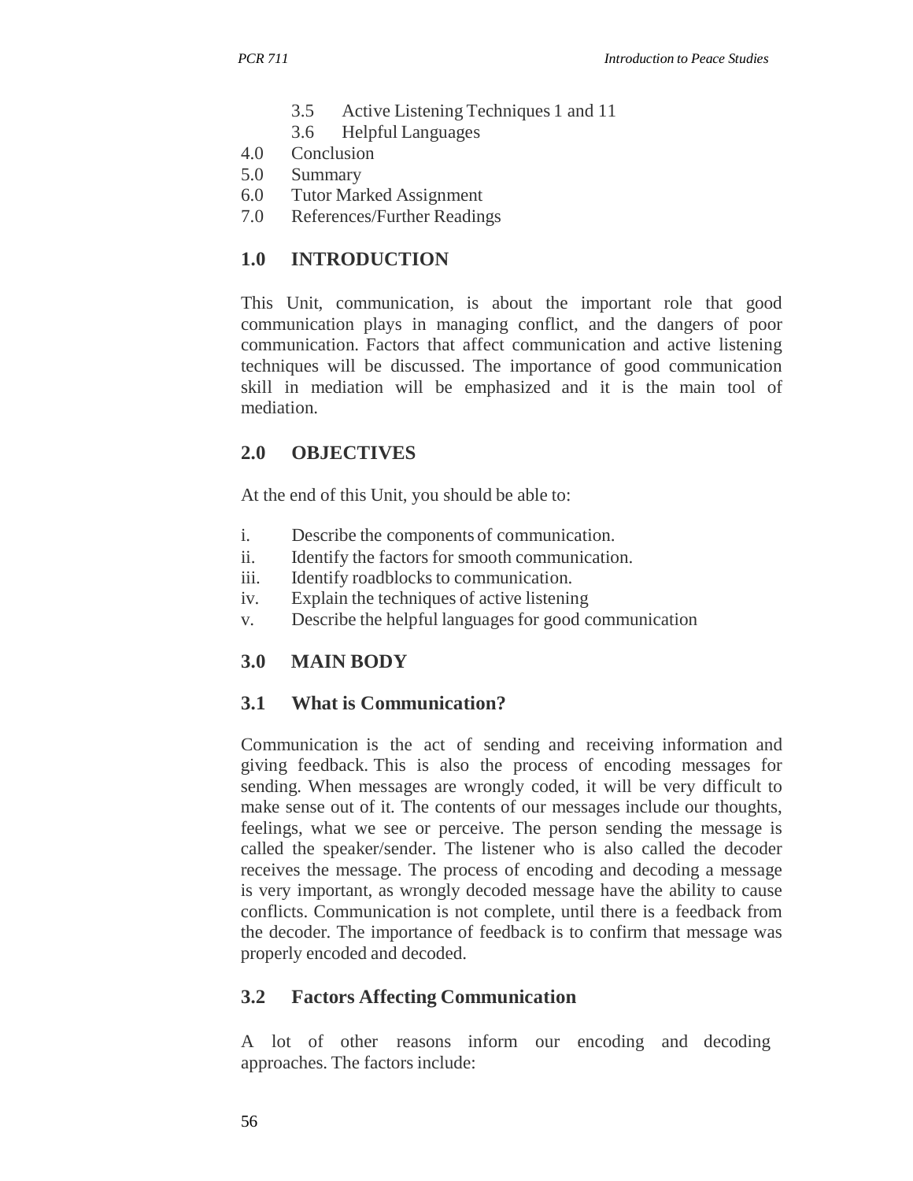3.5 Active Listening Techniques 1 and 11
3.6 Helpful Languages

4.0 Conclusion
5.0 Summary
6.0 Tutor Marked Assignment
7.0 References/Further Readings

## 1.0 INTRODUCTION

This Unit, communication, is about the important role that good communication plays in managing conflict, and the dangers of poor communication. Factors that affect communication and active listening techniques will be discussed. The importance of good communication skill in mediation will be emphasized and it is the main tool of mediation.

## 2.0 OBJECTIVES

At the end of this Unit, you should be able to:

i. Describe the components of communication.
ii. Identify the factors for smooth communication.
iii. Identify roadblocks to communication.
iv. Explain the techniques of active listening
v. Describe the helpful languages for good communication

## 3.0 MAIN BODY

### 3.1 What is Communication?

Communication is the act of sending and receiving information and giving feedback. This is also the process of encoding messages for sending. When messages are wrongly coded, it will be very difficult to make sense out of it. The contents of our messages include our thoughts, feelings, what we see or perceive. The person sending the message is called the speaker/sender. The listener who is also called the decoder receives the message. The process of encoding and decoding a message is very important, as wrongly decoded message have the ability to cause conflicts. Communication is not complete, until there is a feedback from the decoder. The importance of feedback is to confirm that message was properly encoded and decoded.

### 3.2 Factors Affecting Communication

A lot of other reasons inform our encoding and decoding approaches. The factors include: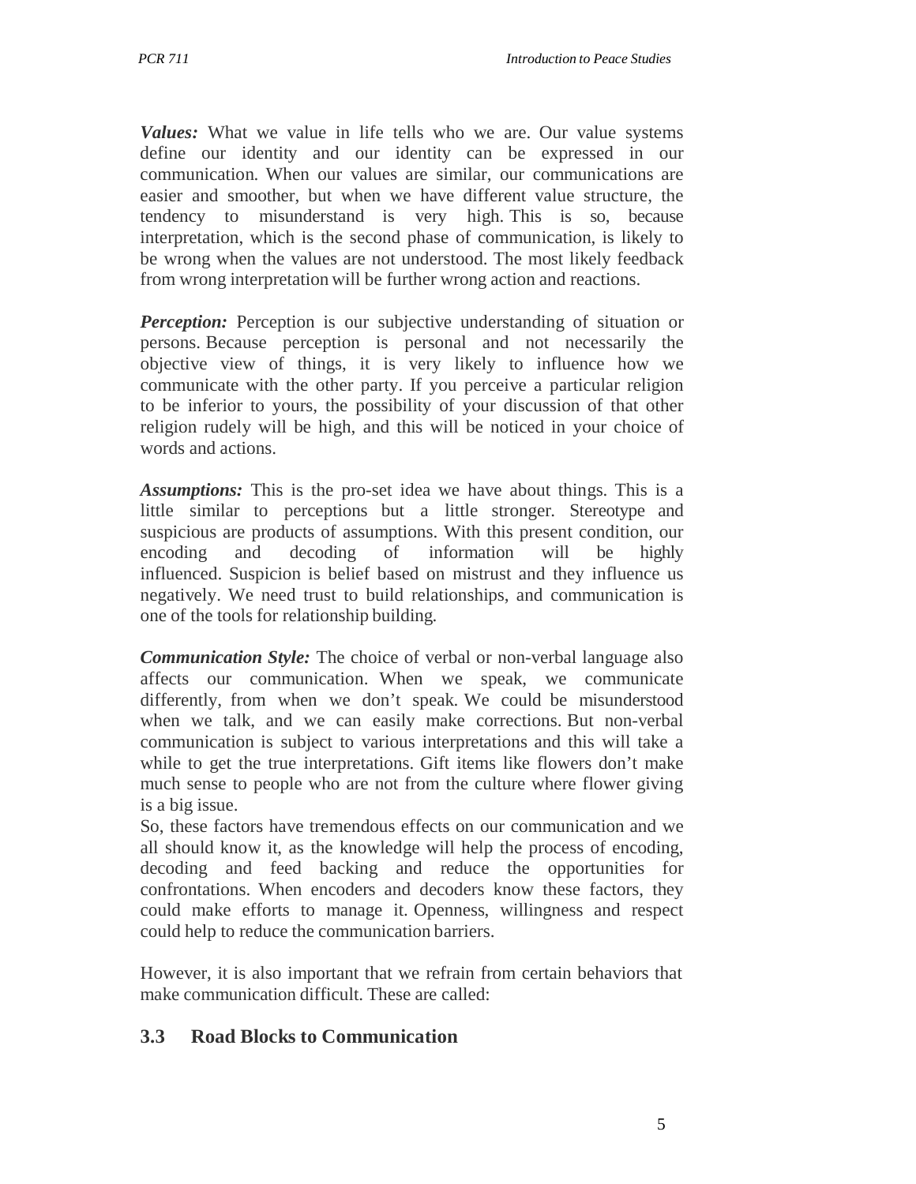*Values:* What we value in life tells who we are. Our value systems define our identity and our identity can be expressed in our communication. When our values are similar, our communications are easier and smoother, but when we have different value structure, the tendency to misunderstand is very high. This is so, because interpretation, which is the second phase of communication, is likely to be wrong when the values are not understood. The most likely feedback from wrong interpretation will be further wrong action and reactions.

*Perception:* Perception is our subjective understanding of situation or persons. Because perception is personal and not necessarily the objective view of things, it is very likely to influence how we communicate with the other party. If you perceive a particular religion to be inferior to yours, the possibility of your discussion of that other religion rudely will be high, and this will be noticed in your choice of words and actions.

*Assumptions:* This is the pro-set idea we have about things. This is a little similar to perceptions but a little stronger. Stereotype and suspicious are products of assumptions. With this present condition, our encoding and decoding of information will be highly influenced. Suspicion is belief based on mistrust and they influence us negatively. We need trust to build relationships, and communication is one of the tools for relationship building.

*Communication Style:* The choice of verbal or non-verbal language also affects our communication. When we speak, we communicate differently, from when we don't speak. We could be misunderstood when we talk, and we can easily make corrections. But non-verbal communication is subject to various interpretations and this will take a while to get the true interpretations. Gift items like flowers don't make much sense to people who are not from the culture where flower giving is a big issue.

So, these factors have tremendous effects on our communication and we all should know it, as the knowledge will help the process of encoding, decoding and feed backing and reduce the opportunities for confrontations. When encoders and decoders know these factors, they could make efforts to manage it. Openness, willingness and respect could help to reduce the communication barriers.

However, it is also important that we refrain from certain behaviors that make communication difficult. These are called:

## 3.3 Road Blocks to Communication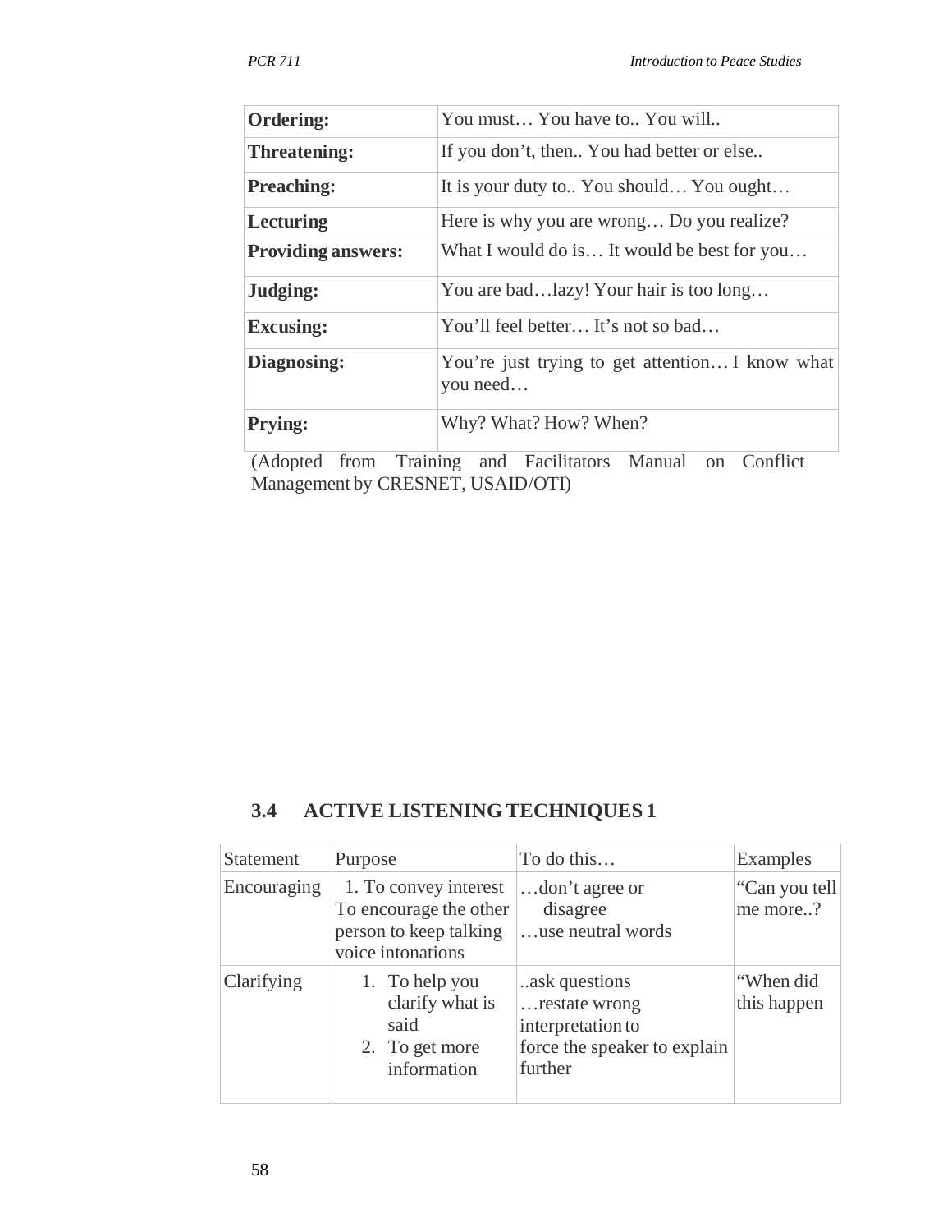| **Ordering:** | You must… You have to.. You will.. |
|---|---|
| **Threatening:** | If you don't, then.. You had better or else.. |
| **Preaching:** | It is your duty to.. You should… You ought… |
| **Lecturing** | Here is why you are wrong… Do you realize? |
| **Providing answers:** | What I would do is… It would be best for you… |
| **Judging:** | You are bad…lazy! Your hair is too long… |
| **Excusing:** | You'll feel better… It's not so bad… |
| **Diagnosing:** | You're just trying to get attention… I know what you need… |
| **Prying:** | Why? What? How? When? |

(Adopted from Training and Facilitators Manual on Conflict Management by CRESNET, USAID/OTI)

## 3.4 ACTIVE LISTENING TECHNIQUES 1

| Statement | Purpose | To do this… | Examples |
|---|---|---|---|
| Encouraging | 1. To convey interest To encourage the other person to keep talking voice intonations | …don't agree or disagree …use neutral words | "Can you tell me more..? |
| Clarifying | 1. To help you clarify what is said 2. To get more information | ..ask questions …restate wrong interpretation to force the speaker to explain further | "When did this happen |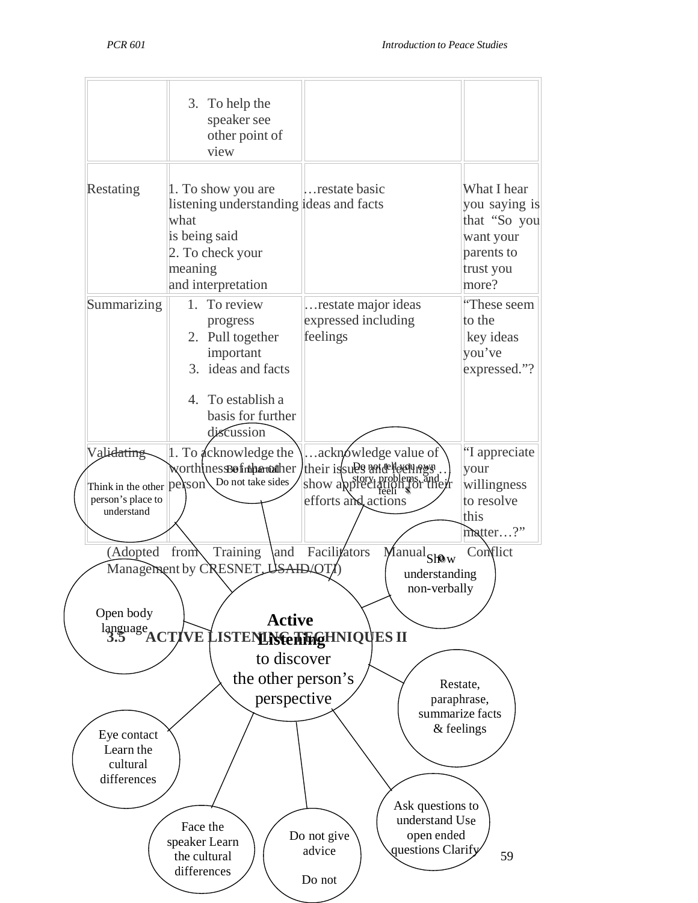| | | | |
|---|---|---|---|
| | 3. To help the speaker see other point of view | | |
| Restating | 1. To show you are listening understanding what is being said<br>2. To check your meaning and interpretation | …restate basic ideas and facts | What I hear you saying is that "So you want your parents to trust you more? |
| Summarizing | 1. To review progress<br>2. Pull together important<br>3. ideas and facts<br>4. To establish a basis for further discussion | …restate major ideas expressed including feelings | "These seem to the key ideas you've expressed."? |
| Validating | 1. To acknowledge the worthiness of the other person | …acknowledge value of their issues and feelings … show appreciation for their efforts and actions | "I appreciate your willingness to resolve this matter…?" |

(Adopted from Training and Facilitators Manual on Conflict Management by CRESNET, USAID/OTI)

## 3.5 ACTIVE LISTENING TECHNIQUES II

**Active Listening** to discover the other person's perspective

- Think in the other person's place to understand
- Be impartial. Do not take sides
- Do not tell you own story, problems, and feelings
- Show understanding non-verbally
- Restate, paraphrase, summarize facts & feelings
- Ask questions to understand Use open ended questions Clarify
- Do not give advice. Do not
- Face the speaker Learn the cultural differences
- Eye contact Learn the cultural differences
- Open body language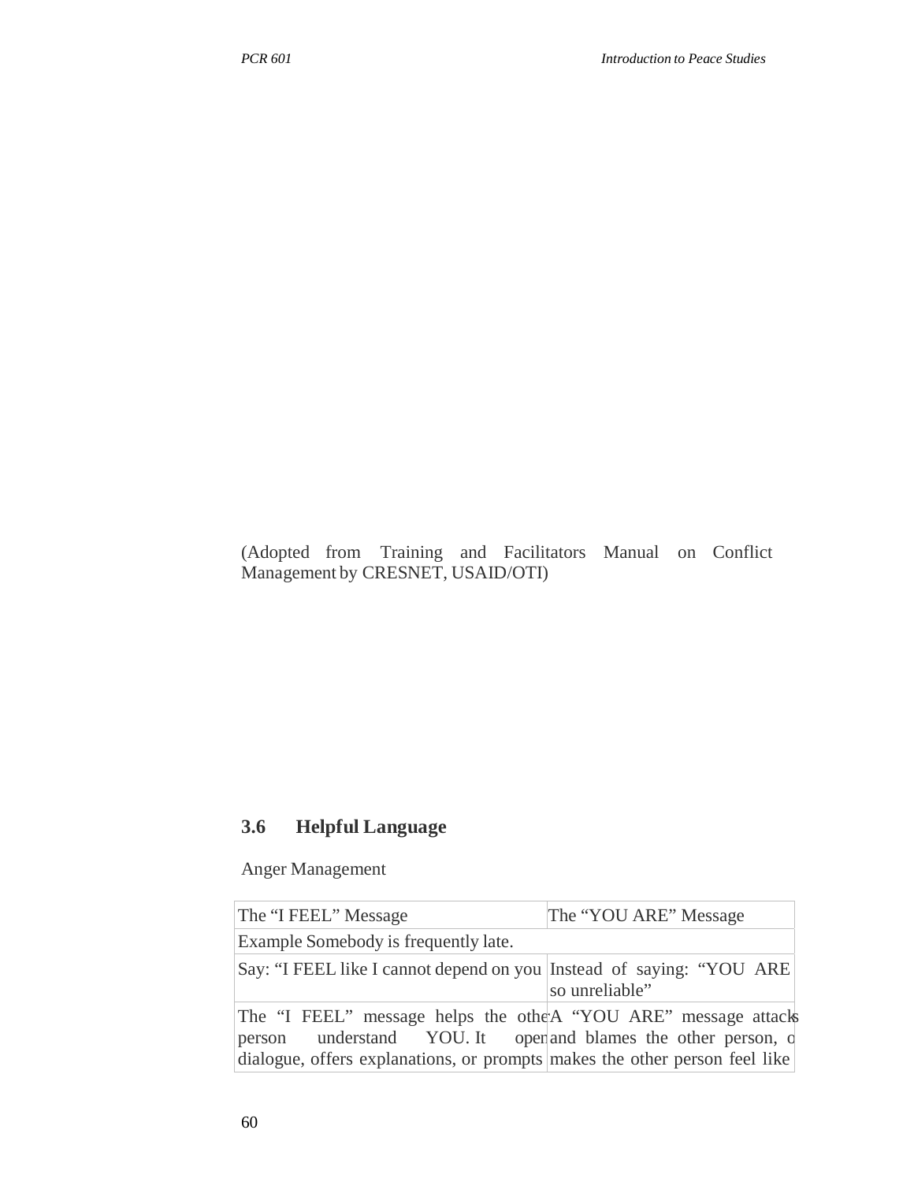(Adopted from Training and Facilitators Manual on Conflict Management by CRESNET, USAID/OTI)

## 3.6 Helpful Language

Anger Management

| The "I FEEL" Message | The "YOU ARE" Message |
|---|---|
| Example Somebody is frequently late. | |
| Say: "I FEEL like I cannot depend on you | Instead of saying: "YOU ARE so unreliable" |
| The "I FEEL" message helps the other person understand YOU. It opens dialogue, offers explanations, or prompts | A "YOU ARE" message attacks and blames the other person, or makes the other person feel like |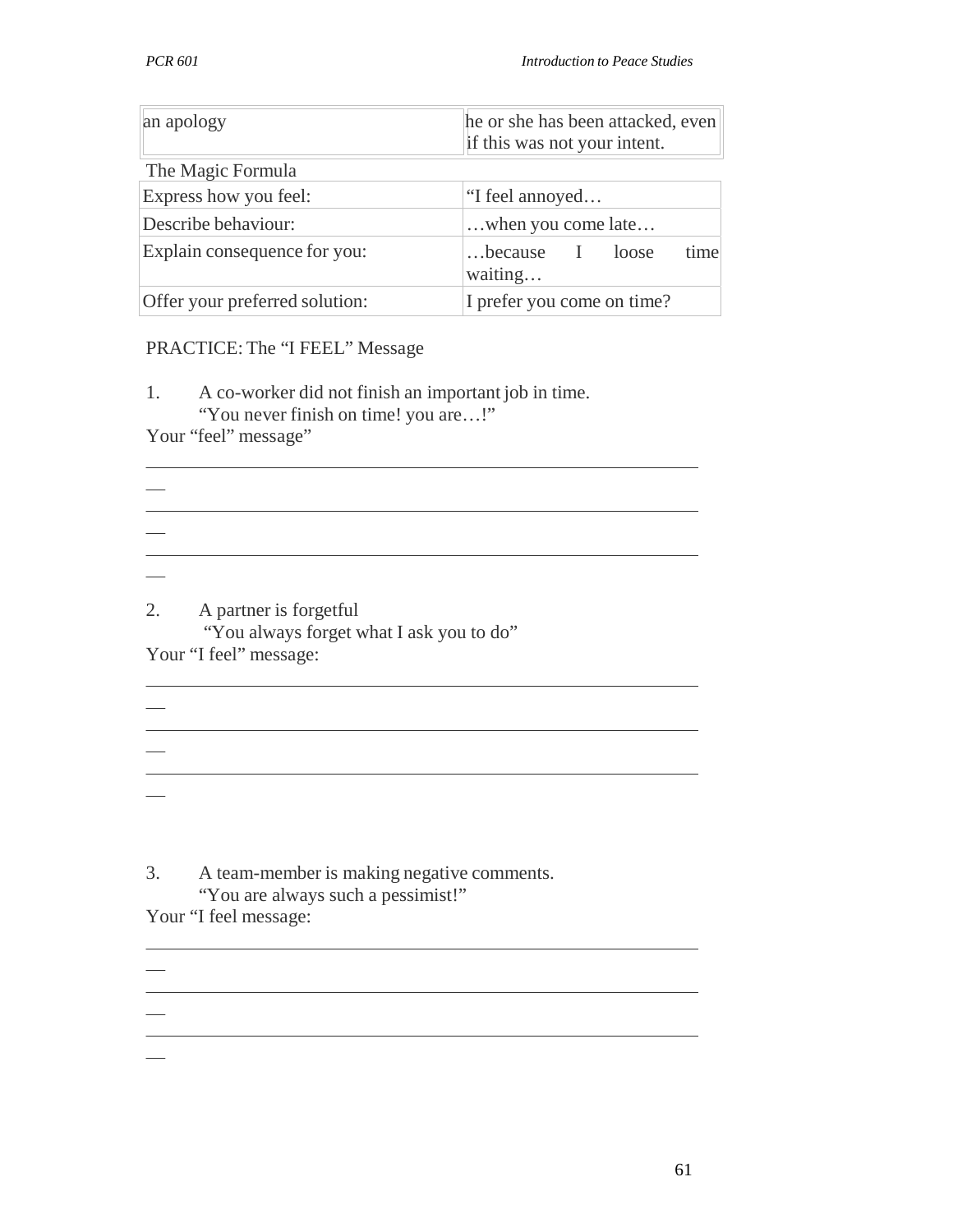| an apology | he or she has been attacked, even if this was not your intent. |
|---|---|

The Magic Formula

| Express how you feel: | "I feel annoyed… |
|---|---|
| Describe behaviour: | …when you come late… |
| Explain consequence for you: | …because I loose time waiting… |
| Offer your preferred solution: | I prefer you come on time? |

PRACTICE: The "I FEEL" Message

1. A co-worker did not finish an important job in time.
   "You never finish on time! you are…!"

Your "feel" message"

_______________________________________________________________

_______________________________________________________________

_______________________________________________________________

2. A partner is forgetful
   "You always forget what I ask you to do"

Your "I feel" message:

_______________________________________________________________

_______________________________________________________________

_______________________________________________________________

3. A team-member is making negative comments.
   "You are always such a pessimist!"

Your "I feel message:

_______________________________________________________________

_______________________________________________________________

_______________________________________________________________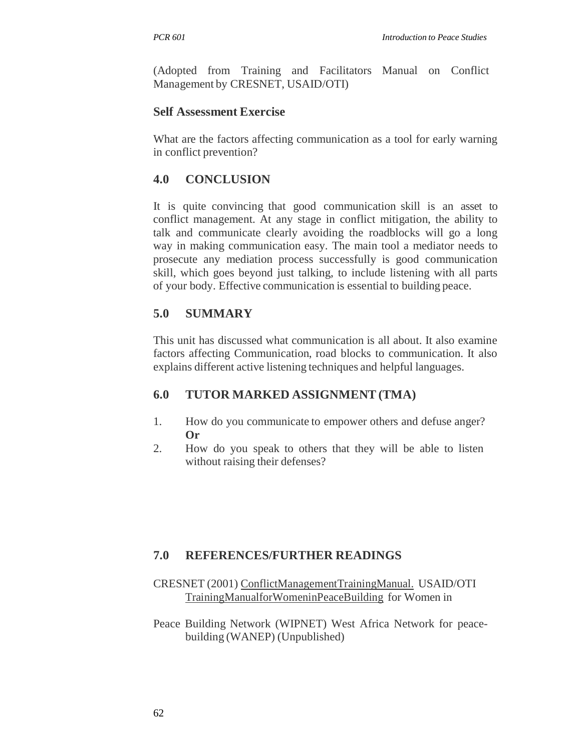(Adopted from Training and Facilitators Manual on Conflict Management by CRESNET, USAID/OTI)

### Self Assessment Exercise

What are the factors affecting communication as a tool for early warning in conflict prevention?

## 4.0 CONCLUSION

It is quite convincing that good communication skill is an asset to conflict management. At any stage in conflict mitigation, the ability to talk and communicate clearly avoiding the roadblocks will go a long way in making communication easy. The main tool a mediator needs to prosecute any mediation process successfully is good communication skill, which goes beyond just talking, to include listening with all parts of your body. Effective communication is essential to building peace.

## 5.0 SUMMARY

This unit has discussed what communication is all about. It also examine factors affecting Communication, road blocks to communication. It also explains different active listening techniques and helpful languages.

## 6.0 TUTOR MARKED ASSIGNMENT (TMA)

1. How do you communicate to empower others and defuse anger?
   **Or**
2. How do you speak to others that they will be able to listen without raising their defenses?

## 7.0 REFERENCES/FURTHER READINGS

CRESNET (2001) ConflictManagementTrainingManual. USAID/OTI TrainingManualforWomeninPeaceBuilding for Women in

Peace Building Network (WIPNET) West Africa Network for peace-building (WANEP) (Unpublished)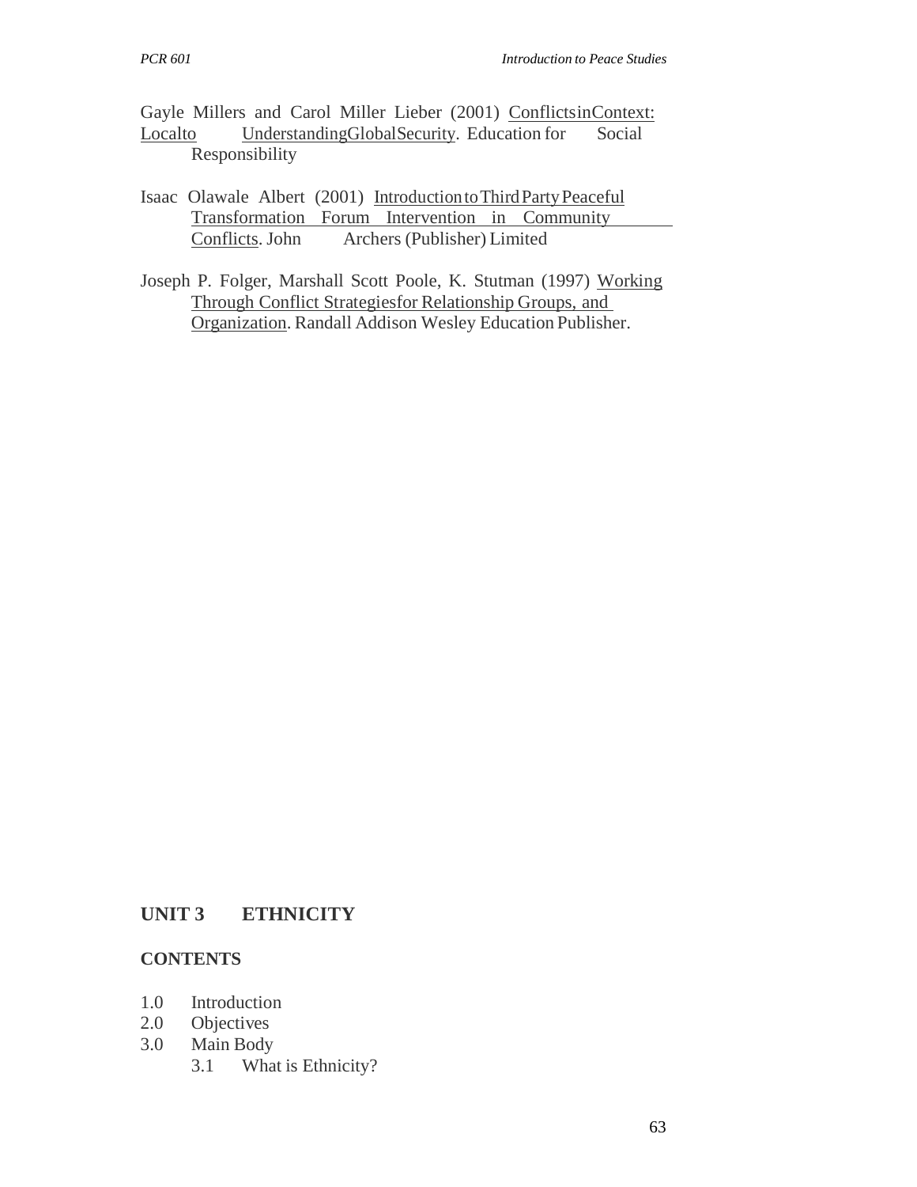Gayle Millers and Carol Miller Lieber (2001) Conflicts in Context: Local to Understanding Global Security. Education for Social Responsibility

Isaac Olawale Albert (2001) Introduction to Third Party Peaceful Transformation Forum Intervention in Community Conflicts. John Archers (Publisher) Limited

Joseph P. Folger, Marshall Scott Poole, K. Stutman (1997) Working Through Conflict Strategies for Relationship Groups, and Organization. Randall Addison Wesley Education Publisher.

## UNIT 3 ETHNICITY

### CONTENTS

1.0 Introduction
2.0 Objectives
3.0 Main Body
 3.1 What is Ethnicity?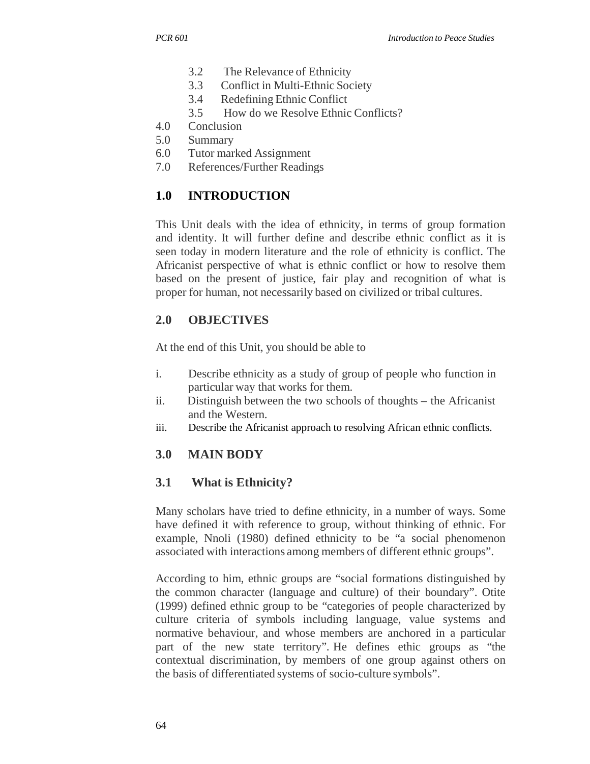3.2 The Relevance of Ethnicity
3.3 Conflict in Multi-Ethnic Society
3.4 Redefining Ethnic Conflict
3.5 How do we Resolve Ethnic Conflicts?
4.0 Conclusion
5.0 Summary
6.0 Tutor marked Assignment
7.0 References/Further Readings

## 1.0 INTRODUCTION

This Unit deals with the idea of ethnicity, in terms of group formation and identity. It will further define and describe ethnic conflict as it is seen today in modern literature and the role of ethnicity is conflict. The Africanist perspective of what is ethnic conflict or how to resolve them based on the present of justice, fair play and recognition of what is proper for human, not necessarily based on civilized or tribal cultures.

## 2.0 OBJECTIVES

At the end of this Unit, you should be able to

i. Describe ethnicity as a study of group of people who function in particular way that works for them.
ii. Distinguish between the two schools of thoughts – the Africanist and the Western.
iii. Describe the Africanist approach to resolving African ethnic conflicts.

## 3.0 MAIN BODY

### 3.1 What is Ethnicity?

Many scholars have tried to define ethnicity, in a number of ways. Some have defined it with reference to group, without thinking of ethnic. For example, Nnoli (1980) defined ethnicity to be "a social phenomenon associated with interactions among members of different ethnic groups".

According to him, ethnic groups are "social formations distinguished by the common character (language and culture) of their boundary". Otite (1999) defined ethnic group to be "categories of people characterized by culture criteria of symbols including language, value systems and normative behaviour, and whose members are anchored in a particular part of the new state territory". He defines ethic groups as "the contextual discrimination, by members of one group against others on the basis of differentiated systems of socio-culture symbols".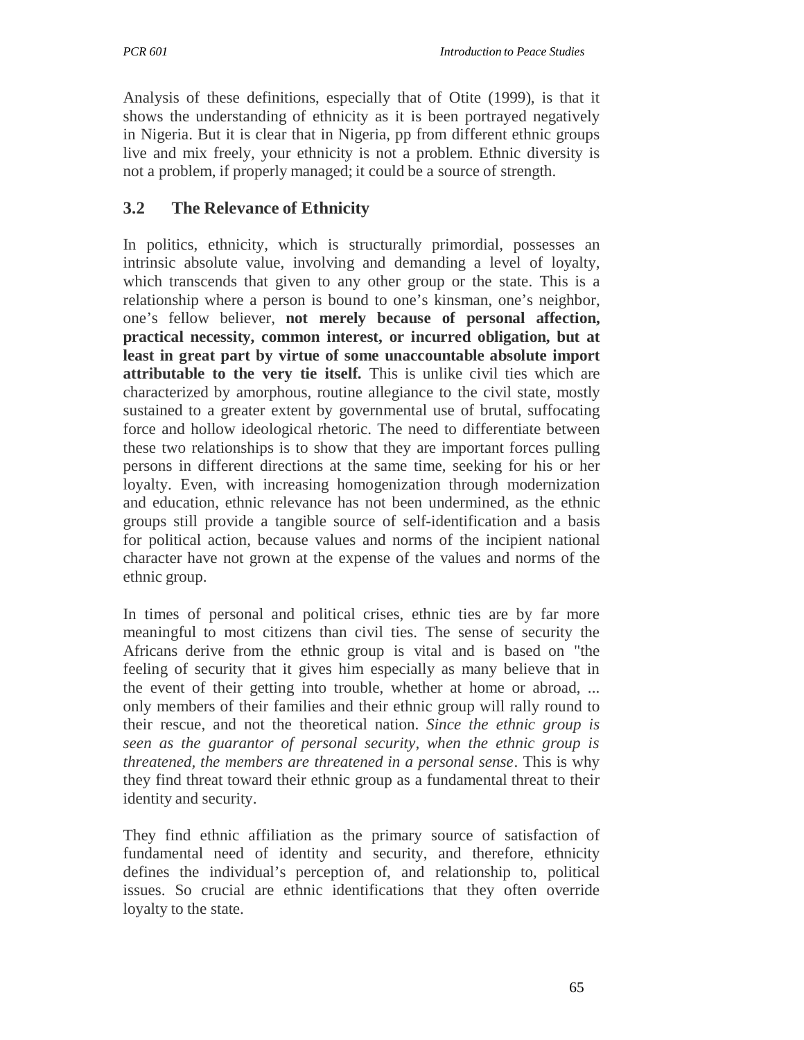Analysis of these definitions, especially that of Otite (1999), is that it shows the understanding of ethnicity as it is been portrayed negatively in Nigeria. But it is clear that in Nigeria, pp from different ethnic groups live and mix freely, your ethnicity is not a problem. Ethnic diversity is not a problem, if properly managed; it could be a source of strength.

## 3.2 The Relevance of Ethnicity

In politics, ethnicity, which is structurally primordial, possesses an intrinsic absolute value, involving and demanding a level of loyalty, which transcends that given to any other group or the state. This is a relationship where a person is bound to one's kinsman, one's neighbor, one's fellow believer, **not merely because of personal affection, practical necessity, common interest, or incurred obligation, but at least in great part by virtue of some unaccountable absolute import attributable to the very tie itself.** This is unlike civil ties which are characterized by amorphous, routine allegiance to the civil state, mostly sustained to a greater extent by governmental use of brutal, suffocating force and hollow ideological rhetoric. The need to differentiate between these two relationships is to show that they are important forces pulling persons in different directions at the same time, seeking for his or her loyalty. Even, with increasing homogenization through modernization and education, ethnic relevance has not been undermined, as the ethnic groups still provide a tangible source of self-identification and a basis for political action, because values and norms of the incipient national character have not grown at the expense of the values and norms of the ethnic group.

In times of personal and political crises, ethnic ties are by far more meaningful to most citizens than civil ties. The sense of security the Africans derive from the ethnic group is vital and is based on "the feeling of security that it gives him especially as many believe that in the event of their getting into trouble, whether at home or abroad, ... only members of their families and their ethnic group will rally round to their rescue, and not the theoretical nation. *Since the ethnic group is seen as the guarantor of personal security, when the ethnic group is threatened, the members are threatened in a personal sense*. This is why they find threat toward their ethnic group as a fundamental threat to their identity and security.

They find ethnic affiliation as the primary source of satisfaction of fundamental need of identity and security, and therefore, ethnicity defines the individual's perception of, and relationship to, political issues. So crucial are ethnic identifications that they often override loyalty to the state.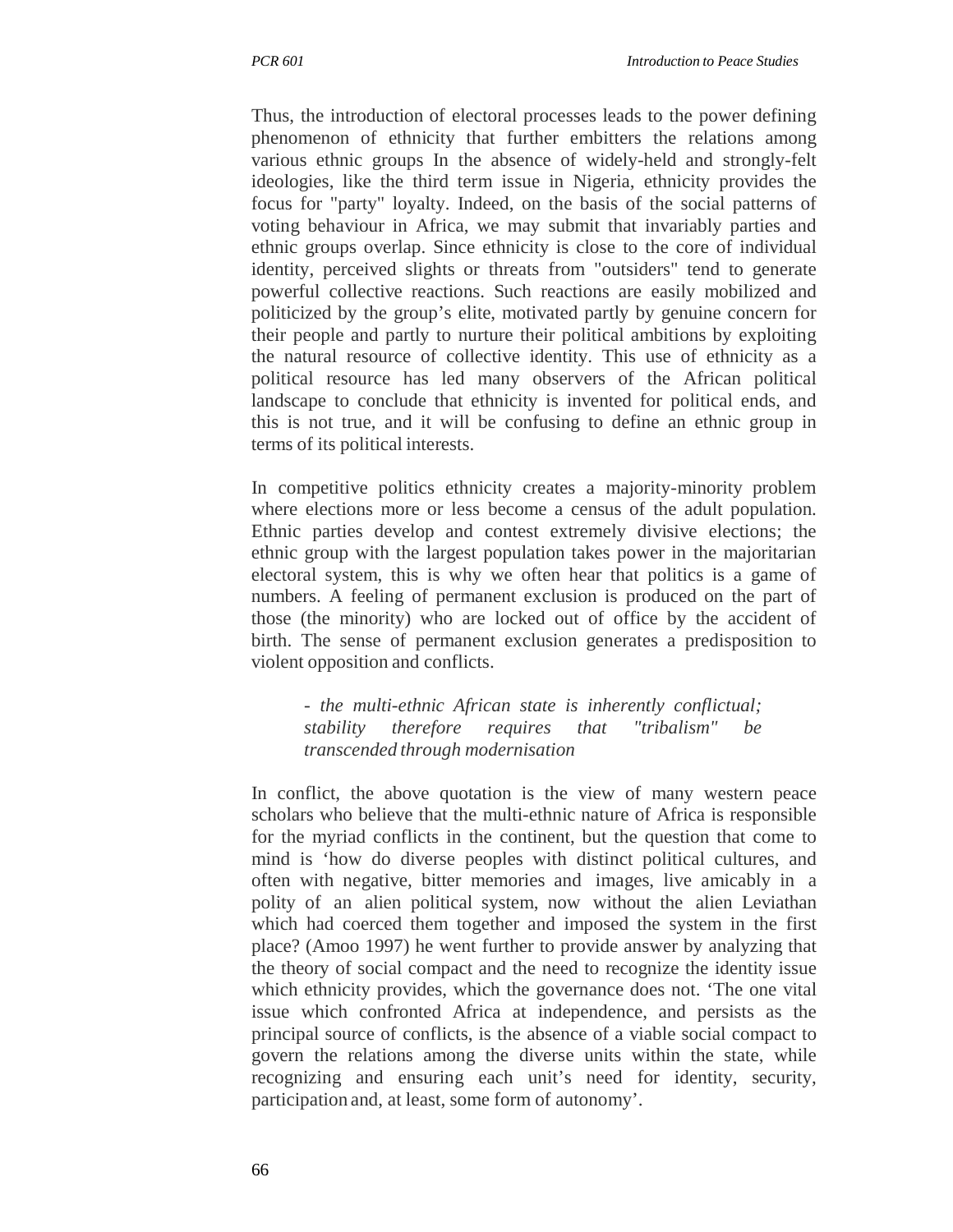Thus, the introduction of electoral processes leads to the power defining phenomenon of ethnicity that further embitters the relations among various ethnic groups In the absence of widely-held and strongly-felt ideologies, like the third term issue in Nigeria, ethnicity provides the focus for "party" loyalty. Indeed, on the basis of the social patterns of voting behaviour in Africa, we may submit that invariably parties and ethnic groups overlap. Since ethnicity is close to the core of individual identity, perceived slights or threats from "outsiders" tend to generate powerful collective reactions. Such reactions are easily mobilized and politicized by the group's elite, motivated partly by genuine concern for their people and partly to nurture their political ambitions by exploiting the natural resource of collective identity. This use of ethnicity as a political resource has led many observers of the African political landscape to conclude that ethnicity is invented for political ends, and this is not true, and it will be confusing to define an ethnic group in terms of its political interests.

In competitive politics ethnicity creates a majority-minority problem where elections more or less become a census of the adult population. Ethnic parties develop and contest extremely divisive elections; the ethnic group with the largest population takes power in the majoritarian electoral system, this is why we often hear that politics is a game of numbers. A feeling of permanent exclusion is produced on the part of those (the minority) who are locked out of office by the accident of birth. The sense of permanent exclusion generates a predisposition to violent opposition and conflicts.

> *- the multi-ethnic African state is inherently conflictual; stability therefore requires that "tribalism" be transcended through modernisation*

In conflict, the above quotation is the view of many western peace scholars who believe that the multi-ethnic nature of Africa is responsible for the myriad conflicts in the continent, but the question that come to mind is 'how do diverse peoples with distinct political cultures, and often with negative, bitter memories and images, live amicably in a polity of an alien political system, now without the alien Leviathan which had coerced them together and imposed the system in the first place? (Amoo 1997) he went further to provide answer by analyzing that the theory of social compact and the need to recognize the identity issue which ethnicity provides, which the governance does not. 'The one vital issue which confronted Africa at independence, and persists as the principal source of conflicts, is the absence of a viable social compact to govern the relations among the diverse units within the state, while recognizing and ensuring each unit's need for identity, security, participation and, at least, some form of autonomy'.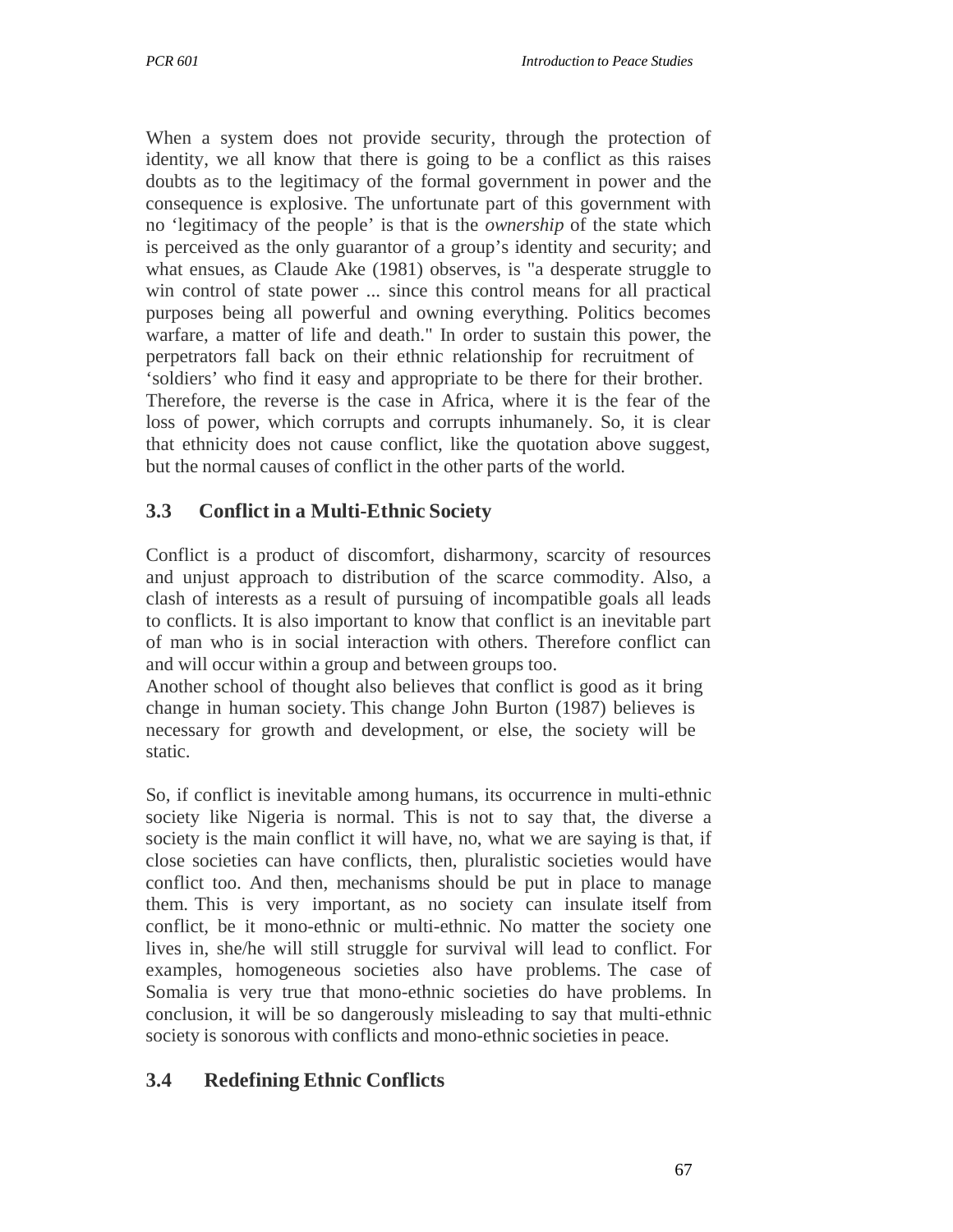When a system does not provide security, through the protection of identity, we all know that there is going to be a conflict as this raises doubts as to the legitimacy of the formal government in power and the consequence is explosive. The unfortunate part of this government with no 'legitimacy of the people' is that is the *ownership* of the state which is perceived as the only guarantor of a group's identity and security; and what ensues, as Claude Ake (1981) observes, is "a desperate struggle to win control of state power ... since this control means for all practical purposes being all powerful and owning everything. Politics becomes warfare, a matter of life and death." In order to sustain this power, the perpetrators fall back on their ethnic relationship for recruitment of 'soldiers' who find it easy and appropriate to be there for their brother. Therefore, the reverse is the case in Africa, where it is the fear of the loss of power, which corrupts and corrupts inhumanely. So, it is clear that ethnicity does not cause conflict, like the quotation above suggest, but the normal causes of conflict in the other parts of the world.

## 3.3 Conflict in a Multi-Ethnic Society

Conflict is a product of discomfort, disharmony, scarcity of resources and unjust approach to distribution of the scarce commodity. Also, a clash of interests as a result of pursuing of incompatible goals all leads to conflicts. It is also important to know that conflict is an inevitable part of man who is in social interaction with others. Therefore conflict can and will occur within a group and between groups too.

Another school of thought also believes that conflict is good as it bring change in human society. This change John Burton (1987) believes is necessary for growth and development, or else, the society will be static.

So, if conflict is inevitable among humans, its occurrence in multi-ethnic society like Nigeria is normal. This is not to say that, the diverse a society is the main conflict it will have, no, what we are saying is that, if close societies can have conflicts, then, pluralistic societies would have conflict too. And then, mechanisms should be put in place to manage them. This is very important, as no society can insulate itself from conflict, be it mono-ethnic or multi-ethnic. No matter the society one lives in, she/he will still struggle for survival will lead to conflict. For examples, homogeneous societies also have problems. The case of Somalia is very true that mono-ethnic societies do have problems. In conclusion, it will be so dangerously misleading to say that multi-ethnic society is sonorous with conflicts and mono-ethnic societies in peace.

## 3.4 Redefining Ethnic Conflicts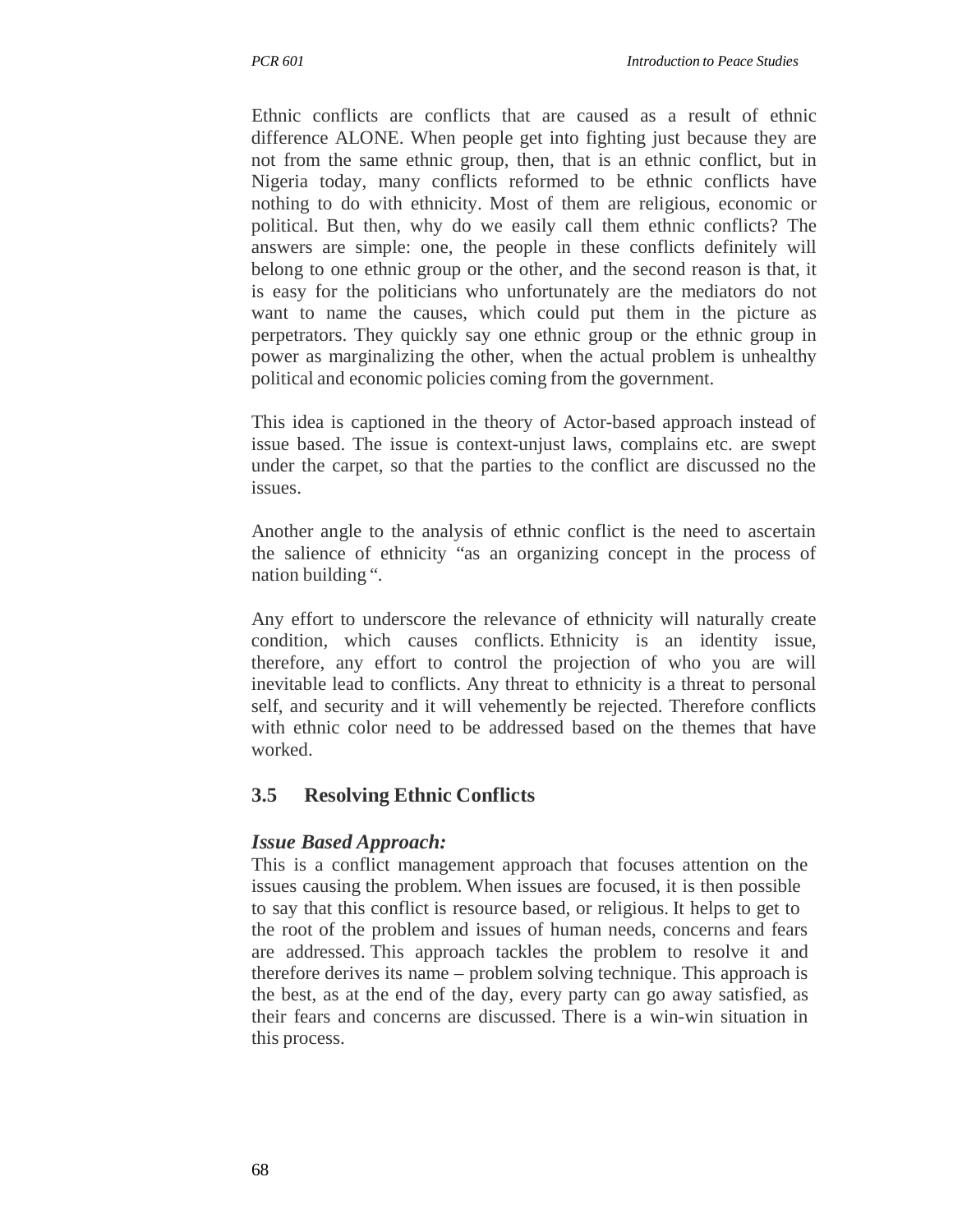Ethnic conflicts are conflicts that are caused as a result of ethnic difference ALONE. When people get into fighting just because they are not from the same ethnic group, then, that is an ethnic conflict, but in Nigeria today, many conflicts reformed to be ethnic conflicts have nothing to do with ethnicity. Most of them are religious, economic or political. But then, why do we easily call them ethnic conflicts? The answers are simple: one, the people in these conflicts definitely will belong to one ethnic group or the other, and the second reason is that, it is easy for the politicians who unfortunately are the mediators do not want to name the causes, which could put them in the picture as perpetrators. They quickly say one ethnic group or the ethnic group in power as marginalizing the other, when the actual problem is unhealthy political and economic policies coming from the government.

This idea is captioned in the theory of Actor-based approach instead of issue based. The issue is context-unjust laws, complains etc. are swept under the carpet, so that the parties to the conflict are discussed no the issues.

Another angle to the analysis of ethnic conflict is the need to ascertain the salience of ethnicity "as an organizing concept in the process of nation building ".

Any effort to underscore the relevance of ethnicity will naturally create condition, which causes conflicts. Ethnicity is an identity issue, therefore, any effort to control the projection of who you are will inevitable lead to conflicts. Any threat to ethnicity is a threat to personal self, and security and it will vehemently be rejected. Therefore conflicts with ethnic color need to be addressed based on the themes that have worked.

## 3.5 Resolving Ethnic Conflicts

### *Issue Based Approach:*

This is a conflict management approach that focuses attention on the issues causing the problem. When issues are focused, it is then possible to say that this conflict is resource based, or religious. It helps to get to the root of the problem and issues of human needs, concerns and fears are addressed. This approach tackles the problem to resolve it and therefore derives its name – problem solving technique. This approach is the best, as at the end of the day, every party can go away satisfied, as their fears and concerns are discussed. There is a win-win situation in this process.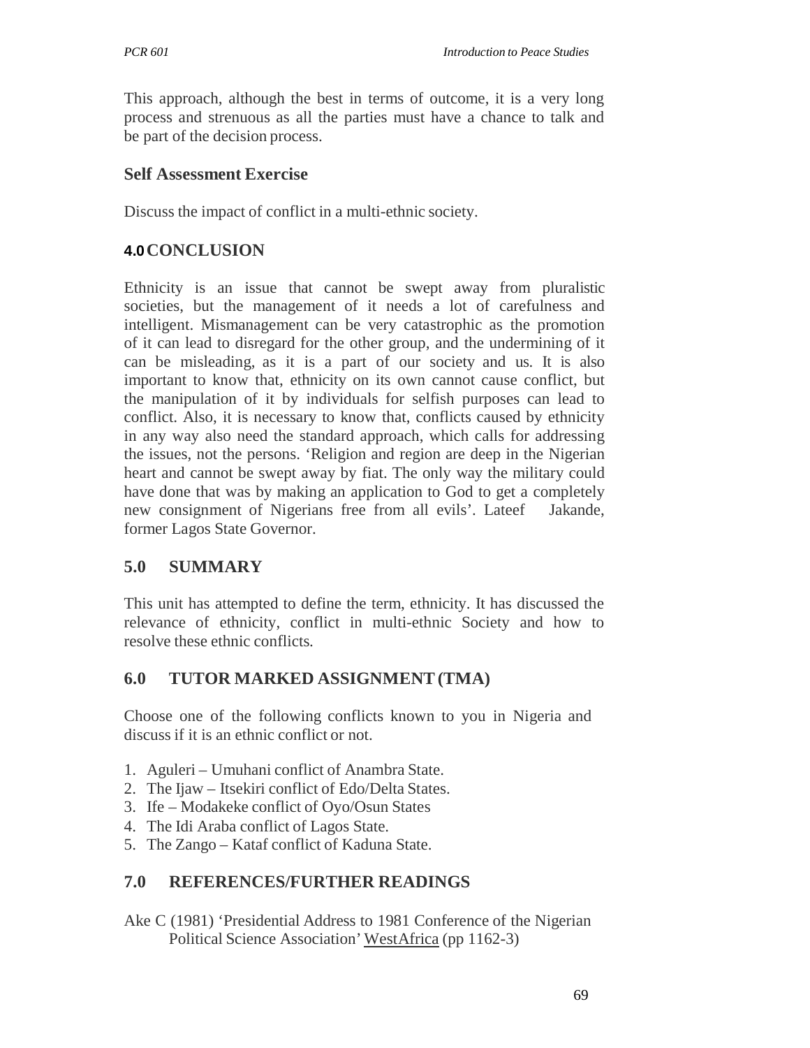This approach, although the best in terms of outcome, it is a very long process and strenuous as all the parties must have a chance to talk and be part of the decision process.

### Self Assessment Exercise

Discuss the impact of conflict in a multi-ethnic society.

## 4.0 CONCLUSION

Ethnicity is an issue that cannot be swept away from pluralistic societies, but the management of it needs a lot of carefulness and intelligent. Mismanagement can be very catastrophic as the promotion of it can lead to disregard for the other group, and the undermining of it can be misleading, as it is a part of our society and us. It is also important to know that, ethnicity on its own cannot cause conflict, but the manipulation of it by individuals for selfish purposes can lead to conflict. Also, it is necessary to know that, conflicts caused by ethnicity in any way also need the standard approach, which calls for addressing the issues, not the persons. 'Religion and region are deep in the Nigerian heart and cannot be swept away by fiat. The only way the military could have done that was by making an application to God to get a completely new consignment of Nigerians free from all evils'. Lateef Jakande, former Lagos State Governor.

## 5.0 SUMMARY

This unit has attempted to define the term, ethnicity. It has discussed the relevance of ethnicity, conflict in multi-ethnic Society and how to resolve these ethnic conflicts.

## 6.0 TUTOR MARKED ASSIGNMENT (TMA)

Choose one of the following conflicts known to you in Nigeria and discuss if it is an ethnic conflict or not.

1. Aguleri – Umuhani conflict of Anambra State.
2. The Ijaw – Itsekiri conflict of Edo/Delta States.
3. Ife – Modakeke conflict of Oyo/Osun States
4. The Idi Araba conflict of Lagos State.
5. The Zango – Kataf conflict of Kaduna State.

## 7.0 REFERENCES/FURTHER READINGS

Ake C (1981) 'Presidential Address to 1981 Conference of the Nigerian Political Science Association' WestAfrica (pp 1162-3)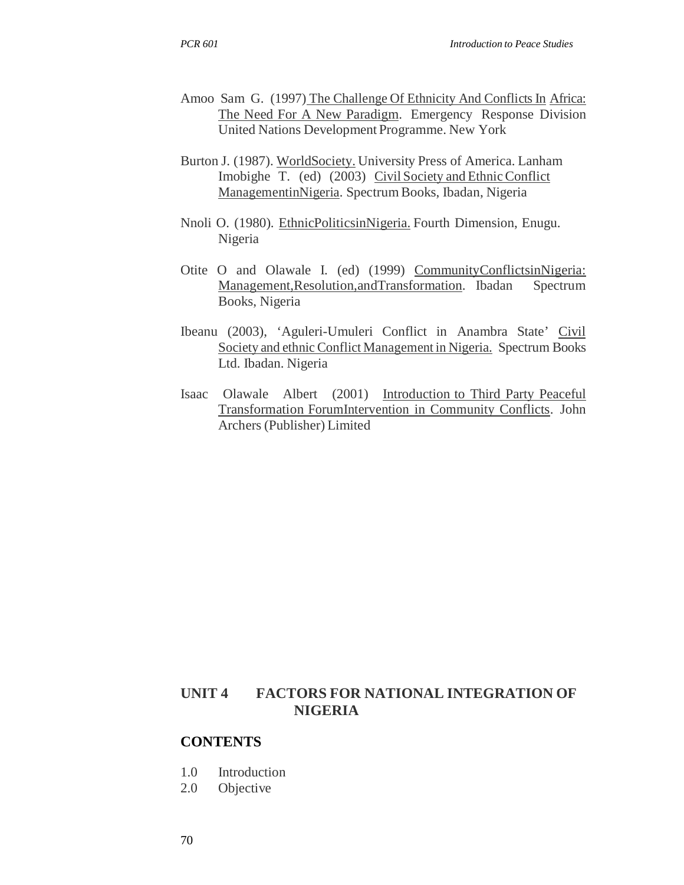Amoo Sam G. (1997) The Challenge Of Ethnicity And Conflicts In Africa: The Need For A New Paradigm. Emergency Response Division United Nations Development Programme. New York

Burton J. (1987). WorldSociety. University Press of America. Lanham
Imobighe T. (ed) (2003) Civil Society and Ethnic Conflict ManagementinNigeria. Spectrum Books, Ibadan, Nigeria

Nnoli O. (1980). EthnicPoliticsinNigeria. Fourth Dimension, Enugu. Nigeria

Otite O and Olawale I. (ed) (1999) CommunityConflictsinNigeria: Management,Resolution,andTransformation. Ibadan Spectrum Books, Nigeria

Ibeanu (2003), 'Aguleri-Umuleri Conflict in Anambra State' Civil Society and ethnic Conflict Management in Nigeria. Spectrum Books Ltd. Ibadan. Nigeria

Isaac Olawale Albert (2001) Introduction to Third Party Peaceful Transformation ForumIntervention in Community Conflicts. John Archers (Publisher) Limited

## UNIT 4 FACTORS FOR NATIONAL INTEGRATION OF NIGERIA

### CONTENTS

1.0 Introduction
2.0 Objective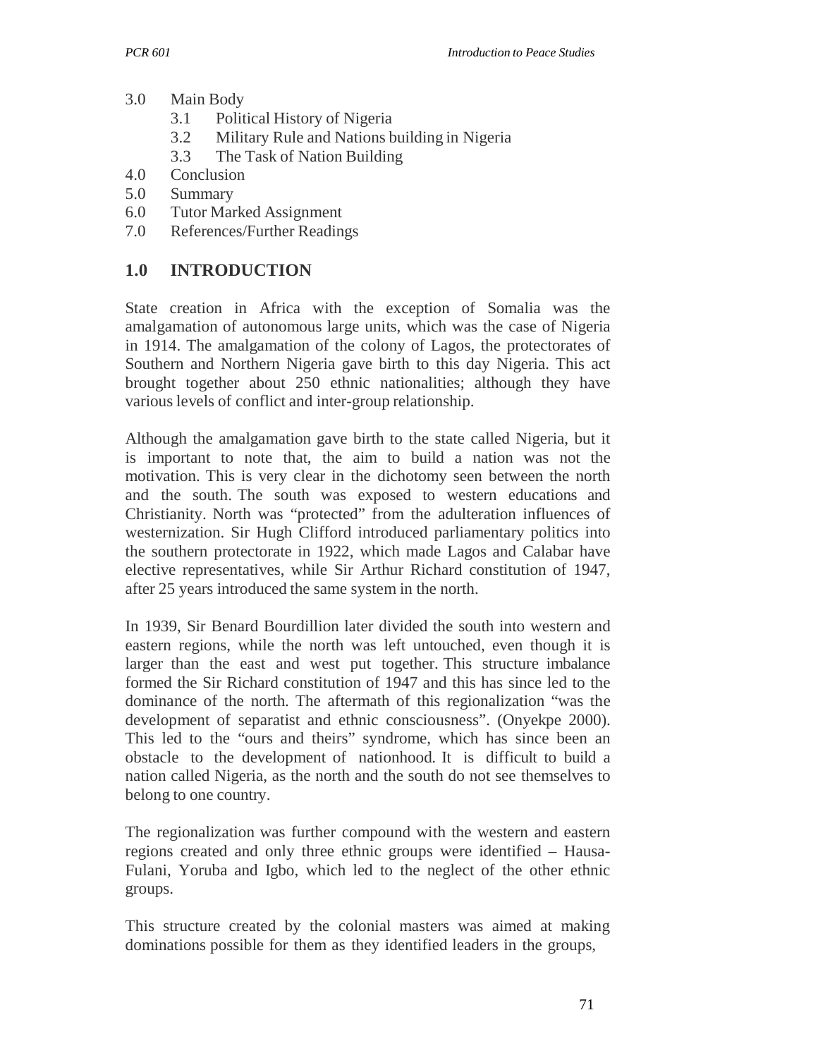3.0 Main Body
 3.1 Political History of Nigeria
 3.2 Military Rule and Nations building in Nigeria
 3.3 The Task of Nation Building
4.0 Conclusion
5.0 Summary
6.0 Tutor Marked Assignment
7.0 References/Further Readings

## 1.0 INTRODUCTION

State creation in Africa with the exception of Somalia was the amalgamation of autonomous large units, which was the case of Nigeria in 1914. The amalgamation of the colony of Lagos, the protectorates of Southern and Northern Nigeria gave birth to this day Nigeria. This act brought together about 250 ethnic nationalities; although they have various levels of conflict and inter-group relationship.

Although the amalgamation gave birth to the state called Nigeria, but it is important to note that, the aim to build a nation was not the motivation. This is very clear in the dichotomy seen between the north and the south. The south was exposed to western educations and Christianity. North was "protected" from the adulteration influences of westernization. Sir Hugh Clifford introduced parliamentary politics into the southern protectorate in 1922, which made Lagos and Calabar have elective representatives, while Sir Arthur Richard constitution of 1947, after 25 years introduced the same system in the north.

In 1939, Sir Benard Bourdillion later divided the south into western and eastern regions, while the north was left untouched, even though it is larger than the east and west put together. This structure imbalance formed the Sir Richard constitution of 1947 and this has since led to the dominance of the north. The aftermath of this regionalization "was the development of separatist and ethnic consciousness". (Onyekpe 2000). This led to the "ours and theirs" syndrome, which has since been an obstacle to the development of nationhood. It is difficult to build a nation called Nigeria, as the north and the south do not see themselves to belong to one country.

The regionalization was further compound with the western and eastern regions created and only three ethnic groups were identified – Hausa-Fulani, Yoruba and Igbo, which led to the neglect of the other ethnic groups.

This structure created by the colonial masters was aimed at making dominations possible for them as they identified leaders in the groups,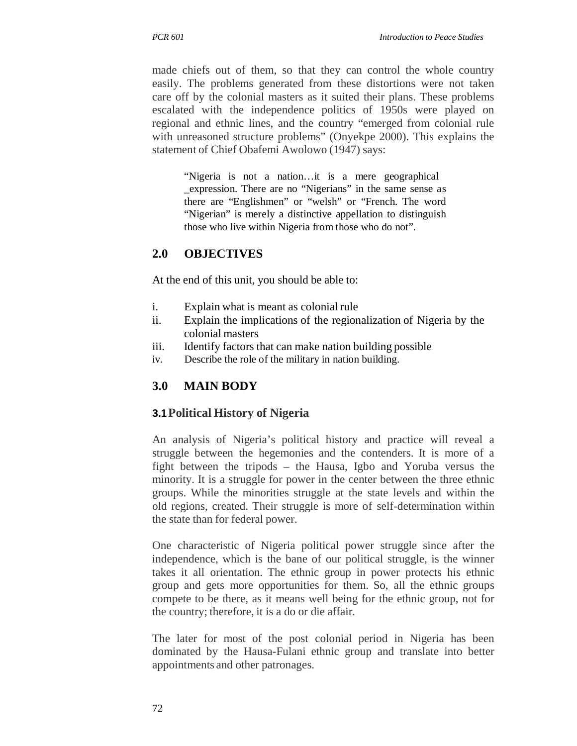made chiefs out of them, so that they can control the whole country easily. The problems generated from these distortions were not taken care off by the colonial masters as it suited their plans. These problems escalated with the independence politics of 1950s were played on regional and ethnic lines, and the country "emerged from colonial rule with unreasoned structure problems" (Onyekpe 2000). This explains the statement of Chief Obafemi Awolowo (1947) says:

> "Nigeria is not a nation…it is a mere geographical _expression. There are no "Nigerians" in the same sense as there are "Englishmen" or "welsh" or "French. The word "Nigerian" is merely a distinctive appellation to distinguish those who live within Nigeria from those who do not".

## 2.0 OBJECTIVES

At the end of this unit, you should be able to:

i. Explain what is meant as colonial rule
ii. Explain the implications of the regionalization of Nigeria by the colonial masters
iii. Identify factors that can make nation building possible
iv. Describe the role of the military in nation building.

## 3.0 MAIN BODY

### 3.1 Political History of Nigeria

An analysis of Nigeria's political history and practice will reveal a struggle between the hegemonies and the contenders. It is more of a fight between the tripods – the Hausa, Igbo and Yoruba versus the minority. It is a struggle for power in the center between the three ethnic groups. While the minorities struggle at the state levels and within the old regions, created. Their struggle is more of self-determination within the state than for federal power.

One characteristic of Nigeria political power struggle since after the independence, which is the bane of our political struggle, is the winner takes it all orientation. The ethnic group in power protects his ethnic group and gets more opportunities for them. So, all the ethnic groups compete to be there, as it means well being for the ethnic group, not for the country; therefore, it is a do or die affair.

The later for most of the post colonial period in Nigeria has been dominated by the Hausa-Fulani ethnic group and translate into better appointments and other patronages.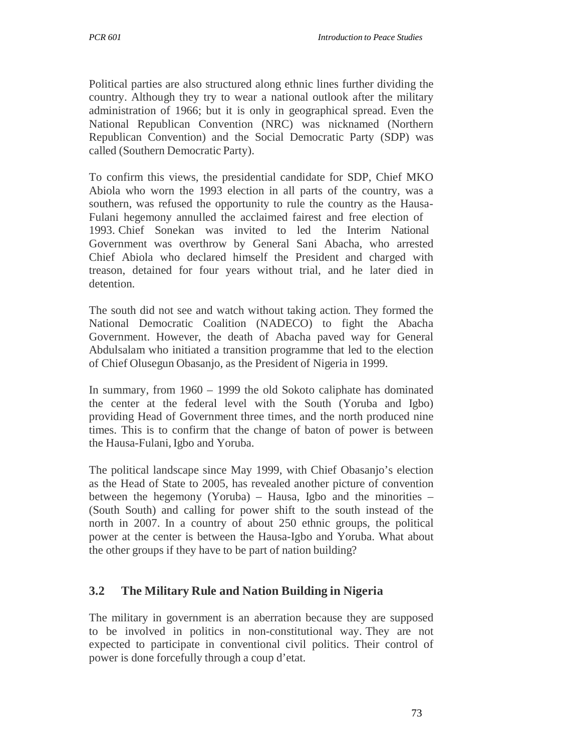Political parties are also structured along ethnic lines further dividing the country. Although they try to wear a national outlook after the military administration of 1966; but it is only in geographical spread. Even the National Republican Convention (NRC) was nicknamed (Northern Republican Convention) and the Social Democratic Party (SDP) was called (Southern Democratic Party).

To confirm this views, the presidential candidate for SDP, Chief MKO Abiola who worn the 1993 election in all parts of the country, was a southern, was refused the opportunity to rule the country as the Hausa-Fulani hegemony annulled the acclaimed fairest and free election of 1993. Chief Sonekan was invited to led the Interim National Government was overthrow by General Sani Abacha, who arrested Chief Abiola who declared himself the President and charged with treason, detained for four years without trial, and he later died in detention.

The south did not see and watch without taking action. They formed the National Democratic Coalition (NADECO) to fight the Abacha Government. However, the death of Abacha paved way for General Abdulsalam who initiated a transition programme that led to the election of Chief Olusegun Obasanjo, as the President of Nigeria in 1999.

In summary, from 1960 – 1999 the old Sokoto caliphate has dominated the center at the federal level with the South (Yoruba and Igbo) providing Head of Government three times, and the north produced nine times. This is to confirm that the change of baton of power is between the Hausa-Fulani, Igbo and Yoruba.

The political landscape since May 1999, with Chief Obasanjo's election as the Head of State to 2005, has revealed another picture of convention between the hegemony (Yoruba) – Hausa, Igbo and the minorities – (South South) and calling for power shift to the south instead of the north in 2007. In a country of about 250 ethnic groups, the political power at the center is between the Hausa-Igbo and Yoruba. What about the other groups if they have to be part of nation building?

## 3.2 The Military Rule and Nation Building in Nigeria

The military in government is an aberration because they are supposed to be involved in politics in non-constitutional way. They are not expected to participate in conventional civil politics. Their control of power is done forcefully through a coup d'etat.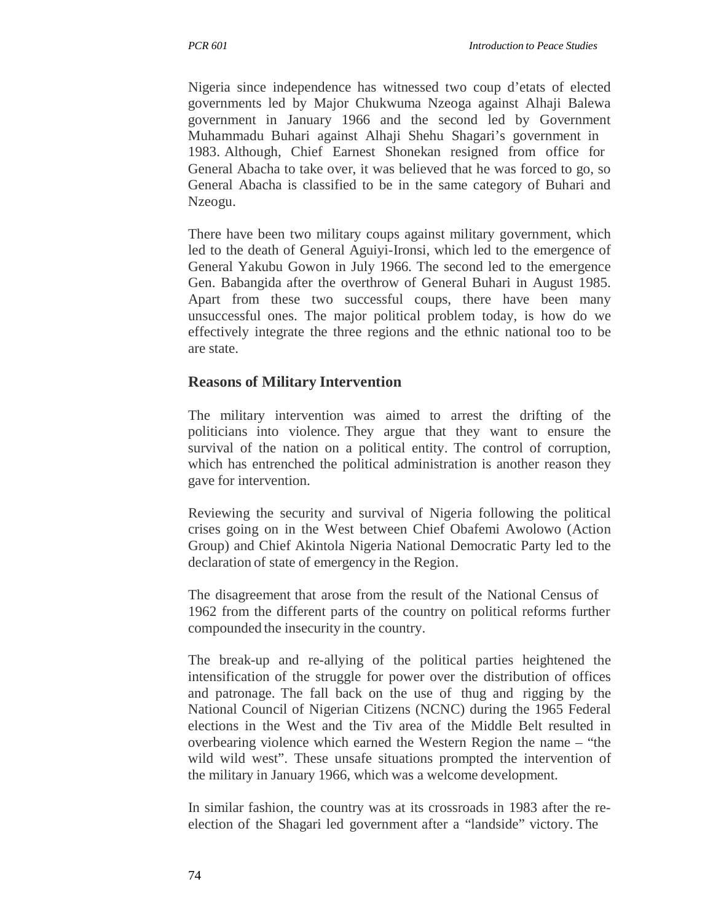Nigeria since independence has witnessed two coup d'etats of elected governments led by Major Chukwuma Nzeoga against Alhaji Balewa government in January 1966 and the second led by Government Muhammadu Buhari against Alhaji Shehu Shagari's government in 1983. Although, Chief Earnest Shonekan resigned from office for General Abacha to take over, it was believed that he was forced to go, so General Abacha is classified to be in the same category of Buhari and Nzeogu.

There have been two military coups against military government, which led to the death of General Aguiyi-Ironsi, which led to the emergence of General Yakubu Gowon in July 1966. The second led to the emergence Gen. Babangida after the overthrow of General Buhari in August 1985. Apart from these two successful coups, there have been many unsuccessful ones. The major political problem today, is how do we effectively integrate the three regions and the ethnic national too to be are state.

### Reasons of Military Intervention

The military intervention was aimed to arrest the drifting of the politicians into violence. They argue that they want to ensure the survival of the nation on a political entity. The control of corruption, which has entrenched the political administration is another reason they gave for intervention.

Reviewing the security and survival of Nigeria following the political crises going on in the West between Chief Obafemi Awolowo (Action Group) and Chief Akintola Nigeria National Democratic Party led to the declaration of state of emergency in the Region.

The disagreement that arose from the result of the National Census of 1962 from the different parts of the country on political reforms further compounded the insecurity in the country.

The break-up and re-allying of the political parties heightened the intensification of the struggle for power over the distribution of offices and patronage. The fall back on the use of thug and rigging by the National Council of Nigerian Citizens (NCNC) during the 1965 Federal elections in the West and the Tiv area of the Middle Belt resulted in overbearing violence which earned the Western Region the name – "the wild wild west". These unsafe situations prompted the intervention of the military in January 1966, which was a welcome development.

In similar fashion, the country was at its crossroads in 1983 after the re-election of the Shagari led government after a "landside" victory. The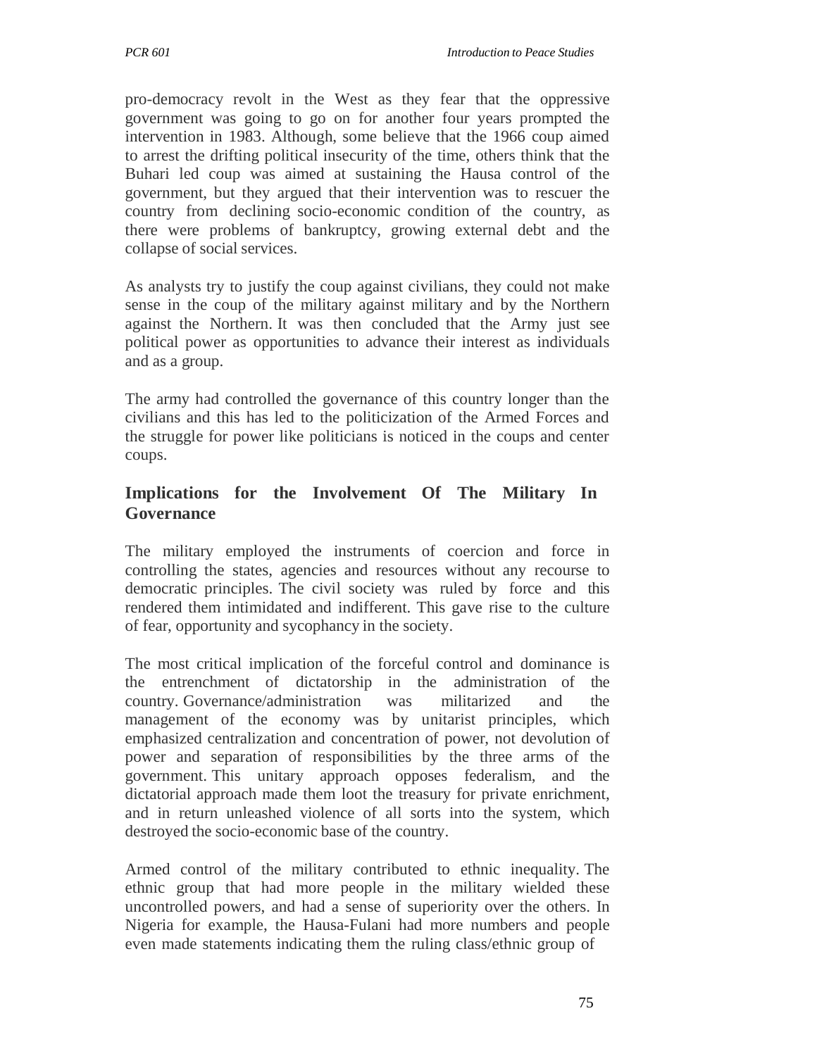pro-democracy revolt in the West as they fear that the oppressive government was going to go on for another four years prompted the intervention in 1983. Although, some believe that the 1966 coup aimed to arrest the drifting political insecurity of the time, others think that the Buhari led coup was aimed at sustaining the Hausa control of the government, but they argued that their intervention was to rescuer the country from declining socio-economic condition of the country, as there were problems of bankruptcy, growing external debt and the collapse of social services.

As analysts try to justify the coup against civilians, they could not make sense in the coup of the military against military and by the Northern against the Northern. It was then concluded that the Army just see political power as opportunities to advance their interest as individuals and as a group.

The army had controlled the governance of this country longer than the civilians and this has led to the politicization of the Armed Forces and the struggle for power like politicians is noticed in the coups and center coups.

## Implications for the Involvement Of The Military In Governance

The military employed the instruments of coercion and force in controlling the states, agencies and resources without any recourse to democratic principles. The civil society was ruled by force and this rendered them intimidated and indifferent. This gave rise to the culture of fear, opportunity and sycophancy in the society.

The most critical implication of the forceful control and dominance is the entrenchment of dictatorship in the administration of the country. Governance/administration was militarized and the management of the economy was by unitarist principles, which emphasized centralization and concentration of power, not devolution of power and separation of responsibilities by the three arms of the government. This unitary approach opposes federalism, and the dictatorial approach made them loot the treasury for private enrichment, and in return unleashed violence of all sorts into the system, which destroyed the socio-economic base of the country.

Armed control of the military contributed to ethnic inequality. The ethnic group that had more people in the military wielded these uncontrolled powers, and had a sense of superiority over the others. In Nigeria for example, the Hausa-Fulani had more numbers and people even made statements indicating them the ruling class/ethnic group of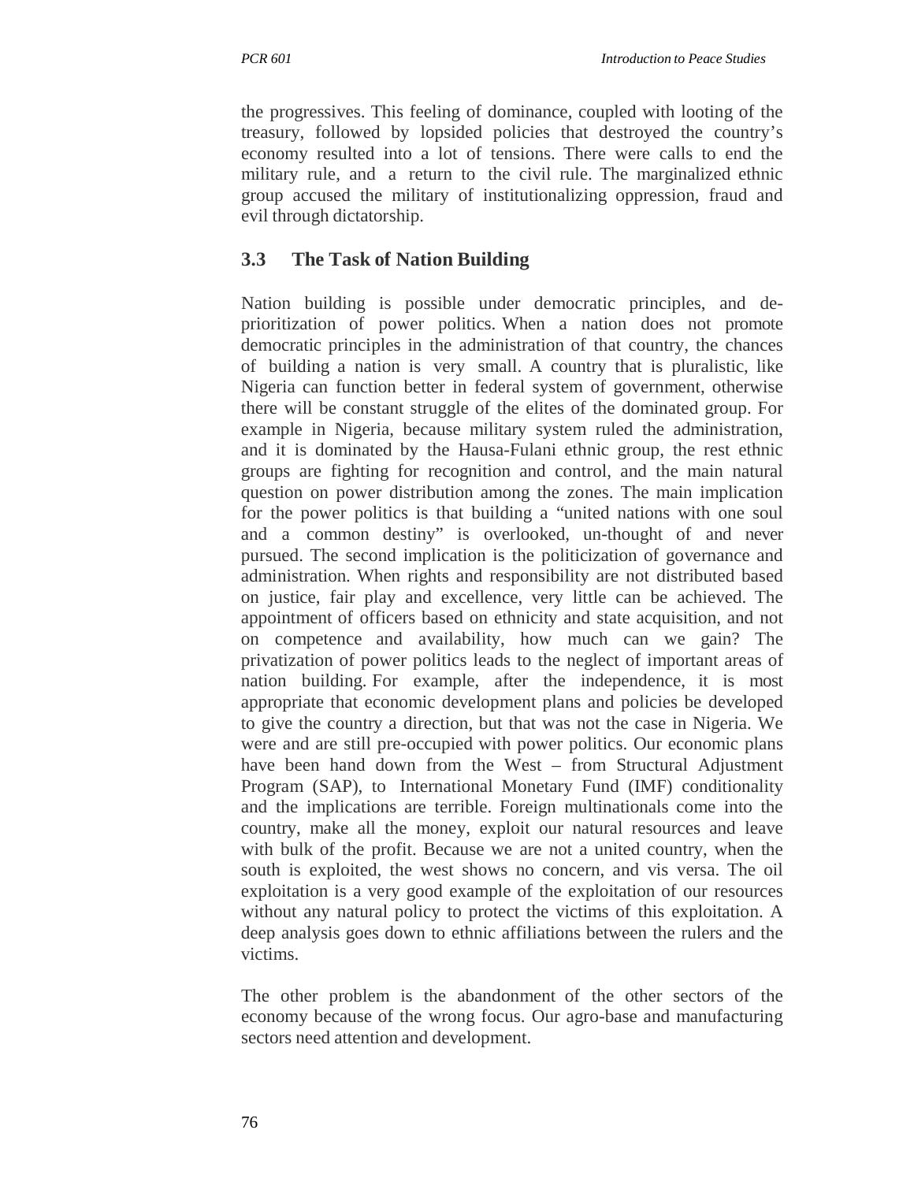the progressives. This feeling of dominance, coupled with looting of the treasury, followed by lopsided policies that destroyed the country's economy resulted into a lot of tensions. There were calls to end the military rule, and a return to the civil rule. The marginalized ethnic group accused the military of institutionalizing oppression, fraud and evil through dictatorship.

### 3.3 The Task of Nation Building

Nation building is possible under democratic principles, and de-prioritization of power politics. When a nation does not promote democratic principles in the administration of that country, the chances of building a nation is very small. A country that is pluralistic, like Nigeria can function better in federal system of government, otherwise there will be constant struggle of the elites of the dominated group. For example in Nigeria, because military system ruled the administration, and it is dominated by the Hausa-Fulani ethnic group, the rest ethnic groups are fighting for recognition and control, and the main natural question on power distribution among the zones. The main implication for the power politics is that building a "united nations with one soul and a common destiny" is overlooked, un-thought of and never pursued. The second implication is the politicization of governance and administration. When rights and responsibility are not distributed based on justice, fair play and excellence, very little can be achieved. The appointment of officers based on ethnicity and state acquisition, and not on competence and availability, how much can we gain? The privatization of power politics leads to the neglect of important areas of nation building. For example, after the independence, it is most appropriate that economic development plans and policies be developed to give the country a direction, but that was not the case in Nigeria. We were and are still pre-occupied with power politics. Our economic plans have been hand down from the West – from Structural Adjustment Program (SAP), to International Monetary Fund (IMF) conditionality and the implications are terrible. Foreign multinationals come into the country, make all the money, exploit our natural resources and leave with bulk of the profit. Because we are not a united country, when the south is exploited, the west shows no concern, and vis versa. The oil exploitation is a very good example of the exploitation of our resources without any natural policy to protect the victims of this exploitation. A deep analysis goes down to ethnic affiliations between the rulers and the victims.

The other problem is the abandonment of the other sectors of the economy because of the wrong focus. Our agro-base and manufacturing sectors need attention and development.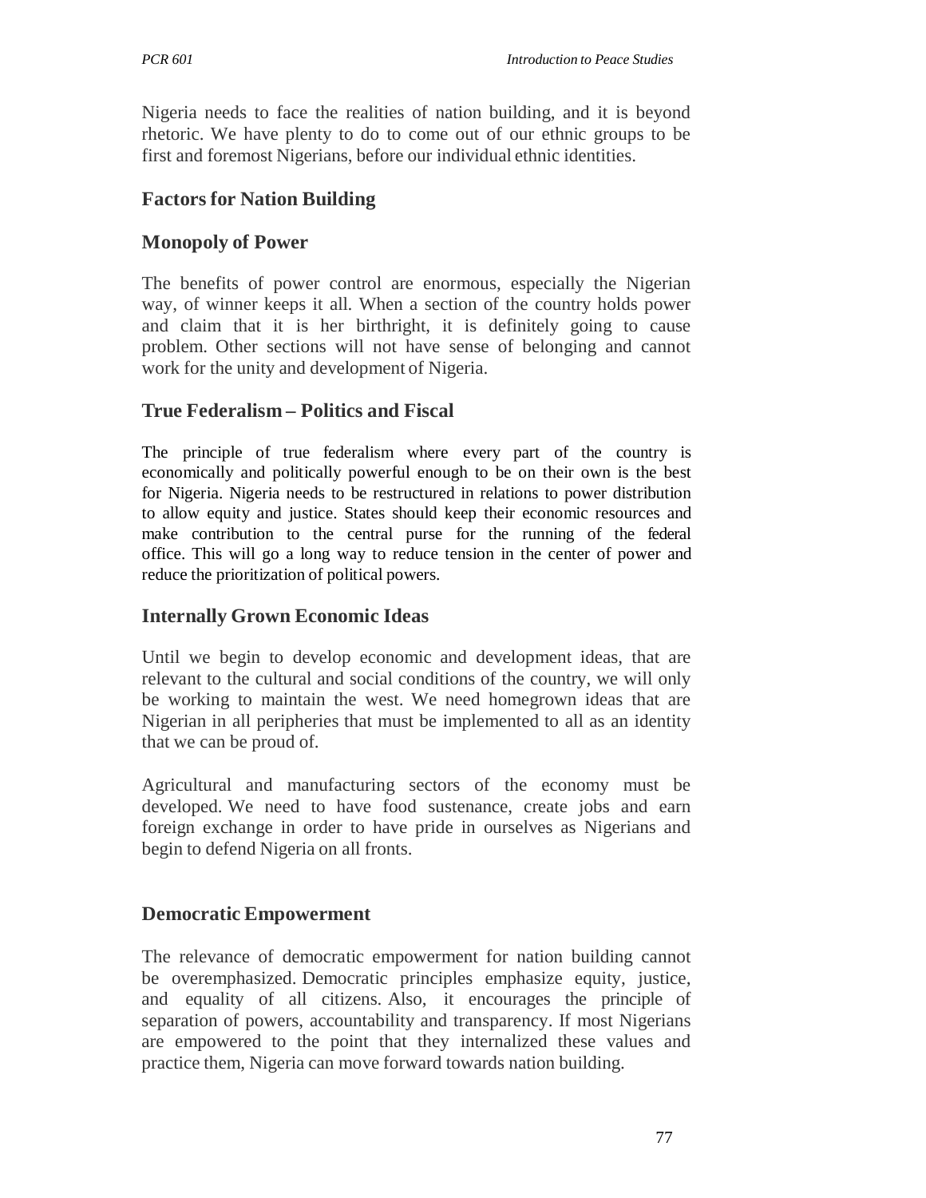Nigeria needs to face the realities of nation building, and it is beyond rhetoric. We have plenty to do to come out of our ethnic groups to be first and foremost Nigerians, before our individual ethnic identities.

## Factors for Nation Building

### Monopoly of Power

The benefits of power control are enormous, especially the Nigerian way, of winner keeps it all. When a section of the country holds power and claim that it is her birthright, it is definitely going to cause problem. Other sections will not have sense of belonging and cannot work for the unity and development of Nigeria.

### True Federalism – Politics and Fiscal

The principle of true federalism where every part of the country is economically and politically powerful enough to be on their own is the best for Nigeria. Nigeria needs to be restructured in relations to power distribution to allow equity and justice. States should keep their economic resources and make contribution to the central purse for the running of the federal office. This will go a long way to reduce tension in the center of power and reduce the prioritization of political powers.

### Internally Grown Economic Ideas

Until we begin to develop economic and development ideas, that are relevant to the cultural and social conditions of the country, we will only be working to maintain the west. We need homegrown ideas that are Nigerian in all peripheries that must be implemented to all as an identity that we can be proud of.

Agricultural and manufacturing sectors of the economy must be developed. We need to have food sustenance, create jobs and earn foreign exchange in order to have pride in ourselves as Nigerians and begin to defend Nigeria on all fronts.

### Democratic Empowerment

The relevance of democratic empowerment for nation building cannot be overemphasized. Democratic principles emphasize equity, justice, and equality of all citizens. Also, it encourages the principle of separation of powers, accountability and transparency. If most Nigerians are empowered to the point that they internalized these values and practice them, Nigeria can move forward towards nation building.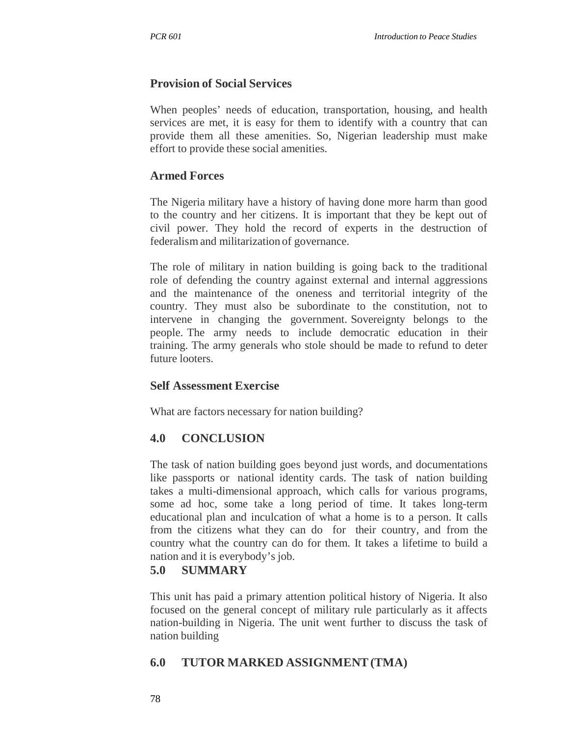### Provision of Social Services

When peoples' needs of education, transportation, housing, and health services are met, it is easy for them to identify with a country that can provide them all these amenities. So, Nigerian leadership must make effort to provide these social amenities.

### Armed Forces

The Nigeria military have a history of having done more harm than good to the country and her citizens. It is important that they be kept out of civil power. They hold the record of experts in the destruction of federalism and militarization of governance.

The role of military in nation building is going back to the traditional role of defending the country against external and internal aggressions and the maintenance of the oneness and territorial integrity of the country. They must also be subordinate to the constitution, not to intervene in changing the government. Sovereignty belongs to the people. The army needs to include democratic education in their training. The army generals who stole should be made to refund to deter future looters.

### Self Assessment Exercise

What are factors necessary for nation building?

## 4.0 CONCLUSION

The task of nation building goes beyond just words, and documentations like passports or national identity cards. The task of nation building takes a multi-dimensional approach, which calls for various programs, some ad hoc, some take a long period of time. It takes long-term educational plan and inculcation of what a home is to a person. It calls from the citizens what they can do for their country, and from the country what the country can do for them. It takes a lifetime to build a nation and it is everybody's job.

## 5.0 SUMMARY

This unit has paid a primary attention political history of Nigeria. It also focused on the general concept of military rule particularly as it affects nation-building in Nigeria. The unit went further to discuss the task of nation building

## 6.0 TUTOR MARKED ASSIGNMENT (TMA)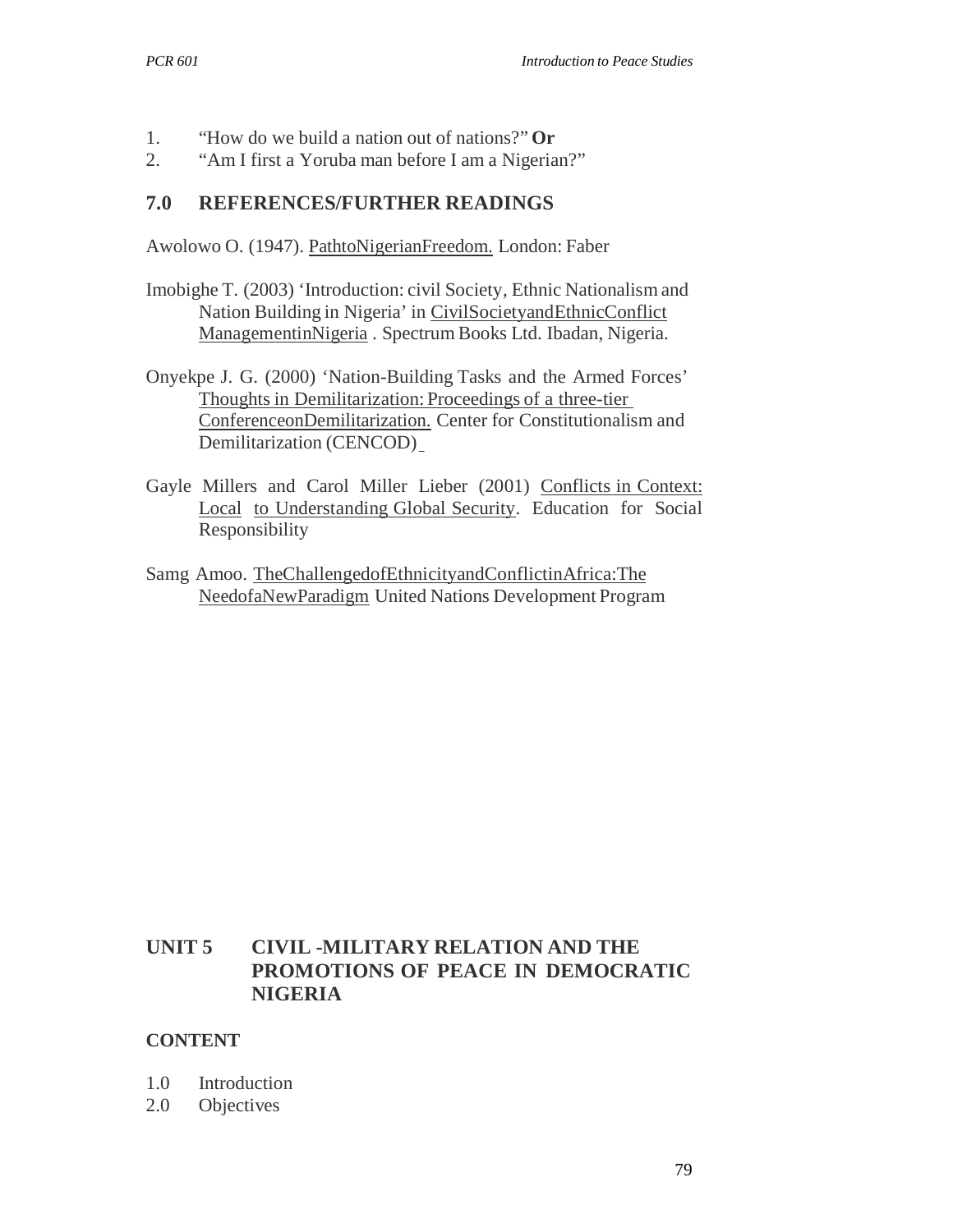1. "How do we build a nation out of nations?" **Or**
2. "Am I first a Yoruba man before I am a Nigerian?"

## 7.0 REFERENCES/FURTHER READINGS

Awolowo O. (1947). PathtoNigerianFreedom. London: Faber

Imobighe T. (2003) 'Introduction: civil Society, Ethnic Nationalism and Nation Building in Nigeria' in CivilSocietyandEthnicConflict ManagementinNigeria . Spectrum Books Ltd. Ibadan, Nigeria.

Onyekpe J. G. (2000) 'Nation-Building Tasks and the Armed Forces' Thoughts in Demilitarization: Proceedings of a three-tier ConferenceonDemilitarization. Center for Constitutionalism and Demilitarization (CENCOD)

Gayle Millers and Carol Miller Lieber (2001) Conflicts in Context: Local to Understanding Global Security. Education for Social Responsibility

Samg Amoo. TheChallengedofEthnicityandConflictinAfrica:The NeedofaNewParadigm United Nations Development Program

# UNIT 5 CIVIL -MILITARY RELATION AND THE PROMOTIONS OF PEACE IN DEMOCRATIC NIGERIA

## CONTENT

1.0 Introduction
2.0 Objectives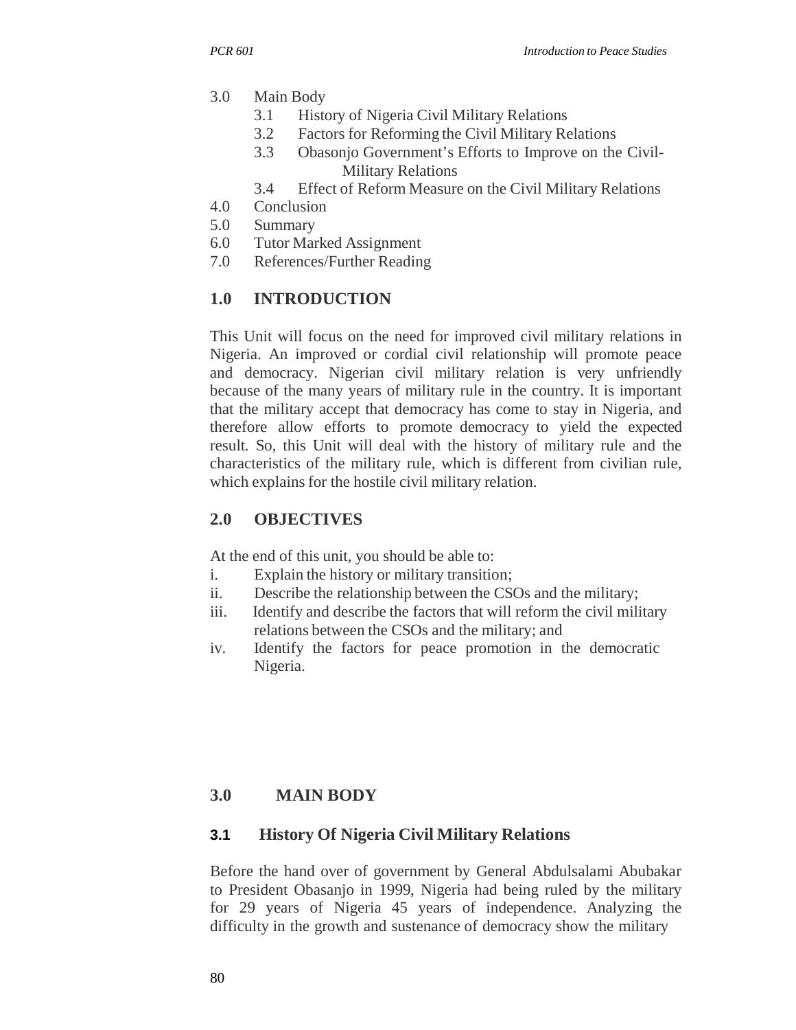3.0 Main Body
   3.1 History of Nigeria Civil Military Relations
   3.2 Factors for Reforming the Civil Military Relations
   3.3 Obasonjo Government's Efforts to Improve on the Civil-Military Relations
   3.4 Effect of Reform Measure on the Civil Military Relations
4.0 Conclusion
5.0 Summary
6.0 Tutor Marked Assignment
7.0 References/Further Reading

## 1.0 INTRODUCTION

This Unit will focus on the need for improved civil military relations in Nigeria. An improved or cordial civil relationship will promote peace and democracy. Nigerian civil military relation is very unfriendly because of the many years of military rule in the country. It is important that the military accept that democracy has come to stay in Nigeria, and therefore allow efforts to promote democracy to yield the expected result. So, this Unit will deal with the history of military rule and the characteristics of the military rule, which is different from civilian rule, which explains for the hostile civil military relation.

## 2.0 OBJECTIVES

At the end of this unit, you should be able to:

i. Explain the history or military transition;
ii. Describe the relationship between the CSOs and the military;
iii. Identify and describe the factors that will reform the civil military relations between the CSOs and the military; and
iv. Identify the factors for peace promotion in the democratic Nigeria.

## 3.0 MAIN BODY

### 3.1 History Of Nigeria Civil Military Relations

Before the hand over of government by General Abdulsalami Abubakar to President Obasanjo in 1999, Nigeria had being ruled by the military for 29 years of Nigeria 45 years of independence. Analyzing the difficulty in the growth and sustenance of democracy show the military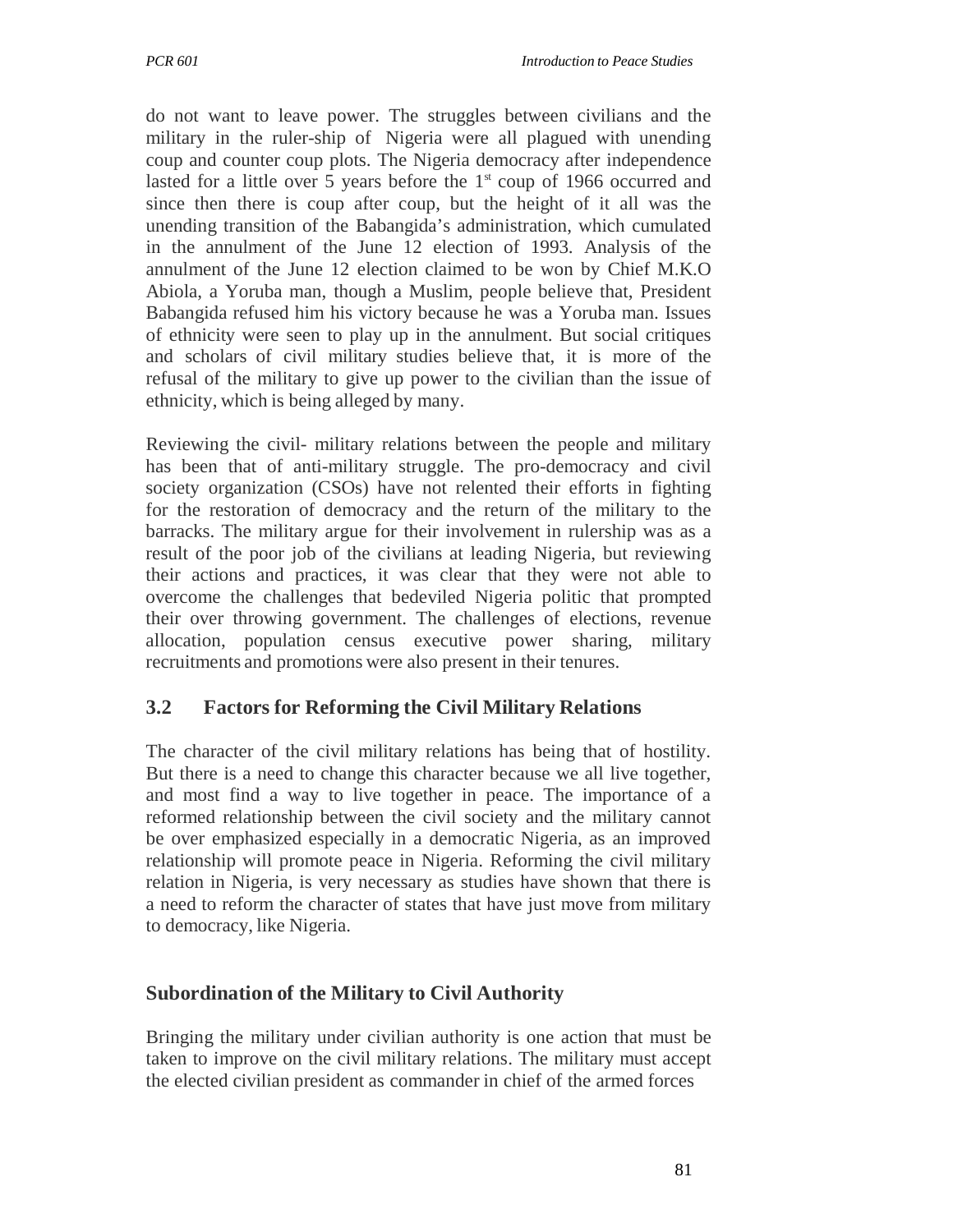do not want to leave power. The struggles between civilians and the military in the ruler-ship of Nigeria were all plagued with unending coup and counter coup plots. The Nigeria democracy after independence lasted for a little over 5 years before the 1st coup of 1966 occurred and since then there is coup after coup, but the height of it all was the unending transition of the Babangida's administration, which cumulated in the annulment of the June 12 election of 1993. Analysis of the annulment of the June 12 election claimed to be won by Chief M.K.O Abiola, a Yoruba man, though a Muslim, people believe that, President Babangida refused him his victory because he was a Yoruba man. Issues of ethnicity were seen to play up in the annulment. But social critiques and scholars of civil military studies believe that, it is more of the refusal of the military to give up power to the civilian than the issue of ethnicity, which is being alleged by many.

Reviewing the civil- military relations between the people and military has been that of anti-military struggle. The pro-democracy and civil society organization (CSOs) have not relented their efforts in fighting for the restoration of democracy and the return of the military to the barracks. The military argue for their involvement in rulership was as a result of the poor job of the civilians at leading Nigeria, but reviewing their actions and practices, it was clear that they were not able to overcome the challenges that bedeviled Nigeria politic that prompted their over throwing government. The challenges of elections, revenue allocation, population census executive power sharing, military recruitments and promotions were also present in their tenures.

## 3.2 Factors for Reforming the Civil Military Relations

The character of the civil military relations has being that of hostility. But there is a need to change this character because we all live together, and most find a way to live together in peace. The importance of a reformed relationship between the civil society and the military cannot be over emphasized especially in a democratic Nigeria, as an improved relationship will promote peace in Nigeria. Reforming the civil military relation in Nigeria, is very necessary as studies have shown that there is a need to reform the character of states that have just move from military to democracy, like Nigeria.

### Subordination of the Military to Civil Authority

Bringing the military under civilian authority is one action that must be taken to improve on the civil military relations. The military must accept the elected civilian president as commander in chief of the armed forces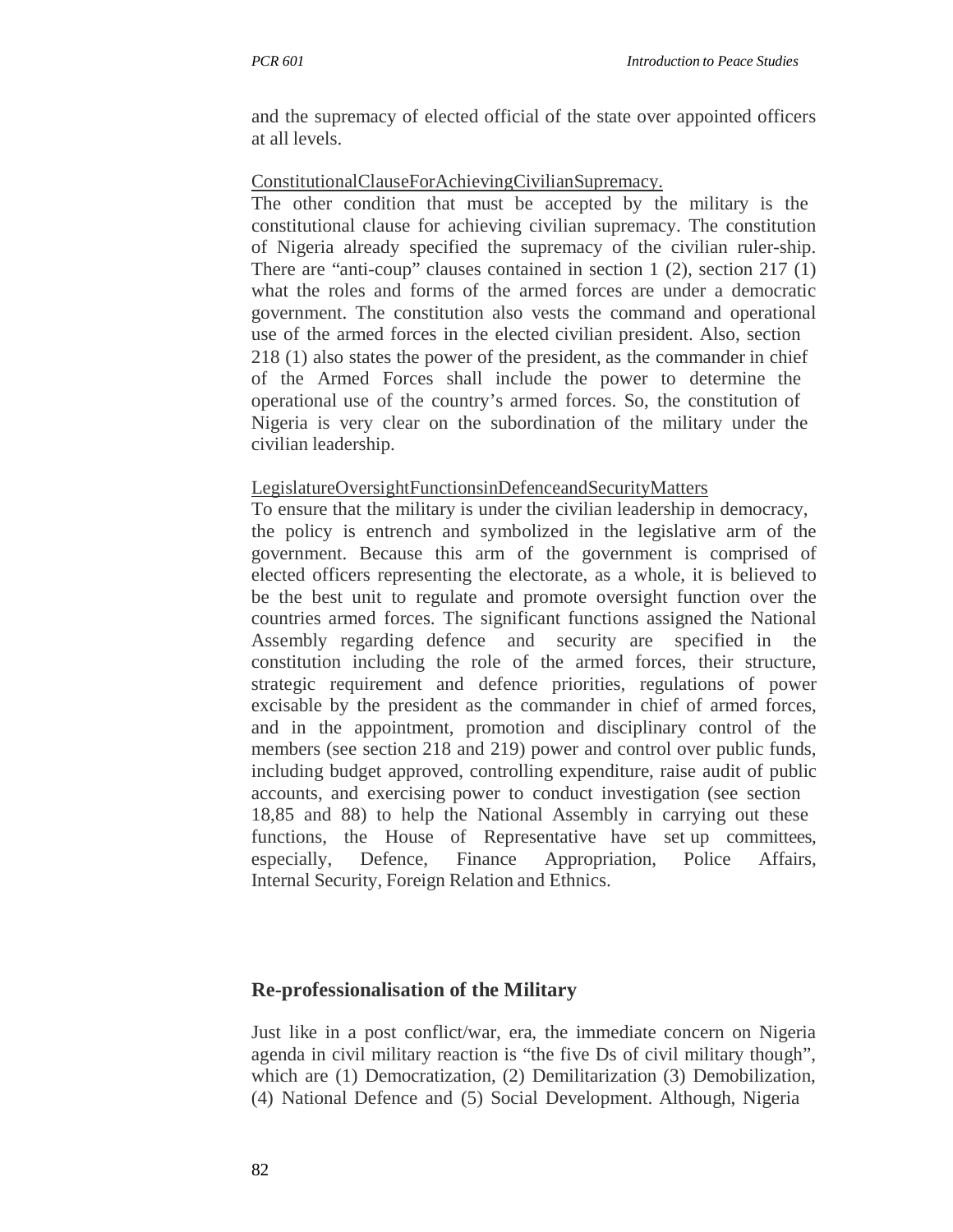and the supremacy of elected official of the state over appointed officers at all levels.

ConstitutionalClauseForAchievingCivilianSupremacy.

The other condition that must be accepted by the military is the constitutional clause for achieving civilian supremacy. The constitution of Nigeria already specified the supremacy of the civilian ruler-ship. There are "anti-coup" clauses contained in section 1 (2), section 217 (1) what the roles and forms of the armed forces are under a democratic government. The constitution also vests the command and operational use of the armed forces in the elected civilian president. Also, section 218 (1) also states the power of the president, as the commander in chief of the Armed Forces shall include the power to determine the operational use of the country's armed forces. So, the constitution of Nigeria is very clear on the subordination of the military under the civilian leadership.

LegislatureOversightFunctionsinDefenceandSecurityMatters

To ensure that the military is under the civilian leadership in democracy, the policy is entrench and symbolized in the legislative arm of the government. Because this arm of the government is comprised of elected officers representing the electorate, as a whole, it is believed to be the best unit to regulate and promote oversight function over the countries armed forces. The significant functions assigned the National Assembly regarding defence and security are specified in the constitution including the role of the armed forces, their structure, strategic requirement and defence priorities, regulations of power excisable by the president as the commander in chief of armed forces, and in the appointment, promotion and disciplinary control of the members (see section 218 and 219) power and control over public funds, including budget approved, controlling expenditure, raise audit of public accounts, and exercising power to conduct investigation (see section 18,85 and 88) to help the National Assembly in carrying out these functions, the House of Representative have set up committees, especially, Defence, Finance Appropriation, Police Affairs, Internal Security, Foreign Relation and Ethnics.

## Re-professionalisation of the Military

Just like in a post conflict/war, era, the immediate concern on Nigeria agenda in civil military reaction is "the five Ds of civil military though", which are (1) Democratization, (2) Demilitarization (3) Demobilization, (4) National Defence and (5) Social Development. Although, Nigeria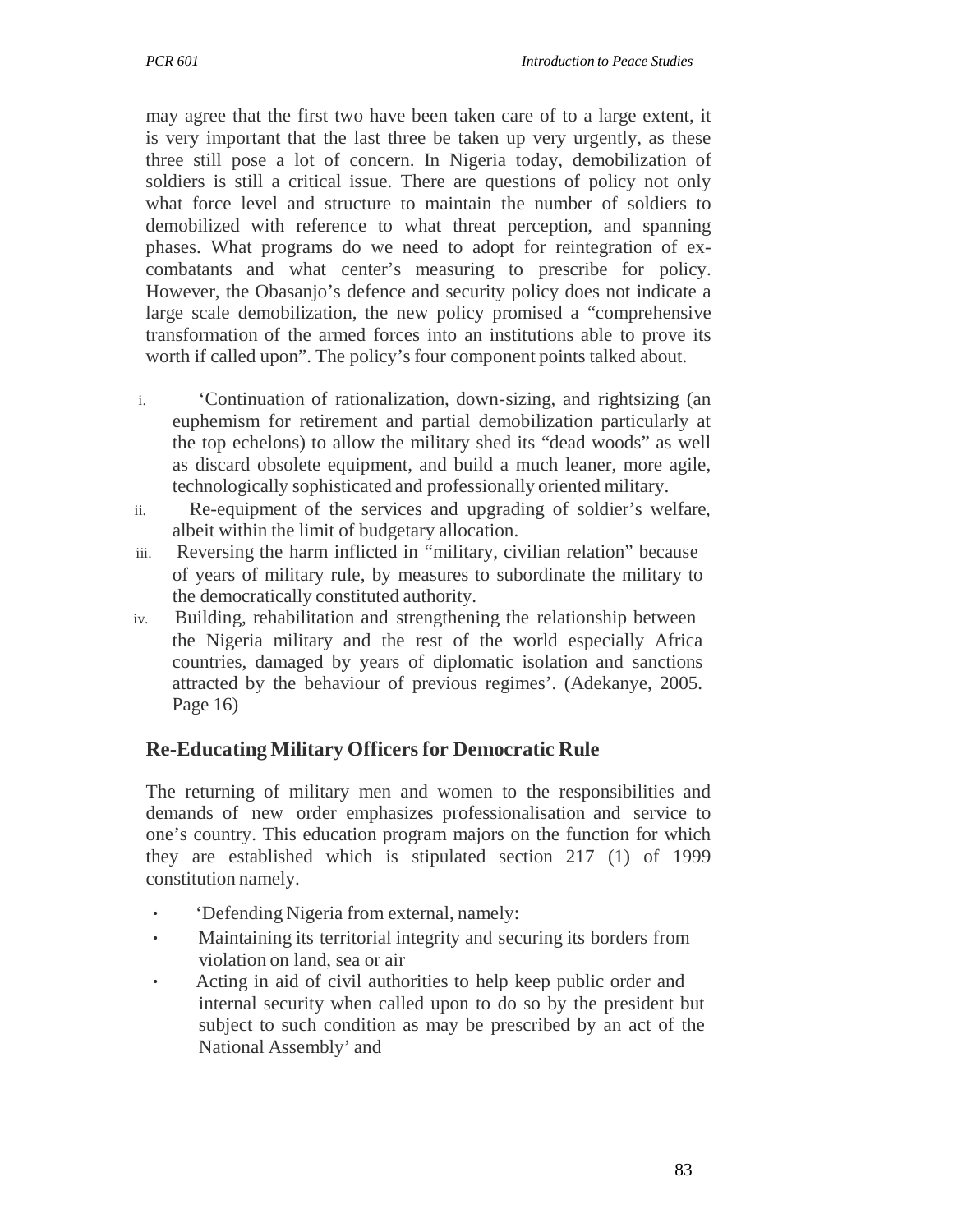may agree that the first two have been taken care of to a large extent, it is very important that the last three be taken up very urgently, as these three still pose a lot of concern. In Nigeria today, demobilization of soldiers is still a critical issue. There are questions of policy not only what force level and structure to maintain the number of soldiers to demobilized with reference to what threat perception, and spanning phases. What programs do we need to adopt for reintegration of ex-combatants and what center's measuring to prescribe for policy. However, the Obasanjo's defence and security policy does not indicate a large scale demobilization, the new policy promised a "comprehensive transformation of the armed forces into an institutions able to prove its worth if called upon". The policy's four component points talked about.

i. 'Continuation of rationalization, down-sizing, and rightsizing (an euphemism for retirement and partial demobilization particularly at the top echelons) to allow the military shed its "dead woods" as well as discard obsolete equipment, and build a much leaner, more agile, technologically sophisticated and professionally oriented military.
ii. Re-equipment of the services and upgrading of soldier's welfare, albeit within the limit of budgetary allocation.
iii. Reversing the harm inflicted in "military, civilian relation" because of years of military rule, by measures to subordinate the military to the democratically constituted authority.
iv. Building, rehabilitation and strengthening the relationship between the Nigeria military and the rest of the world especially Africa countries, damaged by years of diplomatic isolation and sanctions attracted by the behaviour of previous regimes'. (Adekanye, 2005. Page 16)

## Re-Educating Military Officers for Democratic Rule

The returning of military men and women to the responsibilities and demands of new order emphasizes professionalisation and service to one's country. This education program majors on the function for which they are established which is stipulated section 217 (1) of 1999 constitution namely.

- 'Defending Nigeria from external, namely:
- Maintaining its territorial integrity and securing its borders from violation on land, sea or air
- Acting in aid of civil authorities to help keep public order and internal security when called upon to do so by the president but subject to such condition as may be prescribed by an act of the National Assembly' and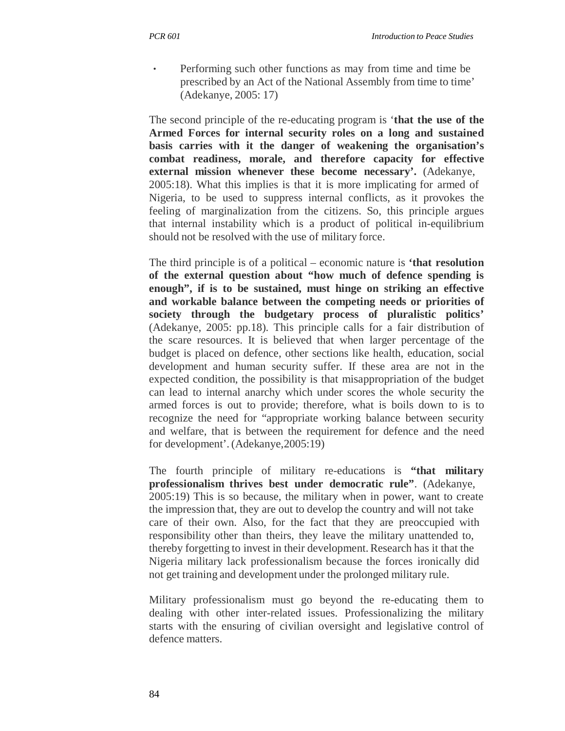- Performing such other functions as may from time and time be prescribed by an Act of the National Assembly from time to time' (Adekanye, 2005: 17)

The second principle of the re-educating program is '**that the use of the Armed Forces for internal security roles on a long and sustained basis carries with it the danger of weakening the organisation's combat readiness, morale, and therefore capacity for effective external mission whenever these become necessary'.** (Adekanye, 2005:18). What this implies is that it is more implicating for armed of Nigeria, to be used to suppress internal conflicts, as it provokes the feeling of marginalization from the citizens. So, this principle argues that internal instability which is a product of political in-equilibrium should not be resolved with the use of military force.

The third principle is of a political – economic nature is **'that resolution of the external question about "how much of defence spending is enough", if is to be sustained, must hinge on striking an effective and workable balance between the competing needs or priorities of society through the budgetary process of pluralistic politics'** (Adekanye, 2005: pp.18). This principle calls for a fair distribution of the scare resources. It is believed that when larger percentage of the budget is placed on defence, other sections like health, education, social development and human security suffer. If these area are not in the expected condition, the possibility is that misappropriation of the budget can lead to internal anarchy which under scores the whole security the armed forces is out to provide; therefore, what is boils down to is to recognize the need for "appropriate working balance between security and welfare, that is between the requirement for defence and the need for development'. (Adekanye,2005:19)

The fourth principle of military re-educations is **"that military professionalism thrives best under democratic rule"**. (Adekanye, 2005:19) This is so because, the military when in power, want to create the impression that, they are out to develop the country and will not take care of their own. Also, for the fact that they are preoccupied with responsibility other than theirs, they leave the military unattended to, thereby forgetting to invest in their development. Research has it that the Nigeria military lack professionalism because the forces ironically did not get training and development under the prolonged military rule.

Military professionalism must go beyond the re-educating them to dealing with other inter-related issues. Professionalizing the military starts with the ensuring of civilian oversight and legislative control of defence matters.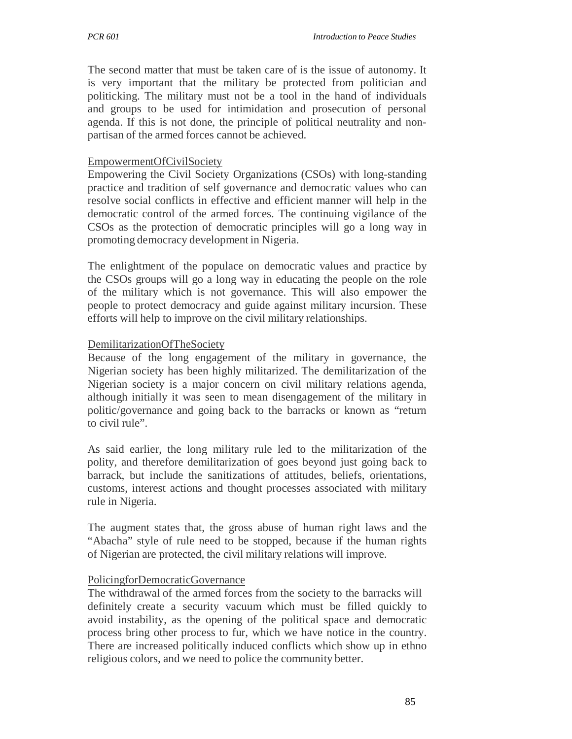The second matter that must be taken care of is the issue of autonomy. It is very important that the military be protected from politician and politicking. The military must not be a tool in the hand of individuals and groups to be used for intimidation and prosecution of personal agenda. If this is not done, the principle of political neutrality and non-partisan of the armed forces cannot be achieved.

### EmpowermentOfCivilSociety

Empowering the Civil Society Organizations (CSOs) with long-standing practice and tradition of self governance and democratic values who can resolve social conflicts in effective and efficient manner will help in the democratic control of the armed forces. The continuing vigilance of the CSOs as the protection of democratic principles will go a long way in promoting democracy development in Nigeria.

The enlightment of the populace on democratic values and practice by the CSOs groups will go a long way in educating the people on the role of the military which is not governance. This will also empower the people to protect democracy and guide against military incursion. These efforts will help to improve on the civil military relationships.

### DemilitarizationOfTheSociety

Because of the long engagement of the military in governance, the Nigerian society has been highly militarized. The demilitarization of the Nigerian society is a major concern on civil military relations agenda, although initially it was seen to mean disengagement of the military in politic/governance and going back to the barracks or known as "return to civil rule".

As said earlier, the long military rule led to the militarization of the polity, and therefore demilitarization of goes beyond just going back to barrack, but include the sanitizations of attitudes, beliefs, orientations, customs, interest actions and thought processes associated with military rule in Nigeria.

The augment states that, the gross abuse of human right laws and the "Abacha" style of rule need to be stopped, because if the human rights of Nigerian are protected, the civil military relations will improve.

### PolicingforDemocraticGovernance

The withdrawal of the armed forces from the society to the barracks will definitely create a security vacuum which must be filled quickly to avoid instability, as the opening of the political space and democratic process bring other process to fur, which we have notice in the country. There are increased politically induced conflicts which show up in ethno religious colors, and we need to police the community better.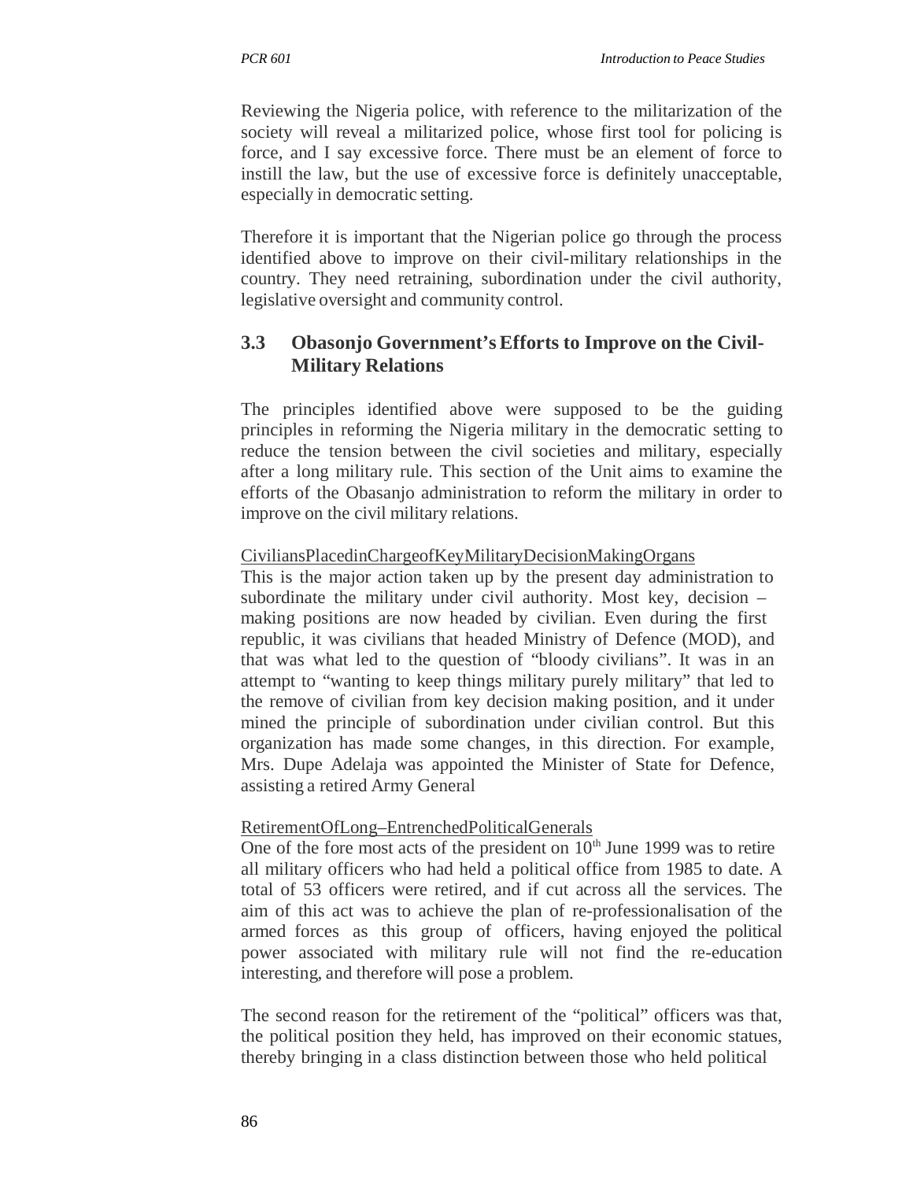Reviewing the Nigeria police, with reference to the militarization of the society will reveal a militarized police, whose first tool for policing is force, and I say excessive force. There must be an element of force to instill the law, but the use of excessive force is definitely unacceptable, especially in democratic setting.

Therefore it is important that the Nigerian police go through the process identified above to improve on their civil-military relationships in the country. They need retraining, subordination under the civil authority, legislative oversight and community control.

## 3.3 Obasonjo Government's Efforts to Improve on the Civil-Military Relations

The principles identified above were supposed to be the guiding principles in reforming the Nigeria military in the democratic setting to reduce the tension between the civil societies and military, especially after a long military rule. This section of the Unit aims to examine the efforts of the Obasanjo administration to reform the military in order to improve on the civil military relations.

<u>CiviliansPlacedinChargeofKeyMilitaryDecisionMakingOrgans</u>

This is the major action taken up by the present day administration to subordinate the military under civil authority. Most key, decision – making positions are now headed by civilian. Even during the first republic, it was civilians that headed Ministry of Defence (MOD), and that was what led to the question of "bloody civilians". It was in an attempt to "wanting to keep things military purely military" that led to the remove of civilian from key decision making position, and it under mined the principle of subordination under civilian control. But this organization has made some changes, in this direction. For example, Mrs. Dupe Adelaja was appointed the Minister of State for Defence, assisting a retired Army General

<u>RetirementOfLong–EntrenchedPoliticalGenerals</u>

One of the fore most acts of the president on 10th June 1999 was to retire all military officers who had held a political office from 1985 to date. A total of 53 officers were retired, and if cut across all the services. The aim of this act was to achieve the plan of re-professionalisation of the armed forces as this group of officers, having enjoyed the political power associated with military rule will not find the re-education interesting, and therefore will pose a problem.

The second reason for the retirement of the "political" officers was that, the political position they held, has improved on their economic statues, thereby bringing in a class distinction between those who held political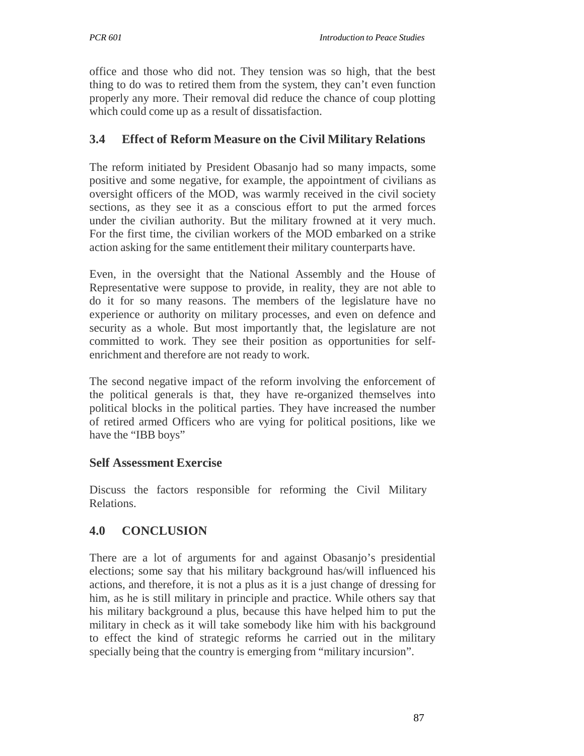office and those who did not. They tension was so high, that the best thing to do was to retired them from the system, they can't even function properly any more. Their removal did reduce the chance of coup plotting which could come up as a result of dissatisfaction.

### 3.4 Effect of Reform Measure on the Civil Military Relations

The reform initiated by President Obasanjo had so many impacts, some positive and some negative, for example, the appointment of civilians as oversight officers of the MOD, was warmly received in the civil society sections, as they see it as a conscious effort to put the armed forces under the civilian authority. But the military frowned at it very much. For the first time, the civilian workers of the MOD embarked on a strike action asking for the same entitlement their military counterparts have.

Even, in the oversight that the National Assembly and the House of Representative were suppose to provide, in reality, they are not able to do it for so many reasons. The members of the legislature have no experience or authority on military processes, and even on defence and security as a whole. But most importantly that, the legislature are not committed to work. They see their position as opportunities for self-enrichment and therefore are not ready to work.

The second negative impact of the reform involving the enforcement of the political generals is that, they have re-organized themselves into political blocks in the political parties. They have increased the number of retired armed Officers who are vying for political positions, like we have the "IBB boys"

### Self Assessment Exercise

Discuss the factors responsible for reforming the Civil Military Relations.

## 4.0 CONCLUSION

There are a lot of arguments for and against Obasanjo's presidential elections; some say that his military background has/will influenced his actions, and therefore, it is not a plus as it is a just change of dressing for him, as he is still military in principle and practice. While others say that his military background a plus, because this have helped him to put the military in check as it will take somebody like him with his background to effect the kind of strategic reforms he carried out in the military specially being that the country is emerging from "military incursion".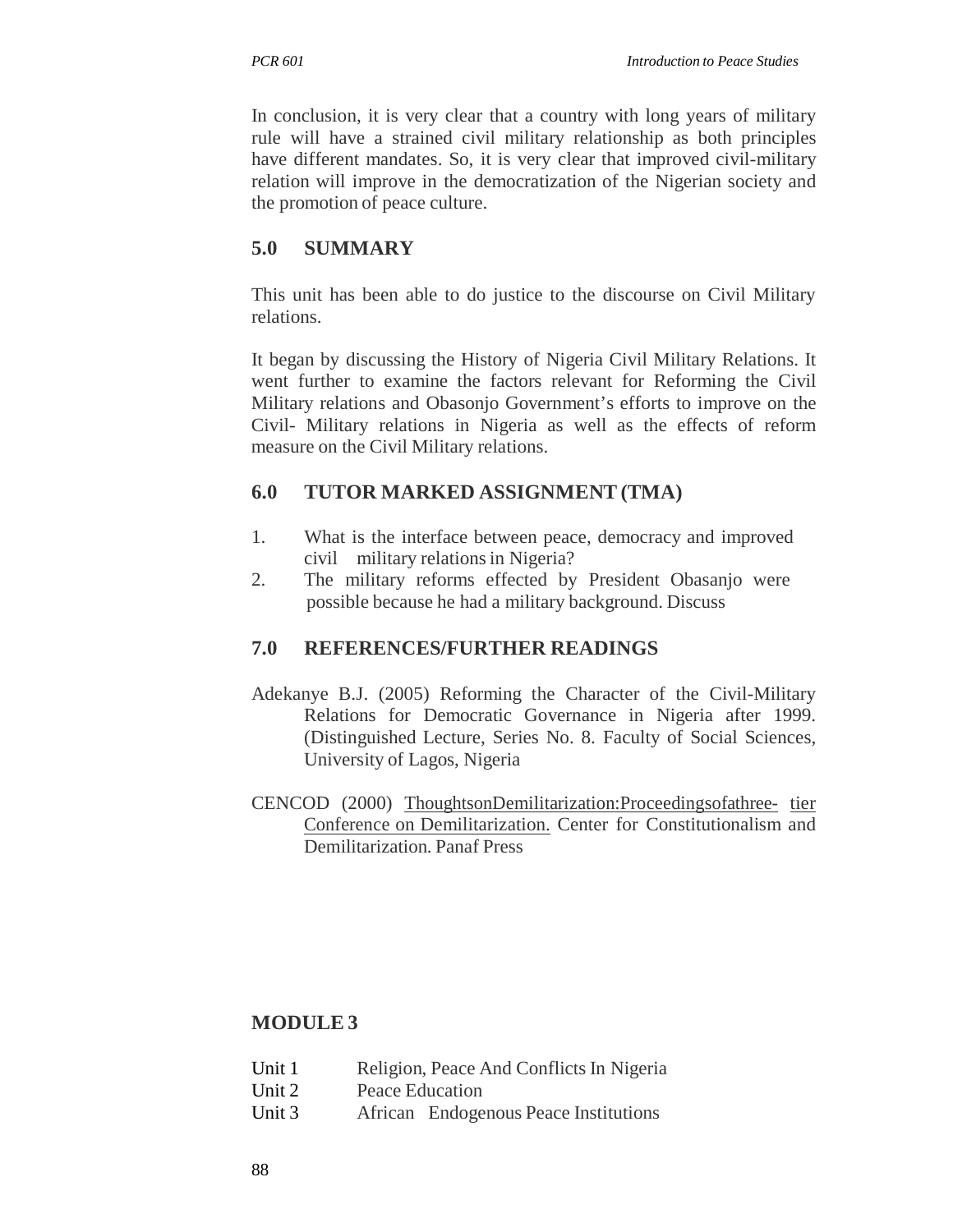In conclusion, it is very clear that a country with long years of military rule will have a strained civil military relationship as both principles have different mandates. So, it is very clear that improved civil-military relation will improve in the democratization of the Nigerian society and the promotion of peace culture.

## 5.0 SUMMARY

This unit has been able to do justice to the discourse on Civil Military relations.

It began by discussing the History of Nigeria Civil Military Relations. It went further to examine the factors relevant for Reforming the Civil Military relations and Obasonjo Government's efforts to improve on the Civil- Military relations in Nigeria as well as the effects of reform measure on the Civil Military relations.

## 6.0 TUTOR MARKED ASSIGNMENT (TMA)

1. What is the interface between peace, democracy and improved civil military relations in Nigeria?
2. The military reforms effected by President Obasanjo were possible because he had a military background. Discuss

## 7.0 REFERENCES/FURTHER READINGS

Adekanye B.J. (2005) Reforming the Character of the Civil-Military Relations for Democratic Governance in Nigeria after 1999. (Distinguished Lecture, Series No. 8. Faculty of Social Sciences, University of Lagos, Nigeria

CENCOD (2000) Thoughts on Demilitarization: Proceedings of a three- tier Conference on Demilitarization. Center for Constitutionalism and Demilitarization. Panaf Press

## MODULE 3

Unit 1 Religion, Peace And Conflicts In Nigeria
Unit 2 Peace Education
Unit 3 African Endogenous Peace Institutions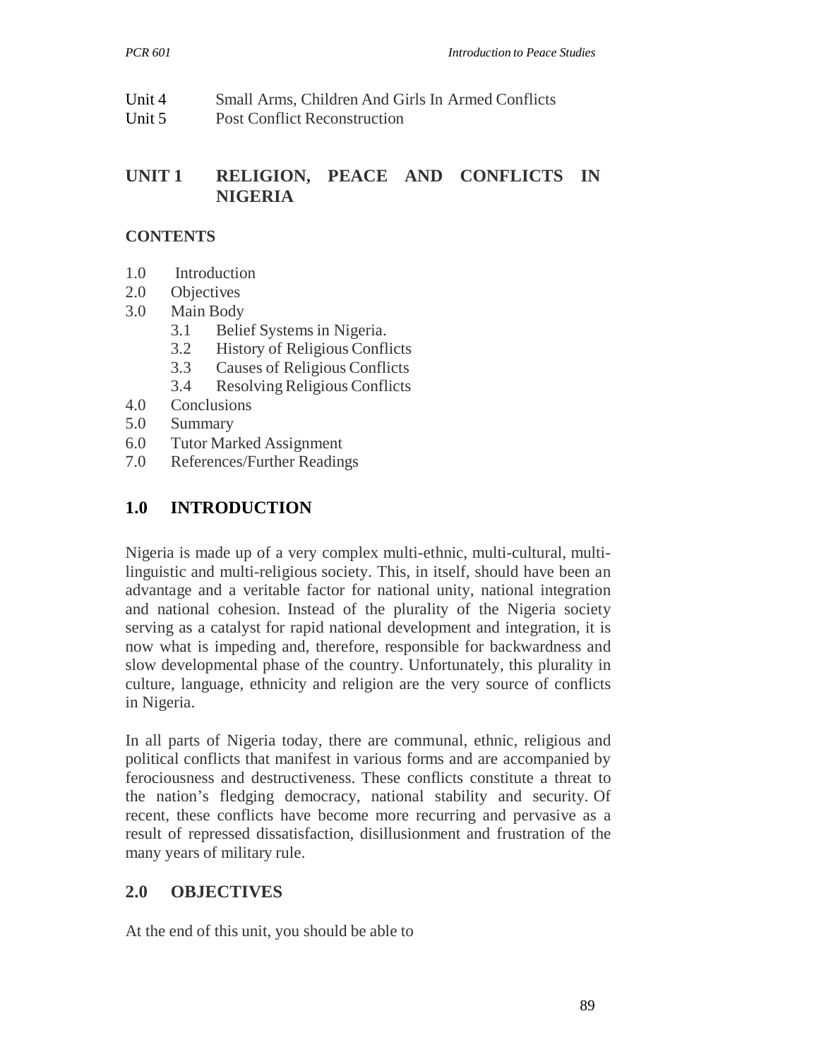Unit 4 Small Arms, Children And Girls In Armed Conflicts
Unit 5 Post Conflict Reconstruction

## UNIT 1 RELIGION, PEACE AND CONFLICTS IN NIGERIA

**CONTENTS**

1.0 Introduction
2.0 Objectives
3.0 Main Body
  3.1 Belief Systems in Nigeria.
  3.2 History of Religious Conflicts
  3.3 Causes of Religious Conflicts
  3.4 Resolving Religious Conflicts
4.0 Conclusions
5.0 Summary
6.0 Tutor Marked Assignment
7.0 References/Further Readings

## 1.0 INTRODUCTION

Nigeria is made up of a very complex multi-ethnic, multi-cultural, multi-linguistic and multi-religious society. This, in itself, should have been an advantage and a veritable factor for national unity, national integration and national cohesion. Instead of the plurality of the Nigeria society serving as a catalyst for rapid national development and integration, it is now what is impeding and, therefore, responsible for backwardness and slow developmental phase of the country. Unfortunately, this plurality in culture, language, ethnicity and religion are the very source of conflicts in Nigeria.

In all parts of Nigeria today, there are communal, ethnic, religious and political conflicts that manifest in various forms and are accompanied by ferociousness and destructiveness. These conflicts constitute a threat to the nation's fledging democracy, national stability and security. Of recent, these conflicts have become more recurring and pervasive as a result of repressed dissatisfaction, disillusionment and frustration of the many years of military rule.

## 2.0 OBJECTIVES

At the end of this unit, you should be able to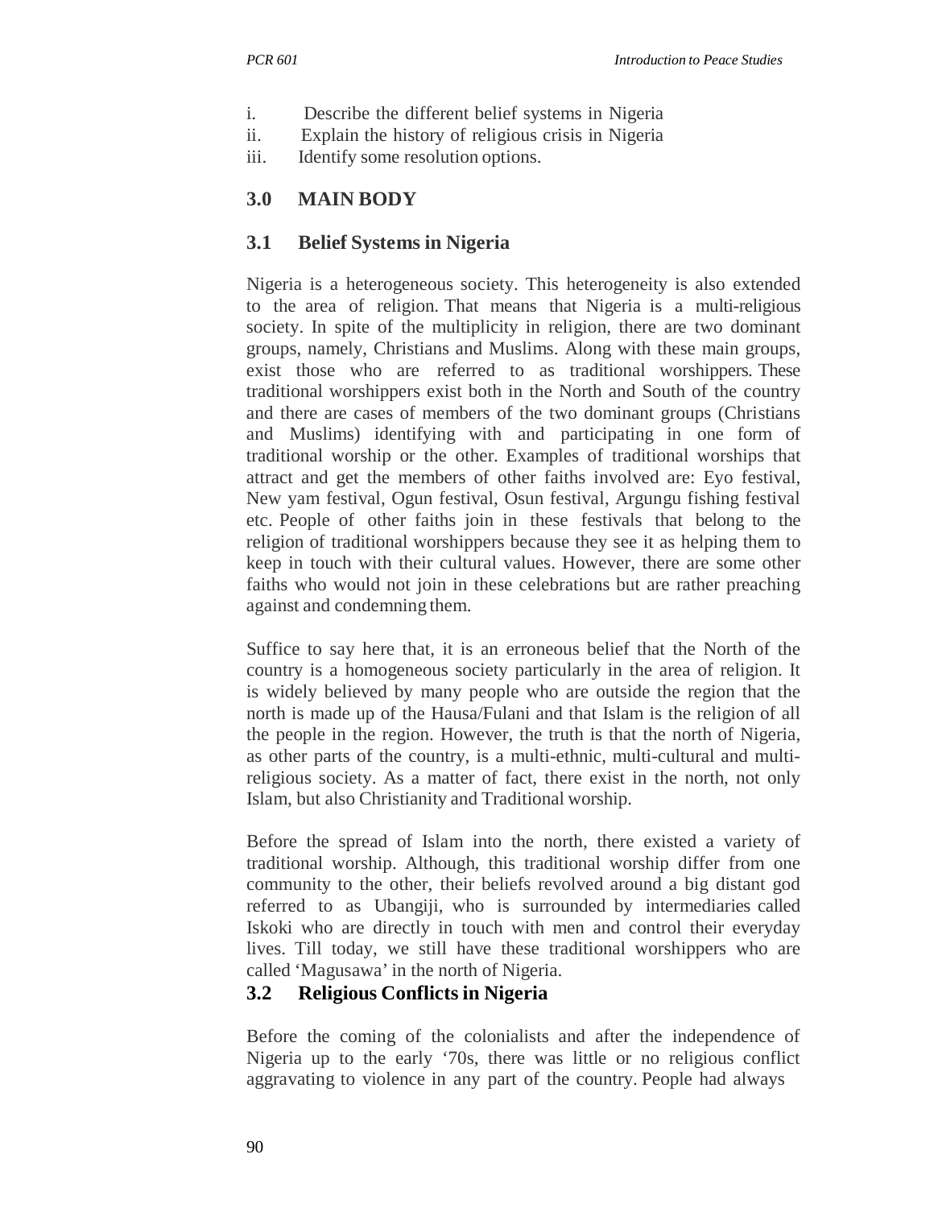i. Describe the different belief systems in Nigeria
ii. Explain the history of religious crisis in Nigeria
iii. Identify some resolution options.

## 3.0 MAIN BODY

### 3.1 Belief Systems in Nigeria

Nigeria is a heterogeneous society. This heterogeneity is also extended to the area of religion. That means that Nigeria is a multi-religious society. In spite of the multiplicity in religion, there are two dominant groups, namely, Christians and Muslims. Along with these main groups, exist those who are referred to as traditional worshippers. These traditional worshippers exist both in the North and South of the country and there are cases of members of the two dominant groups (Christians and Muslims) identifying with and participating in one form of traditional worship or the other. Examples of traditional worships that attract and get the members of other faiths involved are: Eyo festival, New yam festival, Ogun festival, Osun festival, Argungu fishing festival etc. People of other faiths join in these festivals that belong to the religion of traditional worshippers because they see it as helping them to keep in touch with their cultural values. However, there are some other faiths who would not join in these celebrations but are rather preaching against and condemning them.

Suffice to say here that, it is an erroneous belief that the North of the country is a homogeneous society particularly in the area of religion. It is widely believed by many people who are outside the region that the north is made up of the Hausa/Fulani and that Islam is the religion of all the people in the region. However, the truth is that the north of Nigeria, as other parts of the country, is a multi-ethnic, multi-cultural and multi-religious society. As a matter of fact, there exist in the north, not only Islam, but also Christianity and Traditional worship.

Before the spread of Islam into the north, there existed a variety of traditional worship. Although, this traditional worship differ from one community to the other, their beliefs revolved around a big distant god referred to as Ubangiji, who is surrounded by intermediaries called Iskoki who are directly in touch with men and control their everyday lives. Till today, we still have these traditional worshippers who are called 'Magusawa' in the north of Nigeria.

### 3.2 Religious Conflicts in Nigeria

Before the coming of the colonialists and after the independence of Nigeria up to the early '70s, there was little or no religious conflict aggravating to violence in any part of the country. People had always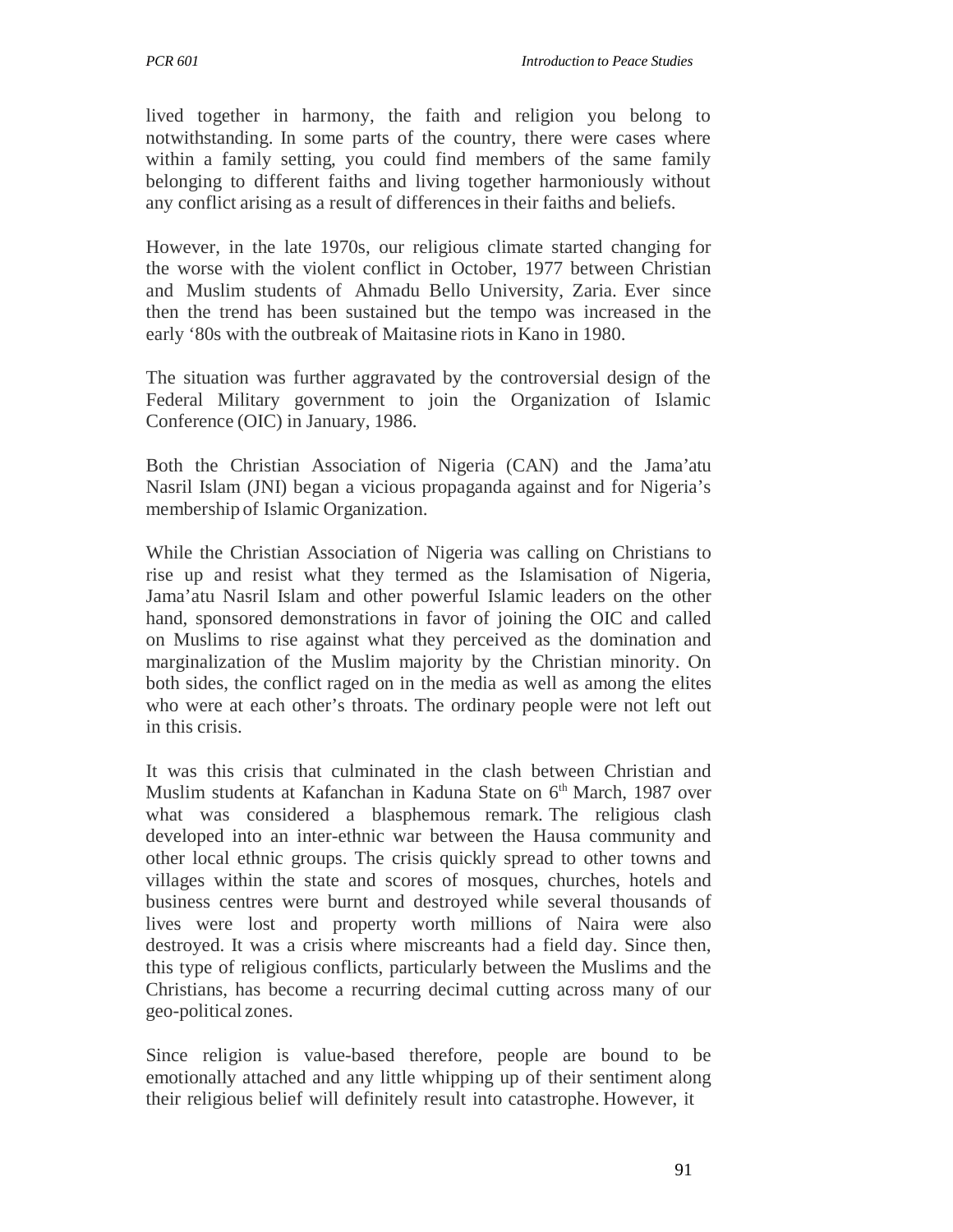lived together in harmony, the faith and religion you belong to notwithstanding. In some parts of the country, there were cases where within a family setting, you could find members of the same family belonging to different faiths and living together harmoniously without any conflict arising as a result of differences in their faiths and beliefs.

However, in the late 1970s, our religious climate started changing for the worse with the violent conflict in October, 1977 between Christian and Muslim students of Ahmadu Bello University, Zaria. Ever since then the trend has been sustained but the tempo was increased in the early '80s with the outbreak of Maitasine riots in Kano in 1980.

The situation was further aggravated by the controversial design of the Federal Military government to join the Organization of Islamic Conference (OIC) in January, 1986.

Both the Christian Association of Nigeria (CAN) and the Jama'atu Nasril Islam (JNI) began a vicious propaganda against and for Nigeria's membership of Islamic Organization.

While the Christian Association of Nigeria was calling on Christians to rise up and resist what they termed as the Islamisation of Nigeria, Jama'atu Nasril Islam and other powerful Islamic leaders on the other hand, sponsored demonstrations in favor of joining the OIC and called on Muslims to rise against what they perceived as the domination and marginalization of the Muslim majority by the Christian minority. On both sides, the conflict raged on in the media as well as among the elites who were at each other's throats. The ordinary people were not left out in this crisis.

It was this crisis that culminated in the clash between Christian and Muslim students at Kafanchan in Kaduna State on 6th March, 1987 over what was considered a blasphemous remark. The religious clash developed into an inter-ethnic war between the Hausa community and other local ethnic groups. The crisis quickly spread to other towns and villages within the state and scores of mosques, churches, hotels and business centres were burnt and destroyed while several thousands of lives were lost and property worth millions of Naira were also destroyed. It was a crisis where miscreants had a field day. Since then, this type of religious conflicts, particularly between the Muslims and the Christians, has become a recurring decimal cutting across many of our geo-political zones.

Since religion is value-based therefore, people are bound to be emotionally attached and any little whipping up of their sentiment along their religious belief will definitely result into catastrophe. However, it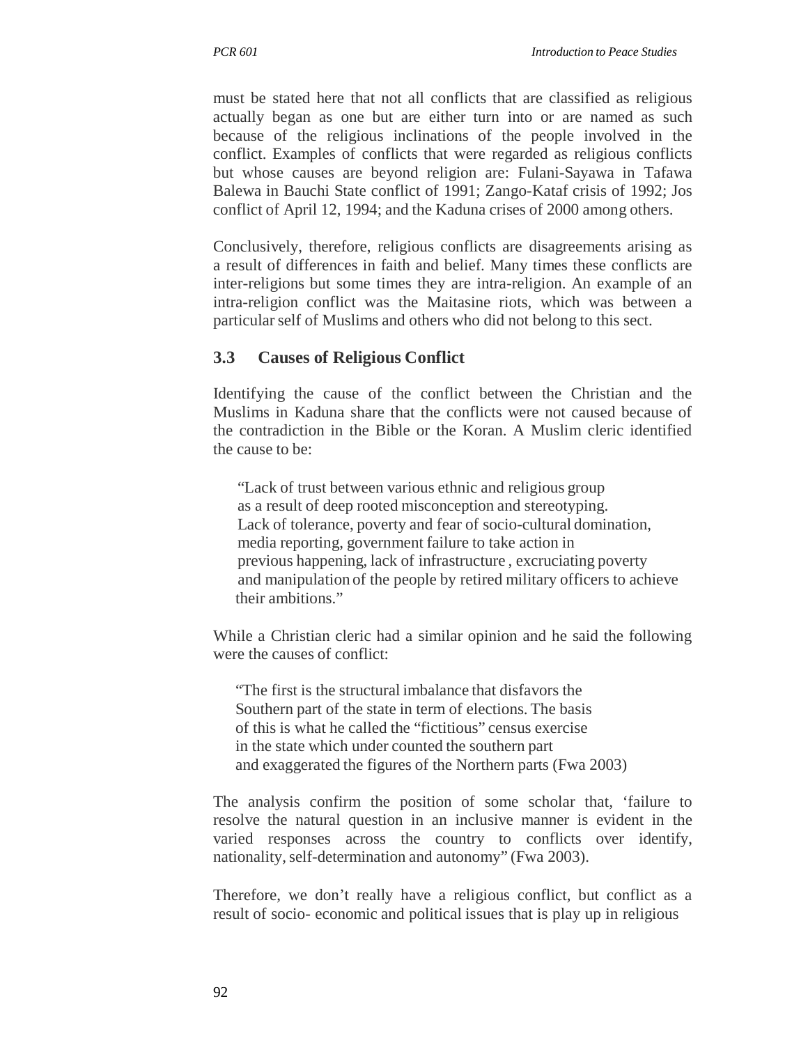must be stated here that not all conflicts that are classified as religious actually began as one but are either turn into or are named as such because of the religious inclinations of the people involved in the conflict. Examples of conflicts that were regarded as religious conflicts but whose causes are beyond religion are: Fulani-Sayawa in Tafawa Balewa in Bauchi State conflict of 1991; Zango-Kataf crisis of 1992; Jos conflict of April 12, 1994; and the Kaduna crises of 2000 among others.

Conclusively, therefore, religious conflicts are disagreements arising as a result of differences in faith and belief. Many times these conflicts are inter-religions but some times they are intra-religion. An example of an intra-religion conflict was the Maitasine riots, which was between a particular self of Muslims and others who did not belong to this sect.

### 3.3 Causes of Religious Conflict

Identifying the cause of the conflict between the Christian and the Muslims in Kaduna share that the conflicts were not caused because of the contradiction in the Bible or the Koran. A Muslim cleric identified the cause to be:

> "Lack of trust between various ethnic and religious group as a result of deep rooted misconception and stereotyping. Lack of tolerance, poverty and fear of socio-cultural domination, media reporting, government failure to take action in previous happening, lack of infrastructure , excruciating poverty and manipulation of the people by retired military officers to achieve their ambitions."

While a Christian cleric had a similar opinion and he said the following were the causes of conflict:

> "The first is the structural imbalance that disfavors the Southern part of the state in term of elections. The basis of this is what he called the "fictitious" census exercise in the state which under counted the southern part and exaggerated the figures of the Northern parts (Fwa 2003)

The analysis confirm the position of some scholar that, 'failure to resolve the natural question in an inclusive manner is evident in the varied responses across the country to conflicts over identify, nationality, self-determination and autonomy" (Fwa 2003).

Therefore, we don't really have a religious conflict, but conflict as a result of socio- economic and political issues that is play up in religious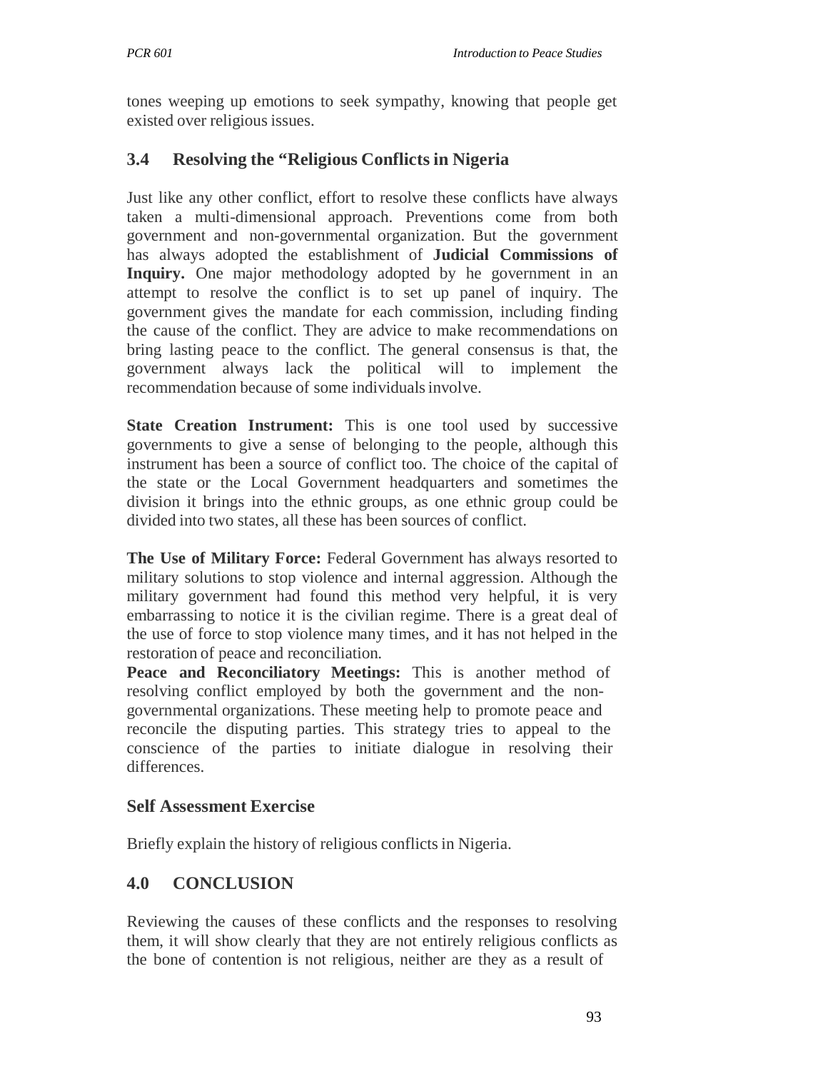tones weeping up emotions to seek sympathy, knowing that people get existed over religious issues.

## 3.4 Resolving the “Religious Conflicts in Nigeria

Just like any other conflict, effort to resolve these conflicts have always taken a multi-dimensional approach. Preventions come from both government and non-governmental organization. But the government has always adopted the establishment of **Judicial Commissions of Inquiry.** One major methodology adopted by he government in an attempt to resolve the conflict is to set up panel of inquiry. The government gives the mandate for each commission, including finding the cause of the conflict. They are advice to make recommendations on bring lasting peace to the conflict. The general consensus is that, the government always lack the political will to implement the recommendation because of some individuals involve.

**State Creation Instrument:** This is one tool used by successive governments to give a sense of belonging to the people, although this instrument has been a source of conflict too. The choice of the capital of the state or the Local Government headquarters and sometimes the division it brings into the ethnic groups, as one ethnic group could be divided into two states, all these has been sources of conflict.

**The Use of Military Force:** Federal Government has always resorted to military solutions to stop violence and internal aggression. Although the military government had found this method very helpful, it is very embarrassing to notice it is the civilian regime. There is a great deal of the use of force to stop violence many times, and it has not helped in the restoration of peace and reconciliation.

**Peace and Reconciliatory Meetings:** This is another method of resolving conflict employed by both the government and the non-governmental organizations. These meeting help to promote peace and reconcile the disputing parties. This strategy tries to appeal to the conscience of the parties to initiate dialogue in resolving their differences.

### Self Assessment Exercise

Briefly explain the history of religious conflicts in Nigeria.

## 4.0 CONCLUSION

Reviewing the causes of these conflicts and the responses to resolving them, it will show clearly that they are not entirely religious conflicts as the bone of contention is not religious, neither are they as a result of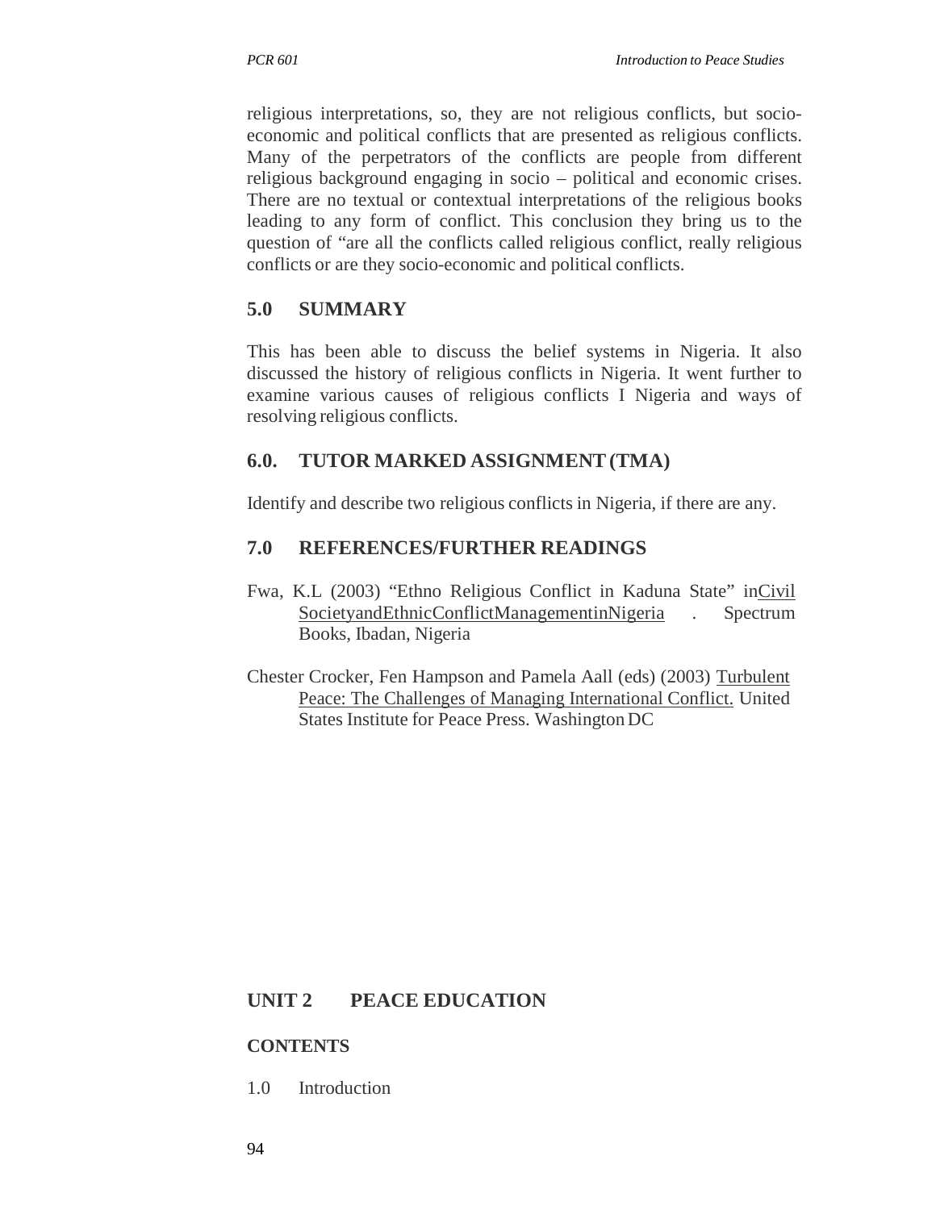religious interpretations, so, they are not religious conflicts, but socio-economic and political conflicts that are presented as religious conflicts. Many of the perpetrators of the conflicts are people from different religious background engaging in socio – political and economic crises. There are no textual or contextual interpretations of the religious books leading to any form of conflict. This conclusion they bring us to the question of "are all the conflicts called religious conflict, really religious conflicts or are they socio-economic and political conflicts.

## 5.0 SUMMARY

This has been able to discuss the belief systems in Nigeria. It also discussed the history of religious conflicts in Nigeria. It went further to examine various causes of religious conflicts I Nigeria and ways of resolving religious conflicts.

## 6.0. TUTOR MARKED ASSIGNMENT (TMA)

Identify and describe two religious conflicts in Nigeria, if there are any.

## 7.0 REFERENCES/FURTHER READINGS

Fwa, K.L (2003) "Ethno Religious Conflict in Kaduna State" in Civil Society and Ethnic Conflict Management in Nigeria . Spectrum Books, Ibadan, Nigeria

Chester Crocker, Fen Hampson and Pamela Aall (eds) (2003) Turbulent Peace: The Challenges of Managing International Conflict. United States Institute for Peace Press. Washington DC

# UNIT 2 PEACE EDUCATION

## CONTENTS

1.0 Introduction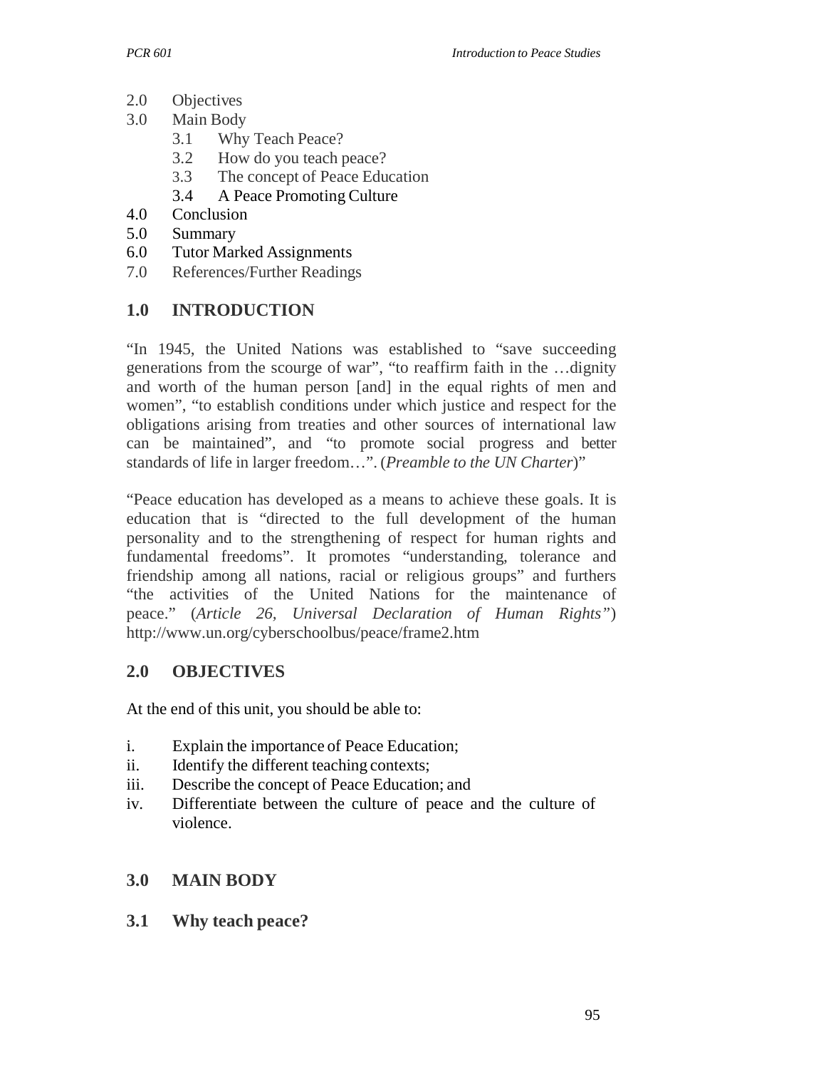2.0 Objectives
3.0 Main Body
    3.1 Why Teach Peace?
    3.2 How do you teach peace?
    3.3 The concept of Peace Education
    3.4 A Peace Promoting Culture
4.0 Conclusion
5.0 Summary
6.0 Tutor Marked Assignments
7.0 References/Further Readings

## 1.0 INTRODUCTION

"In 1945, the United Nations was established to "save succeeding generations from the scourge of war", "to reaffirm faith in the …dignity and worth of the human person [and] in the equal rights of men and women", "to establish conditions under which justice and respect for the obligations arising from treaties and other sources of international law can be maintained", and "to promote social progress and better standards of life in larger freedom…". (*Preamble to the UN Charter*)"

"Peace education has developed as a means to achieve these goals. It is education that is "directed to the full development of the human personality and to the strengthening of respect for human rights and fundamental freedoms". It promotes "understanding, tolerance and friendship among all nations, racial or religious groups" and furthers "the activities of the United Nations for the maintenance of peace." (*Article 26, Universal Declaration of Human Rights"*) http://www.un.org/cyberschoolbus/peace/frame2.htm

## 2.0 OBJECTIVES

At the end of this unit, you should be able to:

i. Explain the importance of Peace Education;
ii. Identify the different teaching contexts;
iii. Describe the concept of Peace Education; and
iv. Differentiate between the culture of peace and the culture of violence.

## 3.0 MAIN BODY

### 3.1 Why teach peace?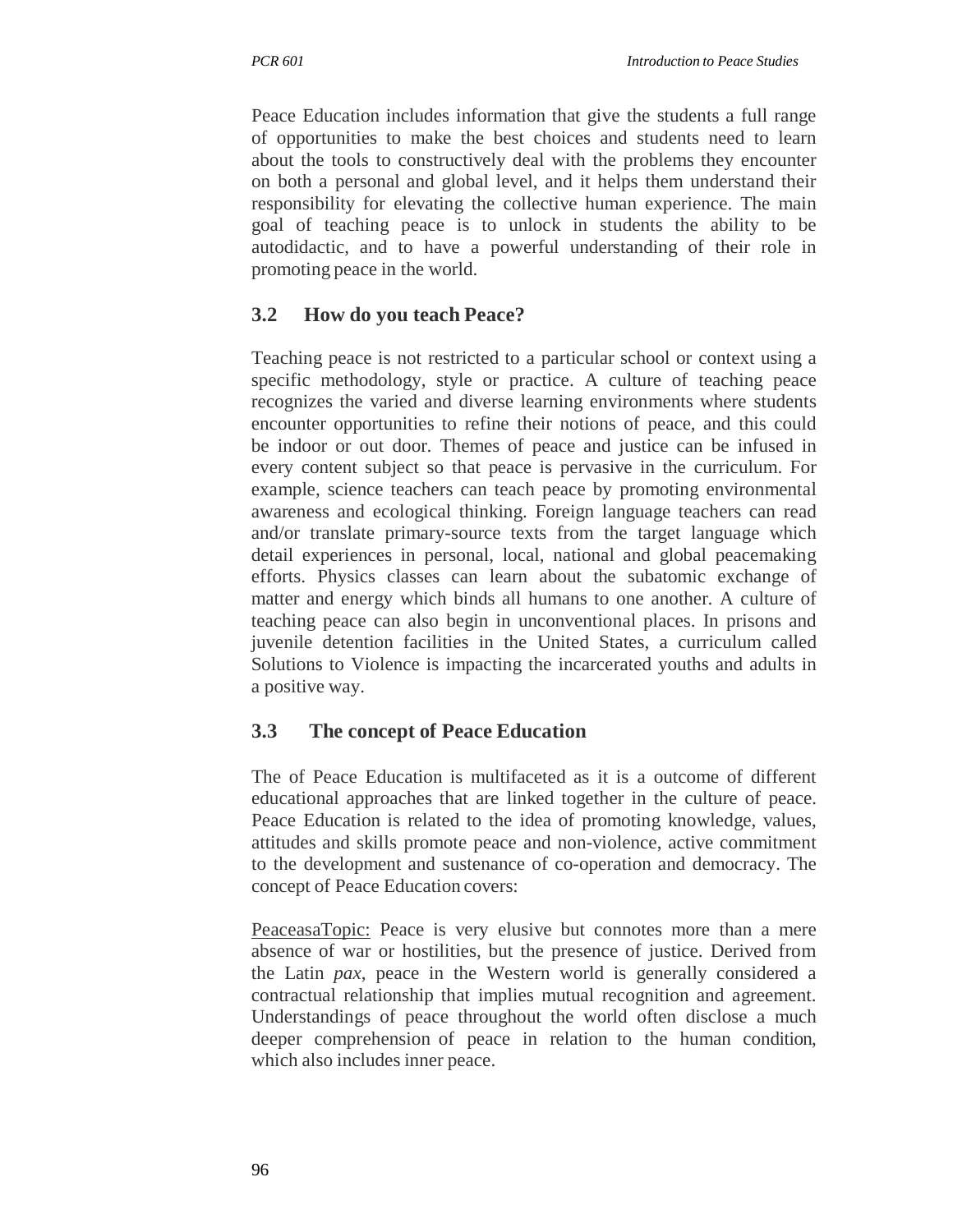Peace Education includes information that give the students a full range of opportunities to make the best choices and students need to learn about the tools to constructively deal with the problems they encounter on both a personal and global level, and it helps them understand their responsibility for elevating the collective human experience. The main goal of teaching peace is to unlock in students the ability to be autodidactic, and to have a powerful understanding of their role in promoting peace in the world.

## 3.2 How do you teach Peace?

Teaching peace is not restricted to a particular school or context using a specific methodology, style or practice. A culture of teaching peace recognizes the varied and diverse learning environments where students encounter opportunities to refine their notions of peace, and this could be indoor or out door. Themes of peace and justice can be infused in every content subject so that peace is pervasive in the curriculum. For example, science teachers can teach peace by promoting environmental awareness and ecological thinking. Foreign language teachers can read and/or translate primary-source texts from the target language which detail experiences in personal, local, national and global peacemaking efforts. Physics classes can learn about the subatomic exchange of matter and energy which binds all humans to one another. A culture of teaching peace can also begin in unconventional places. In prisons and juvenile detention facilities in the United States, a curriculum called Solutions to Violence is impacting the incarcerated youths and adults in a positive way.

## 3.3 The concept of Peace Education

The of Peace Education is multifaceted as it is a outcome of different educational approaches that are linked together in the culture of peace. Peace Education is related to the idea of promoting knowledge, values, attitudes and skills promote peace and non-violence, active commitment to the development and sustenance of co-operation and democracy. The concept of Peace Education covers:

<u>PeaceasaTopic:</u> Peace is very elusive but connotes more than a mere absence of war or hostilities, but the presence of justice. Derived from the Latin *pax*, peace in the Western world is generally considered a contractual relationship that implies mutual recognition and agreement. Understandings of peace throughout the world often disclose a much deeper comprehension of peace in relation to the human condition, which also includes inner peace.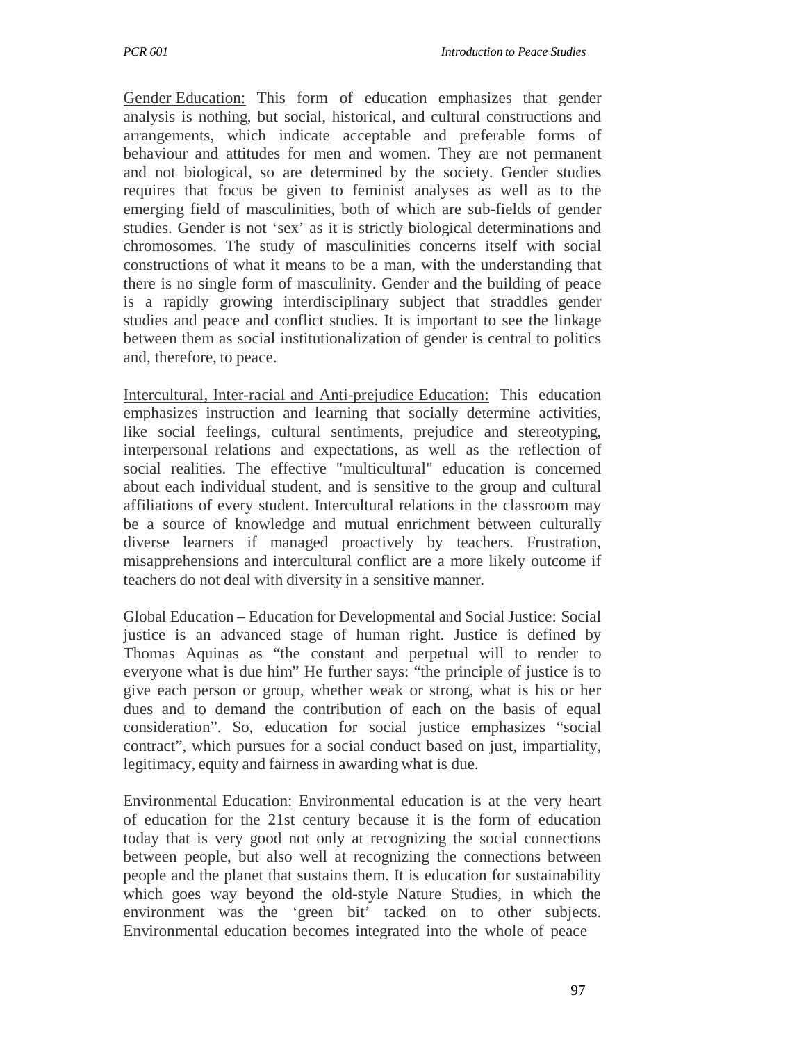Gender Education: This form of education emphasizes that gender analysis is nothing, but social, historical, and cultural constructions and arrangements, which indicate acceptable and preferable forms of behaviour and attitudes for men and women. They are not permanent and not biological, so are determined by the society. Gender studies requires that focus be given to feminist analyses as well as to the emerging field of masculinities, both of which are sub-fields of gender studies. Gender is not 'sex' as it is strictly biological determinations and chromosomes. The study of masculinities concerns itself with social constructions of what it means to be a man, with the understanding that there is no single form of masculinity. Gender and the building of peace is a rapidly growing interdisciplinary subject that straddles gender studies and peace and conflict studies. It is important to see the linkage between them as social institutionalization of gender is central to politics and, therefore, to peace.

Intercultural, Inter-racial and Anti-prejudice Education: This education emphasizes instruction and learning that socially determine activities, like social feelings, cultural sentiments, prejudice and stereotyping, interpersonal relations and expectations, as well as the reflection of social realities. The effective "multicultural" education is concerned about each individual student, and is sensitive to the group and cultural affiliations of every student. Intercultural relations in the classroom may be a source of knowledge and mutual enrichment between culturally diverse learners if managed proactively by teachers. Frustration, misapprehensions and intercultural conflict are a more likely outcome if teachers do not deal with diversity in a sensitive manner.

Global Education – Education for Developmental and Social Justice: Social justice is an advanced stage of human right. Justice is defined by Thomas Aquinas as "the constant and perpetual will to render to everyone what is due him" He further says: "the principle of justice is to give each person or group, whether weak or strong, what is his or her dues and to demand the contribution of each on the basis of equal consideration". So, education for social justice emphasizes "social contract", which pursues for a social conduct based on just, impartiality, legitimacy, equity and fairness in awarding what is due.

Environmental Education: Environmental education is at the very heart of education for the 21st century because it is the form of education today that is very good not only at recognizing the social connections between people, but also well at recognizing the connections between people and the planet that sustains them. It is education for sustainability which goes way beyond the old-style Nature Studies, in which the environment was the 'green bit' tacked on to other subjects. Environmental education becomes integrated into the whole of peace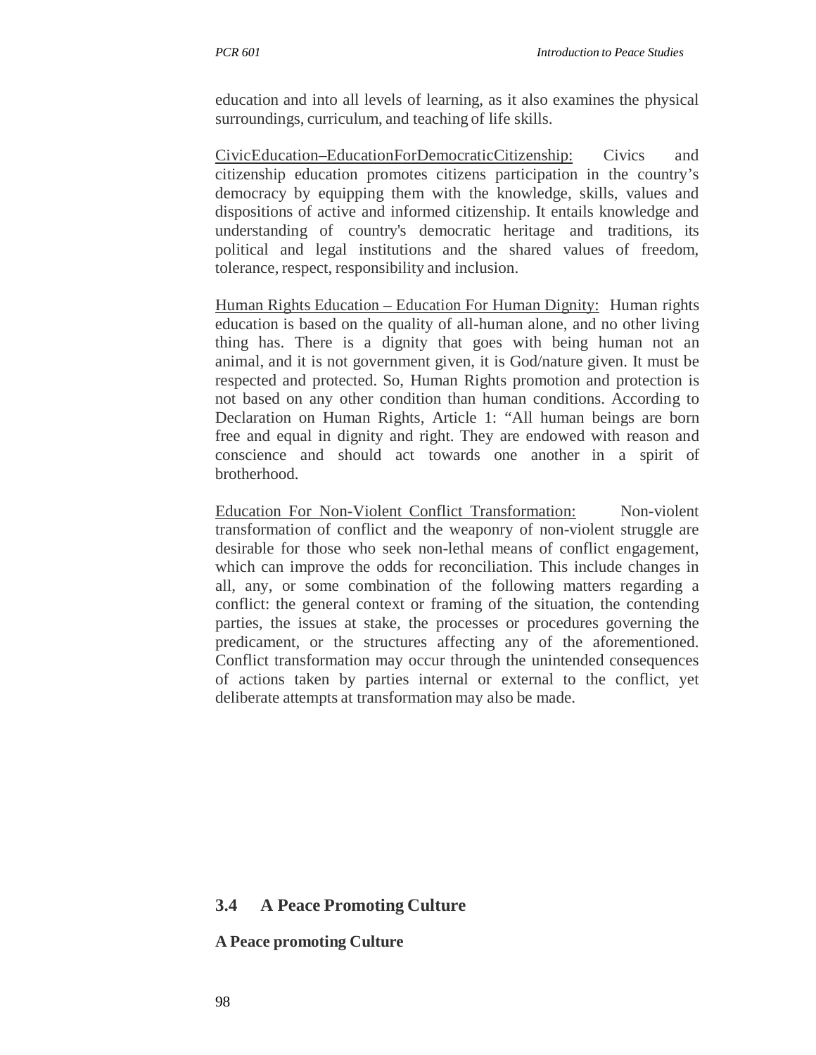education and into all levels of learning, as it also examines the physical surroundings, curriculum, and teaching of life skills.

<u>CivicEducation–EducationForDemocraticCitizenship:</u> Civics and citizenship education promotes citizens participation in the country's democracy by equipping them with the knowledge, skills, values and dispositions of active and informed citizenship. It entails knowledge and understanding of country's democratic heritage and traditions, its political and legal institutions and the shared values of freedom, tolerance, respect, responsibility and inclusion.

<u>Human Rights Education – Education For Human Dignity:</u> Human rights education is based on the quality of all-human alone, and no other living thing has. There is a dignity that goes with being human not an animal, and it is not government given, it is God/nature given. It must be respected and protected. So, Human Rights promotion and protection is not based on any other condition than human conditions. According to Declaration on Human Rights, Article 1: "All human beings are born free and equal in dignity and right. They are endowed with reason and conscience and should act towards one another in a spirit of brotherhood.

<u>Education For Non-Violent Conflict Transformation:</u> Non-violent transformation of conflict and the weaponry of non-violent struggle are desirable for those who seek non-lethal means of conflict engagement, which can improve the odds for reconciliation. This include changes in all, any, or some combination of the following matters regarding a conflict: the general context or framing of the situation, the contending parties, the issues at stake, the processes or procedures governing the predicament, or the structures affecting any of the aforementioned. Conflict transformation may occur through the unintended consequences of actions taken by parties internal or external to the conflict, yet deliberate attempts at transformation may also be made.

## 3.4 A Peace Promoting Culture

**A Peace promoting Culture**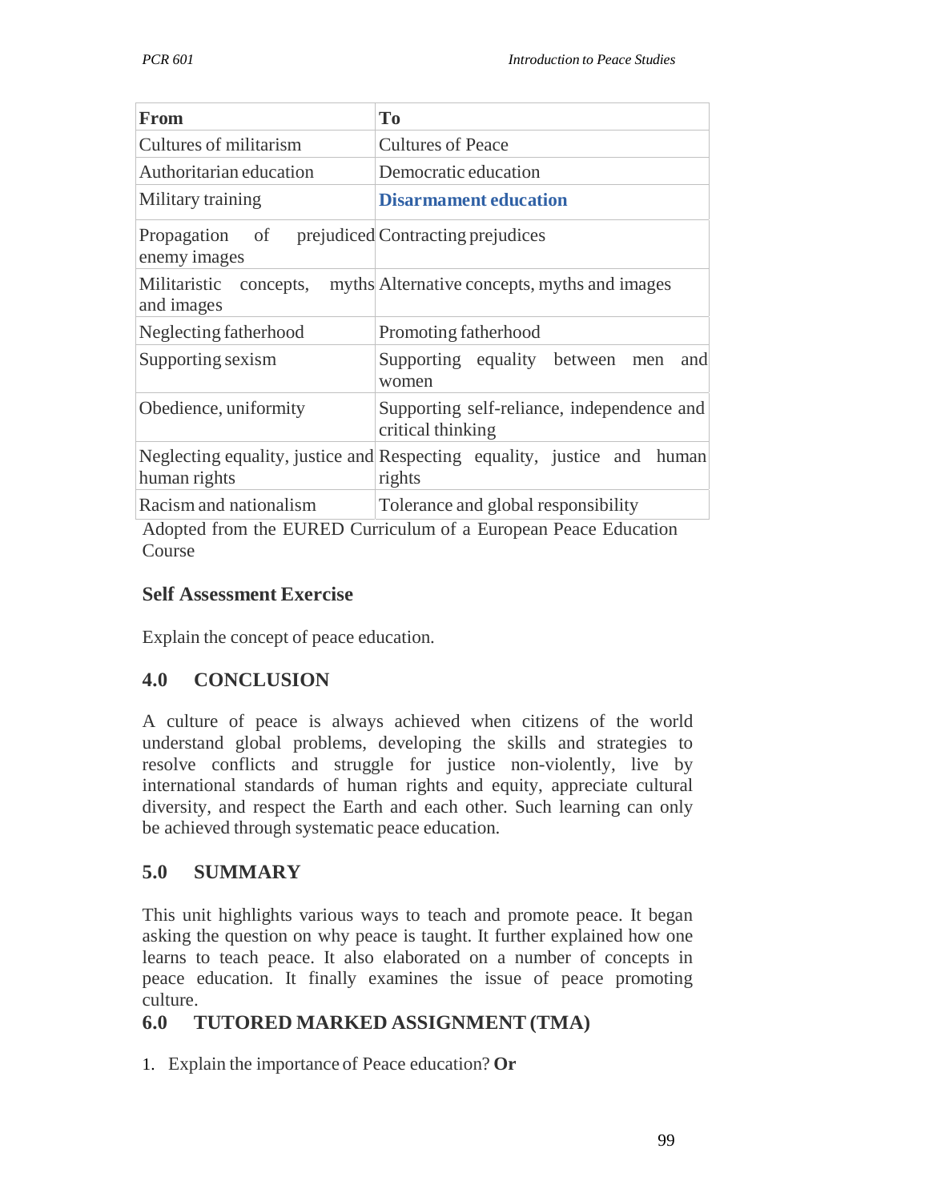| From | To |
|---|---|
| Cultures of militarism | Cultures of Peace |
| Authoritarian education | Democratic education |
| Military training | **Disarmament education** |
| Propagation of prejudiced enemy images | Contracting prejudices |
| Militaristic concepts, myths and images | Alternative concepts, myths and images |
| Neglecting fatherhood | Promoting fatherhood |
| Supporting sexism | Supporting equality between men and women |
| Obedience, uniformity | Supporting self-reliance, independence and critical thinking |
| Neglecting equality, justice and human rights | Respecting equality, justice and human rights |
| Racism and nationalism | Tolerance and global responsibility |

Adopted from the EURED Curriculum of a European Peace Education Course

### Self Assessment Exercise

Explain the concept of peace education.

## 4.0 CONCLUSION

A culture of peace is always achieved when citizens of the world understand global problems, developing the skills and strategies to resolve conflicts and struggle for justice non-violently, live by international standards of human rights and equity, appreciate cultural diversity, and respect the Earth and each other. Such learning can only be achieved through systematic peace education.

## 5.0 SUMMARY

This unit highlights various ways to teach and promote peace. It began asking the question on why peace is taught. It further explained how one learns to teach peace. It also elaborated on a number of concepts in peace education. It finally examines the issue of peace promoting culture.

## 6.0 TUTORED MARKED ASSIGNMENT (TMA)

1. Explain the importance of Peace education? **Or**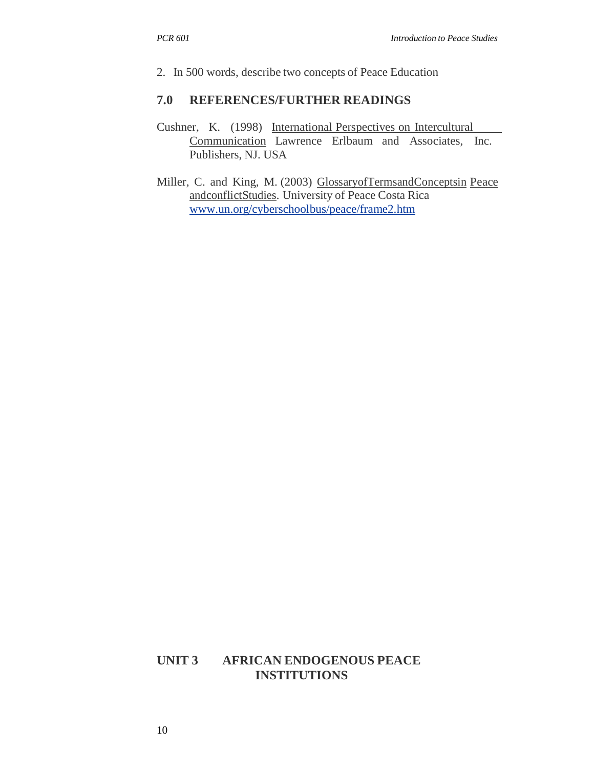2. In 500 words, describe two concepts of Peace Education

## 7.0 REFERENCES/FURTHER READINGS

Cushner, K. (1998) International Perspectives on Intercultural Communication Lawrence Erlbaum and Associates, Inc. Publishers, NJ. USA

Miller, C. and King, M. (2003) GlossaryofTermsandConceptsin Peace andconflictStudies. University of Peace Costa Rica www.un.org/cyberschoolbus/peace/frame2.htm

# UNIT 3 AFRICAN ENDOGENOUS PEACE INSTITUTIONS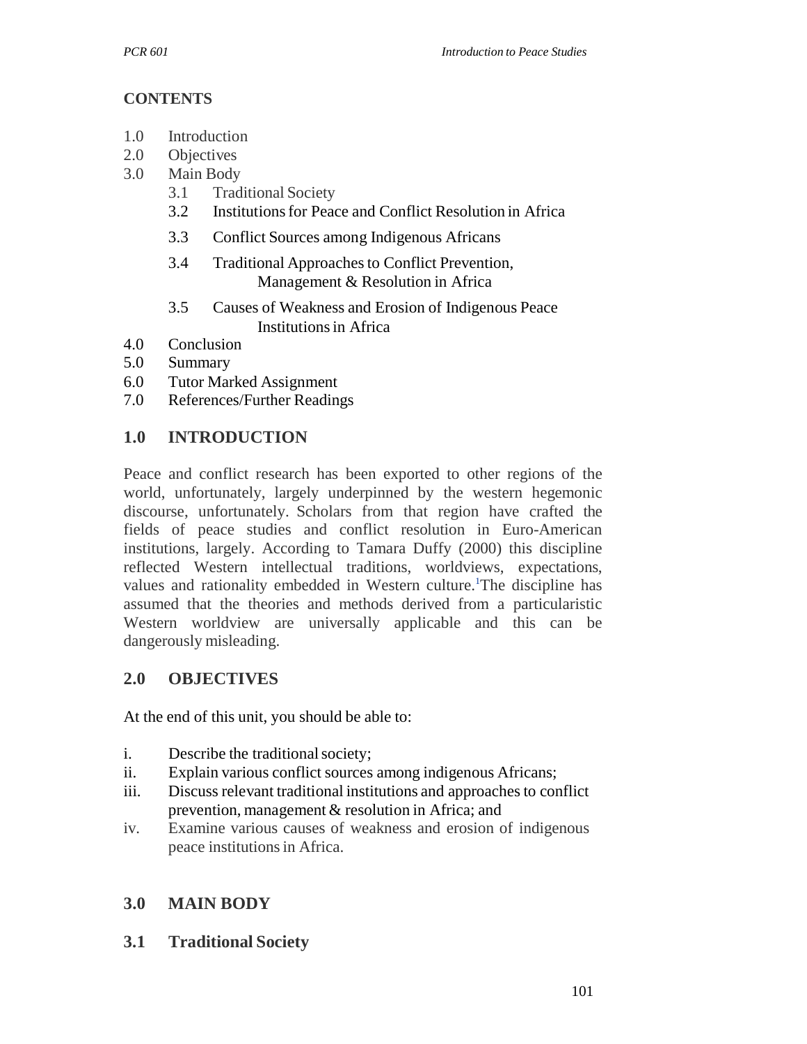## CONTENTS

1.0 Introduction
2.0 Objectives
3.0 Main Body
   3.1 Traditional Society
   3.2 Institutions for Peace and Conflict Resolution in Africa
   3.3 Conflict Sources among Indigenous Africans
   3.4 Traditional Approaches to Conflict Prevention, Management & Resolution in Africa
   3.5 Causes of Weakness and Erosion of Indigenous Peace Institutions in Africa
4.0 Conclusion
5.0 Summary
6.0 Tutor Marked Assignment
7.0 References/Further Readings

## 1.0 INTRODUCTION

Peace and conflict research has been exported to other regions of the world, unfortunately, largely underpinned by the western hegemonic discourse, unfortunately. Scholars from that region have crafted the fields of peace studies and conflict resolution in Euro-American institutions, largely. According to Tamara Duffy (2000) this discipline reflected Western intellectual traditions, worldviews, expectations, values and rationality embedded in Western culture.[1] The discipline has assumed that the theories and methods derived from a particularistic Western worldview are universally applicable and this can be dangerously misleading.

## 2.0 OBJECTIVES

At the end of this unit, you should be able to:

i. Describe the traditional society;
ii. Explain various conflict sources among indigenous Africans;
iii. Discuss relevant traditional institutions and approaches to conflict prevention, management & resolution in Africa; and
iv. Examine various causes of weakness and erosion of indigenous peace institutions in Africa.

## 3.0 MAIN BODY

### 3.1 Traditional Society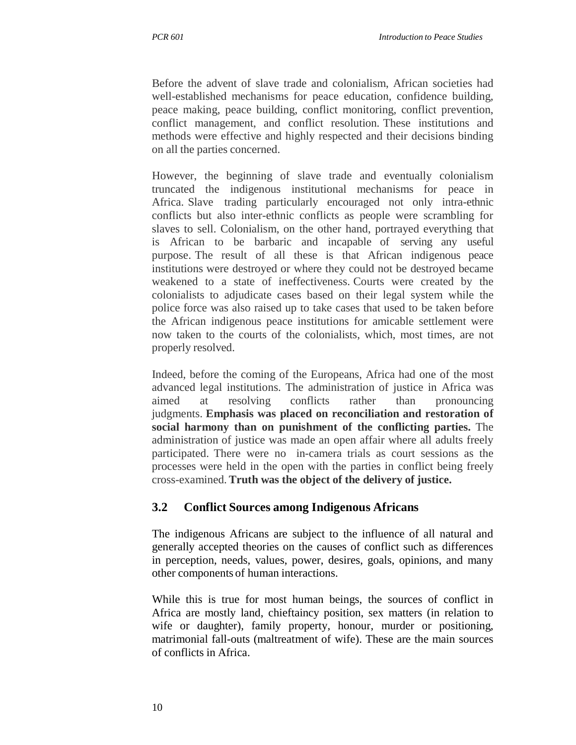Before the advent of slave trade and colonialism, African societies had well-established mechanisms for peace education, confidence building, peace making, peace building, conflict monitoring, conflict prevention, conflict management, and conflict resolution. These institutions and methods were effective and highly respected and their decisions binding on all the parties concerned.

However, the beginning of slave trade and eventually colonialism truncated the indigenous institutional mechanisms for peace in Africa. Slave trading particularly encouraged not only intra-ethnic conflicts but also inter-ethnic conflicts as people were scrambling for slaves to sell. Colonialism, on the other hand, portrayed everything that is African to be barbaric and incapable of serving any useful purpose. The result of all these is that African indigenous peace institutions were destroyed or where they could not be destroyed became weakened to a state of ineffectiveness. Courts were created by the colonialists to adjudicate cases based on their legal system while the police force was also raised up to take cases that used to be taken before the African indigenous peace institutions for amicable settlement were now taken to the courts of the colonialists, which, most times, are not properly resolved.

Indeed, before the coming of the Europeans, Africa had one of the most advanced legal institutions. The administration of justice in Africa was aimed at resolving conflicts rather than pronouncing judgments. **Emphasis was placed on reconciliation and restoration of social harmony than on punishment of the conflicting parties.** The administration of justice was made an open affair where all adults freely participated. There were no in-camera trials as court sessions as the processes were held in the open with the parties in conflict being freely cross-examined. **Truth was the object of the delivery of justice.**

### 3.2 Conflict Sources among Indigenous Africans

The indigenous Africans are subject to the influence of all natural and generally accepted theories on the causes of conflict such as differences in perception, needs, values, power, desires, goals, opinions, and many other components of human interactions.

While this is true for most human beings, the sources of conflict in Africa are mostly land, chieftaincy position, sex matters (in relation to wife or daughter), family property, honour, murder or positioning, matrimonial fall-outs (maltreatment of wife). These are the main sources of conflicts in Africa.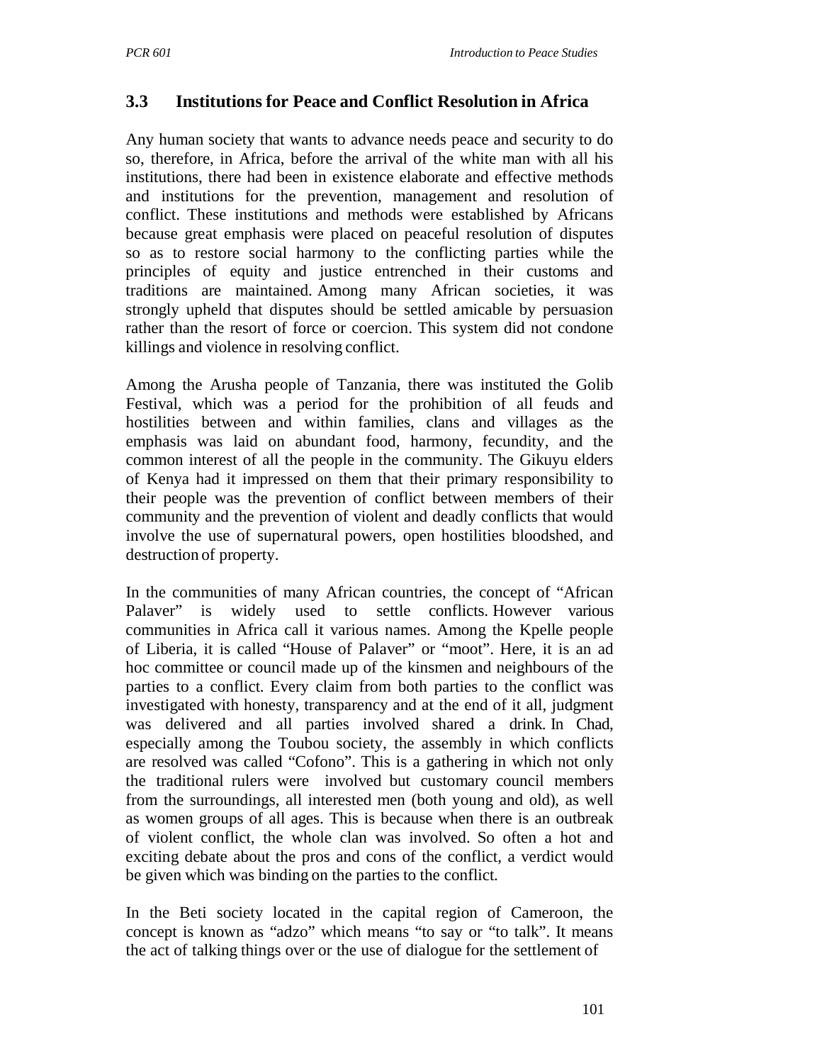## 3.3 Institutions for Peace and Conflict Resolution in Africa

Any human society that wants to advance needs peace and security to do so, therefore, in Africa, before the arrival of the white man with all his institutions, there had been in existence elaborate and effective methods and institutions for the prevention, management and resolution of conflict. These institutions and methods were established by Africans because great emphasis were placed on peaceful resolution of disputes so as to restore social harmony to the conflicting parties while the principles of equity and justice entrenched in their customs and traditions are maintained. Among many African societies, it was strongly upheld that disputes should be settled amicable by persuasion rather than the resort of force or coercion. This system did not condone killings and violence in resolving conflict.

Among the Arusha people of Tanzania, there was instituted the Golib Festival, which was a period for the prohibition of all feuds and hostilities between and within families, clans and villages as the emphasis was laid on abundant food, harmony, fecundity, and the common interest of all the people in the community. The Gikuyu elders of Kenya had it impressed on them that their primary responsibility to their people was the prevention of conflict between members of their community and the prevention of violent and deadly conflicts that would involve the use of supernatural powers, open hostilities bloodshed, and destruction of property.

In the communities of many African countries, the concept of "African Palaver" is widely used to settle conflicts. However various communities in Africa call it various names. Among the Kpelle people of Liberia, it is called "House of Palaver" or "moot". Here, it is an ad hoc committee or council made up of the kinsmen and neighbours of the parties to a conflict. Every claim from both parties to the conflict was investigated with honesty, transparency and at the end of it all, judgment was delivered and all parties involved shared a drink. In Chad, especially among the Toubou society, the assembly in which conflicts are resolved was called "Cofono". This is a gathering in which not only the traditional rulers were involved but customary council members from the surroundings, all interested men (both young and old), as well as women groups of all ages. This is because when there is an outbreak of violent conflict, the whole clan was involved. So often a hot and exciting debate about the pros and cons of the conflict, a verdict would be given which was binding on the parties to the conflict.

In the Beti society located in the capital region of Cameroon, the concept is known as "adzo" which means "to say or "to talk". It means the act of talking things over or the use of dialogue for the settlement of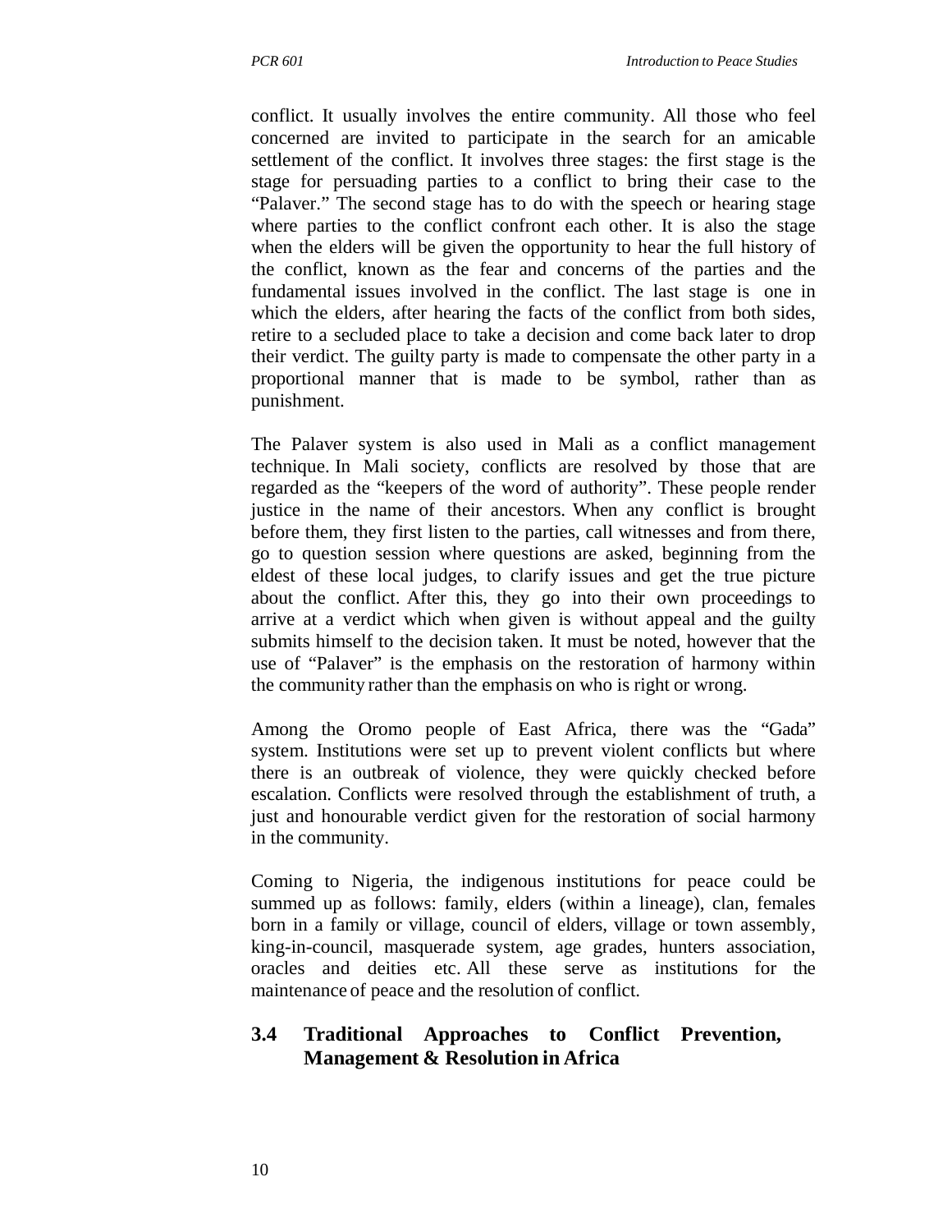conflict. It usually involves the entire community. All those who feel concerned are invited to participate in the search for an amicable settlement of the conflict. It involves three stages: the first stage is the stage for persuading parties to a conflict to bring their case to the "Palaver." The second stage has to do with the speech or hearing stage where parties to the conflict confront each other. It is also the stage when the elders will be given the opportunity to hear the full history of the conflict, known as the fear and concerns of the parties and the fundamental issues involved in the conflict. The last stage is one in which the elders, after hearing the facts of the conflict from both sides, retire to a secluded place to take a decision and come back later to drop their verdict. The guilty party is made to compensate the other party in a proportional manner that is made to be symbol, rather than as punishment.

The Palaver system is also used in Mali as a conflict management technique. In Mali society, conflicts are resolved by those that are regarded as the "keepers of the word of authority". These people render justice in the name of their ancestors. When any conflict is brought before them, they first listen to the parties, call witnesses and from there, go to question session where questions are asked, beginning from the eldest of these local judges, to clarify issues and get the true picture about the conflict. After this, they go into their own proceedings to arrive at a verdict which when given is without appeal and the guilty submits himself to the decision taken. It must be noted, however that the use of "Palaver" is the emphasis on the restoration of harmony within the community rather than the emphasis on who is right or wrong.

Among the Oromo people of East Africa, there was the "Gada" system. Institutions were set up to prevent violent conflicts but where there is an outbreak of violence, they were quickly checked before escalation. Conflicts were resolved through the establishment of truth, a just and honourable verdict given for the restoration of social harmony in the community.

Coming to Nigeria, the indigenous institutions for peace could be summed up as follows: family, elders (within a lineage), clan, females born in a family or village, council of elders, village or town assembly, king-in-council, masquerade system, age grades, hunters association, oracles and deities etc. All these serve as institutions for the maintenance of peace and the resolution of conflict.

## 3.4 Traditional Approaches to Conflict Prevention, Management & Resolution in Africa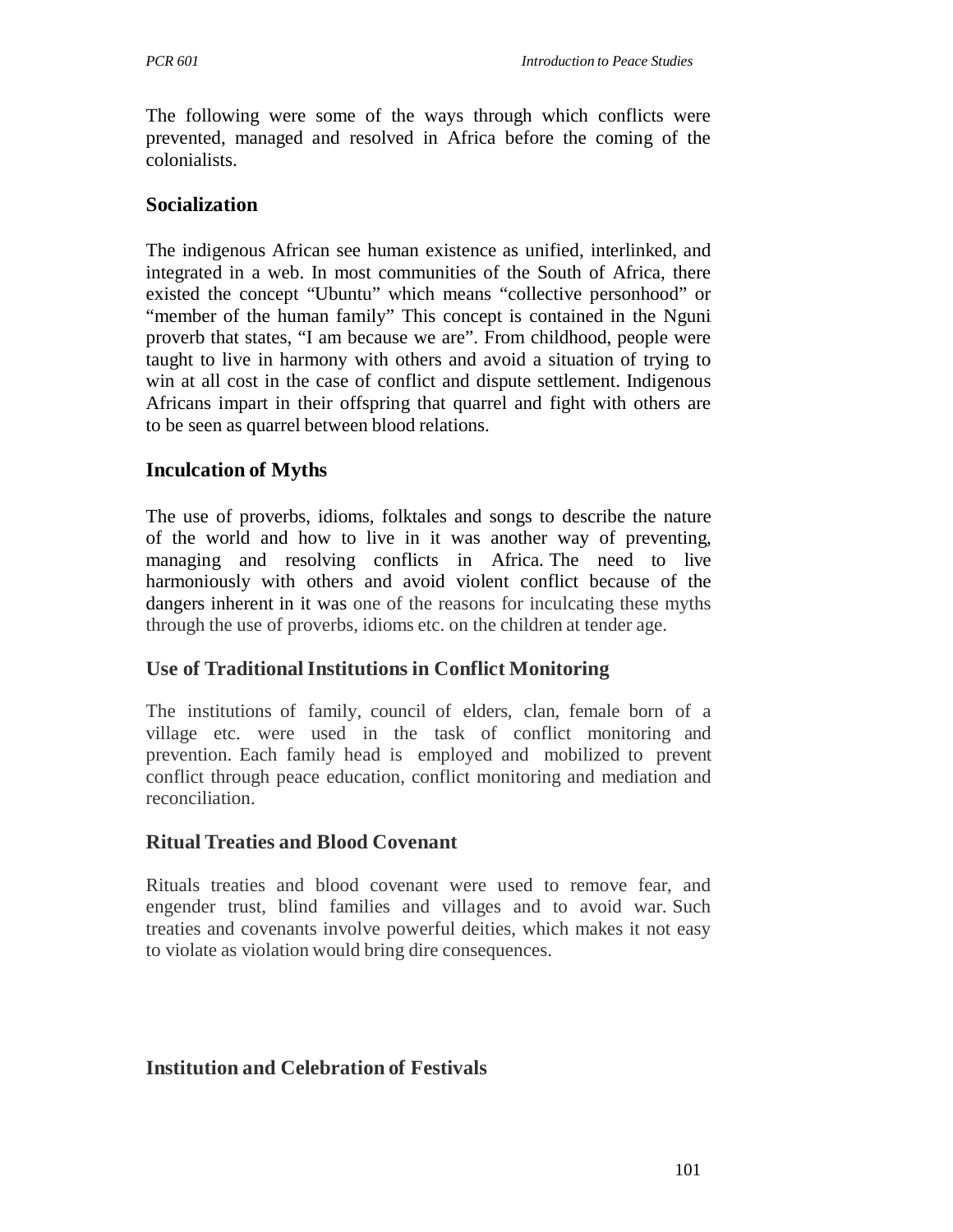The following were some of the ways through which conflicts were prevented, managed and resolved in Africa before the coming of the colonialists.

### Socialization

The indigenous African see human existence as unified, interlinked, and integrated in a web. In most communities of the South of Africa, there existed the concept "Ubuntu" which means "collective personhood" or "member of the human family" This concept is contained in the Nguni proverb that states, "I am because we are". From childhood, people were taught to live in harmony with others and avoid a situation of trying to win at all cost in the case of conflict and dispute settlement. Indigenous Africans impart in their offspring that quarrel and fight with others are to be seen as quarrel between blood relations.

### Inculcation of Myths

The use of proverbs, idioms, folktales and songs to describe the nature of the world and how to live in it was another way of preventing, managing and resolving conflicts in Africa. The need to live harmoniously with others and avoid violent conflict because of the dangers inherent in it was one of the reasons for inculcating these myths through the use of proverbs, idioms etc. on the children at tender age.

### Use of Traditional Institutions in Conflict Monitoring

The institutions of family, council of elders, clan, female born of a village etc. were used in the task of conflict monitoring and prevention. Each family head is employed and mobilized to prevent conflict through peace education, conflict monitoring and mediation and reconciliation.

### Ritual Treaties and Blood Covenant

Rituals treaties and blood covenant were used to remove fear, and engender trust, blind families and villages and to avoid war. Such treaties and covenants involve powerful deities, which makes it not easy to violate as violation would bring dire consequences.

### Institution and Celebration of Festivals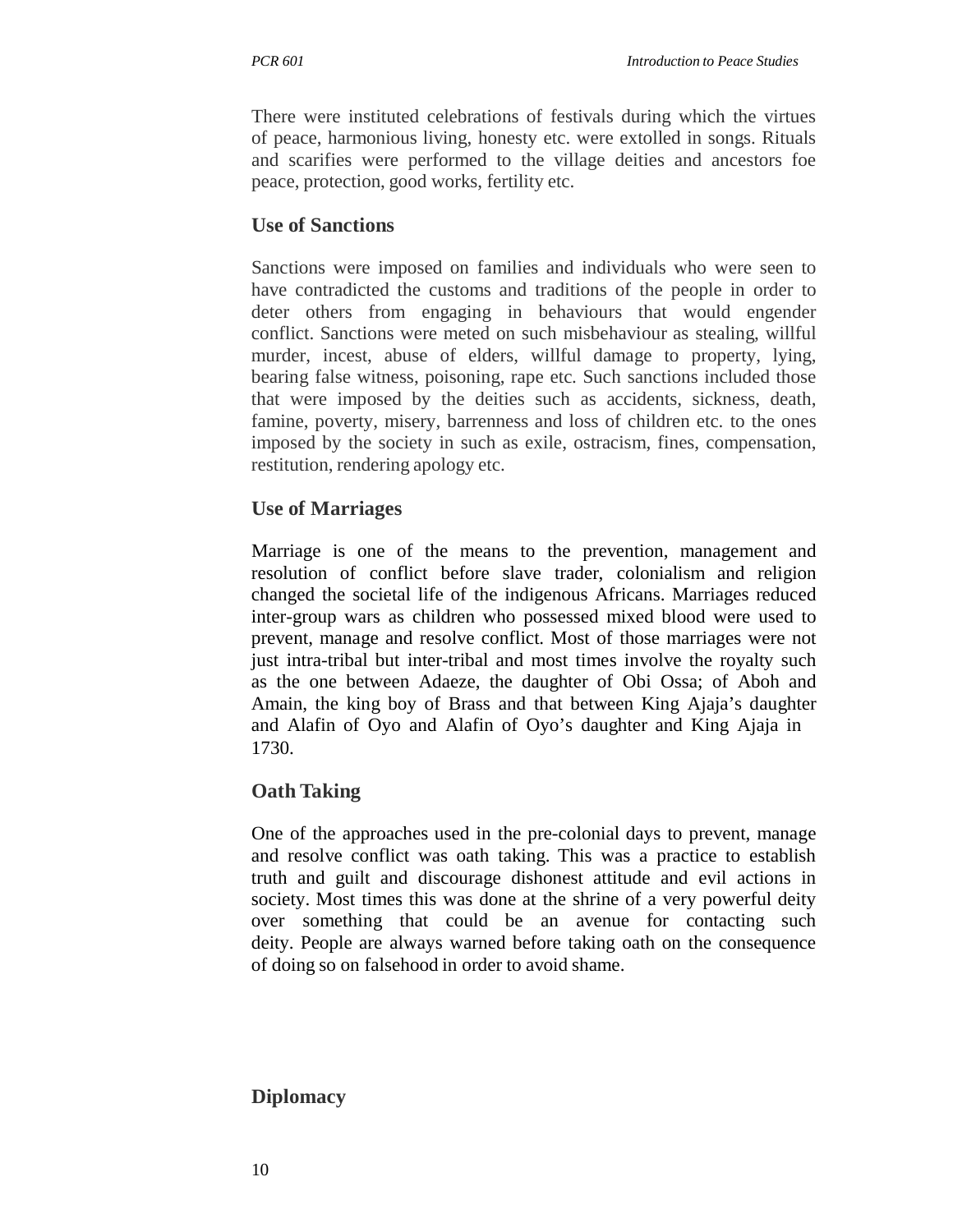There were instituted celebrations of festivals during which the virtues of peace, harmonious living, honesty etc. were extolled in songs. Rituals and scarifies were performed to the village deities and ancestors foe peace, protection, good works, fertility etc.

### Use of Sanctions

Sanctions were imposed on families and individuals who were seen to have contradicted the customs and traditions of the people in order to deter others from engaging in behaviours that would engender conflict. Sanctions were meted on such misbehaviour as stealing, willful murder, incest, abuse of elders, willful damage to property, lying, bearing false witness, poisoning, rape etc. Such sanctions included those that were imposed by the deities such as accidents, sickness, death, famine, poverty, misery, barrenness and loss of children etc. to the ones imposed by the society in such as exile, ostracism, fines, compensation, restitution, rendering apology etc.

### Use of Marriages

Marriage is one of the means to the prevention, management and resolution of conflict before slave trader, colonialism and religion changed the societal life of the indigenous Africans. Marriages reduced inter-group wars as children who possessed mixed blood were used to prevent, manage and resolve conflict. Most of those marriages were not just intra-tribal but inter-tribal and most times involve the royalty such as the one between Adaeze, the daughter of Obi Ossa; of Aboh and Amain, the king boy of Brass and that between King Ajaja's daughter and Alafin of Oyo and Alafin of Oyo's daughter and King Ajaja in 1730.

### Oath Taking

One of the approaches used in the pre-colonial days to prevent, manage and resolve conflict was oath taking. This was a practice to establish truth and guilt and discourage dishonest attitude and evil actions in society. Most times this was done at the shrine of a very powerful deity over something that could be an avenue for contacting such deity. People are always warned before taking oath on the consequence of doing so on falsehood in order to avoid shame.

### Diplomacy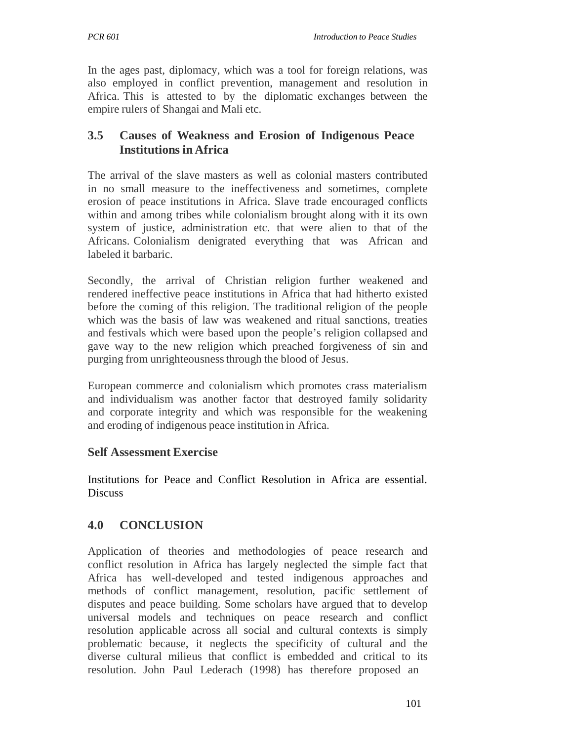In the ages past, diplomacy, which was a tool for foreign relations, was also employed in conflict prevention, management and resolution in Africa. This is attested to by the diplomatic exchanges between the empire rulers of Shangai and Mali etc.

## 3.5 Causes of Weakness and Erosion of Indigenous Peace Institutions in Africa

The arrival of the slave masters as well as colonial masters contributed in no small measure to the ineffectiveness and sometimes, complete erosion of peace institutions in Africa. Slave trade encouraged conflicts within and among tribes while colonialism brought along with it its own system of justice, administration etc. that were alien to that of the Africans. Colonialism denigrated everything that was African and labeled it barbaric.

Secondly, the arrival of Christian religion further weakened and rendered ineffective peace institutions in Africa that had hitherto existed before the coming of this religion. The traditional religion of the people which was the basis of law was weakened and ritual sanctions, treaties and festivals which were based upon the people's religion collapsed and gave way to the new religion which preached forgiveness of sin and purging from unrighteousness through the blood of Jesus.

European commerce and colonialism which promotes crass materialism and individualism was another factor that destroyed family solidarity and corporate integrity and which was responsible for the weakening and eroding of indigenous peace institution in Africa.

### Self Assessment Exercise

Institutions for Peace and Conflict Resolution in Africa are essential. Discuss

## 4.0 CONCLUSION

Application of theories and methodologies of peace research and conflict resolution in Africa has largely neglected the simple fact that Africa has well-developed and tested indigenous approaches and methods of conflict management, resolution, pacific settlement of disputes and peace building. Some scholars have argued that to develop universal models and techniques on peace research and conflict resolution applicable across all social and cultural contexts is simply problematic because, it neglects the specificity of cultural and the diverse cultural milieus that conflict is embedded and critical to its resolution. John Paul Lederach (1998) has therefore proposed an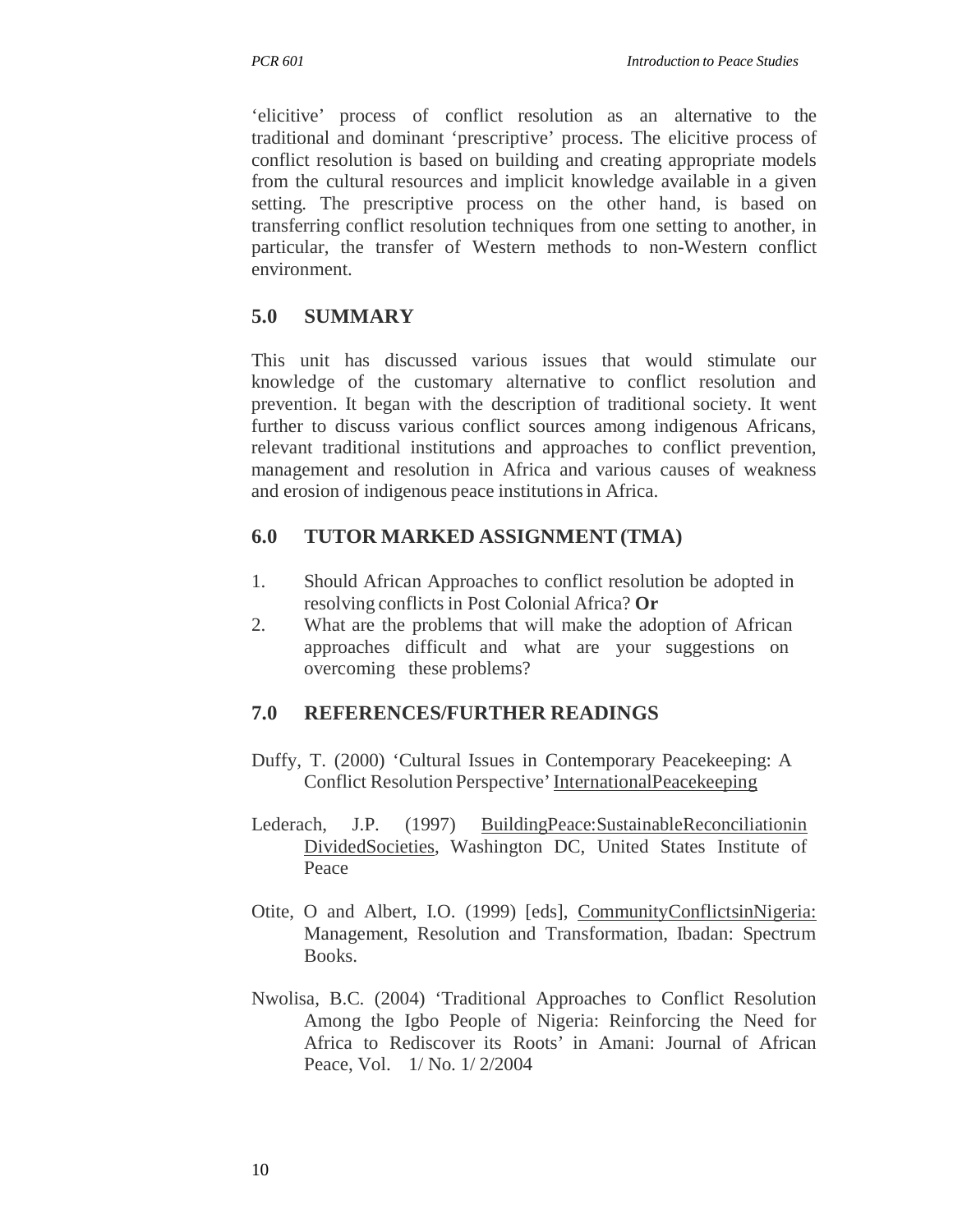'elicitive' process of conflict resolution as an alternative to the traditional and dominant 'prescriptive' process. The elicitive process of conflict resolution is based on building and creating appropriate models from the cultural resources and implicit knowledge available in a given setting. The prescriptive process on the other hand, is based on transferring conflict resolution techniques from one setting to another, in particular, the transfer of Western methods to non-Western conflict environment.

## 5.0 SUMMARY

This unit has discussed various issues that would stimulate our knowledge of the customary alternative to conflict resolution and prevention. It began with the description of traditional society. It went further to discuss various conflict sources among indigenous Africans, relevant traditional institutions and approaches to conflict prevention, management and resolution in Africa and various causes of weakness and erosion of indigenous peace institutions in Africa.

## 6.0 TUTOR MARKED ASSIGNMENT (TMA)

1. Should African Approaches to conflict resolution be adopted in resolving conflicts in Post Colonial Africa? **Or**
2. What are the problems that will make the adoption of African approaches difficult and what are your suggestions on overcoming these problems?

## 7.0 REFERENCES/FURTHER READINGS

Duffy, T. (2000) 'Cultural Issues in Contemporary Peacekeeping: A Conflict Resolution Perspective' International Peacekeeping

Lederach, J.P. (1997) Building Peace: Sustainable Reconciliation in Divided Societies, Washington DC, United States Institute of Peace

Otite, O and Albert, I.O. (1999) [eds], Community Conflicts in Nigeria: Management, Resolution and Transformation, Ibadan: Spectrum Books.

Nwolisa, B.C. (2004) 'Traditional Approaches to Conflict Resolution Among the Igbo People of Nigeria: Reinforcing the Need for Africa to Rediscover its Roots' in Amani: Journal of African Peace, Vol. 1/ No. 1/ 2/2004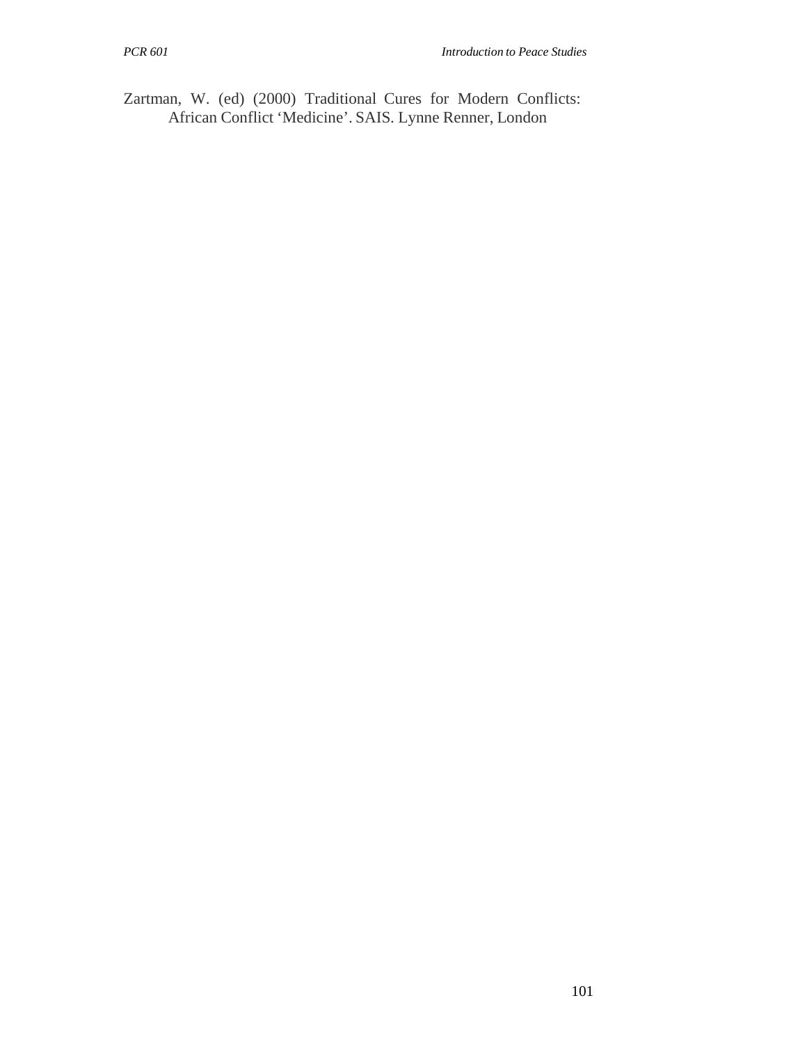Zartman, W. (ed) (2000) Traditional Cures for Modern Conflicts: African Conflict 'Medicine'. SAIS. Lynne Renner, London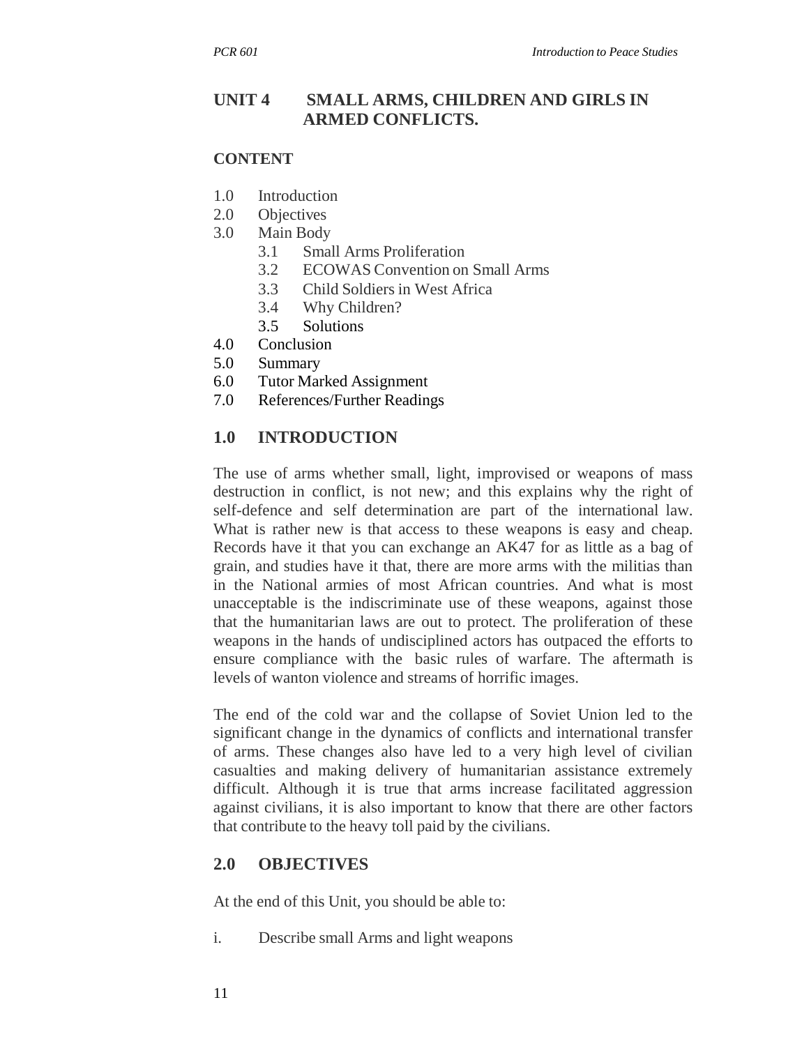## UNIT 4 SMALL ARMS, CHILDREN AND GIRLS IN ARMED CONFLICTS.

### CONTENT

1.0 Introduction
2.0 Objectives
3.0 Main Body
    3.1 Small Arms Proliferation
    3.2 ECOWAS Convention on Small Arms
    3.3 Child Soldiers in West Africa
    3.4 Why Children?
    3.5 Solutions
4.0 Conclusion
5.0 Summary
6.0 Tutor Marked Assignment
7.0 References/Further Readings

## 1.0 INTRODUCTION

The use of arms whether small, light, improvised or weapons of mass destruction in conflict, is not new; and this explains why the right of self-defence and self determination are part of the international law. What is rather new is that access to these weapons is easy and cheap. Records have it that you can exchange an AK47 for as little as a bag of grain, and studies have it that, there are more arms with the militias than in the National armies of most African countries. And what is most unacceptable is the indiscriminate use of these weapons, against those that the humanitarian laws are out to protect. The proliferation of these weapons in the hands of undisciplined actors has outpaced the efforts to ensure compliance with the basic rules of warfare. The aftermath is levels of wanton violence and streams of horrific images.

The end of the cold war and the collapse of Soviet Union led to the significant change in the dynamics of conflicts and international transfer of arms. These changes also have led to a very high level of civilian casualties and making delivery of humanitarian assistance extremely difficult. Although it is true that arms increase facilitated aggression against civilians, it is also important to know that there are other factors that contribute to the heavy toll paid by the civilians.

## 2.0 OBJECTIVES

At the end of this Unit, you should be able to:

i. Describe small Arms and light weapons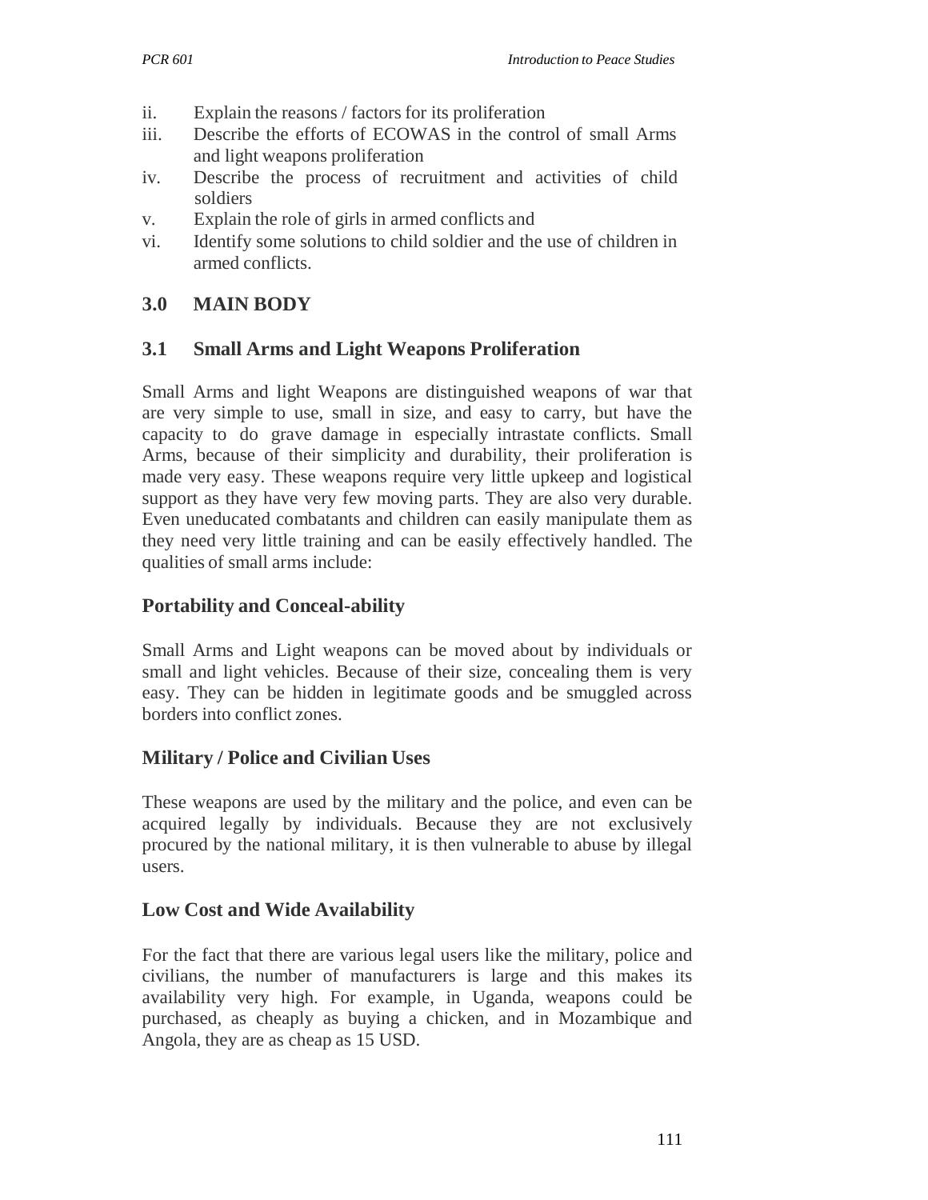ii. Explain the reasons / factors for its proliferation
iii. Describe the efforts of ECOWAS in the control of small Arms and light weapons proliferation
iv. Describe the process of recruitment and activities of child soldiers
v. Explain the role of girls in armed conflicts and
vi. Identify some solutions to child soldier and the use of children in armed conflicts.

## 3.0 MAIN BODY

### 3.1 Small Arms and Light Weapons Proliferation

Small Arms and light Weapons are distinguished weapons of war that are very simple to use, small in size, and easy to carry, but have the capacity to do grave damage in especially intrastate conflicts. Small Arms, because of their simplicity and durability, their proliferation is made very easy. These weapons require very little upkeep and logistical support as they have very few moving parts. They are also very durable. Even uneducated combatants and children can easily manipulate them as they need very little training and can be easily effectively handled. The qualities of small arms include:

#### Portability and Conceal-ability

Small Arms and Light weapons can be moved about by individuals or small and light vehicles. Because of their size, concealing them is very easy. They can be hidden in legitimate goods and be smuggled across borders into conflict zones.

#### Military / Police and Civilian Uses

These weapons are used by the military and the police, and even can be acquired legally by individuals. Because they are not exclusively procured by the national military, it is then vulnerable to abuse by illegal users.

#### Low Cost and Wide Availability

For the fact that there are various legal users like the military, police and civilians, the number of manufacturers is large and this makes its availability very high. For example, in Uganda, weapons could be purchased, as cheaply as buying a chicken, and in Mozambique and Angola, they are as cheap as 15 USD.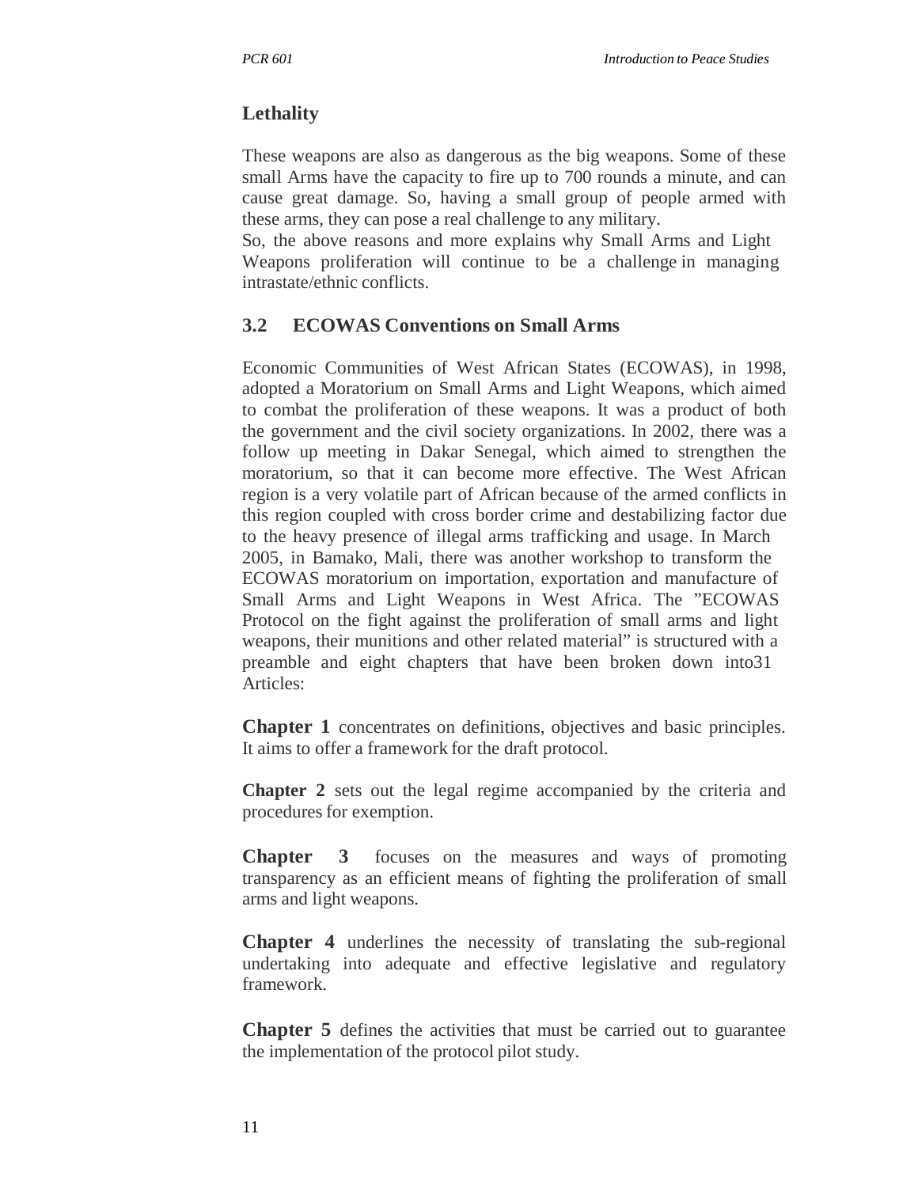### Lethality

These weapons are also as dangerous as the big weapons. Some of these small Arms have the capacity to fire up to 700 rounds a minute, and can cause great damage. So, having a small group of people armed with these arms, they can pose a real challenge to any military.

So, the above reasons and more explains why Small Arms and Light Weapons proliferation will continue to be a challenge in managing intrastate/ethnic conflicts.

## 3.2 ECOWAS Conventions on Small Arms

Economic Communities of West African States (ECOWAS), in 1998, adopted a Moratorium on Small Arms and Light Weapons, which aimed to combat the proliferation of these weapons. It was a product of both the government and the civil society organizations. In 2002, there was a follow up meeting in Dakar Senegal, which aimed to strengthen the moratorium, so that it can become more effective. The West African region is a very volatile part of African because of the armed conflicts in this region coupled with cross border crime and destabilizing factor due to the heavy presence of illegal arms trafficking and usage. In March 2005, in Bamako, Mali, there was another workshop to transform the ECOWAS moratorium on importation, exportation and manufacture of Small Arms and Light Weapons in West Africa. The "ECOWAS Protocol on the fight against the proliferation of small arms and light weapons, their munitions and other related material" is structured with a preamble and eight chapters that have been broken down into31 Articles:

**Chapter 1** concentrates on definitions, objectives and basic principles. It aims to offer a framework for the draft protocol.

**Chapter 2** sets out the legal regime accompanied by the criteria and procedures for exemption.

**Chapter 3** focuses on the measures and ways of promoting transparency as an efficient means of fighting the proliferation of small arms and light weapons.

**Chapter 4** underlines the necessity of translating the sub-regional undertaking into adequate and effective legislative and regulatory framework.

**Chapter 5** defines the activities that must be carried out to guarantee the implementation of the protocol pilot study.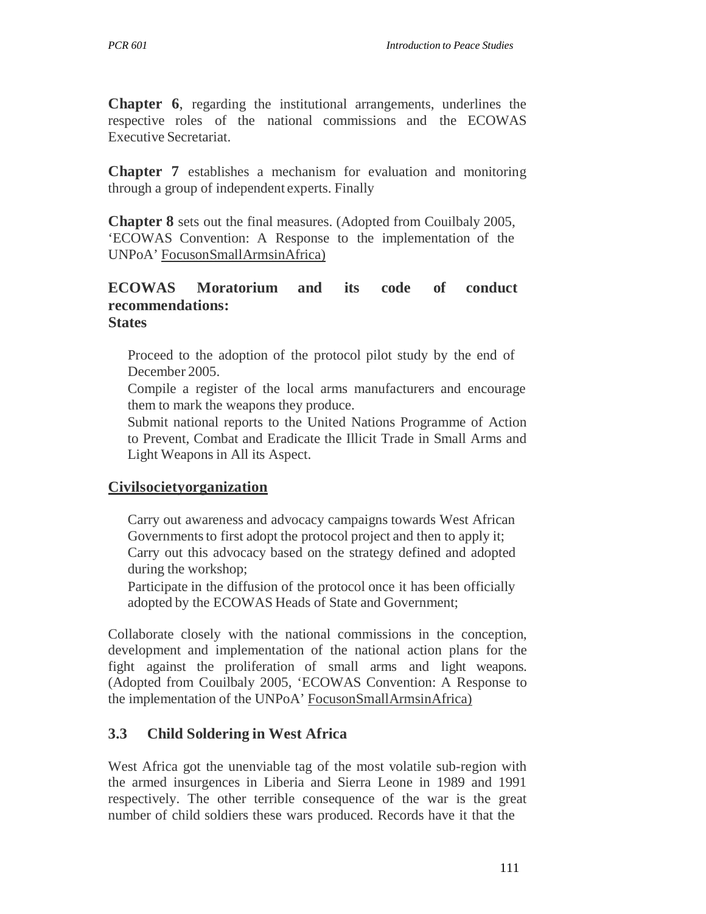**Chapter 6**, regarding the institutional arrangements, underlines the respective roles of the national commissions and the ECOWAS Executive Secretariat.

**Chapter 7** establishes a mechanism for evaluation and monitoring through a group of independent experts. Finally

**Chapter 8** sets out the final measures. (Adopted from Couilbaly 2005, 'ECOWAS Convention: A Response to the implementation of the UNPoA' FocusonSmallArmsinAfrica)

**ECOWAS Moratorium and its code of conduct recommendations:**
**States**

- Proceed to the adoption of the protocol pilot study by the end of December 2005.
- Compile a register of the local arms manufacturers and encourage them to mark the weapons they produce.
- Submit national reports to the United Nations Programme of Action to Prevent, Combat and Eradicate the Illicit Trade in Small Arms and Light Weapons in All its Aspect.

**Civilsocietyorganization**

- Carry out awareness and advocacy campaigns towards West African Governments to first adopt the protocol project and then to apply it;
- Carry out this advocacy based on the strategy defined and adopted during the workshop;
- Participate in the diffusion of the protocol once it has been officially adopted by the ECOWAS Heads of State and Government;

Collaborate closely with the national commissions in the conception, development and implementation of the national action plans for the fight against the proliferation of small arms and light weapons. (Adopted from Couilbaly 2005, 'ECOWAS Convention: A Response to the implementation of the UNPoA' FocusonSmallArmsinAfrica)

## 3.3 Child Soldering in West Africa

West Africa got the unenviable tag of the most volatile sub-region with the armed insurgences in Liberia and Sierra Leone in 1989 and 1991 respectively. The other terrible consequence of the war is the great number of child soldiers these wars produced. Records have it that the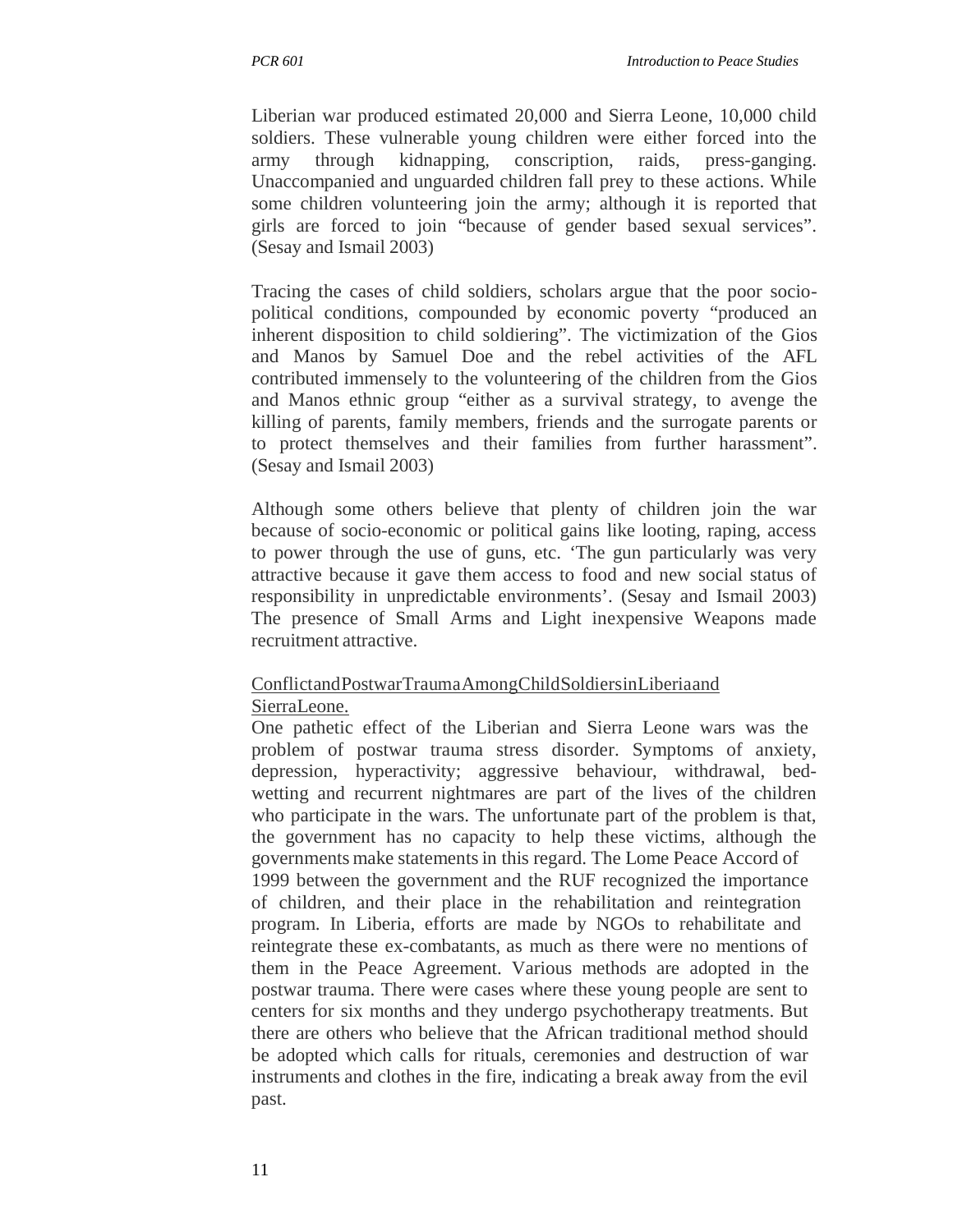Liberian war produced estimated 20,000 and Sierra Leone, 10,000 child soldiers. These vulnerable young children were either forced into the army through kidnapping, conscription, raids, press-ganging. Unaccompanied and unguarded children fall prey to these actions. While some children volunteering join the army; although it is reported that girls are forced to join "because of gender based sexual services". (Sesay and Ismail 2003)

Tracing the cases of child soldiers, scholars argue that the poor socio-political conditions, compounded by economic poverty "produced an inherent disposition to child soldiering". The victimization of the Gios and Manos by Samuel Doe and the rebel activities of the AFL contributed immensely to the volunteering of the children from the Gios and Manos ethnic group "either as a survival strategy, to avenge the killing of parents, family members, friends and the surrogate parents or to protect themselves and their families from further harassment". (Sesay and Ismail 2003)

Although some others believe that plenty of children join the war because of socio-economic or political gains like looting, raping, access to power through the use of guns, etc. 'The gun particularly was very attractive because it gave them access to food and new social status of responsibility in unpredictable environments'. (Sesay and Ismail 2003) The presence of Small Arms and Light inexpensive Weapons made recruitment attractive.

Conflict and Postwar Trauma Among Child Soldiers in Liberia and Sierra Leone.

One pathetic effect of the Liberian and Sierra Leone wars was the problem of postwar trauma stress disorder. Symptoms of anxiety, depression, hyperactivity; aggressive behaviour, withdrawal, bed-wetting and recurrent nightmares are part of the lives of the children who participate in the wars. The unfortunate part of the problem is that, the government has no capacity to help these victims, although the governments make statements in this regard. The Lome Peace Accord of 1999 between the government and the RUF recognized the importance of children, and their place in the rehabilitation and reintegration program. In Liberia, efforts are made by NGOs to rehabilitate and reintegrate these ex-combatants, as much as there were no mentions of them in the Peace Agreement. Various methods are adopted in the postwar trauma. There were cases where these young people are sent to centers for six months and they undergo psychotherapy treatments. But there are others who believe that the African traditional method should be adopted which calls for rituals, ceremonies and destruction of war instruments and clothes in the fire, indicating a break away from the evil past.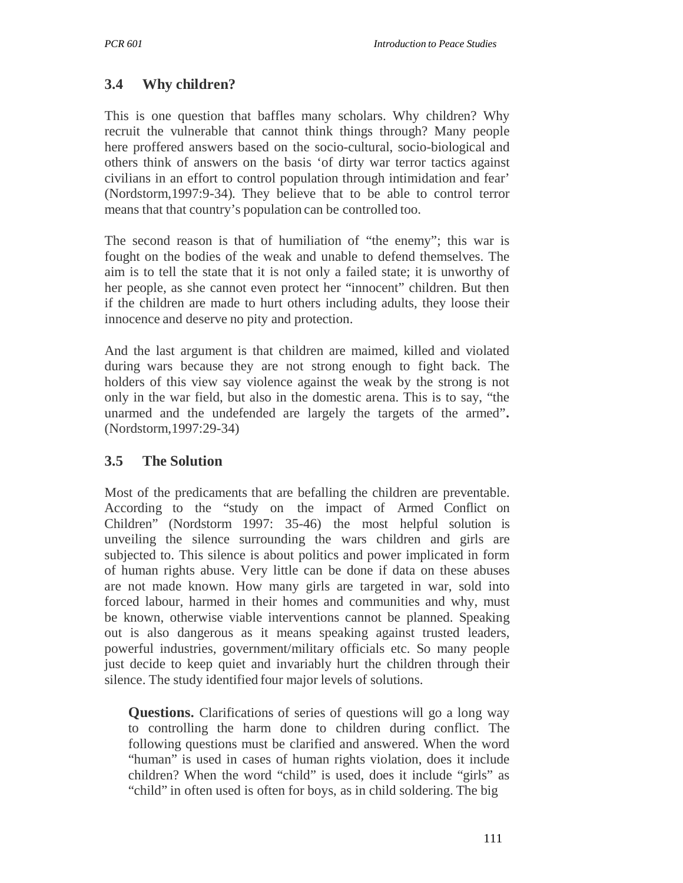## 3.4 Why children?

This is one question that baffles many scholars. Why children? Why recruit the vulnerable that cannot think things through? Many people here proffered answers based on the socio-cultural, socio-biological and others think of answers on the basis 'of dirty war terror tactics against civilians in an effort to control population through intimidation and fear' (Nordstorm,1997:9-34). They believe that to be able to control terror means that that country's population can be controlled too.

The second reason is that of humiliation of "the enemy"; this war is fought on the bodies of the weak and unable to defend themselves. The aim is to tell the state that it is not only a failed state; it is unworthy of her people, as she cannot even protect her "innocent" children. But then if the children are made to hurt others including adults, they loose their innocence and deserve no pity and protection.

And the last argument is that children are maimed, killed and violated during wars because they are not strong enough to fight back. The holders of this view say violence against the weak by the strong is not only in the war field, but also in the domestic arena. This is to say, "the unarmed and the undefended are largely the targets of the armed". (Nordstorm,1997:29-34)

## 3.5 The Solution

Most of the predicaments that are befalling the children are preventable. According to the "study on the impact of Armed Conflict on Children" (Nordstorm 1997: 35-46) the most helpful solution is unveiling the silence surrounding the wars children and girls are subjected to. This silence is about politics and power implicated in form of human rights abuse. Very little can be done if data on these abuses are not made known. How many girls are targeted in war, sold into forced labour, harmed in their homes and communities and why, must be known, otherwise viable interventions cannot be planned. Speaking out is also dangerous as it means speaking against trusted leaders, powerful industries, government/military officials etc. So many people just decide to keep quiet and invariably hurt the children through their silence. The study identified four major levels of solutions.

**Questions.** Clarifications of series of questions will go a long way to controlling the harm done to children during conflict. The following questions must be clarified and answered. When the word "human" is used in cases of human rights violation, does it include children? When the word "child" is used, does it include "girls" as "child" in often used is often for boys, as in child soldering. The big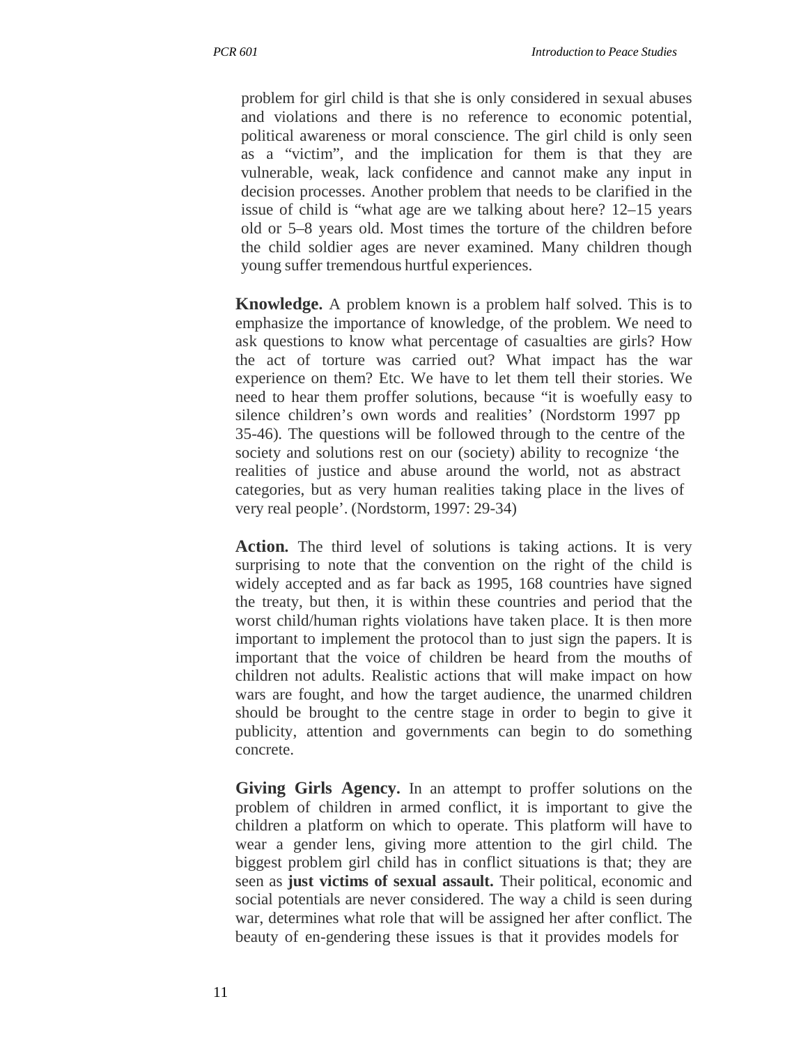problem for girl child is that she is only considered in sexual abuses and violations and there is no reference to economic potential, political awareness or moral conscience. The girl child is only seen as a "victim", and the implication for them is that they are vulnerable, weak, lack confidence and cannot make any input in decision processes. Another problem that needs to be clarified in the issue of child is "what age are we talking about here? 12–15 years old or 5–8 years old. Most times the torture of the children before the child soldier ages are never examined. Many children though young suffer tremendous hurtful experiences.

**Knowledge.** A problem known is a problem half solved. This is to emphasize the importance of knowledge, of the problem. We need to ask questions to know what percentage of casualties are girls? How the act of torture was carried out? What impact has the war experience on them? Etc. We have to let them tell their stories. We need to hear them proffer solutions, because "it is woefully easy to silence children's own words and realities' (Nordstorm 1997 pp 35-46). The questions will be followed through to the centre of the society and solutions rest on our (society) ability to recognize 'the realities of justice and abuse around the world, not as abstract categories, but as very human realities taking place in the lives of very real people'. (Nordstorm, 1997: 29-34)

**Action.** The third level of solutions is taking actions. It is very surprising to note that the convention on the right of the child is widely accepted and as far back as 1995, 168 countries have signed the treaty, but then, it is within these countries and period that the worst child/human rights violations have taken place. It is then more important to implement the protocol than to just sign the papers. It is important that the voice of children be heard from the mouths of children not adults. Realistic actions that will make impact on how wars are fought, and how the target audience, the unarmed children should be brought to the centre stage in order to begin to give it publicity, attention and governments can begin to do something concrete.

**Giving Girls Agency.** In an attempt to proffer solutions on the problem of children in armed conflict, it is important to give the children a platform on which to operate. This platform will have to wear a gender lens, giving more attention to the girl child. The biggest problem girl child has in conflict situations is that; they are seen as **just victims of sexual assault.** Their political, economic and social potentials are never considered. The way a child is seen during war, determines what role that will be assigned her after conflict. The beauty of en-gendering these issues is that it provides models for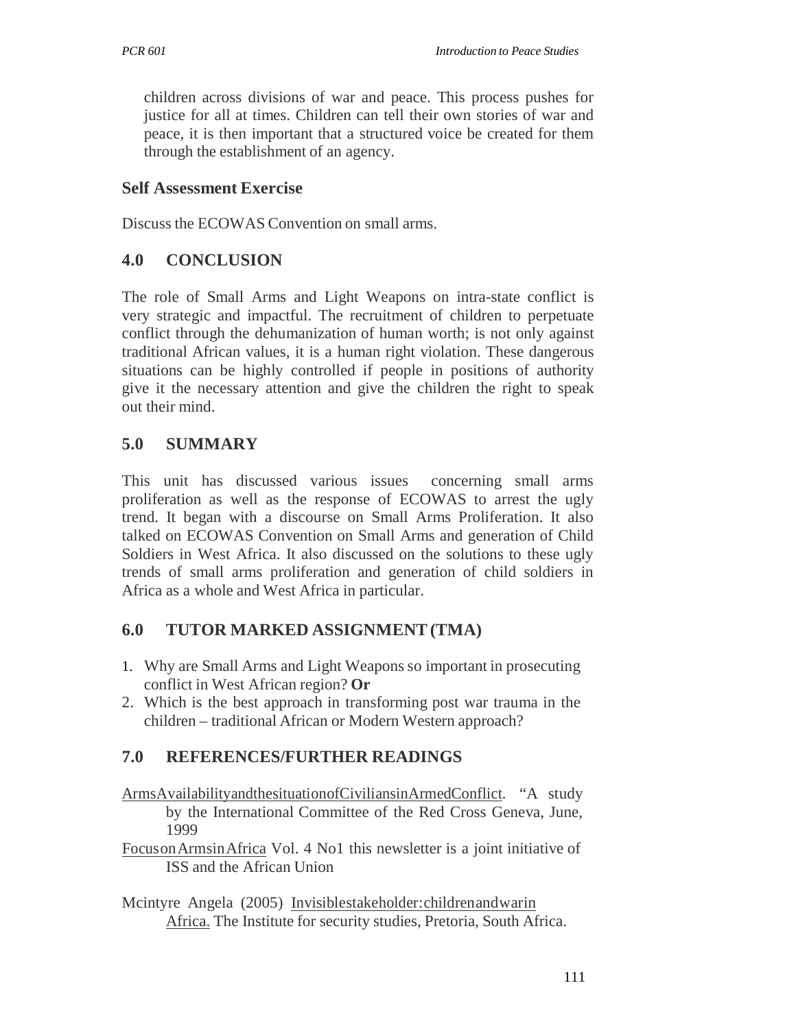children across divisions of war and peace. This process pushes for justice for all at times. Children can tell their own stories of war and peace, it is then important that a structured voice be created for them through the establishment of an agency.

### Self Assessment Exercise

Discuss the ECOWAS Convention on small arms.

## 4.0 CONCLUSION

The role of Small Arms and Light Weapons on intra-state conflict is very strategic and impactful. The recruitment of children to perpetuate conflict through the dehumanization of human worth; is not only against traditional African values, it is a human right violation. These dangerous situations can be highly controlled if people in positions of authority give it the necessary attention and give the children the right to speak out their mind.

## 5.0 SUMMARY

This unit has discussed various issues concerning small arms proliferation as well as the response of ECOWAS to arrest the ugly trend. It began with a discourse on Small Arms Proliferation. It also talked on ECOWAS Convention on Small Arms and generation of Child Soldiers in West Africa. It also discussed on the solutions to these ugly trends of small arms proliferation and generation of child soldiers in Africa as a whole and West Africa in particular.

## 6.0 TUTOR MARKED ASSIGNMENT (TMA)

1. Why are Small Arms and Light Weapons so important in prosecuting conflict in West African region? **Or**
2. Which is the best approach in transforming post war trauma in the children – traditional African or Modern Western approach?

## 7.0 REFERENCES/FURTHER READINGS

Arms Availability and the situation of Civilians in Armed Conflict. "A study by the International Committee of the Red Cross Geneva, June, 1999

Focus on Arms in Africa Vol. 4 No1 this newsletter is a joint initiative of ISS and the African Union

Mcintyre Angela (2005) Invisible stakeholder: children and war in Africa. The Institute for security studies, Pretoria, South Africa.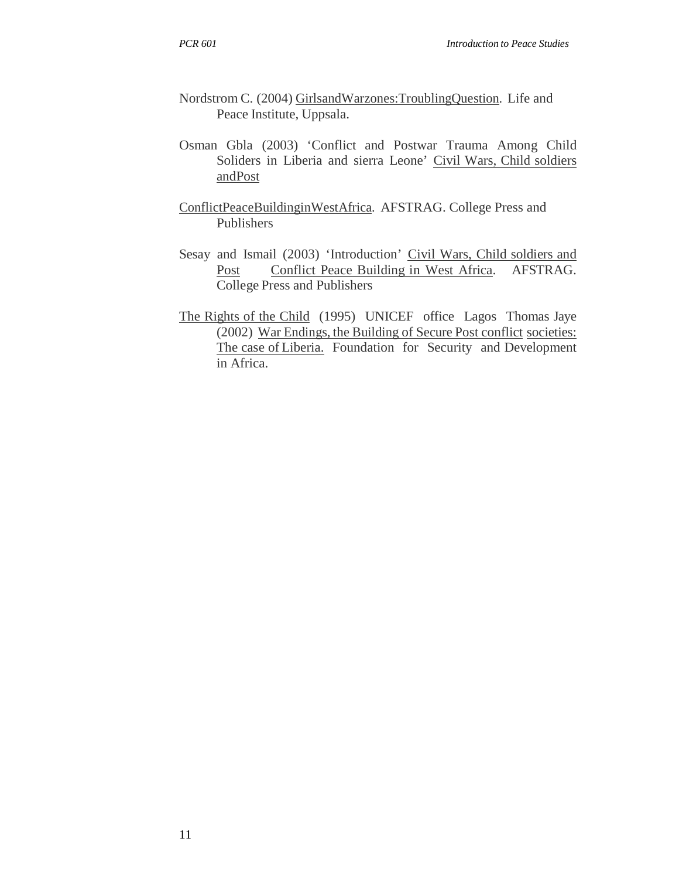Nordstrom C. (2004) GirlsandWarzones:TroublingQuestion. Life and Peace Institute, Uppsala.

Osman Gbla (2003) 'Conflict and Postwar Trauma Among Child Soliders in Liberia and sierra Leone' Civil Wars, Child soldiers andPost

ConflictPeaceBuildinginWestAfrica. AFSTRAG. College Press and Publishers

Sesay and Ismail (2003) 'Introduction' Civil Wars, Child soldiers and Post Conflict Peace Building in West Africa. AFSTRAG. College Press and Publishers

The Rights of the Child (1995) UNICEF office Lagos Thomas Jaye (2002) War Endings, the Building of Secure Post conflict societies: The case of Liberia. Foundation for Security and Development in Africa.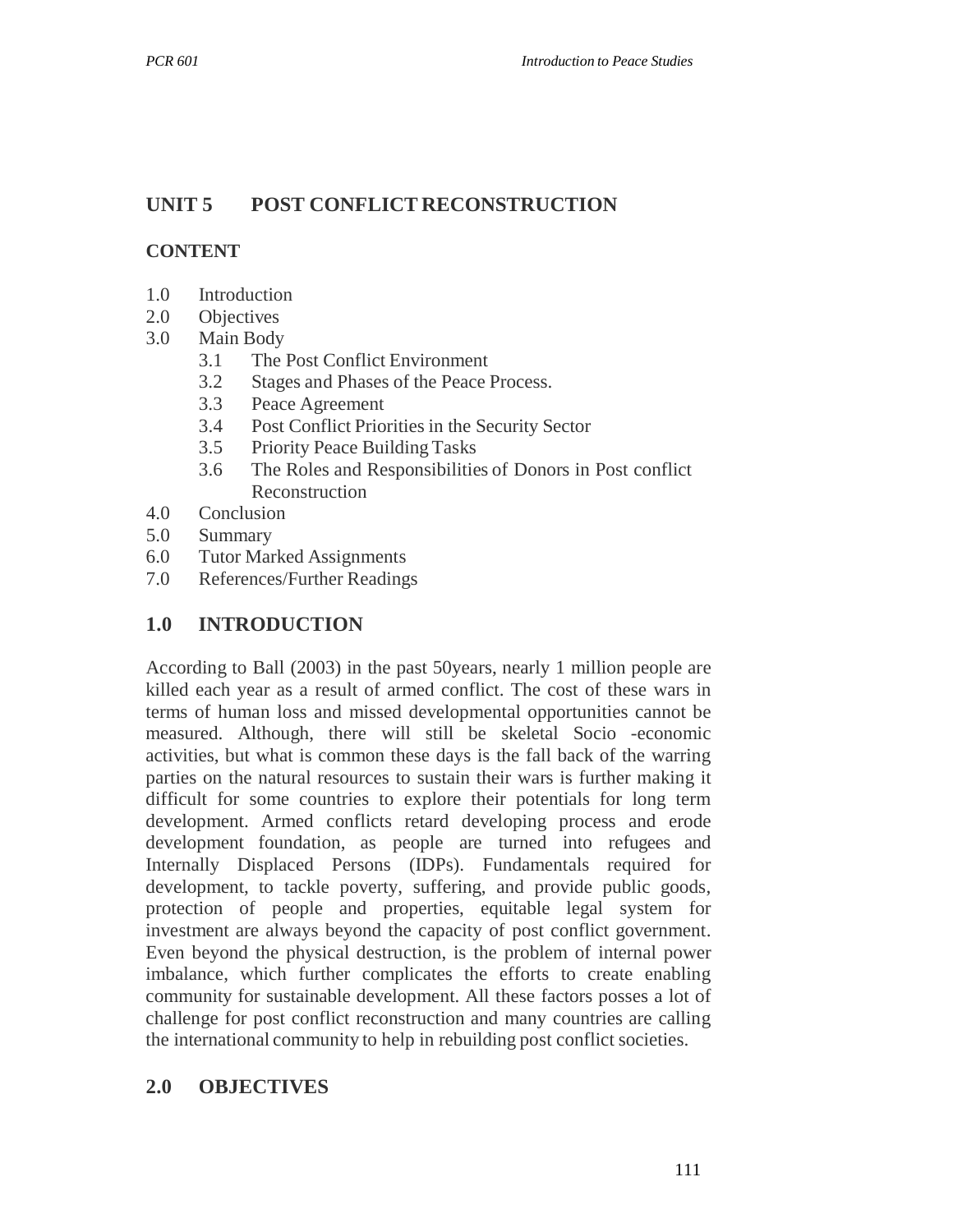# UNIT 5 POST CONFLICT RECONSTRUCTION

## CONTENT

1.0 Introduction
2.0 Objectives
3.0 Main Body
    3.1 The Post Conflict Environment
    3.2 Stages and Phases of the Peace Process.
    3.3 Peace Agreement
    3.4 Post Conflict Priorities in the Security Sector
    3.5 Priority Peace Building Tasks
    3.6 The Roles and Responsibilities of Donors in Post conflict Reconstruction
4.0 Conclusion
5.0 Summary
6.0 Tutor Marked Assignments
7.0 References/Further Readings

## 1.0 INTRODUCTION

According to Ball (2003) in the past 50years, nearly 1 million people are killed each year as a result of armed conflict. The cost of these wars in terms of human loss and missed developmental opportunities cannot be measured. Although, there will still be skeletal Socio -economic activities, but what is common these days is the fall back of the warring parties on the natural resources to sustain their wars is further making it difficult for some countries to explore their potentials for long term development. Armed conflicts retard developing process and erode development foundation, as people are turned into refugees and Internally Displaced Persons (IDPs). Fundamentals required for development, to tackle poverty, suffering, and provide public goods, protection of people and properties, equitable legal system for investment are always beyond the capacity of post conflict government. Even beyond the physical destruction, is the problem of internal power imbalance, which further complicates the efforts to create enabling community for sustainable development. All these factors posses a lot of challenge for post conflict reconstruction and many countries are calling the international community to help in rebuilding post conflict societies.

## 2.0 OBJECTIVES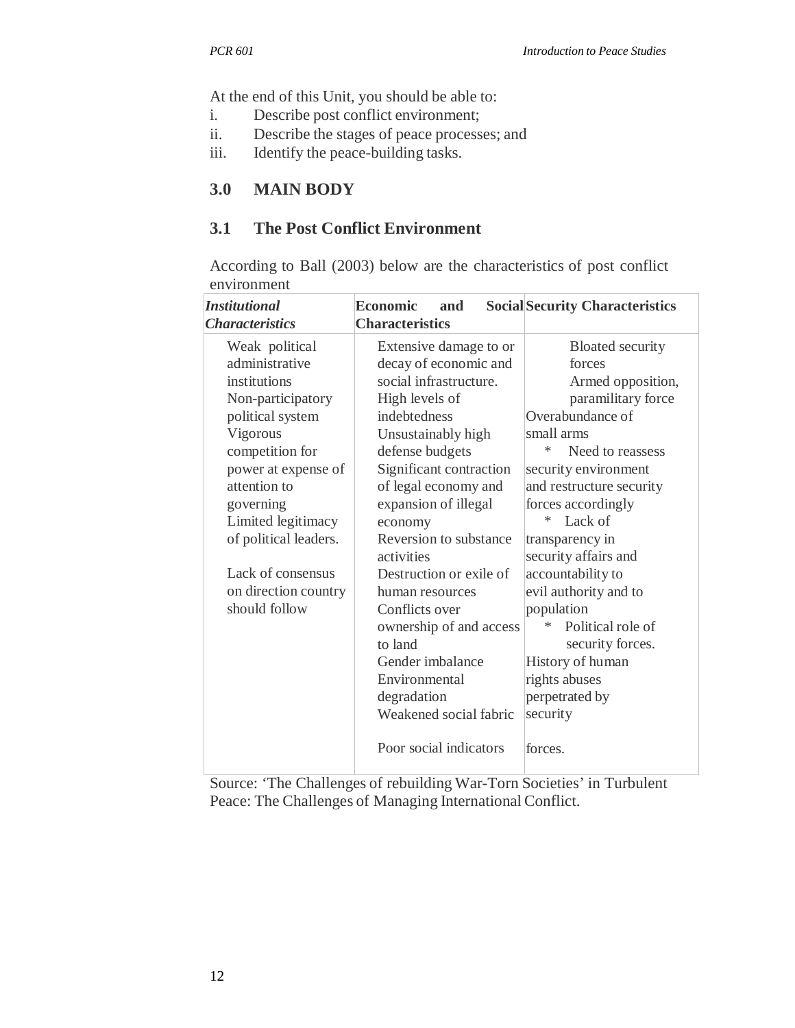At the end of this Unit, you should be able to:

i. Describe post conflict environment;
ii. Describe the stages of peace processes; and
iii. Identify the peace-building tasks.

## 3.0 MAIN BODY

### 3.1 The Post Conflict Environment

According to Ball (2003) below are the characteristics of post conflict environment

| *Institutional Characteristics* | **Economic and Social Characteristics** | **Security Characteristics** |
|---|---|---|
| Weak political administrative institutions<br>Non-participatory political system<br>Vigorous competition for power at expense of attention to governing<br>Limited legitimacy of political leaders.<br><br>Lack of consensus on direction country should follow | Extensive damage to or decay of economic and social infrastructure.<br>High levels of indebtedness<br>Unsustainably high defense budgets<br>Significant contraction of legal economy and expansion of illegal economy<br>Reversion to substance activities<br>Destruction or exile of human resources<br>Conflicts over ownership of and access to land<br>Gender imbalance<br>Environmental degradation<br>Weakened social fabric<br><br>Poor social indicators | Bloated security forces<br>Armed opposition, paramilitary force<br>Overabundance of small arms<br>* Need to reassess security environment and restructure security forces accordingly<br>* Lack of transparency in security affairs and accountability to evil authority and to population<br>* Political role of security forces.<br>History of human rights abuses perpetrated by security forces. |

Source: 'The Challenges of rebuilding War-Torn Societies' in Turbulent Peace: The Challenges of Managing International Conflict.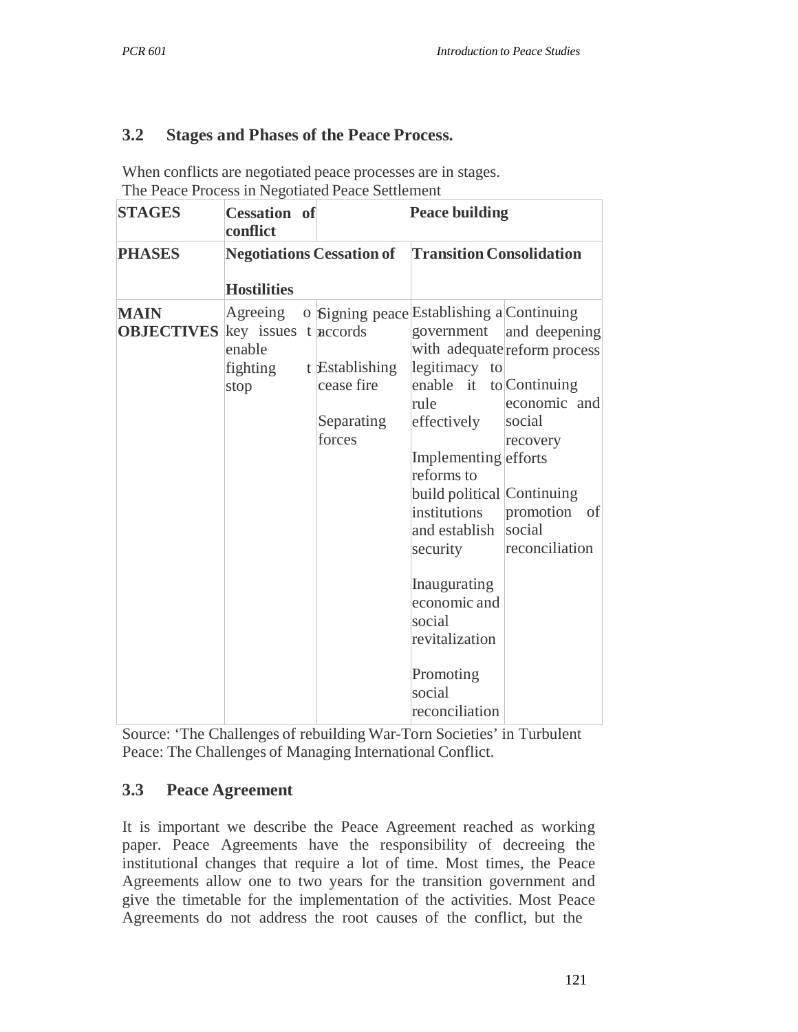### 3.2 Stages and Phases of the Peace Process.

When conflicts are negotiated peace processes are in stages.
The Peace Process in Negotiated Peace Settlement

| STAGES | Cessation of conflict | | Peace building | |
|---|---|---|---|---|
| PHASES | Negotiations | Cessation of Hostilities | Transition | Consolidation |
| MAIN OBJECTIVES | Agreeing on key issues to enable fighting to stop | Signing peace accords<br><br>Establishing cease fire<br><br>Separating forces | Establishing a government with adequate legitimacy to enable it to rule effectively<br><br>Implementing reforms to build political institutions and establish security<br><br>Inaugurating economic and social revitalization<br><br>Promoting social reconciliation | Continuing and deepening reform process<br><br>Continuing economic and social recovery efforts<br><br>Continuing promotion of social reconciliation |

Source: 'The Challenges of rebuilding War-Torn Societies' in Turbulent Peace: The Challenges of Managing International Conflict.

### 3.3 Peace Agreement

It is important we describe the Peace Agreement reached as working paper. Peace Agreements have the responsibility of decreeing the institutional changes that require a lot of time. Most times, the Peace Agreements allow one to two years for the transition government and give the timetable for the implementation of the activities. Most Peace Agreements do not address the root causes of the conflict, but the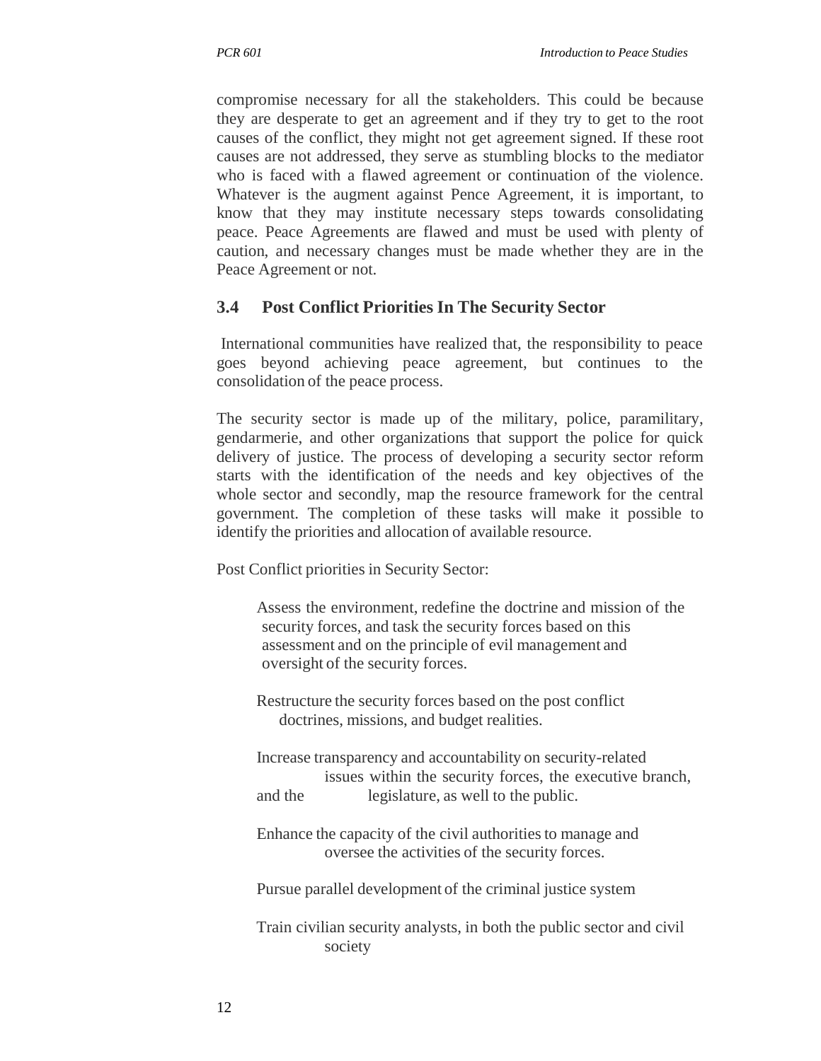compromise necessary for all the stakeholders. This could be because they are desperate to get an agreement and if they try to get to the root causes of the conflict, they might not get agreement signed. If these root causes are not addressed, they serve as stumbling blocks to the mediator who is faced with a flawed agreement or continuation of the violence. Whatever is the augment against Pence Agreement, it is important, to know that they may institute necessary steps towards consolidating peace. Peace Agreements are flawed and must be used with plenty of caution, and necessary changes must be made whether they are in the Peace Agreement or not.

## 3.4 Post Conflict Priorities In The Security Sector

International communities have realized that, the responsibility to peace goes beyond achieving peace agreement, but continues to the consolidation of the peace process.

The security sector is made up of the military, police, paramilitary, gendarmerie, and other organizations that support the police for quick delivery of justice. The process of developing a security sector reform starts with the identification of the needs and key objectives of the whole sector and secondly, map the resource framework for the central government. The completion of these tasks will make it possible to identify the priorities and allocation of available resource.

Post Conflict priorities in Security Sector:

- Assess the environment, redefine the doctrine and mission of the security forces, and task the security forces based on this assessment and on the principle of evil management and oversight of the security forces.
- Restructure the security forces based on the post conflict doctrines, missions, and budget realities.
- Increase transparency and accountability on security-related issues within the security forces, the executive branch, and the legislature, as well to the public.
- Enhance the capacity of the civil authorities to manage and oversee the activities of the security forces.
- Pursue parallel development of the criminal justice system
- Train civilian security analysts, in both the public sector and civil society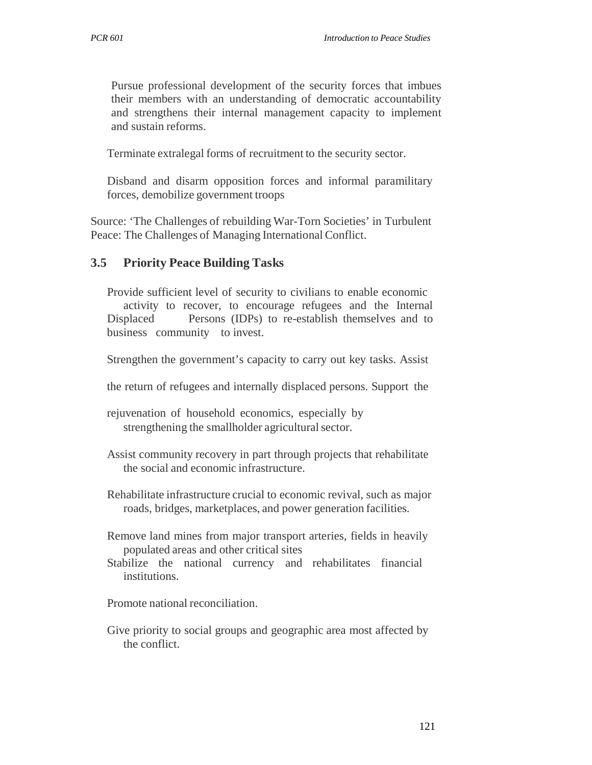Pursue professional development of the security forces that imbues their members with an understanding of democratic accountability and strengthens their internal management capacity to implement and sustain reforms.

Terminate extralegal forms of recruitment to the security sector.

Disband and disarm opposition forces and informal paramilitary forces, demobilize government troops

Source: 'The Challenges of rebuilding War-Torn Societies' in Turbulent Peace: The Challenges of Managing International Conflict.

## 3.5 Priority Peace Building Tasks

Provide sufficient level of security to civilians to enable economic activity to recover, to encourage refugees and the Internal Displaced Persons (IDPs) to re-establish themselves and to business community to invest.

Strengthen the government's capacity to carry out key tasks. Assist the return of refugees and internally displaced persons. Support the rejuvenation of household economics, especially by strengthening the smallholder agricultural sector.

Assist community recovery in part through projects that rehabilitate the social and economic infrastructure.

Rehabilitate infrastructure crucial to economic revival, such as major roads, bridges, marketplaces, and power generation facilities.

Remove land mines from major transport arteries, fields in heavily populated areas and other critical sites

Stabilize the national currency and rehabilitates financial institutions.

Promote national reconciliation.

Give priority to social groups and geographic area most affected by the conflict.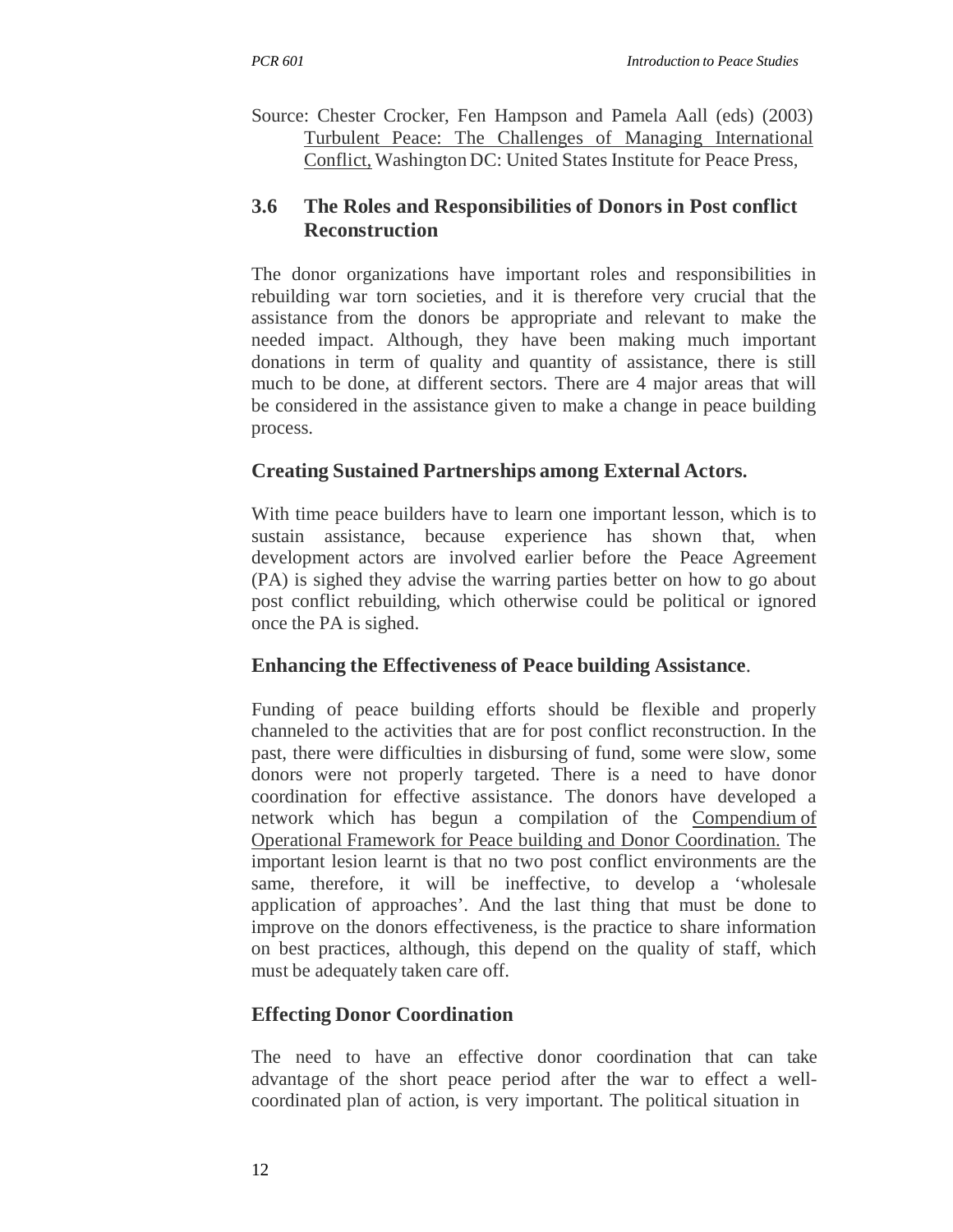Source: Chester Crocker, Fen Hampson and Pamela Aall (eds) (2003) Turbulent Peace: The Challenges of Managing International Conflict, Washington DC: United States Institute for Peace Press,

## 3.6 The Roles and Responsibilities of Donors in Post conflict Reconstruction

The donor organizations have important roles and responsibilities in rebuilding war torn societies, and it is therefore very crucial that the assistance from the donors be appropriate and relevant to make the needed impact. Although, they have been making much important donations in term of quality and quantity of assistance, there is still much to be done, at different sectors. There are 4 major areas that will be considered in the assistance given to make a change in peace building process.

### Creating Sustained Partnerships among External Actors.

With time peace builders have to learn one important lesson, which is to sustain assistance, because experience has shown that, when development actors are involved earlier before the Peace Agreement (PA) is sighed they advise the warring parties better on how to go about post conflict rebuilding, which otherwise could be political or ignored once the PA is sighed.

### Enhancing the Effectiveness of Peace building Assistance.

Funding of peace building efforts should be flexible and properly channeled to the activities that are for post conflict reconstruction. In the past, there were difficulties in disbursing of fund, some were slow, some donors were not properly targeted. There is a need to have donor coordination for effective assistance. The donors have developed a network which has begun a compilation of the Compendium of Operational Framework for Peace building and Donor Coordination. The important lesion learnt is that no two post conflict environments are the same, therefore, it will be ineffective, to develop a 'wholesale application of approaches'. And the last thing that must be done to improve on the donors effectiveness, is the practice to share information on best practices, although, this depend on the quality of staff, which must be adequately taken care off.

### Effecting Donor Coordination

The need to have an effective donor coordination that can take advantage of the short peace period after the war to effect a well-coordinated plan of action, is very important. The political situation in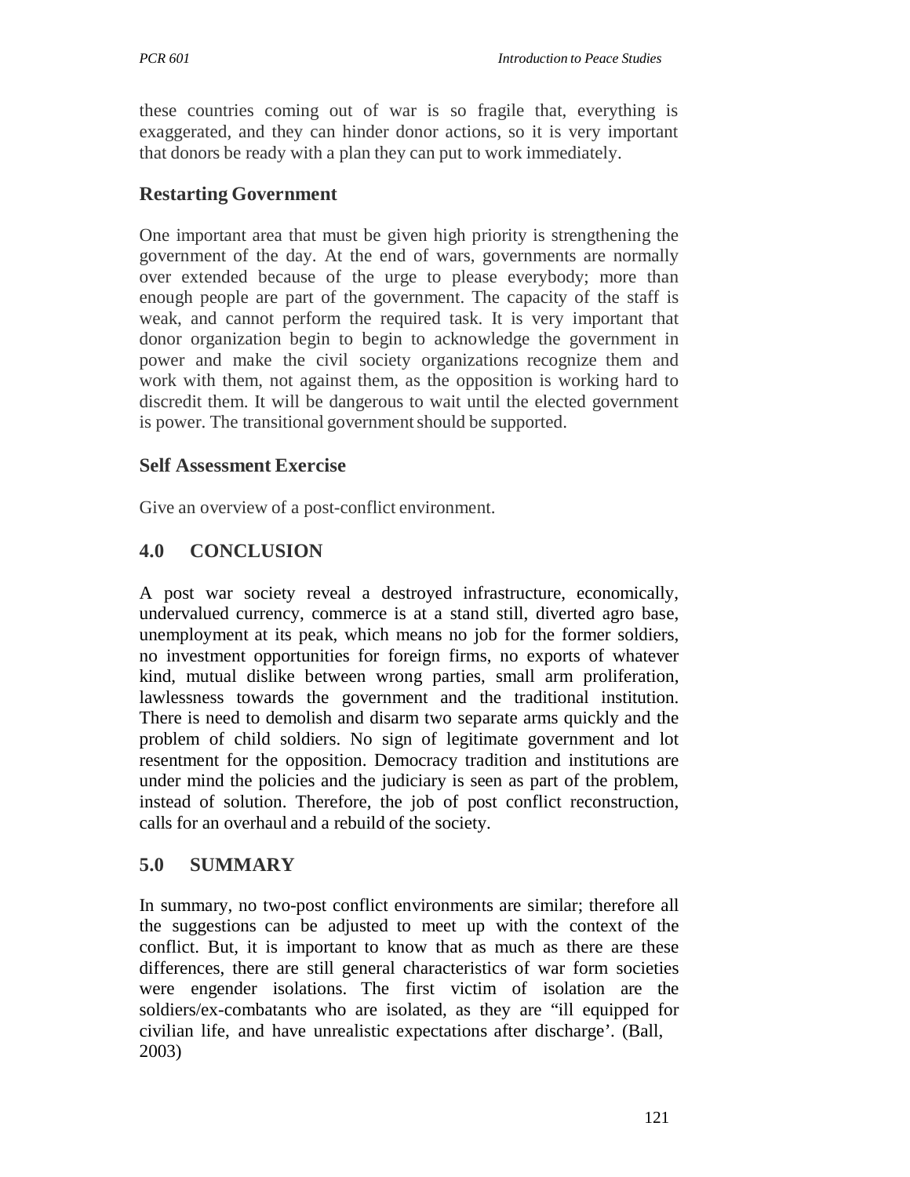these countries coming out of war is so fragile that, everything is exaggerated, and they can hinder donor actions, so it is very important that donors be ready with a plan they can put to work immediately.

### Restarting Government

One important area that must be given high priority is strengthening the government of the day. At the end of wars, governments are normally over extended because of the urge to please everybody; more than enough people are part of the government. The capacity of the staff is weak, and cannot perform the required task. It is very important that donor organization begin to begin to acknowledge the government in power and make the civil society organizations recognize them and work with them, not against them, as the opposition is working hard to discredit them. It will be dangerous to wait until the elected government is power. The transitional government should be supported.

### Self Assessment Exercise

Give an overview of a post-conflict environment.

## 4.0 CONCLUSION

A post war society reveal a destroyed infrastructure, economically, undervalued currency, commerce is at a stand still, diverted agro base, unemployment at its peak, which means no job for the former soldiers, no investment opportunities for foreign firms, no exports of whatever kind, mutual dislike between wrong parties, small arm proliferation, lawlessness towards the government and the traditional institution. There is need to demolish and disarm two separate arms quickly and the problem of child soldiers. No sign of legitimate government and lot resentment for the opposition. Democracy tradition and institutions are under mind the policies and the judiciary is seen as part of the problem, instead of solution. Therefore, the job of post conflict reconstruction, calls for an overhaul and a rebuild of the society.

## 5.0 SUMMARY

In summary, no two-post conflict environments are similar; therefore all the suggestions can be adjusted to meet up with the context of the conflict. But, it is important to know that as much as there are these differences, there are still general characteristics of war form societies were engender isolations. The first victim of isolation are the soldiers/ex-combatants who are isolated, as they are "ill equipped for civilian life, and have unrealistic expectations after discharge'. (Ball, 2003)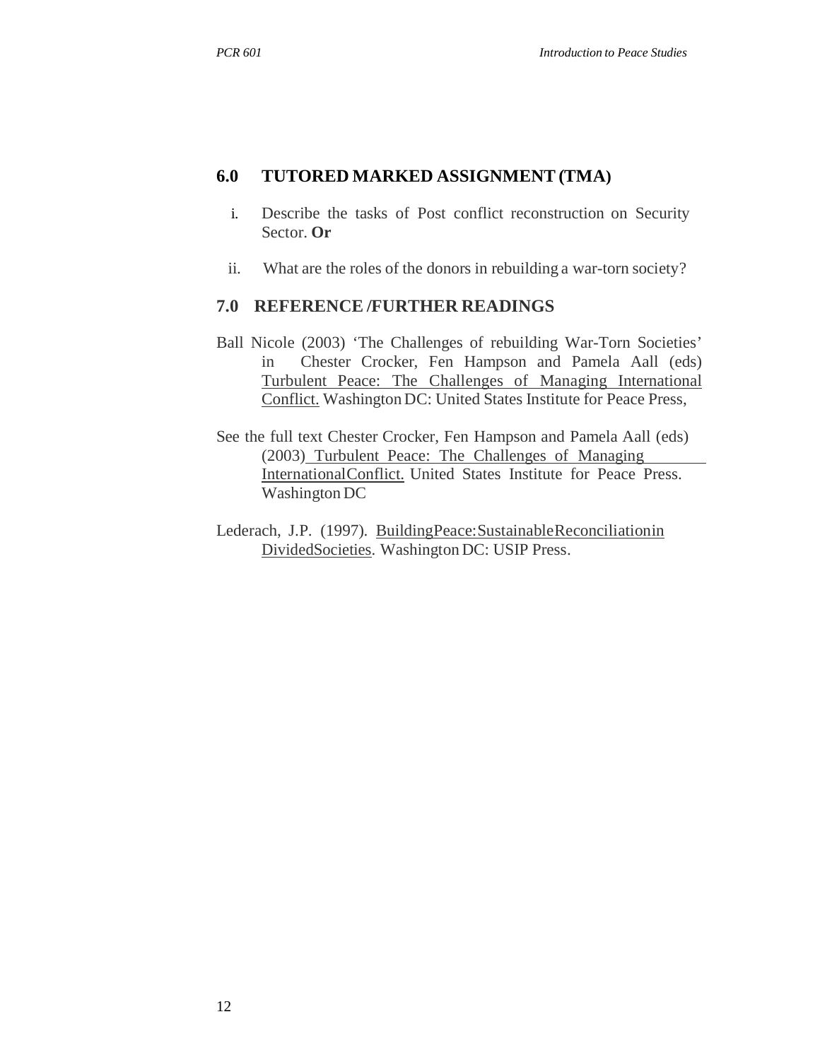## 6.0 TUTORED MARKED ASSIGNMENT (TMA)

i. Describe the tasks of Post conflict reconstruction on Security Sector. **Or**

ii. What are the roles of the donors in rebuilding a war-torn society?

## 7.0 REFERENCE /FURTHER READINGS

Ball Nicole (2003) 'The Challenges of rebuilding War-Torn Societies' in Chester Crocker, Fen Hampson and Pamela Aall (eds) Turbulent Peace: The Challenges of Managing International Conflict. Washington DC: United States Institute for Peace Press,

See the full text Chester Crocker, Fen Hampson and Pamela Aall (eds) (2003) Turbulent Peace: The Challenges of Managing InternationalConflict. United States Institute for Peace Press. Washington DC

Lederach, J.P. (1997). BuildingPeace:SustainableReconciliationin DividedSocieties. Washington DC: USIP Press.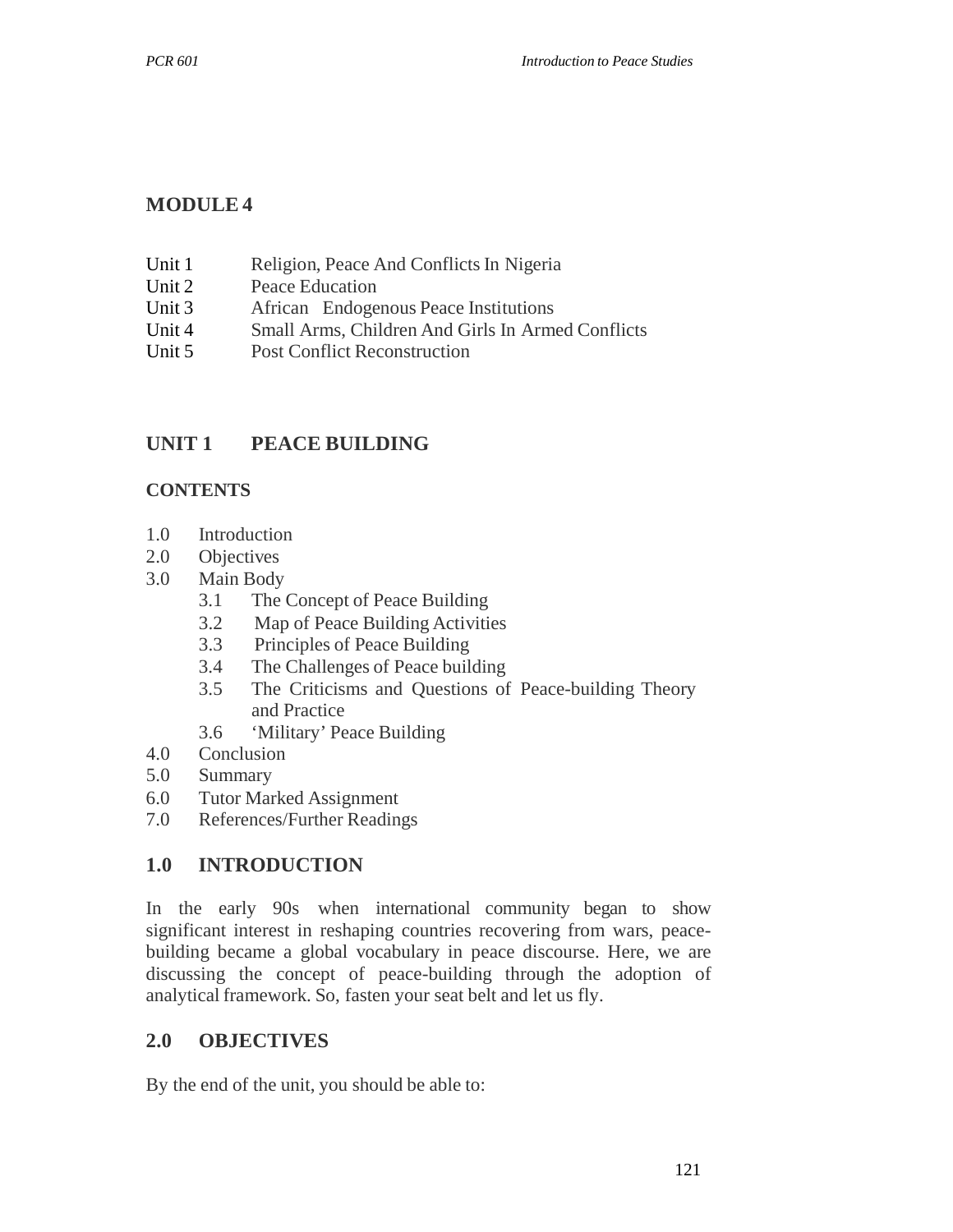## MODULE 4

| | |
|---|---|
| Unit 1 | Religion, Peace And Conflicts In Nigeria |
| Unit 2 | Peace Education |
| Unit 3 | African Endogenous Peace Institutions |
| Unit 4 | Small Arms, Children And Girls In Armed Conflicts |
| Unit 5 | Post Conflict Reconstruction |

## UNIT 1 PEACE BUILDING

### CONTENTS

- 1.0 Introduction
- 2.0 Objectives
- 3.0 Main Body
  - 3.1 The Concept of Peace Building
  - 3.2 Map of Peace Building Activities
  - 3.3 Principles of Peace Building
  - 3.4 The Challenges of Peace building
  - 3.5 The Criticisms and Questions of Peace-building Theory and Practice
  - 3.6 'Military' Peace Building
- 4.0 Conclusion
- 5.0 Summary
- 6.0 Tutor Marked Assignment
- 7.0 References/Further Readings

### 1.0 INTRODUCTION

In the early 90s when international community began to show significant interest in reshaping countries recovering from wars, peace-building became a global vocabulary in peace discourse. Here, we are discussing the concept of peace-building through the adoption of analytical framework. So, fasten your seat belt and let us fly.

### 2.0 OBJECTIVES

By the end of the unit, you should be able to: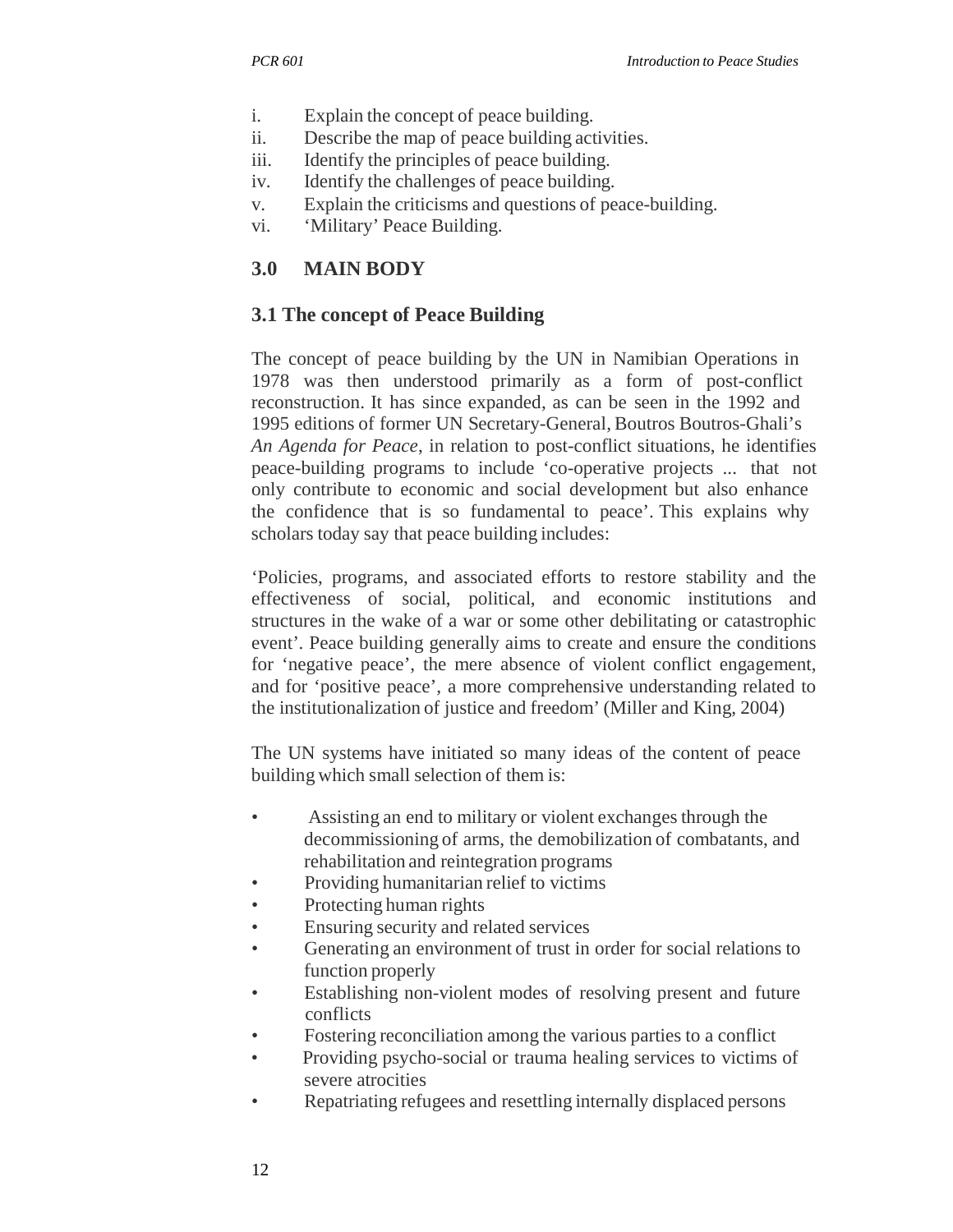i. Explain the concept of peace building.
ii. Describe the map of peace building activities.
iii. Identify the principles of peace building.
iv. Identify the challenges of peace building.
v. Explain the criticisms and questions of peace-building.
vi. 'Military' Peace Building.

## 3.0 MAIN BODY

### 3.1 The concept of Peace Building

The concept of peace building by the UN in Namibian Operations in 1978 was then understood primarily as a form of post-conflict reconstruction. It has since expanded, as can be seen in the 1992 and 1995 editions of former UN Secretary-General, Boutros Boutros-Ghali's *An Agenda for Peace*, in relation to post-conflict situations, he identifies peace-building programs to include 'co-operative projects ... that not only contribute to economic and social development but also enhance the confidence that is so fundamental to peace'. This explains why scholars today say that peace building includes:

'Policies, programs, and associated efforts to restore stability and the effectiveness of social, political, and economic institutions and structures in the wake of a war or some other debilitating or catastrophic event'. Peace building generally aims to create and ensure the conditions for 'negative peace', the mere absence of violent conflict engagement, and for 'positive peace', a more comprehensive understanding related to the institutionalization of justice and freedom' (Miller and King, 2004)

The UN systems have initiated so many ideas of the content of peace building which small selection of them is:

- Assisting an end to military or violent exchanges through the decommissioning of arms, the demobilization of combatants, and rehabilitation and reintegration programs
- Providing humanitarian relief to victims
- Protecting human rights
- Ensuring security and related services
- Generating an environment of trust in order for social relations to function properly
- Establishing non-violent modes of resolving present and future conflicts
- Fostering reconciliation among the various parties to a conflict
- Providing psycho-social or trauma healing services to victims of severe atrocities
- Repatriating refugees and resettling internally displaced persons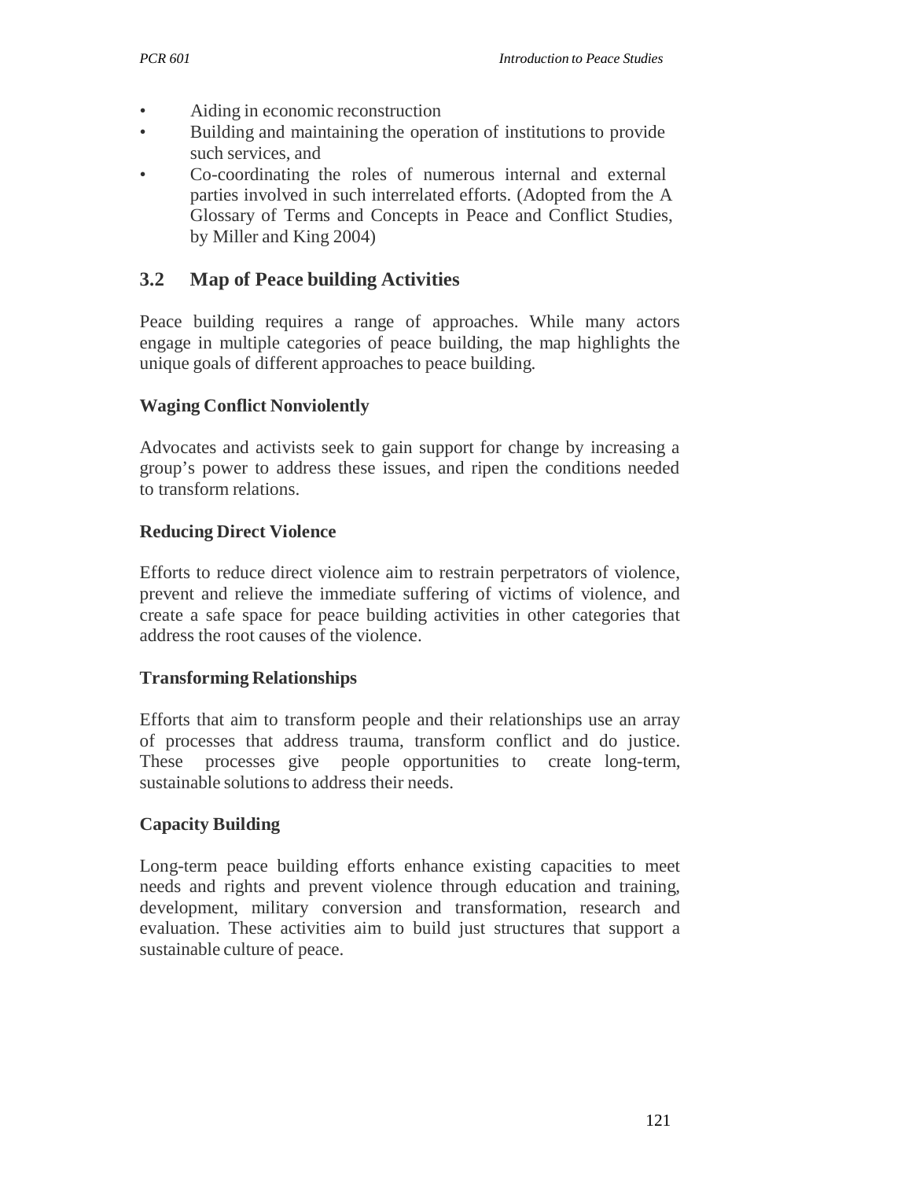- Aiding in economic reconstruction
- Building and maintaining the operation of institutions to provide such services, and
- Co-coordinating the roles of numerous internal and external parties involved in such interrelated efforts. (Adopted from the A Glossary of Terms and Concepts in Peace and Conflict Studies, by Miller and King 2004)

## 3.2 Map of Peace building Activities

Peace building requires a range of approaches. While many actors engage in multiple categories of peace building, the map highlights the unique goals of different approaches to peace building.

**Waging Conflict Nonviolently**

Advocates and activists seek to gain support for change by increasing a group's power to address these issues, and ripen the conditions needed to transform relations.

**Reducing Direct Violence**

Efforts to reduce direct violence aim to restrain perpetrators of violence, prevent and relieve the immediate suffering of victims of violence, and create a safe space for peace building activities in other categories that address the root causes of the violence.

**Transforming Relationships**

Efforts that aim to transform people and their relationships use an array of processes that address trauma, transform conflict and do justice. These processes give people opportunities to create long-term, sustainable solutions to address their needs.

**Capacity Building**

Long-term peace building efforts enhance existing capacities to meet needs and rights and prevent violence through education and training, development, military conversion and transformation, research and evaluation. These activities aim to build just structures that support a sustainable culture of peace.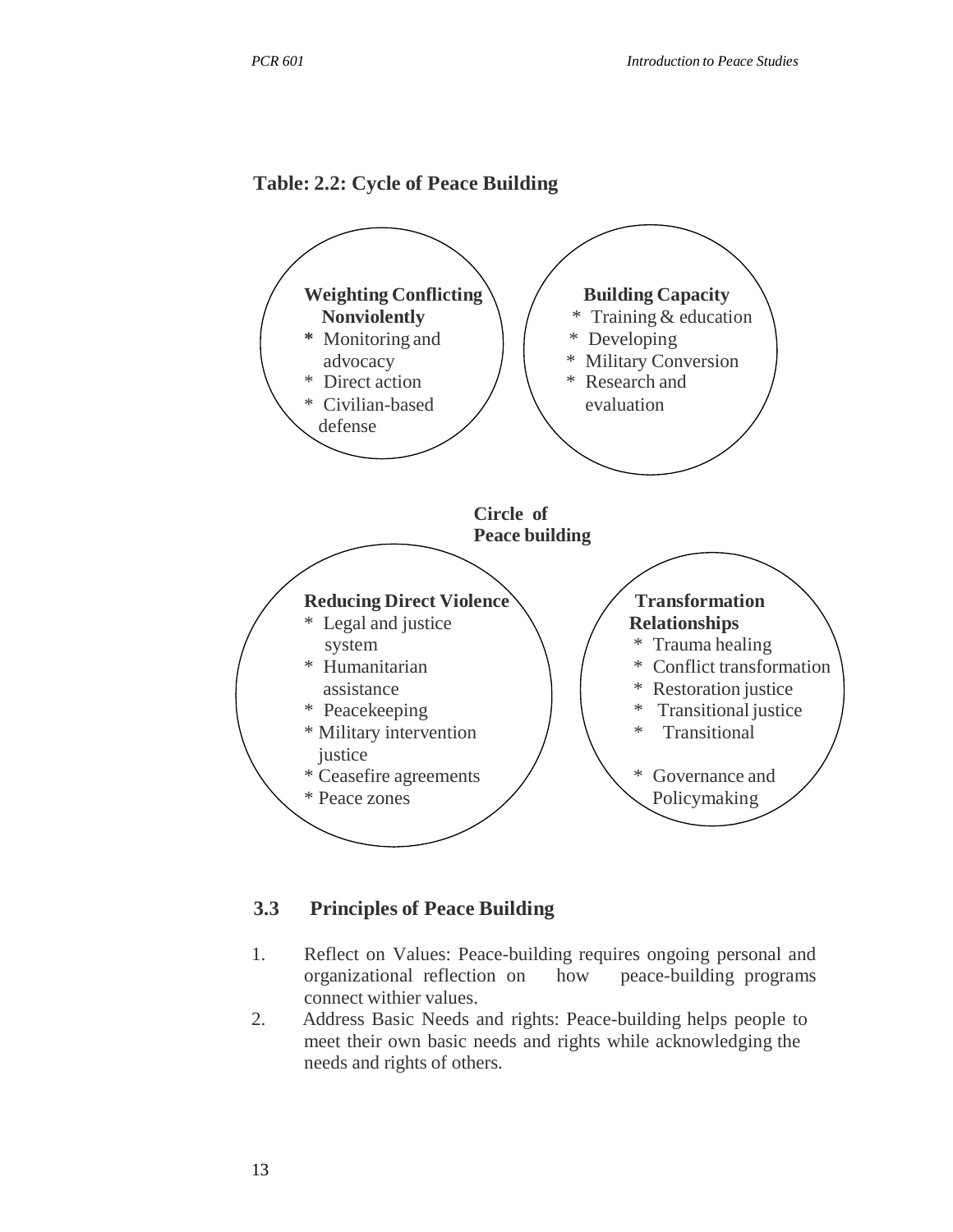**Table: 2.2: Cycle of Peace Building**

**Weighting Conflicting Nonviolently**
* Monitoring and advocacy
* Direct action
* Civilian-based defense

**Building Capacity**
* Training & education
* Developing
* Military Conversion
* Research and evaluation

**Circle of Peace building**

**Reducing Direct Violence**
* Legal and justice system
* Humanitarian assistance
* Peacekeeping
* Military intervention justice
* Ceasefire agreements
* Peace zones

**Transformation Relationships**
* Trauma healing
* Conflict transformation
* Restoration justice
* Transitional justice
* Transitional
* Governance and Policymaking

## 3.3 Principles of Peace Building

1. Reflect on Values: Peace-building requires ongoing personal and organizational reflection on how peace-building programs connect withier values.
2. Address Basic Needs and rights: Peace-building helps people to meet their own basic needs and rights while acknowledging the needs and rights of others.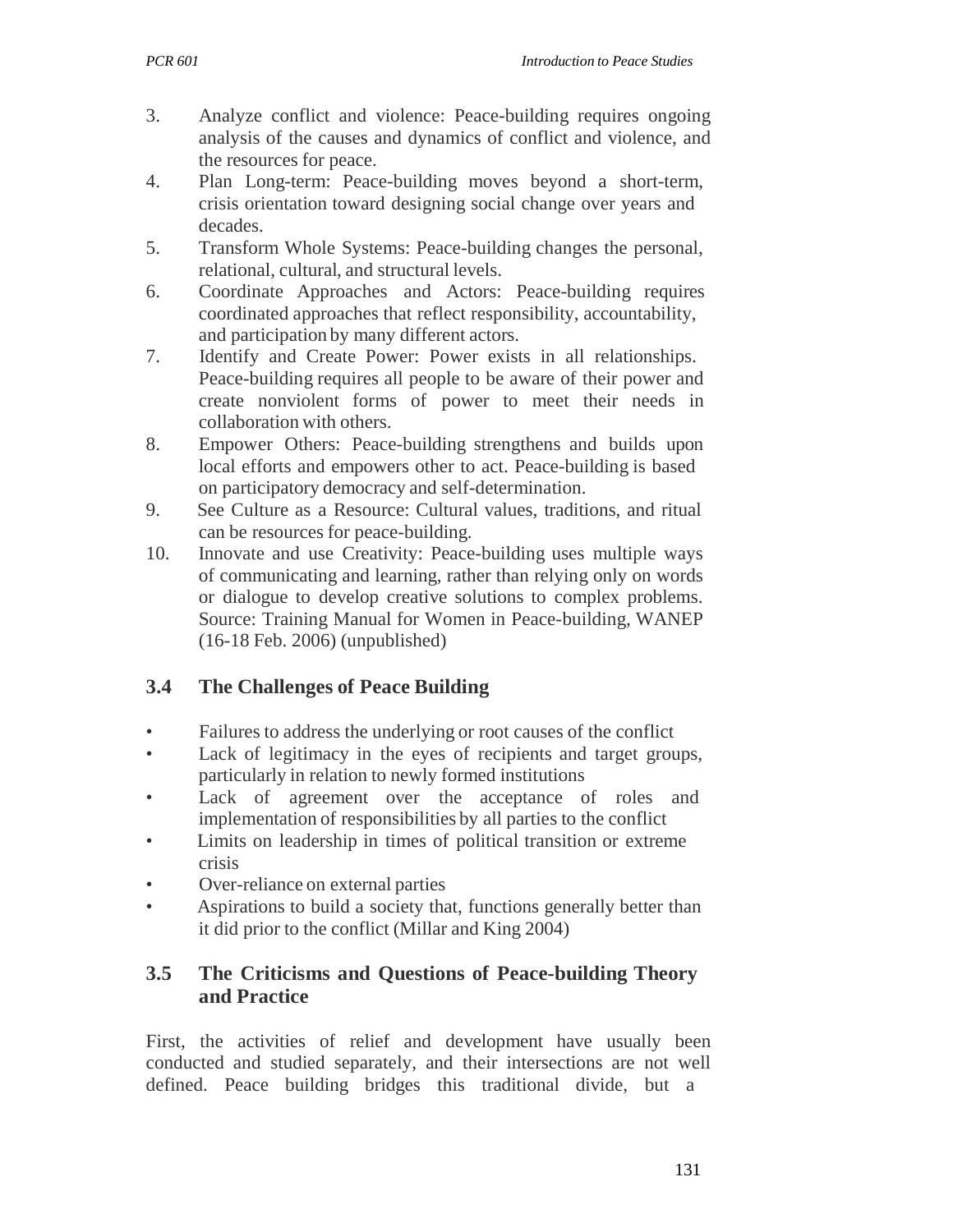3. Analyze conflict and violence: Peace-building requires ongoing analysis of the causes and dynamics of conflict and violence, and the resources for peace.
4. Plan Long-term: Peace-building moves beyond a short-term, crisis orientation toward designing social change over years and decades.
5. Transform Whole Systems: Peace-building changes the personal, relational, cultural, and structural levels.
6. Coordinate Approaches and Actors: Peace-building requires coordinated approaches that reflect responsibility, accountability, and participation by many different actors.
7. Identify and Create Power: Power exists in all relationships. Peace-building requires all people to be aware of their power and create nonviolent forms of power to meet their needs in collaboration with others.
8. Empower Others: Peace-building strengthens and builds upon local efforts and empowers other to act. Peace-building is based on participatory democracy and self-determination.
9. See Culture as a Resource: Cultural values, traditions, and ritual can be resources for peace-building.
10. Innovate and use Creativity: Peace-building uses multiple ways of communicating and learning, rather than relying only on words or dialogue to develop creative solutions to complex problems. Source: Training Manual for Women in Peace-building, WANEP (16-18 Feb. 2006) (unpublished)

## 3.4 The Challenges of Peace Building

- Failures to address the underlying or root causes of the conflict
- Lack of legitimacy in the eyes of recipients and target groups, particularly in relation to newly formed institutions
- Lack of agreement over the acceptance of roles and implementation of responsibilities by all parties to the conflict
- Limits on leadership in times of political transition or extreme crisis
- Over-reliance on external parties
- Aspirations to build a society that, functions generally better than it did prior to the conflict (Millar and King 2004)

## 3.5 The Criticisms and Questions of Peace-building Theory and Practice

First, the activities of relief and development have usually been conducted and studied separately, and their intersections are not well defined. Peace building bridges this traditional divide, but a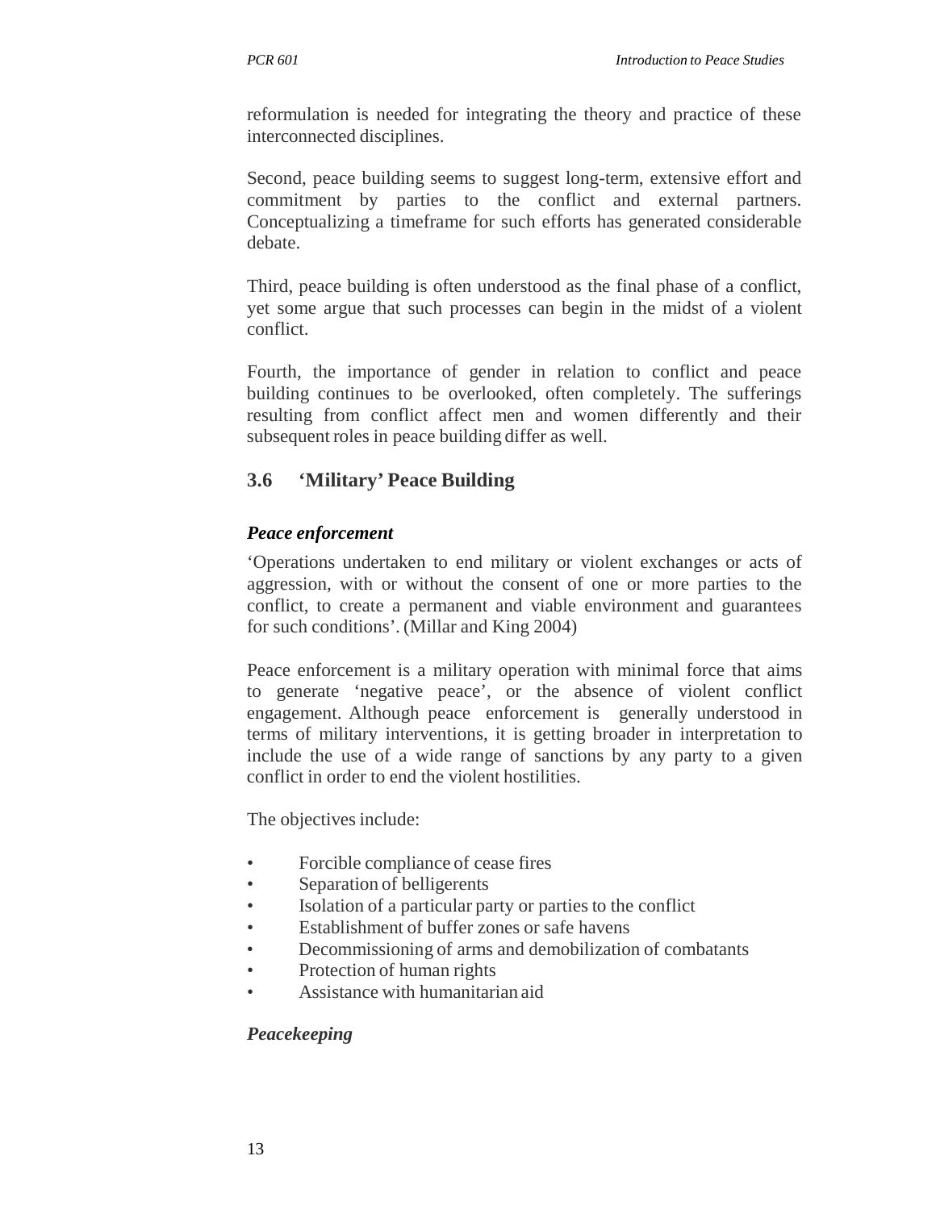reformulation is needed for integrating the theory and practice of these interconnected disciplines.

Second, peace building seems to suggest long-term, extensive effort and commitment by parties to the conflict and external partners. Conceptualizing a timeframe for such efforts has generated considerable debate.

Third, peace building is often understood as the final phase of a conflict, yet some argue that such processes can begin in the midst of a violent conflict.

Fourth, the importance of gender in relation to conflict and peace building continues to be overlooked, often completely. The sufferings resulting from conflict affect men and women differently and their subsequent roles in peace building differ as well.

## 3.6 'Military' Peace Building

### *Peace enforcement*

'Operations undertaken to end military or violent exchanges or acts of aggression, with or without the consent of one or more parties to the conflict, to create a permanent and viable environment and guarantees for such conditions'. (Millar and King 2004)

Peace enforcement is a military operation with minimal force that aims to generate 'negative peace', or the absence of violent conflict engagement. Although peace enforcement is generally understood in terms of military interventions, it is getting broader in interpretation to include the use of a wide range of sanctions by any party to a given conflict in order to end the violent hostilities.

The objectives include:

- Forcible compliance of cease fires
- Separation of belligerents
- Isolation of a particular party or parties to the conflict
- Establishment of buffer zones or safe havens
- Decommissioning of arms and demobilization of combatants
- Protection of human rights
- Assistance with humanitarian aid

### *Peacekeeping*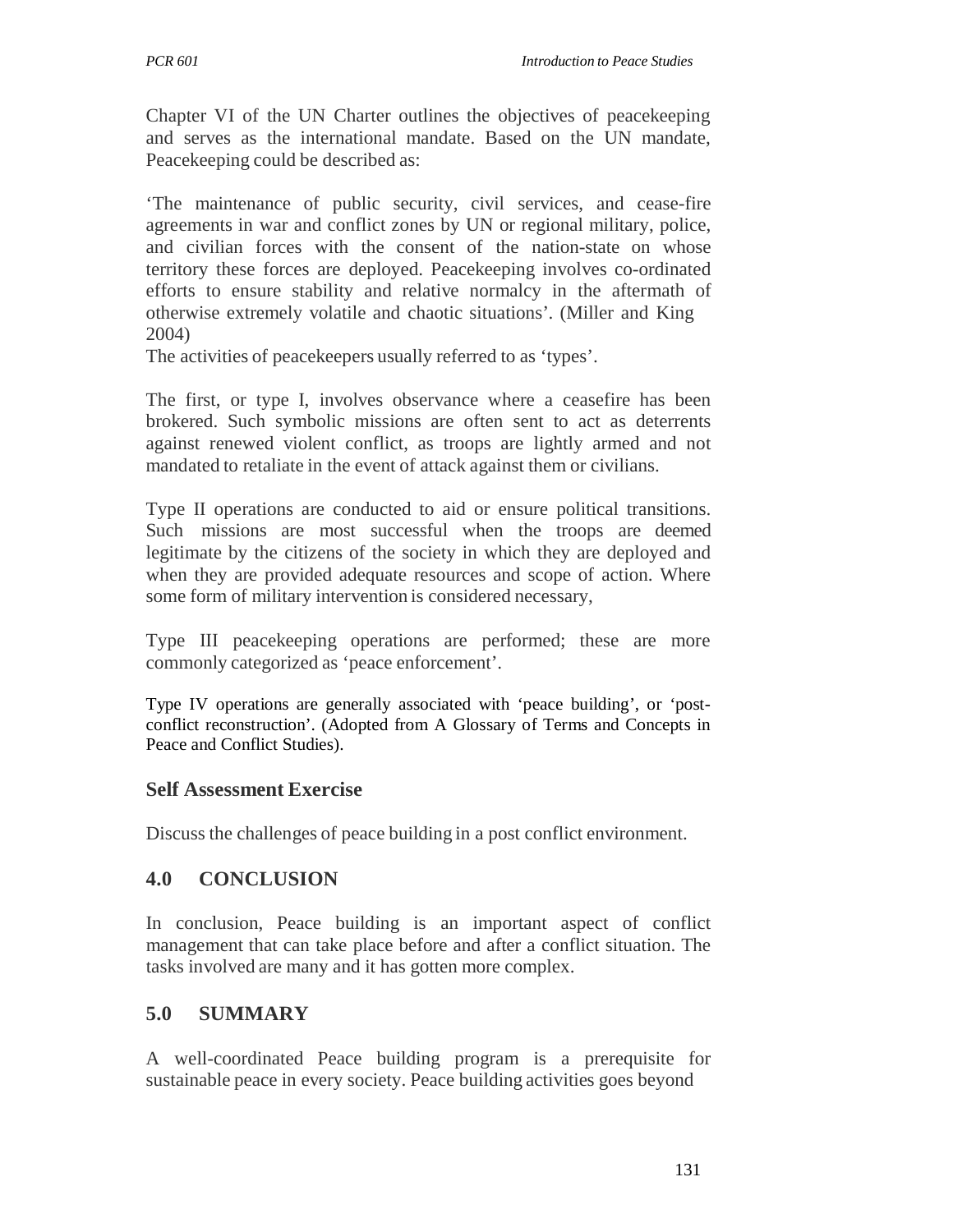Chapter VI of the UN Charter outlines the objectives of peacekeeping and serves as the international mandate. Based on the UN mandate, Peacekeeping could be described as:

'The maintenance of public security, civil services, and cease-fire agreements in war and conflict zones by UN or regional military, police, and civilian forces with the consent of the nation-state on whose territory these forces are deployed. Peacekeeping involves co-ordinated efforts to ensure stability and relative normalcy in the aftermath of otherwise extremely volatile and chaotic situations'. (Miller and King 2004)

The activities of peacekeepers usually referred to as 'types'.

The first, or type I, involves observance where a ceasefire has been brokered. Such symbolic missions are often sent to act as deterrents against renewed violent conflict, as troops are lightly armed and not mandated to retaliate in the event of attack against them or civilians.

Type II operations are conducted to aid or ensure political transitions. Such missions are most successful when the troops are deemed legitimate by the citizens of the society in which they are deployed and when they are provided adequate resources and scope of action. Where some form of military intervention is considered necessary,

Type III peacekeeping operations are performed; these are more commonly categorized as 'peace enforcement'.

Type IV operations are generally associated with 'peace building', or 'post-conflict reconstruction'. (Adopted from A Glossary of Terms and Concepts in Peace and Conflict Studies).

### Self Assessment Exercise

Discuss the challenges of peace building in a post conflict environment.

## 4.0 CONCLUSION

In conclusion, Peace building is an important aspect of conflict management that can take place before and after a conflict situation. The tasks involved are many and it has gotten more complex.

## 5.0 SUMMARY

A well-coordinated Peace building program is a prerequisite for sustainable peace in every society. Peace building activities goes beyond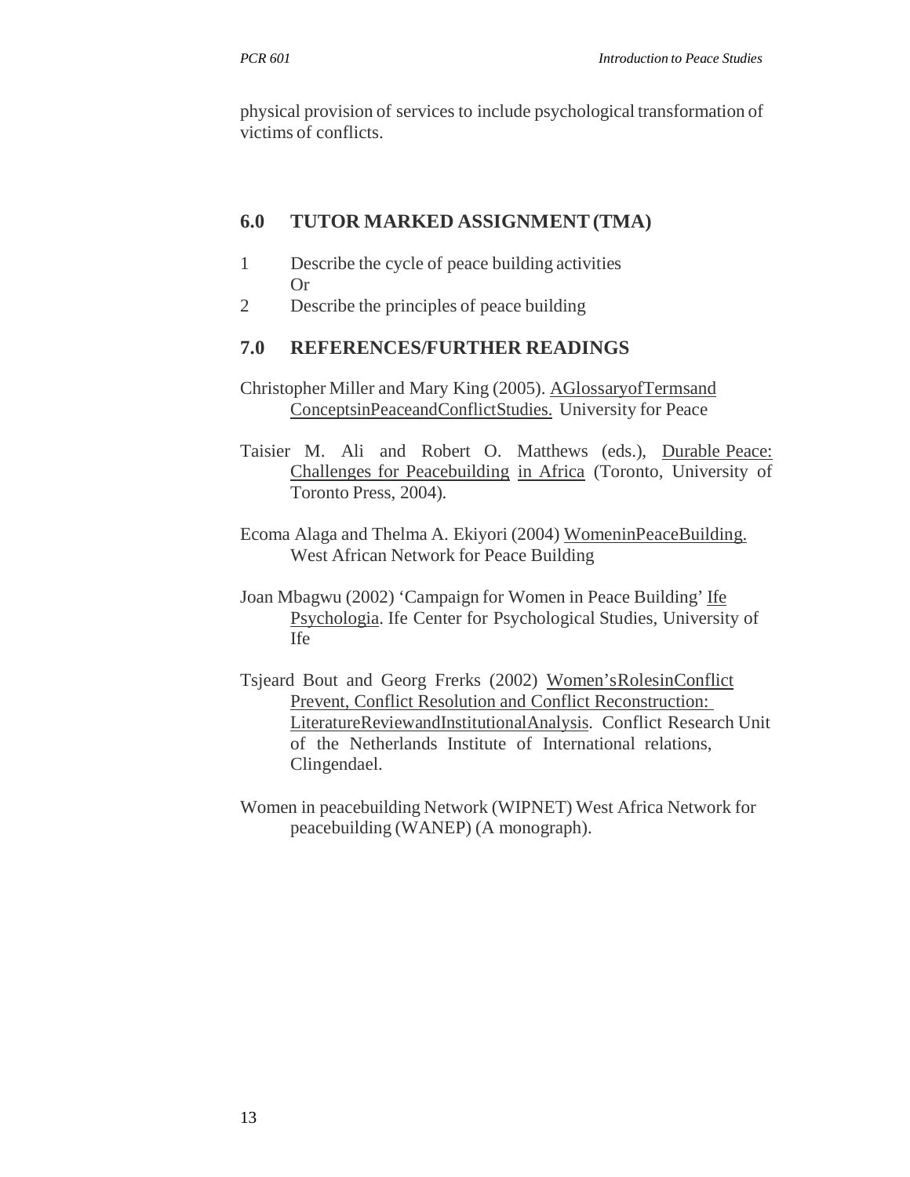physical provision of services to include psychological transformation of victims of conflicts.

## 6.0 TUTOR MARKED ASSIGNMENT (TMA)

1. Describe the cycle of peace building activities
   Or
2. Describe the principles of peace building

## 7.0 REFERENCES/FURTHER READINGS

Christopher Miller and Mary King (2005). AGlossaryofTermsand ConceptsinPeaceandConflictStudies. University for Peace

Taisier M. Ali and Robert O. Matthews (eds.), Durable Peace: Challenges for Peacebuilding in Africa (Toronto, University of Toronto Press, 2004).

Ecoma Alaga and Thelma A. Ekiyori (2004) WomeninPeaceBuilding. West African Network for Peace Building

Joan Mbagwu (2002) 'Campaign for Women in Peace Building' Ife Psychologia. Ife Center for Psychological Studies, University of Ife

Tsjeard Bout and Georg Frerks (2002) Women'sRolesinConflict Prevent, Conflict Resolution and Conflict Reconstruction: LiteratureReviewandInstitutionalAnalysis. Conflict Research Unit of the Netherlands Institute of International relations, Clingendael.

Women in peacebuilding Network (WIPNET) West Africa Network for peacebuilding (WANEP) (A monograph).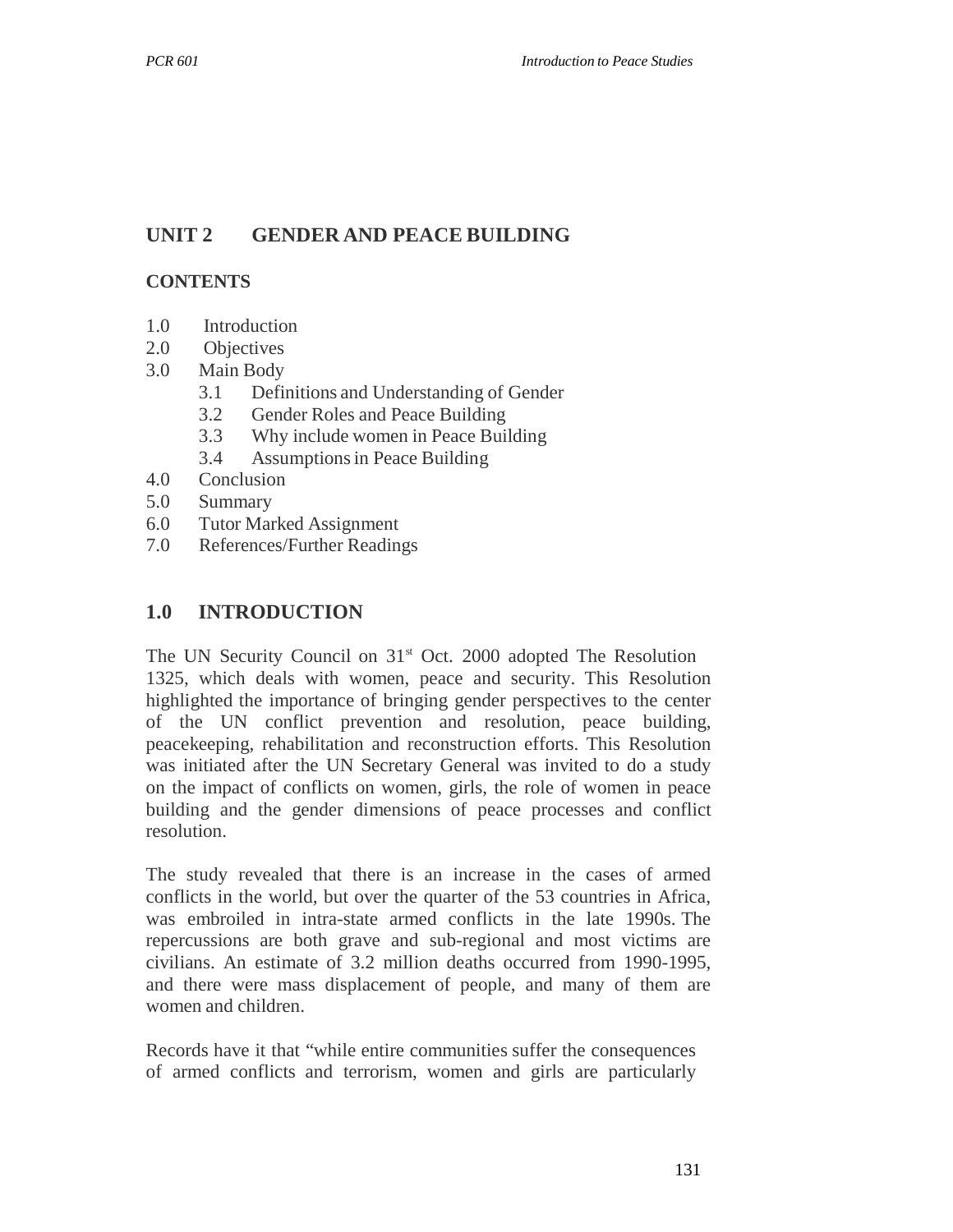## UNIT 2 GENDER AND PEACE BUILDING

### CONTENTS

1.0 Introduction
2.0 Objectives
3.0 Main Body
    3.1 Definitions and Understanding of Gender
    3.2 Gender Roles and Peace Building
    3.3 Why include women in Peace Building
    3.4 Assumptions in Peace Building
4.0 Conclusion
5.0 Summary
6.0 Tutor Marked Assignment
7.0 References/Further Readings

## 1.0 INTRODUCTION

The UN Security Council on 31st Oct. 2000 adopted The Resolution 1325, which deals with women, peace and security. This Resolution highlighted the importance of bringing gender perspectives to the center of the UN conflict prevention and resolution, peace building, peacekeeping, rehabilitation and reconstruction efforts. This Resolution was initiated after the UN Secretary General was invited to do a study on the impact of conflicts on women, girls, the role of women in peace building and the gender dimensions of peace processes and conflict resolution.

The study revealed that there is an increase in the cases of armed conflicts in the world, but over the quarter of the 53 countries in Africa, was embroiled in intra-state armed conflicts in the late 1990s. The repercussions are both grave and sub-regional and most victims are civilians. An estimate of 3.2 million deaths occurred from 1990-1995, and there were mass displacement of people, and many of them are women and children.

Records have it that "while entire communities suffer the consequences of armed conflicts and terrorism, women and girls are particularly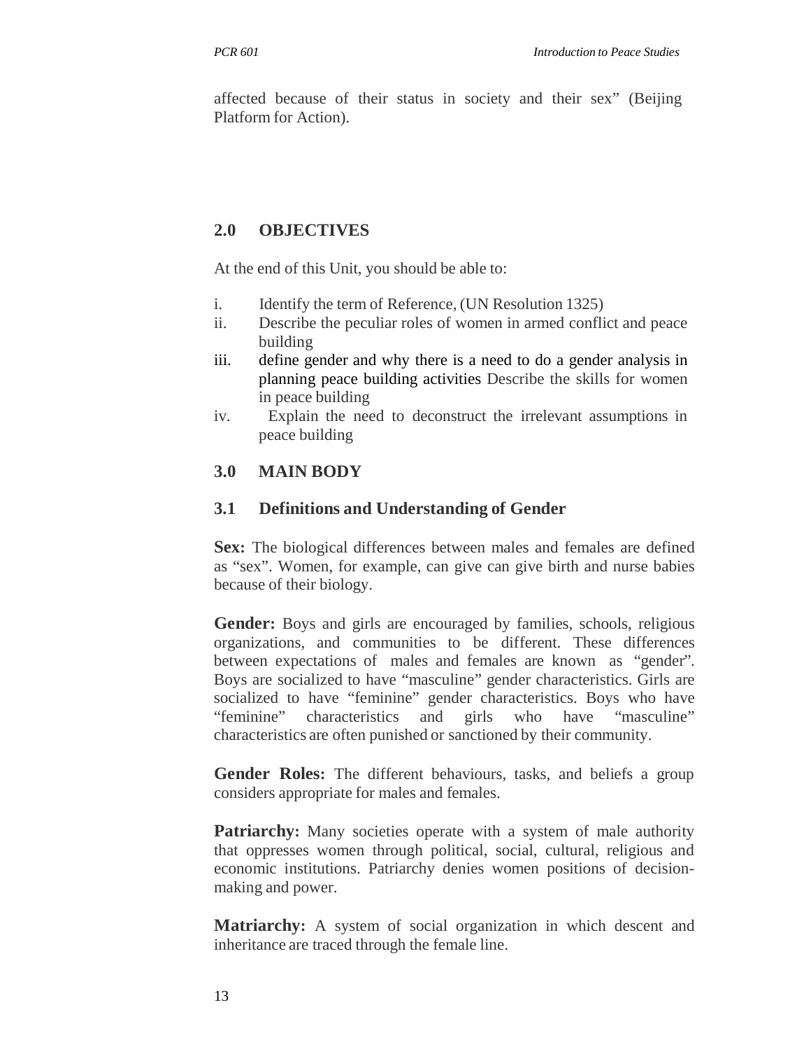affected because of their status in society and their sex" (Beijing Platform for Action).

## 2.0 OBJECTIVES

At the end of this Unit, you should be able to:

i. Identify the term of Reference, (UN Resolution 1325)
ii. Describe the peculiar roles of women in armed conflict and peace building
iii. define gender and why there is a need to do a gender analysis in planning peace building activities Describe the skills for women in peace building
iv. Explain the need to deconstruct the irrelevant assumptions in peace building

## 3.0 MAIN BODY

### 3.1 Definitions and Understanding of Gender

**Sex:** The biological differences between males and females are defined as "sex". Women, for example, can give can give birth and nurse babies because of their biology.

**Gender:** Boys and girls are encouraged by families, schools, religious organizations, and communities to be different. These differences between expectations of males and females are known as "gender". Boys are socialized to have "masculine" gender characteristics. Girls are socialized to have "feminine" gender characteristics. Boys who have "feminine" characteristics and girls who have "masculine" characteristics are often punished or sanctioned by their community.

**Gender Roles:** The different behaviours, tasks, and beliefs a group considers appropriate for males and females.

**Patriarchy:** Many societies operate with a system of male authority that oppresses women through political, social, cultural, religious and economic institutions. Patriarchy denies women positions of decision-making and power.

**Matriarchy:** A system of social organization in which descent and inheritance are traced through the female line.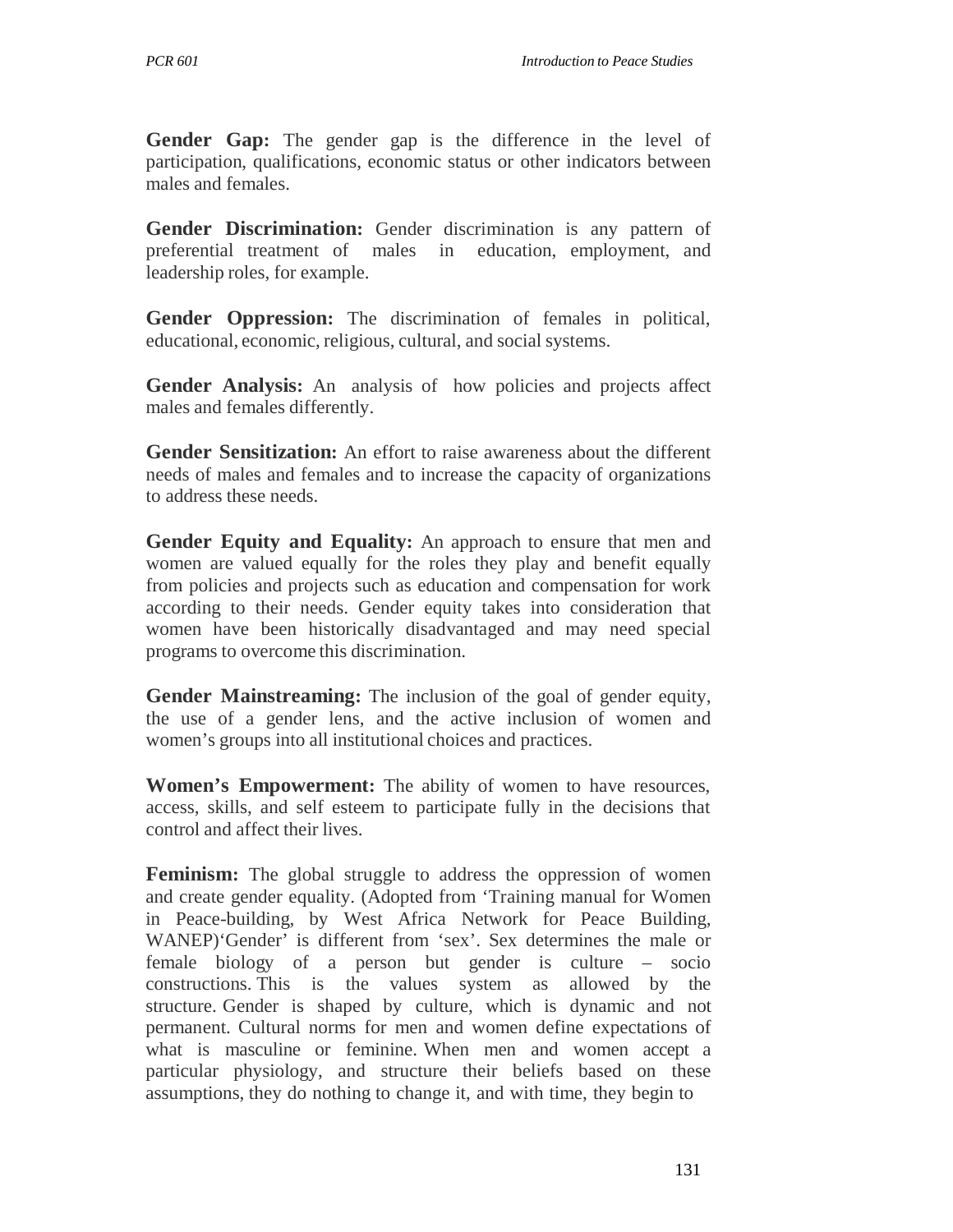**Gender Gap:** The gender gap is the difference in the level of participation, qualifications, economic status or other indicators between males and females.

**Gender Discrimination:** Gender discrimination is any pattern of preferential treatment of males in education, employment, and leadership roles, for example.

**Gender Oppression:** The discrimination of females in political, educational, economic, religious, cultural, and social systems.

**Gender Analysis:** An analysis of how policies and projects affect males and females differently.

**Gender Sensitization:** An effort to raise awareness about the different needs of males and females and to increase the capacity of organizations to address these needs.

**Gender Equity and Equality:** An approach to ensure that men and women are valued equally for the roles they play and benefit equally from policies and projects such as education and compensation for work according to their needs. Gender equity takes into consideration that women have been historically disadvantaged and may need special programs to overcome this discrimination.

**Gender Mainstreaming:** The inclusion of the goal of gender equity, the use of a gender lens, and the active inclusion of women and women's groups into all institutional choices and practices.

**Women's Empowerment:** The ability of women to have resources, access, skills, and self esteem to participate fully in the decisions that control and affect their lives.

**Feminism:** The global struggle to address the oppression of women and create gender equality. (Adopted from 'Training manual for Women in Peace-building, by West Africa Network for Peace Building, WANEP)'Gender' is different from 'sex'. Sex determines the male or female biology of a person but gender is culture – socio constructions. This is the values system as allowed by the structure. Gender is shaped by culture, which is dynamic and not permanent. Cultural norms for men and women define expectations of what is masculine or feminine. When men and women accept a particular physiology, and structure their beliefs based on these assumptions, they do nothing to change it, and with time, they begin to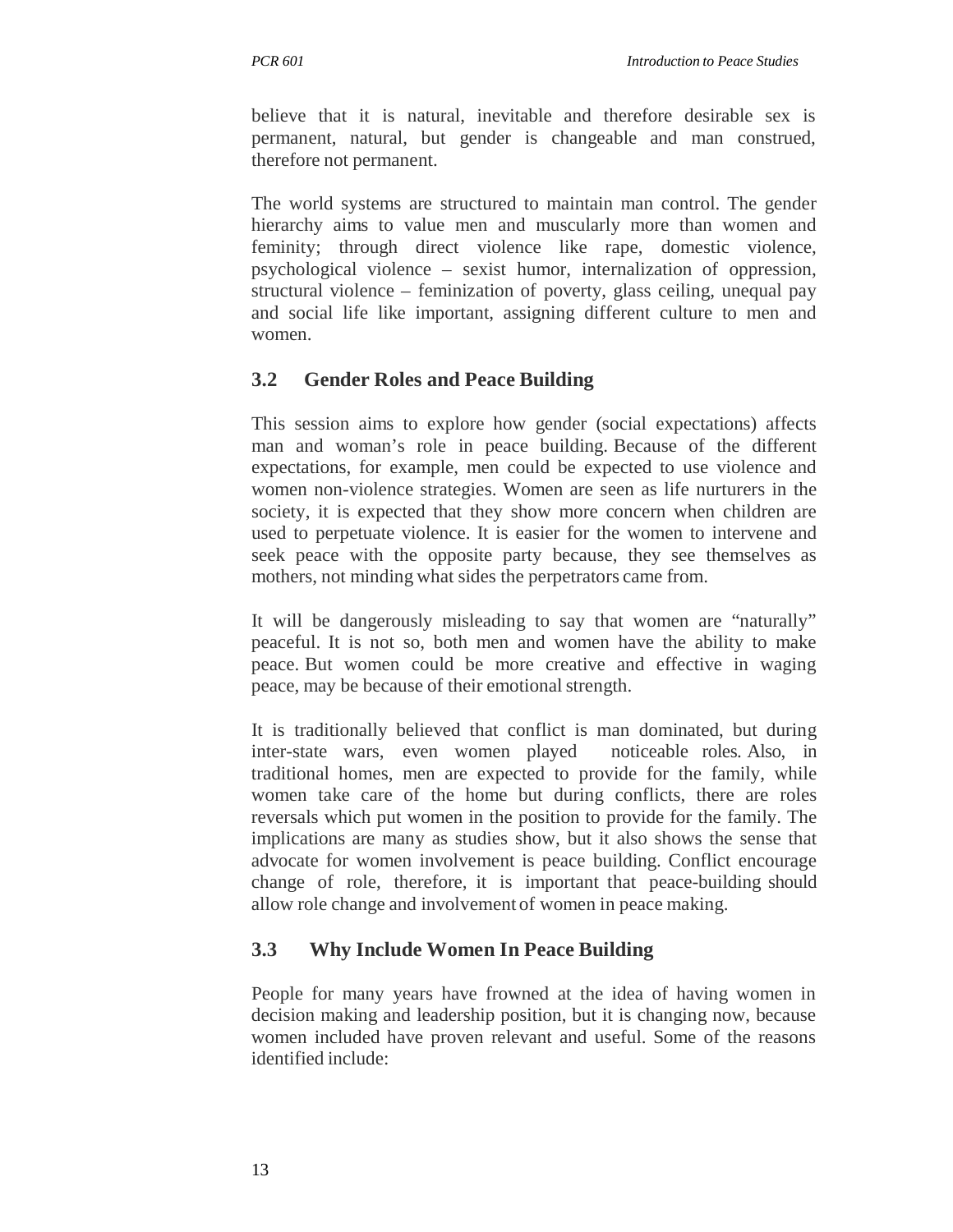believe that it is natural, inevitable and therefore desirable sex is permanent, natural, but gender is changeable and man construed, therefore not permanent.

The world systems are structured to maintain man control. The gender hierarchy aims to value men and muscularly more than women and feminity; through direct violence like rape, domestic violence, psychological violence – sexist humor, internalization of oppression, structural violence – feminization of poverty, glass ceiling, unequal pay and social life like important, assigning different culture to men and women.

### 3.2 Gender Roles and Peace Building

This session aims to explore how gender (social expectations) affects man and woman's role in peace building. Because of the different expectations, for example, men could be expected to use violence and women non-violence strategies. Women are seen as life nurturers in the society, it is expected that they show more concern when children are used to perpetuate violence. It is easier for the women to intervene and seek peace with the opposite party because, they see themselves as mothers, not minding what sides the perpetrators came from.

It will be dangerously misleading to say that women are "naturally" peaceful. It is not so, both men and women have the ability to make peace. But women could be more creative and effective in waging peace, may be because of their emotional strength.

It is traditionally believed that conflict is man dominated, but during inter-state wars, even women played noticeable roles. Also, in traditional homes, men are expected to provide for the family, while women take care of the home but during conflicts, there are roles reversals which put women in the position to provide for the family. The implications are many as studies show, but it also shows the sense that advocate for women involvement is peace building. Conflict encourage change of role, therefore, it is important that peace-building should allow role change and involvement of women in peace making.

### 3.3 Why Include Women In Peace Building

People for many years have frowned at the idea of having women in decision making and leadership position, but it is changing now, because women included have proven relevant and useful. Some of the reasons identified include: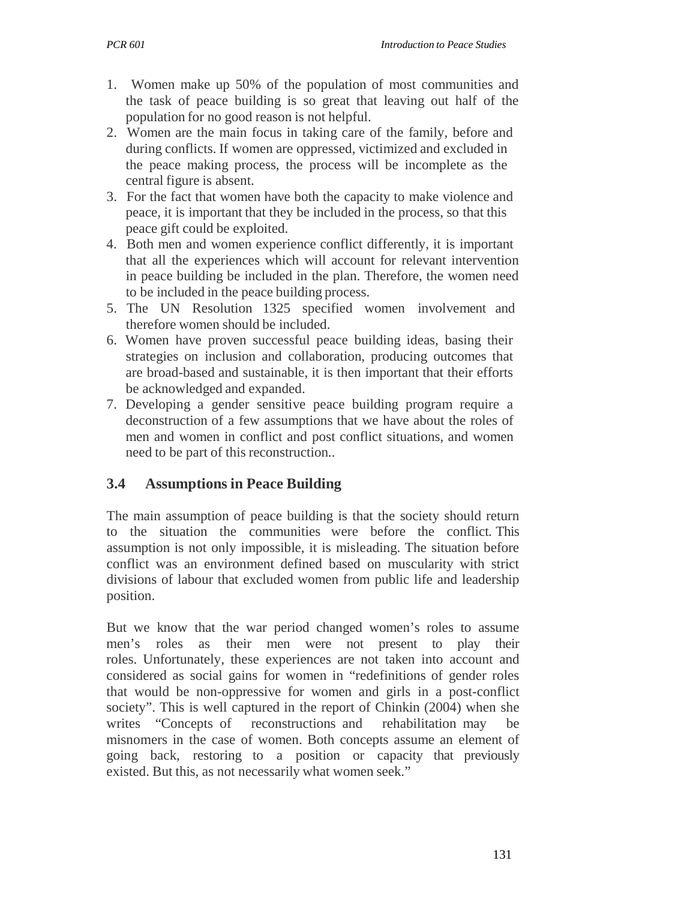1. Women make up 50% of the population of most communities and the task of peace building is so great that leaving out half of the population for no good reason is not helpful.
2. Women are the main focus in taking care of the family, before and during conflicts. If women are oppressed, victimized and excluded in the peace making process, the process will be incomplete as the central figure is absent.
3. For the fact that women have both the capacity to make violence and peace, it is important that they be included in the process, so that this peace gift could be exploited.
4. Both men and women experience conflict differently, it is important that all the experiences which will account for relevant intervention in peace building be included in the plan. Therefore, the women need to be included in the peace building process.
5. The UN Resolution 1325 specified women involvement and therefore women should be included.
6. Women have proven successful peace building ideas, basing their strategies on inclusion and collaboration, producing outcomes that are broad-based and sustainable, it is then important that their efforts be acknowledged and expanded.
7. Developing a gender sensitive peace building program require a deconstruction of a few assumptions that we have about the roles of men and women in conflict and post conflict situations, and women need to be part of this reconstruction..

## 3.4 Assumptions in Peace Building

The main assumption of peace building is that the society should return to the situation the communities were before the conflict. This assumption is not only impossible, it is misleading. The situation before conflict was an environment defined based on muscularity with strict divisions of labour that excluded women from public life and leadership position.

But we know that the war period changed women's roles to assume men's roles as their men were not present to play their roles. Unfortunately, these experiences are not taken into account and considered as social gains for women in "redefinitions of gender roles that would be non-oppressive for women and girls in a post-conflict society". This is well captured in the report of Chinkin (2004) when she writes "Concepts of reconstructions and rehabilitation may be misnomers in the case of women. Both concepts assume an element of going back, restoring to a position or capacity that previously existed. But this, as not necessarily what women seek."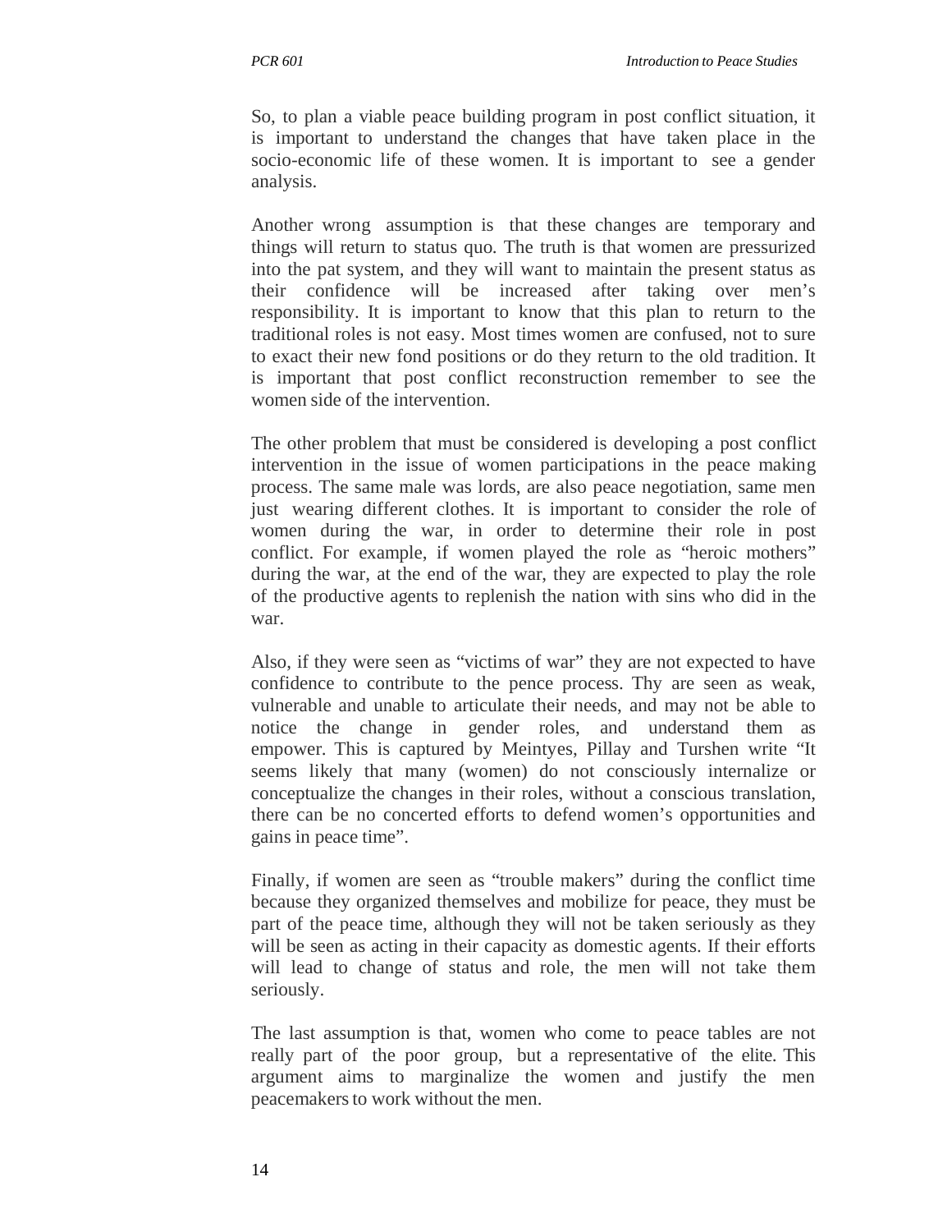So, to plan a viable peace building program in post conflict situation, it is important to understand the changes that have taken place in the socio-economic life of these women. It is important to see a gender analysis.

Another wrong assumption is that these changes are temporary and things will return to status quo. The truth is that women are pressurized into the pat system, and they will want to maintain the present status as their confidence will be increased after taking over men's responsibility. It is important to know that this plan to return to the traditional roles is not easy. Most times women are confused, not to sure to exact their new fond positions or do they return to the old tradition. It is important that post conflict reconstruction remember to see the women side of the intervention.

The other problem that must be considered is developing a post conflict intervention in the issue of women participations in the peace making process. The same male was lords, are also peace negotiation, same men just wearing different clothes. It is important to consider the role of women during the war, in order to determine their role in post conflict. For example, if women played the role as "heroic mothers" during the war, at the end of the war, they are expected to play the role of the productive agents to replenish the nation with sins who did in the war.

Also, if they were seen as "victims of war" they are not expected to have confidence to contribute to the pence process. Thy are seen as weak, vulnerable and unable to articulate their needs, and may not be able to notice the change in gender roles, and understand them as empower. This is captured by Meintyes, Pillay and Turshen write "It seems likely that many (women) do not consciously internalize or conceptualize the changes in their roles, without a conscious translation, there can be no concerted efforts to defend women's opportunities and gains in peace time".

Finally, if women are seen as "trouble makers" during the conflict time because they organized themselves and mobilize for peace, they must be part of the peace time, although they will not be taken seriously as they will be seen as acting in their capacity as domestic agents. If their efforts will lead to change of status and role, the men will not take them seriously.

The last assumption is that, women who come to peace tables are not really part of the poor group, but a representative of the elite. This argument aims to marginalize the women and justify the men peacemakers to work without the men.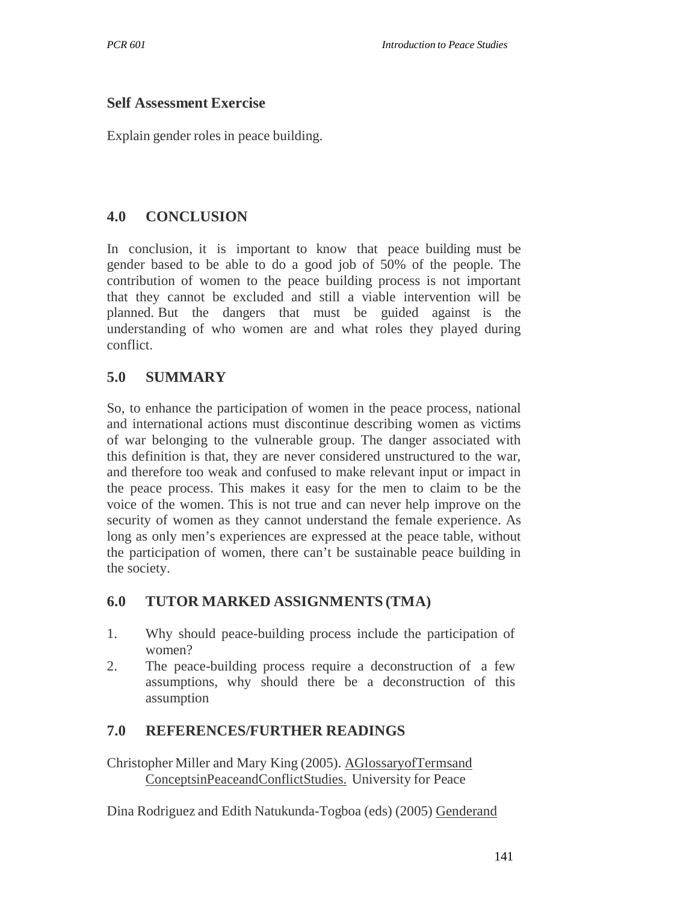## Self Assessment Exercise

Explain gender roles in peace building.

## 4.0 CONCLUSION

In conclusion, it is important to know that peace building must be gender based to be able to do a good job of 50% of the people. The contribution of women to the peace building process is not important that they cannot be excluded and still a viable intervention will be planned. But the dangers that must be guided against is the understanding of who women are and what roles they played during conflict.

## 5.0 SUMMARY

So, to enhance the participation of women in the peace process, national and international actions must discontinue describing women as victims of war belonging to the vulnerable group. The danger associated with this definition is that, they are never considered unstructured to the war, and therefore too weak and confused to make relevant input or impact in the peace process. This makes it easy for the men to claim to be the voice of the women. This is not true and can never help improve on the security of women as they cannot understand the female experience. As long as only men's experiences are expressed at the peace table, without the participation of women, there can't be sustainable peace building in the society.

## 6.0 TUTOR MARKED ASSIGNMENTS (TMA)

1. Why should peace-building process include the participation of women?
2. The peace-building process require a deconstruction of a few assumptions, why should there be a deconstruction of this assumption

## 7.0 REFERENCES/FURTHER READINGS

Christopher Miller and Mary King (2005). AGlossaryofTermsand ConceptsinPeaceandConflictStudies. University for Peace

Dina Rodriguez and Edith Natukunda-Togboa (eds) (2005) Genderand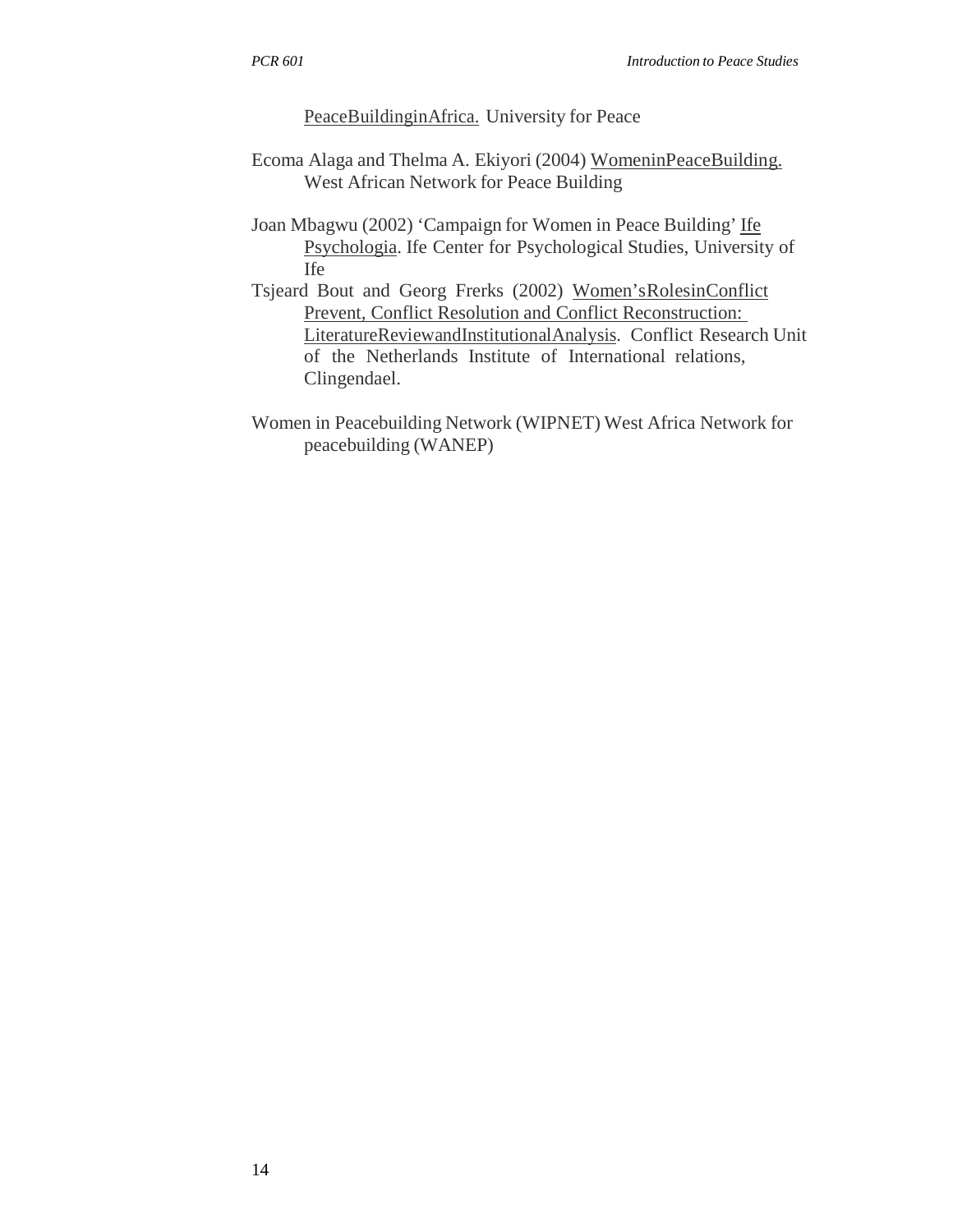PeaceBuildinginAfrica. University for Peace

Ecoma Alaga and Thelma A. Ekiyori (2004) WomeninPeaceBuilding. West African Network for Peace Building

Joan Mbagwu (2002) 'Campaign for Women in Peace Building' Ife Psychologia. Ife Center for Psychological Studies, University of Ife

Tsjeard Bout and Georg Frerks (2002) Women'sRolesinConflict Prevent, Conflict Resolution and Conflict Reconstruction: LiteratureReviewandInstitutionalAnalysis. Conflict Research Unit of the Netherlands Institute of International relations, Clingendael.

Women in Peacebuilding Network (WIPNET) West Africa Network for peacebuilding (WANEP)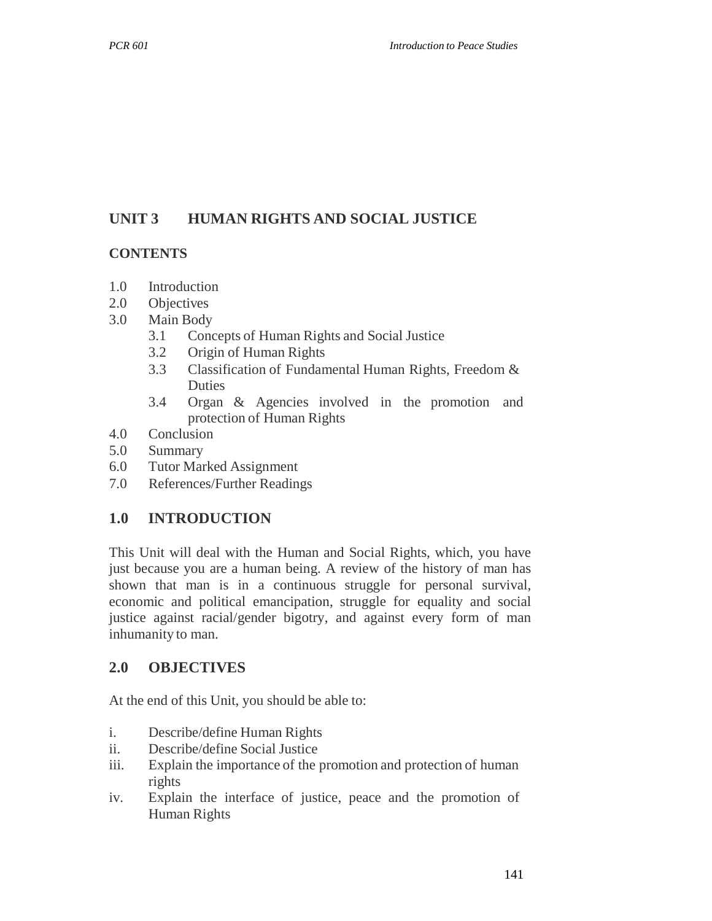## UNIT 3 HUMAN RIGHTS AND SOCIAL JUSTICE

### CONTENTS

1.0 Introduction
2.0 Objectives
3.0 Main Body
   3.1 Concepts of Human Rights and Social Justice
   3.2 Origin of Human Rights
   3.3 Classification of Fundamental Human Rights, Freedom & Duties
   3.4 Organ & Agencies involved in the promotion and protection of Human Rights
4.0 Conclusion
5.0 Summary
6.0 Tutor Marked Assignment
7.0 References/Further Readings

### 1.0 INTRODUCTION

This Unit will deal with the Human and Social Rights, which, you have just because you are a human being. A review of the history of man has shown that man is in a continuous struggle for personal survival, economic and political emancipation, struggle for equality and social justice against racial/gender bigotry, and against every form of man inhumanity to man.

### 2.0 OBJECTIVES

At the end of this Unit, you should be able to:

i. Describe/define Human Rights
ii. Describe/define Social Justice
iii. Explain the importance of the promotion and protection of human rights
iv. Explain the interface of justice, peace and the promotion of Human Rights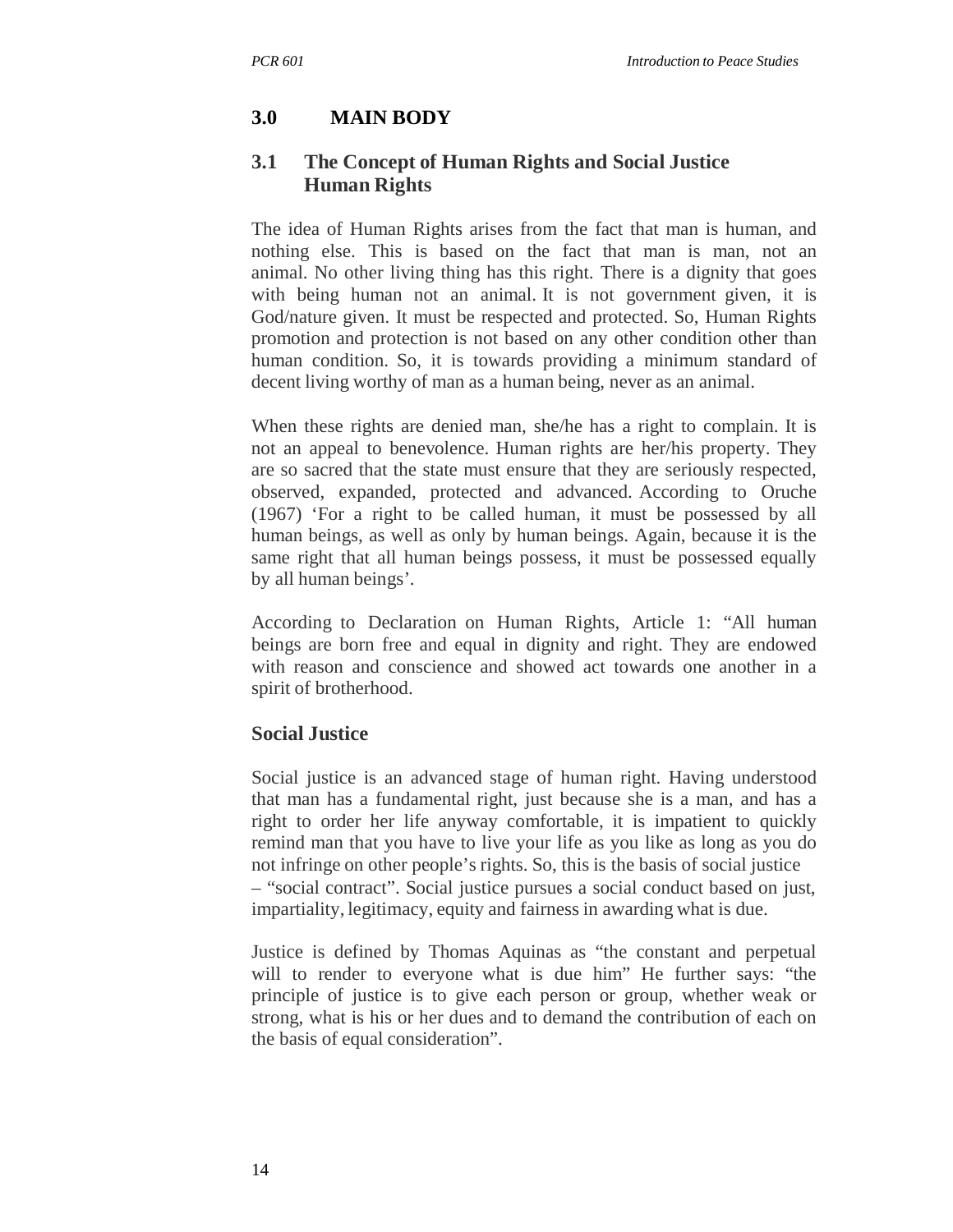## 3.0 MAIN BODY

### 3.1 The Concept of Human Rights and Social Justice Human Rights

The idea of Human Rights arises from the fact that man is human, and nothing else. This is based on the fact that man is man, not an animal. No other living thing has this right. There is a dignity that goes with being human not an animal. It is not government given, it is God/nature given. It must be respected and protected. So, Human Rights promotion and protection is not based on any other condition other than human condition. So, it is towards providing a minimum standard of decent living worthy of man as a human being, never as an animal.

When these rights are denied man, she/he has a right to complain. It is not an appeal to benevolence. Human rights are her/his property. They are so sacred that the state must ensure that they are seriously respected, observed, expanded, protected and advanced. According to Oruche (1967) 'For a right to be called human, it must be possessed by all human beings, as well as only by human beings. Again, because it is the same right that all human beings possess, it must be possessed equally by all human beings'.

According to Declaration on Human Rights, Article 1: "All human beings are born free and equal in dignity and right. They are endowed with reason and conscience and showed act towards one another in a spirit of brotherhood.

### Social Justice

Social justice is an advanced stage of human right. Having understood that man has a fundamental right, just because she is a man, and has a right to order her life anyway comfortable, it is impatient to quickly remind man that you have to live your life as you like as long as you do not infringe on other people's rights. So, this is the basis of social justice – "social contract". Social justice pursues a social conduct based on just, impartiality, legitimacy, equity and fairness in awarding what is due.

Justice is defined by Thomas Aquinas as "the constant and perpetual will to render to everyone what is due him" He further says: "the principle of justice is to give each person or group, whether weak or strong, what is his or her dues and to demand the contribution of each on the basis of equal consideration".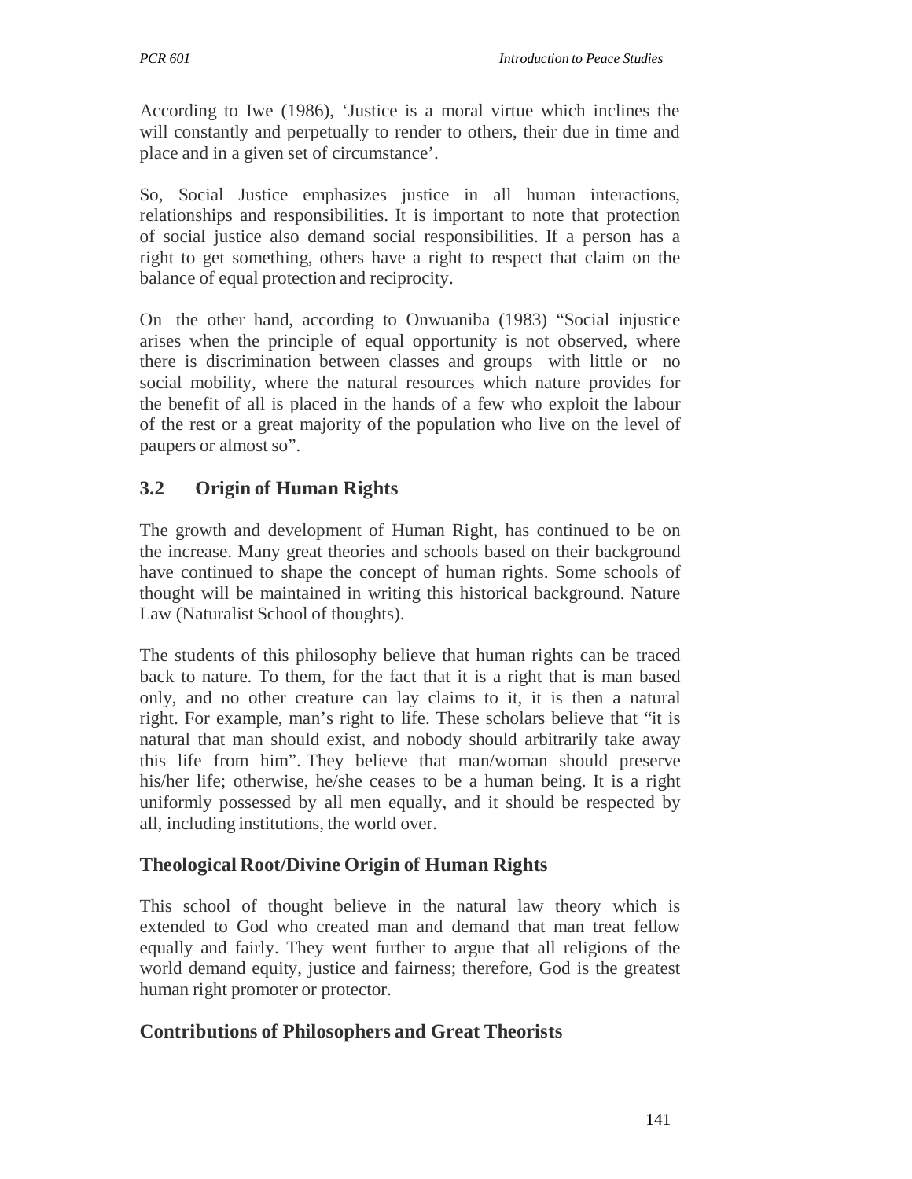According to Iwe (1986), 'Justice is a moral virtue which inclines the will constantly and perpetually to render to others, their due in time and place and in a given set of circumstance'.

So, Social Justice emphasizes justice in all human interactions, relationships and responsibilities. It is important to note that protection of social justice also demand social responsibilities. If a person has a right to get something, others have a right to respect that claim on the balance of equal protection and reciprocity.

On the other hand, according to Onwuaniba (1983) "Social injustice arises when the principle of equal opportunity is not observed, where there is discrimination between classes and groups with little or no social mobility, where the natural resources which nature provides for the benefit of all is placed in the hands of a few who exploit the labour of the rest or a great majority of the population who live on the level of paupers or almost so".

## 3.2 Origin of Human Rights

The growth and development of Human Right, has continued to be on the increase. Many great theories and schools based on their background have continued to shape the concept of human rights. Some schools of thought will be maintained in writing this historical background. Nature Law (Naturalist School of thoughts).

The students of this philosophy believe that human rights can be traced back to nature. To them, for the fact that it is a right that is man based only, and no other creature can lay claims to it, it is then a natural right. For example, man's right to life. These scholars believe that "it is natural that man should exist, and nobody should arbitrarily take away this life from him". They believe that man/woman should preserve his/her life; otherwise, he/she ceases to be a human being. It is a right uniformly possessed by all men equally, and it should be respected by all, including institutions, the world over.

### Theological Root/Divine Origin of Human Rights

This school of thought believe in the natural law theory which is extended to God who created man and demand that man treat fellow equally and fairly. They went further to argue that all religions of the world demand equity, justice and fairness; therefore, God is the greatest human right promoter or protector.

### Contributions of Philosophers and Great Theorists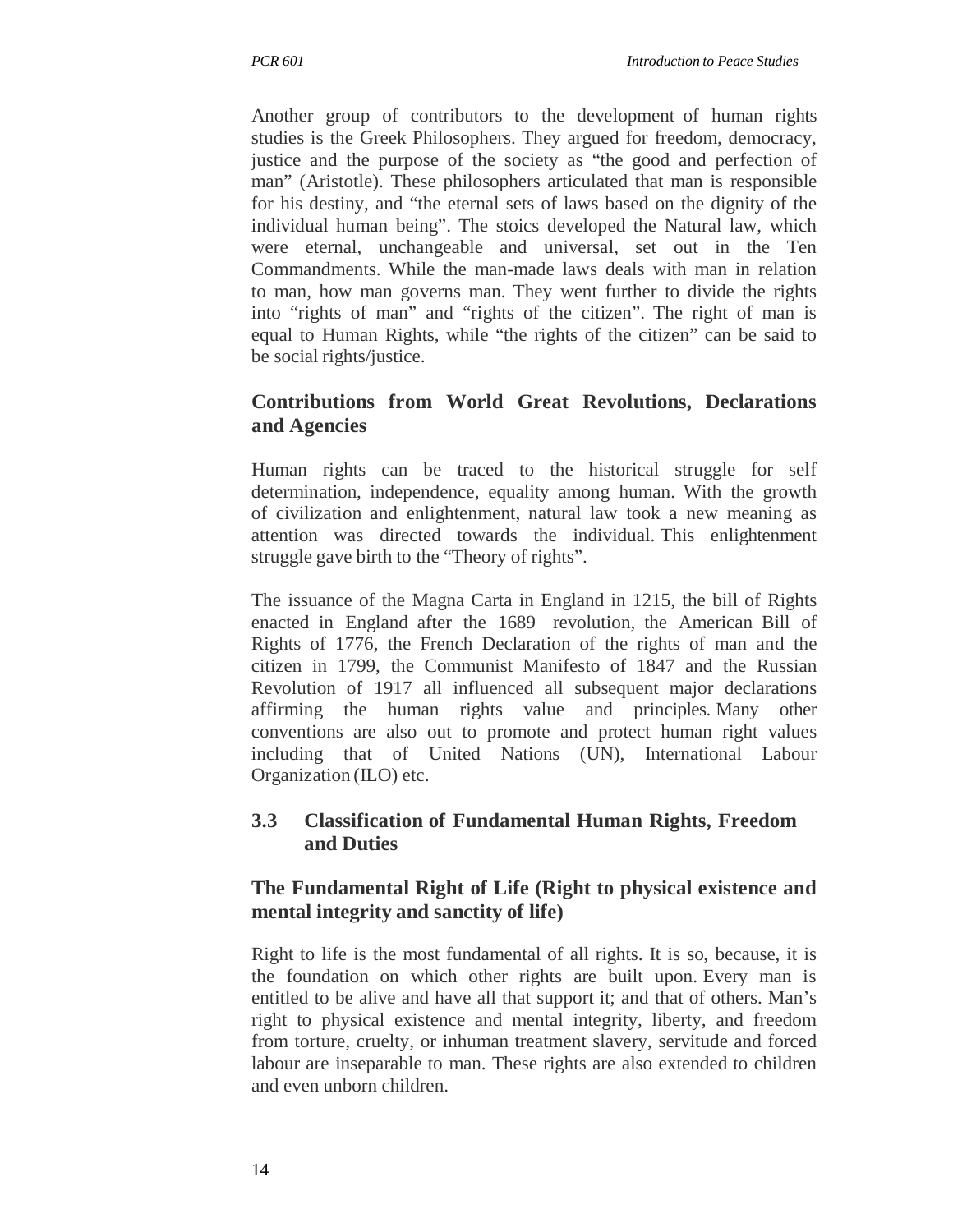Another group of contributors to the development of human rights studies is the Greek Philosophers. They argued for freedom, democracy, justice and the purpose of the society as "the good and perfection of man" (Aristotle). These philosophers articulated that man is responsible for his destiny, and "the eternal sets of laws based on the dignity of the individual human being". The stoics developed the Natural law, which were eternal, unchangeable and universal, set out in the Ten Commandments. While the man-made laws deals with man in relation to man, how man governs man. They went further to divide the rights into "rights of man" and "rights of the citizen". The right of man is equal to Human Rights, while "the rights of the citizen" can be said to be social rights/justice.

### Contributions from World Great Revolutions, Declarations and Agencies

Human rights can be traced to the historical struggle for self determination, independence, equality among human. With the growth of civilization and enlightenment, natural law took a new meaning as attention was directed towards the individual. This enlightenment struggle gave birth to the "Theory of rights".

The issuance of the Magna Carta in England in 1215, the bill of Rights enacted in England after the 1689 revolution, the American Bill of Rights of 1776, the French Declaration of the rights of man and the citizen in 1799, the Communist Manifesto of 1847 and the Russian Revolution of 1917 all influenced all subsequent major declarations affirming the human rights value and principles. Many other conventions are also out to promote and protect human right values including that of United Nations (UN), International Labour Organization (ILO) etc.

## 3.3 Classification of Fundamental Human Rights, Freedom and Duties

### The Fundamental Right of Life (Right to physical existence and mental integrity and sanctity of life)

Right to life is the most fundamental of all rights. It is so, because, it is the foundation on which other rights are built upon. Every man is entitled to be alive and have all that support it; and that of others. Man's right to physical existence and mental integrity, liberty, and freedom from torture, cruelty, or inhuman treatment slavery, servitude and forced labour are inseparable to man. These rights are also extended to children and even unborn children.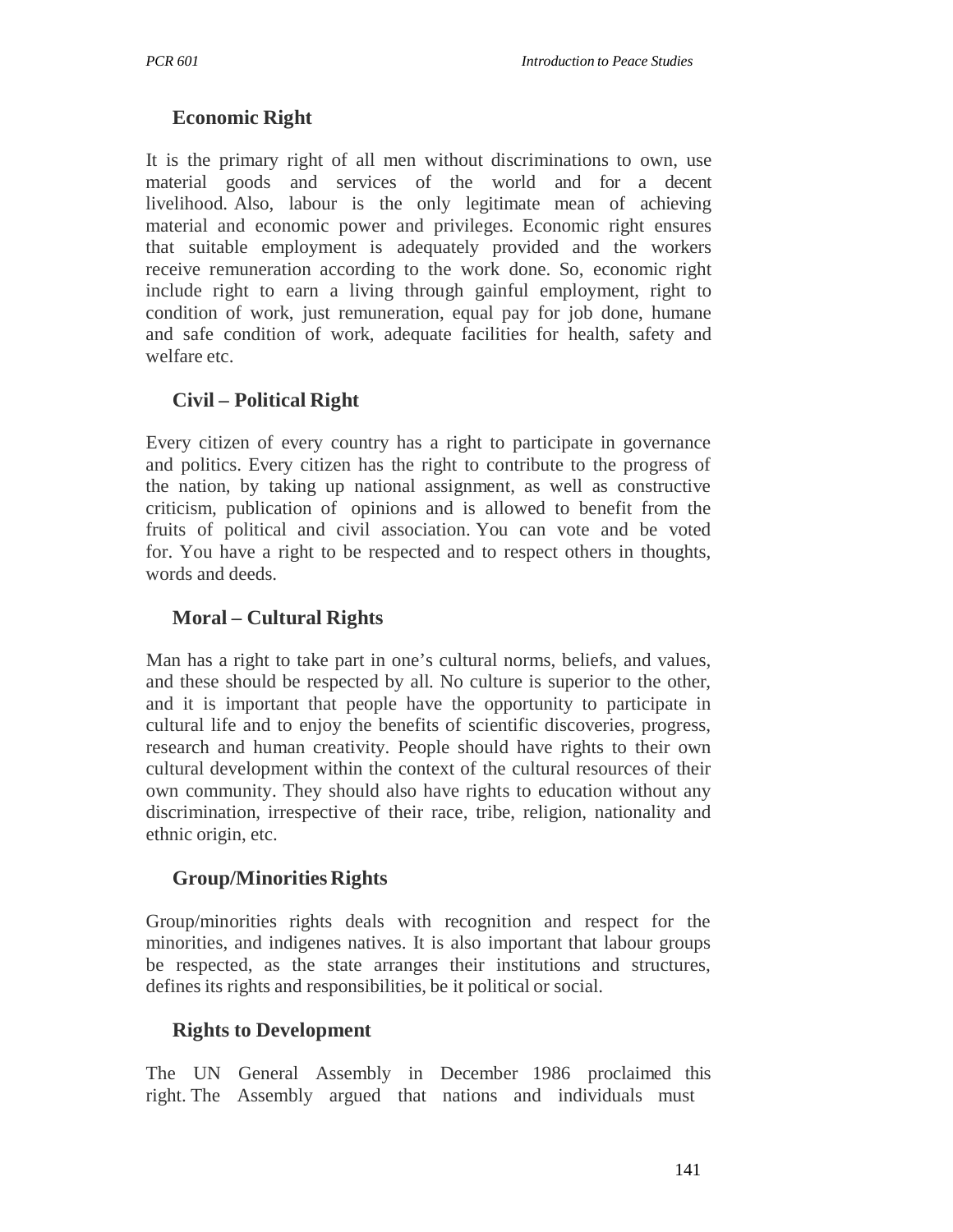### Economic Right

It is the primary right of all men without discriminations to own, use material goods and services of the world and for a decent livelihood. Also, labour is the only legitimate mean of achieving material and economic power and privileges. Economic right ensures that suitable employment is adequately provided and the workers receive remuneration according to the work done. So, economic right include right to earn a living through gainful employment, right to condition of work, just remuneration, equal pay for job done, humane and safe condition of work, adequate facilities for health, safety and welfare etc.

### Civil – Political Right

Every citizen of every country has a right to participate in governance and politics. Every citizen has the right to contribute to the progress of the nation, by taking up national assignment, as well as constructive criticism, publication of opinions and is allowed to benefit from the fruits of political and civil association. You can vote and be voted for. You have a right to be respected and to respect others in thoughts, words and deeds.

### Moral – Cultural Rights

Man has a right to take part in one's cultural norms, beliefs, and values, and these should be respected by all. No culture is superior to the other, and it is important that people have the opportunity to participate in cultural life and to enjoy the benefits of scientific discoveries, progress, research and human creativity. People should have rights to their own cultural development within the context of the cultural resources of their own community. They should also have rights to education without any discrimination, irrespective of their race, tribe, religion, nationality and ethnic origin, etc.

### Group/Minorities Rights

Group/minorities rights deals with recognition and respect for the minorities, and indigenes natives. It is also important that labour groups be respected, as the state arranges their institutions and structures, defines its rights and responsibilities, be it political or social.

### Rights to Development

The UN General Assembly in December 1986 proclaimed this right. The Assembly argued that nations and individuals must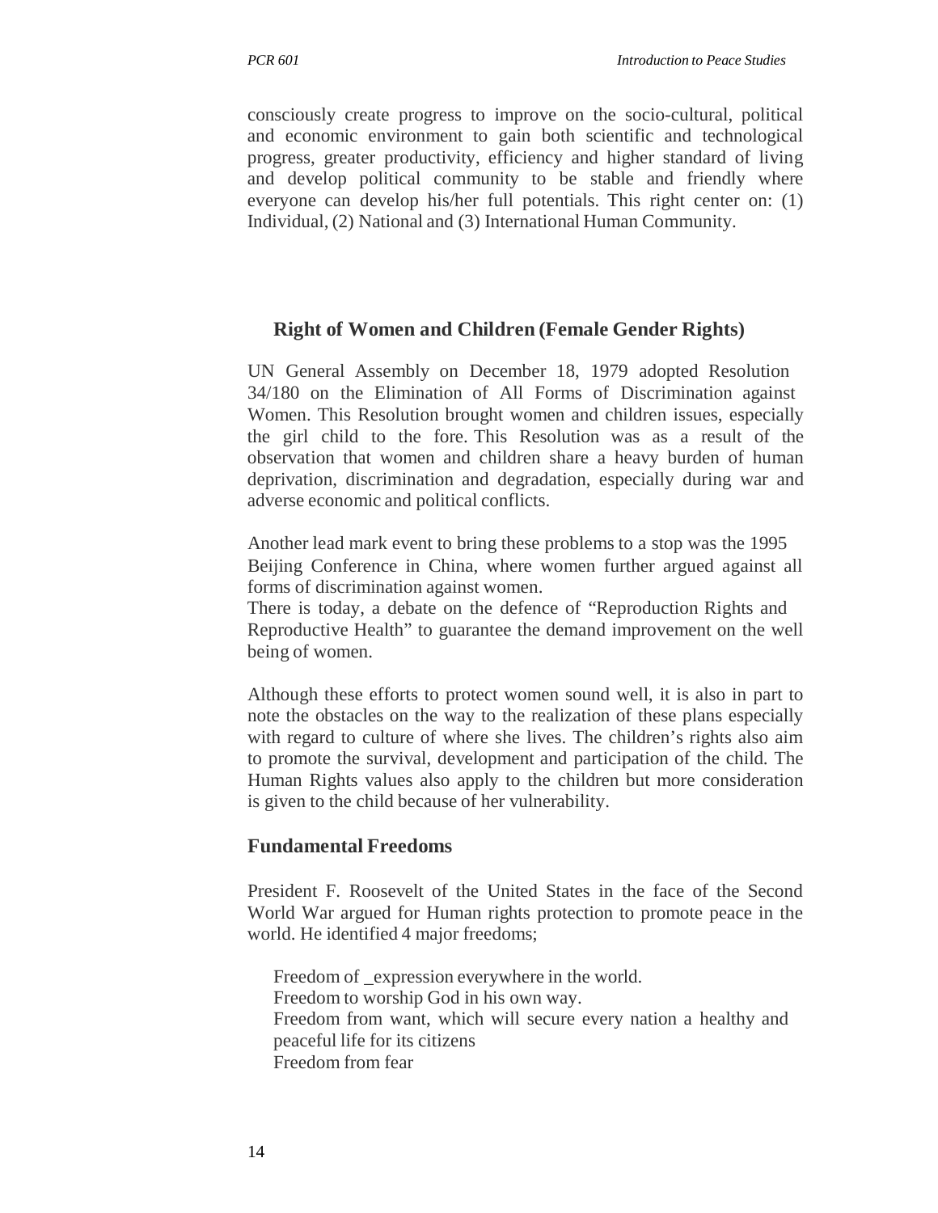consciously create progress to improve on the socio-cultural, political and economic environment to gain both scientific and technological progress, greater productivity, efficiency and higher standard of living and develop political community to be stable and friendly where everyone can develop his/her full potentials. This right center on: (1) Individual, (2) National and (3) International Human Community.

### Right of Women and Children (Female Gender Rights)

UN General Assembly on December 18, 1979 adopted Resolution 34/180 on the Elimination of All Forms of Discrimination against Women. This Resolution brought women and children issues, especially the girl child to the fore. This Resolution was as a result of the observation that women and children share a heavy burden of human deprivation, discrimination and degradation, especially during war and adverse economic and political conflicts.

Another lead mark event to bring these problems to a stop was the 1995 Beijing Conference in China, where women further argued against all forms of discrimination against women.
There is today, a debate on the defence of "Reproduction Rights and Reproductive Health" to guarantee the demand improvement on the well being of women.

Although these efforts to protect women sound well, it is also in part to note the obstacles on the way to the realization of these plans especially with regard to culture of where she lives. The children's rights also aim to promote the survival, development and participation of the child. The Human Rights values also apply to the children but more consideration is given to the child because of her vulnerability.

### Fundamental Freedoms

President F. Roosevelt of the United States in the face of the Second World War argued for Human rights protection to promote peace in the world. He identified 4 major freedoms;

- Freedom of _expression everywhere in the world.
- Freedom to worship God in his own way.
- Freedom from want, which will secure every nation a healthy and peaceful life for its citizens
- Freedom from fear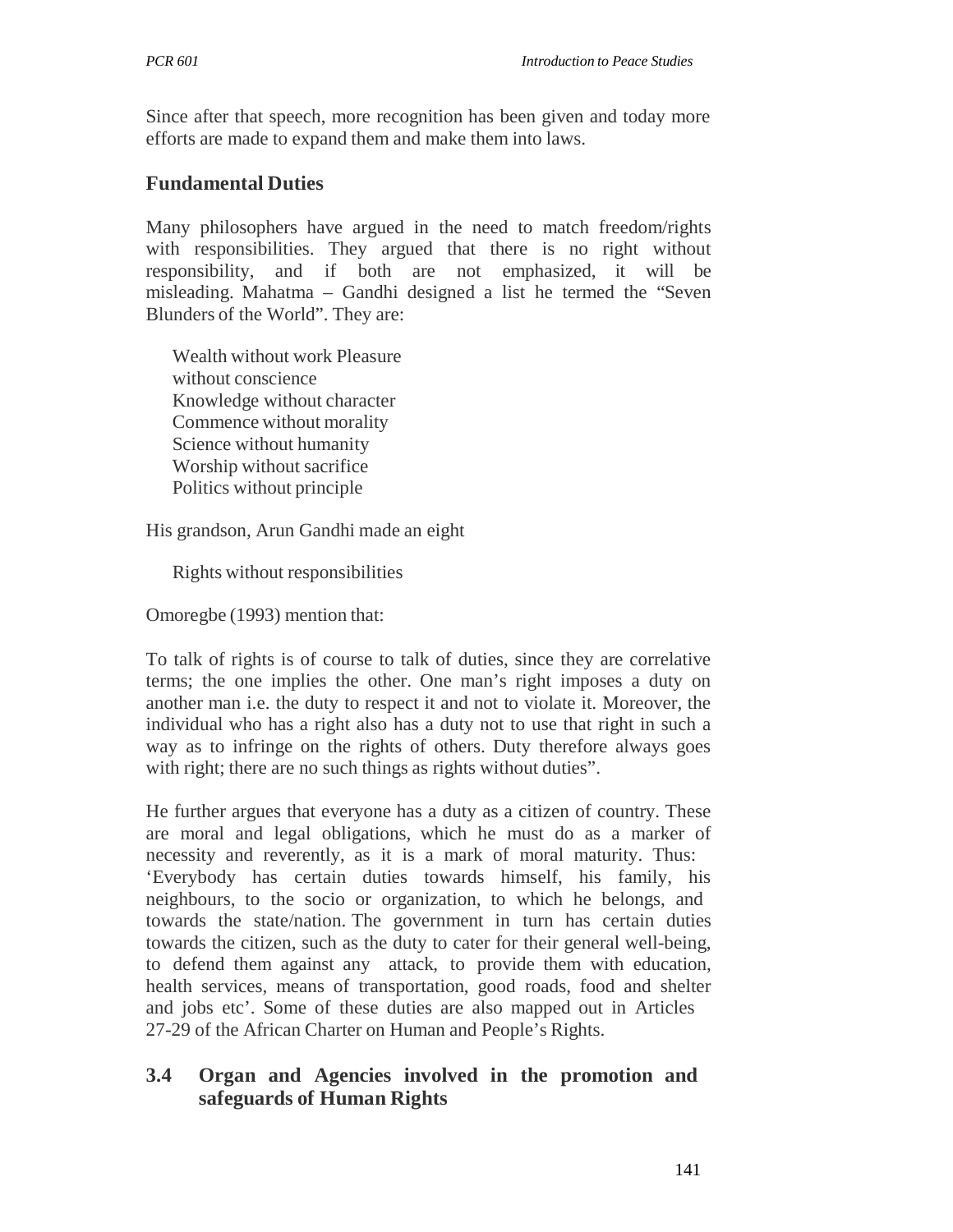Since after that speech, more recognition has been given and today more efforts are made to expand them and make them into laws.

## Fundamental Duties

Many philosophers have argued in the need to match freedom/rights with responsibilities. They argued that there is no right without responsibility, and if both are not emphasized, it will be misleading. Mahatma – Gandhi designed a list he termed the "Seven Blunders of the World". They are:

Wealth without work Pleasure
without conscience
Knowledge without character
Commence without morality
Science without humanity
Worship without sacrifice
Politics without principle

His grandson, Arun Gandhi made an eight

Rights without responsibilities

Omoregbe (1993) mention that:

To talk of rights is of course to talk of duties, since they are correlative terms; the one implies the other. One man's right imposes a duty on another man i.e. the duty to respect it and not to violate it. Moreover, the individual who has a right also has a duty not to use that right in such a way as to infringe on the rights of others. Duty therefore always goes with right; there are no such things as rights without duties".

He further argues that everyone has a duty as a citizen of country. These are moral and legal obligations, which he must do as a marker of necessity and reverently, as it is a mark of moral maturity. Thus: 'Everybody has certain duties towards himself, his family, his neighbours, to the socio or organization, to which he belongs, and towards the state/nation. The government in turn has certain duties towards the citizen, such as the duty to cater for their general well-being, to defend them against any attack, to provide them with education, health services, means of transportation, good roads, food and shelter and jobs etc'. Some of these duties are also mapped out in Articles 27-29 of the African Charter on Human and People's Rights.

## 3.4 Organ and Agencies involved in the promotion and safeguards of Human Rights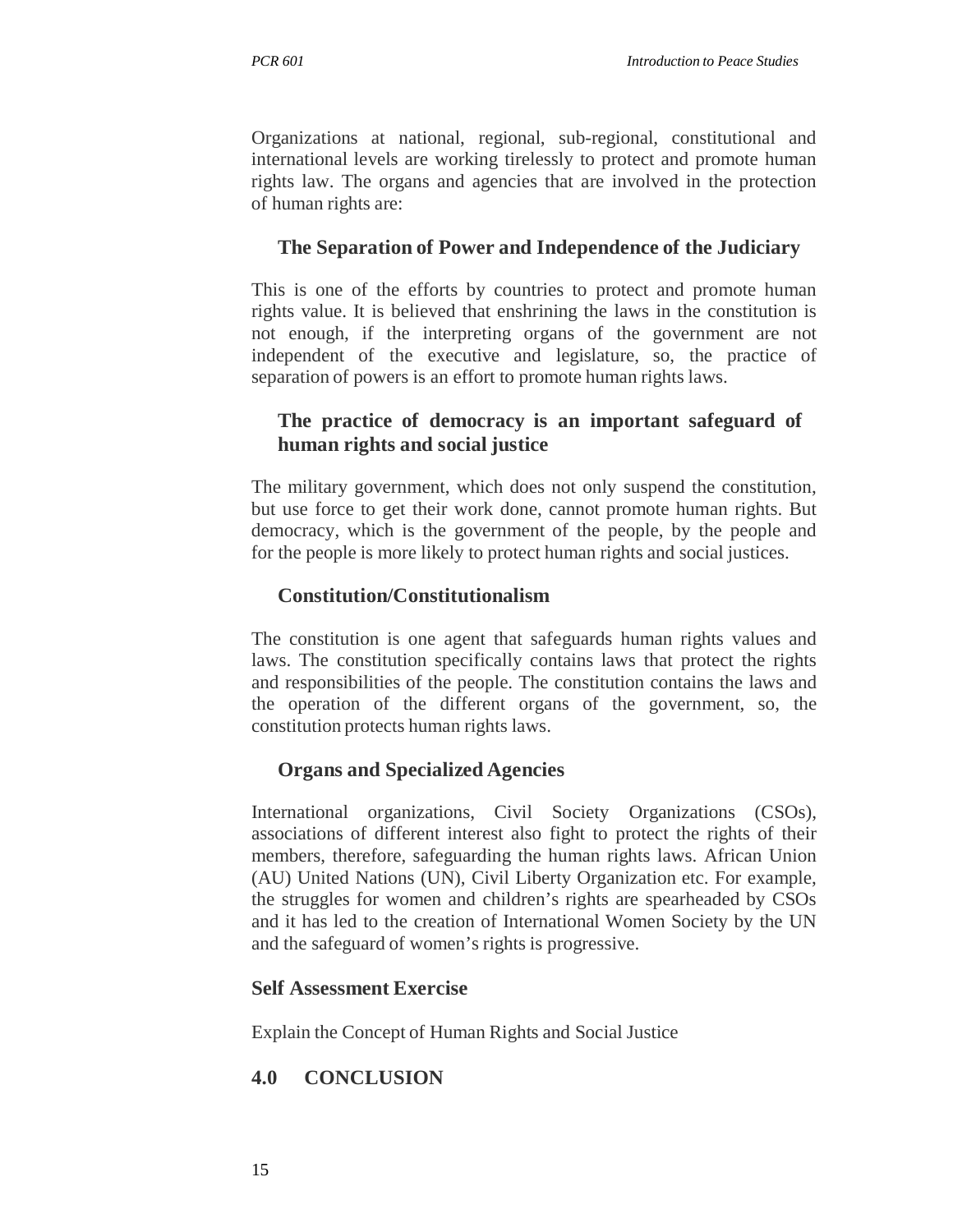Organizations at national, regional, sub-regional, constitutional and international levels are working tirelessly to protect and promote human rights law. The organs and agencies that are involved in the protection of human rights are:

### The Separation of Power and Independence of the Judiciary

This is one of the efforts by countries to protect and promote human rights value. It is believed that enshrining the laws in the constitution is not enough, if the interpreting organs of the government are not independent of the executive and legislature, so, the practice of separation of powers is an effort to promote human rights laws.

### The practice of democracy is an important safeguard of human rights and social justice

The military government, which does not only suspend the constitution, but use force to get their work done, cannot promote human rights. But democracy, which is the government of the people, by the people and for the people is more likely to protect human rights and social justices.

### Constitution/Constitutionalism

The constitution is one agent that safeguards human rights values and laws. The constitution specifically contains laws that protect the rights and responsibilities of the people. The constitution contains the laws and the operation of the different organs of the government, so, the constitution protects human rights laws.

### Organs and Specialized Agencies

International organizations, Civil Society Organizations (CSOs), associations of different interest also fight to protect the rights of their members, therefore, safeguarding the human rights laws. African Union (AU) United Nations (UN), Civil Liberty Organization etc. For example, the struggles for women and children's rights are spearheaded by CSOs and it has led to the creation of International Women Society by the UN and the safeguard of women's rights is progressive.

### Self Assessment Exercise

Explain the Concept of Human Rights and Social Justice

## 4.0 CONCLUSION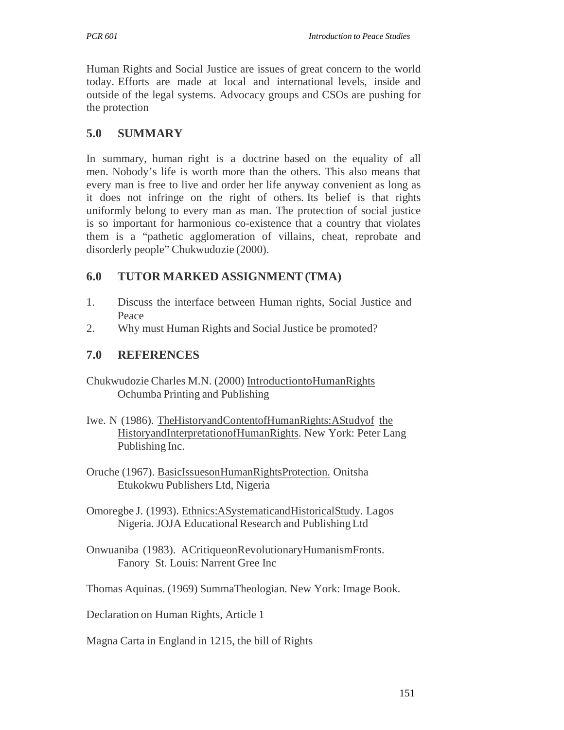Human Rights and Social Justice are issues of great concern to the world today. Efforts are made at local and international levels, inside and outside of the legal systems. Advocacy groups and CSOs are pushing for the protection

## 5.0 SUMMARY

In summary, human right is a doctrine based on the equality of all men. Nobody's life is worth more than the others. This also means that every man is free to live and order her life anyway convenient as long as it does not infringe on the right of others. Its belief is that rights uniformly belong to every man as man. The protection of social justice is so important for harmonious co-existence that a country that violates them is a "pathetic agglomeration of villains, cheat, reprobate and disorderly people" Chukwudozie (2000).

## 6.0 TUTOR MARKED ASSIGNMENT (TMA)

1. Discuss the interface between Human rights, Social Justice and Peace
2. Why must Human Rights and Social Justice be promoted?

## 7.0 REFERENCES

Chukwudozie Charles M.N. (2000) IntroductiontoHumanRights Ochumba Printing and Publishing

Iwe. N (1986). TheHistoryandContentofHumanRights:AStudyof the HistoryandInterpretationofHumanRights. New York: Peter Lang Publishing Inc.

Oruche (1967). BasicIssuesonHumanRightsProtection. Onitsha Etukokwu Publishers Ltd, Nigeria

Omoregbe J. (1993). Ethnics:ASystematicandHistoricalStudy. Lagos Nigeria. JOJA Educational Research and Publishing Ltd

Onwuaniba (1983). ACritiqueonRevolutionaryHumanismFronts. Fanory St. Louis: Narrent Gree Inc

Thomas Aquinas. (1969) SummaTheologian. New York: Image Book.

Declaration on Human Rights, Article 1

Magna Carta in England in 1215, the bill of Rights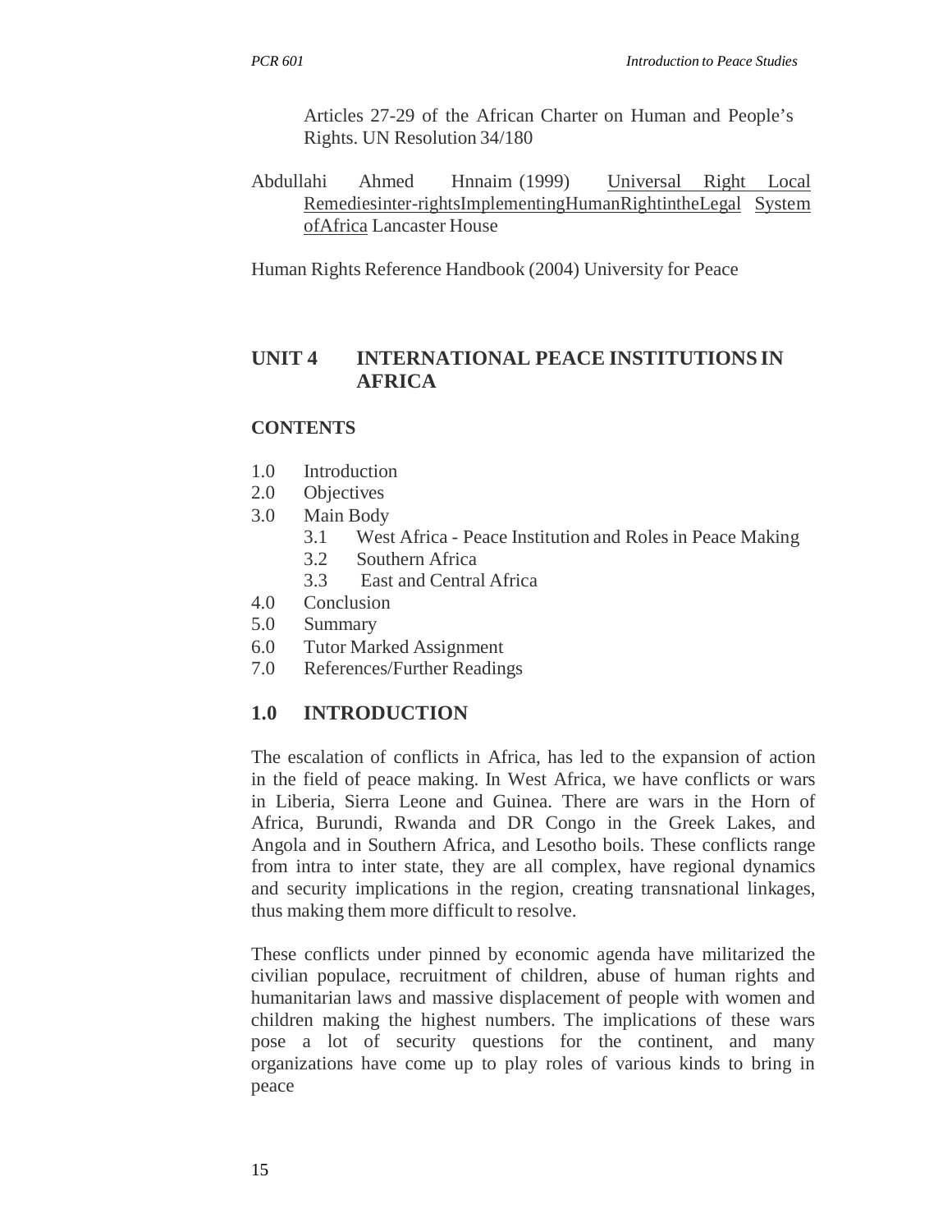Articles 27-29 of the African Charter on Human and People's Rights. UN Resolution 34/180

Abdullahi Ahmed Hnnaim (1999) Universal Right Local Remediesinter-rightsImplementingHumanRightintheLegal System ofAfrica Lancaster House

Human Rights Reference Handbook (2004) University for Peace

# UNIT 4 INTERNATIONAL PEACE INSTITUTIONS IN AFRICA

**CONTENTS**

- 1.0 Introduction
- 2.0 Objectives
- 3.0 Main Body
    - 3.1 West Africa - Peace Institution and Roles in Peace Making
    - 3.2 Southern Africa
    - 3.3 East and Central Africa
- 4.0 Conclusion
- 5.0 Summary
- 6.0 Tutor Marked Assignment
- 7.0 References/Further Readings

## 1.0 INTRODUCTION

The escalation of conflicts in Africa, has led to the expansion of action in the field of peace making. In West Africa, we have conflicts or wars in Liberia, Sierra Leone and Guinea. There are wars in the Horn of Africa, Burundi, Rwanda and DR Congo in the Greek Lakes, and Angola and in Southern Africa, and Lesotho boils. These conflicts range from intra to inter state, they are all complex, have regional dynamics and security implications in the region, creating transnational linkages, thus making them more difficult to resolve.

These conflicts under pinned by economic agenda have militarized the civilian populace, recruitment of children, abuse of human rights and humanitarian laws and massive displacement of people with women and children making the highest numbers. The implications of these wars pose a lot of security questions for the continent, and many organizations have come up to play roles of various kinds to bring in peace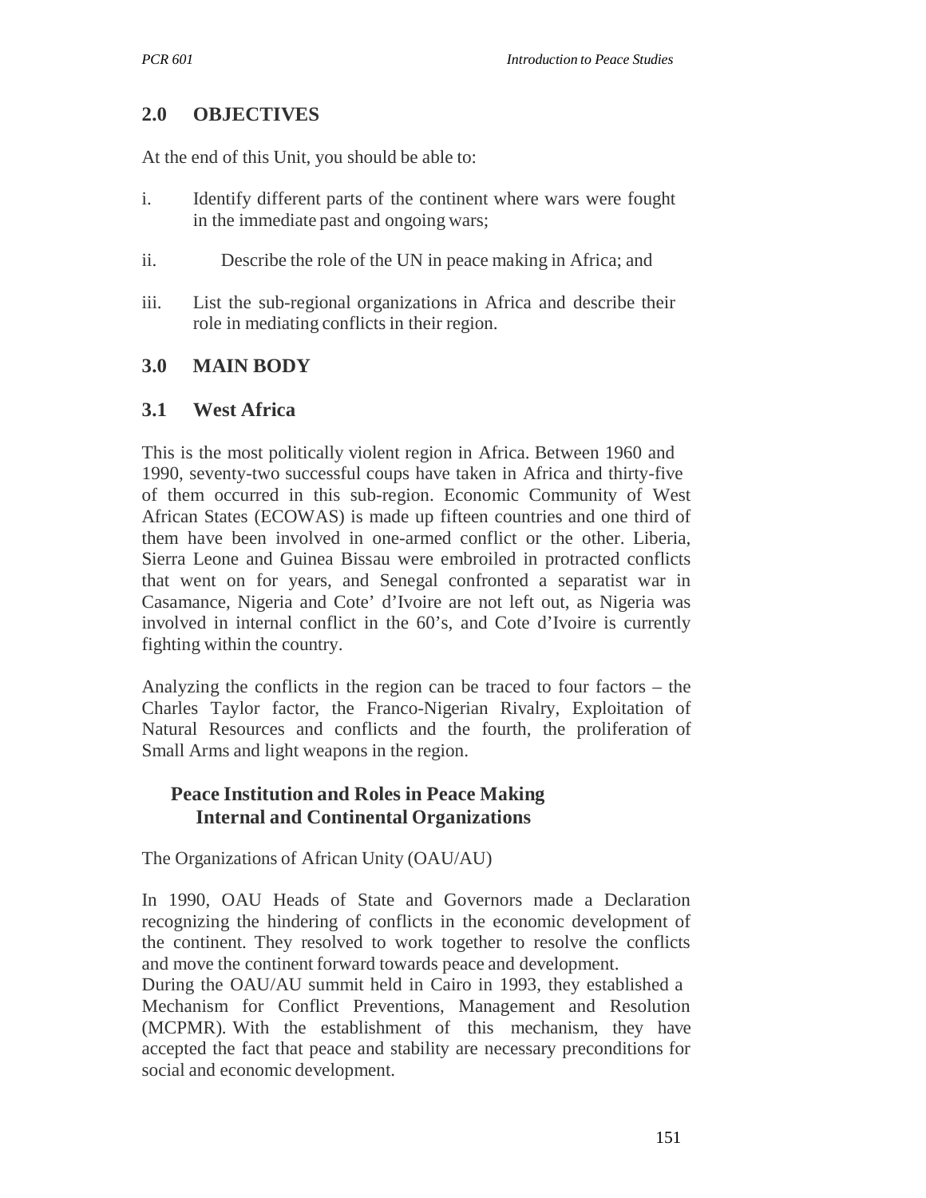## 2.0 OBJECTIVES

At the end of this Unit, you should be able to:

i. Identify different parts of the continent where wars were fought in the immediate past and ongoing wars;

ii. Describe the role of the UN in peace making in Africa; and

iii. List the sub-regional organizations in Africa and describe their role in mediating conflicts in their region.

## 3.0 MAIN BODY

### 3.1 West Africa

This is the most politically violent region in Africa. Between 1960 and 1990, seventy-two successful coups have taken in Africa and thirty-five of them occurred in this sub-region. Economic Community of West African States (ECOWAS) is made up fifteen countries and one third of them have been involved in one-armed conflict or the other. Liberia, Sierra Leone and Guinea Bissau were embroiled in protracted conflicts that went on for years, and Senegal confronted a separatist war in Casamance, Nigeria and Cote' d'Ivoire are not left out, as Nigeria was involved in internal conflict in the 60's, and Cote d'Ivoire is currently fighting within the country.

Analyzing the conflicts in the region can be traced to four factors – the Charles Taylor factor, the Franco-Nigerian Rivalry, Exploitation of Natural Resources and conflicts and the fourth, the proliferation of Small Arms and light weapons in the region.

**Peace Institution and Roles in Peace Making**
**Internal and Continental Organizations**

The Organizations of African Unity (OAU/AU)

In 1990, OAU Heads of State and Governors made a Declaration recognizing the hindering of conflicts in the economic development of the continent. They resolved to work together to resolve the conflicts and move the continent forward towards peace and development.
During the OAU/AU summit held in Cairo in 1993, they established a Mechanism for Conflict Preventions, Management and Resolution (MCPMR). With the establishment of this mechanism, they have accepted the fact that peace and stability are necessary preconditions for social and economic development.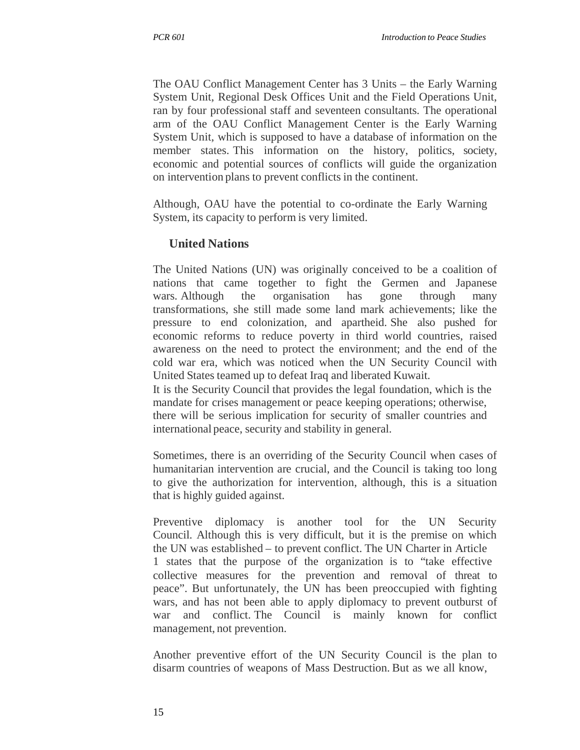The OAU Conflict Management Center has 3 Units – the Early Warning System Unit, Regional Desk Offices Unit and the Field Operations Unit, ran by four professional staff and seventeen consultants. The operational arm of the OAU Conflict Management Center is the Early Warning System Unit, which is supposed to have a database of information on the member states. This information on the history, politics, society, economic and potential sources of conflicts will guide the organization on intervention plans to prevent conflicts in the continent.

Although, OAU have the potential to co-ordinate the Early Warning System, its capacity to perform is very limited.

## United Nations

The United Nations (UN) was originally conceived to be a coalition of nations that came together to fight the Germen and Japanese wars. Although the organisation has gone through many transformations, she still made some land mark achievements; like the pressure to end colonization, and apartheid. She also pushed for economic reforms to reduce poverty in third world countries, raised awareness on the need to protect the environment; and the end of the cold war era, which was noticed when the UN Security Council with United States teamed up to defeat Iraq and liberated Kuwait.
It is the Security Council that provides the legal foundation, which is the mandate for crises management or peace keeping operations; otherwise, there will be serious implication for security of smaller countries and international peace, security and stability in general.

Sometimes, there is an overriding of the Security Council when cases of humanitarian intervention are crucial, and the Council is taking too long to give the authorization for intervention, although, this is a situation that is highly guided against.

Preventive diplomacy is another tool for the UN Security Council. Although this is very difficult, but it is the premise on which the UN was established – to prevent conflict. The UN Charter in Article 1 states that the purpose of the organization is to "take effective collective measures for the prevention and removal of threat to peace". But unfortunately, the UN has been preoccupied with fighting wars, and has not been able to apply diplomacy to prevent outburst of war and conflict. The Council is mainly known for conflict management, not prevention.

Another preventive effort of the UN Security Council is the plan to disarm countries of weapons of Mass Destruction. But as we all know,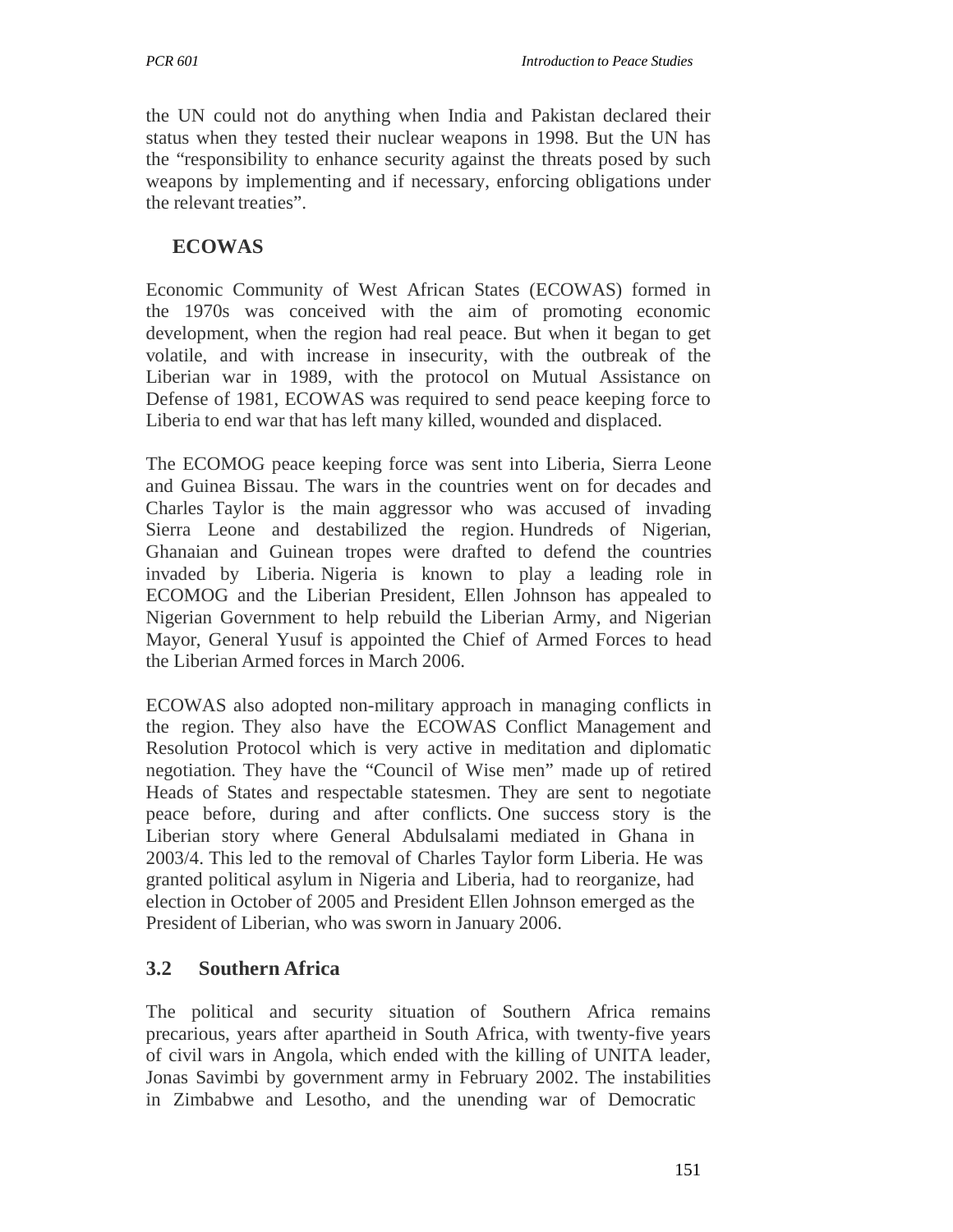the UN could not do anything when India and Pakistan declared their status when they tested their nuclear weapons in 1998. But the UN has the "responsibility to enhance security against the threats posed by such weapons by implementing and if necessary, enforcing obligations under the relevant treaties".

**ECOWAS**

Economic Community of West African States (ECOWAS) formed in the 1970s was conceived with the aim of promoting economic development, when the region had real peace. But when it began to get volatile, and with increase in insecurity, with the outbreak of the Liberian war in 1989, with the protocol on Mutual Assistance on Defense of 1981, ECOWAS was required to send peace keeping force to Liberia to end war that has left many killed, wounded and displaced.

The ECOMOG peace keeping force was sent into Liberia, Sierra Leone and Guinea Bissau. The wars in the countries went on for decades and Charles Taylor is the main aggressor who was accused of invading Sierra Leone and destabilized the region. Hundreds of Nigerian, Ghanaian and Guinean tropes were drafted to defend the countries invaded by Liberia. Nigeria is known to play a leading role in ECOMOG and the Liberian President, Ellen Johnson has appealed to Nigerian Government to help rebuild the Liberian Army, and Nigerian Mayor, General Yusuf is appointed the Chief of Armed Forces to head the Liberian Armed forces in March 2006.

ECOWAS also adopted non-military approach in managing conflicts in the region. They also have the ECOWAS Conflict Management and Resolution Protocol which is very active in meditation and diplomatic negotiation. They have the "Council of Wise men" made up of retired Heads of States and respectable statesmen. They are sent to negotiate peace before, during and after conflicts. One success story is the Liberian story where General Abdulsalami mediated in Ghana in 2003/4. This led to the removal of Charles Taylor form Liberia. He was granted political asylum in Nigeria and Liberia, had to reorganize, had election in October of 2005 and President Ellen Johnson emerged as the President of Liberian, who was sworn in January 2006.

## 3.2 Southern Africa

The political and security situation of Southern Africa remains precarious, years after apartheid in South Africa, with twenty-five years of civil wars in Angola, which ended with the killing of UNITA leader, Jonas Savimbi by government army in February 2002. The instabilities in Zimbabwe and Lesotho, and the unending war of Democratic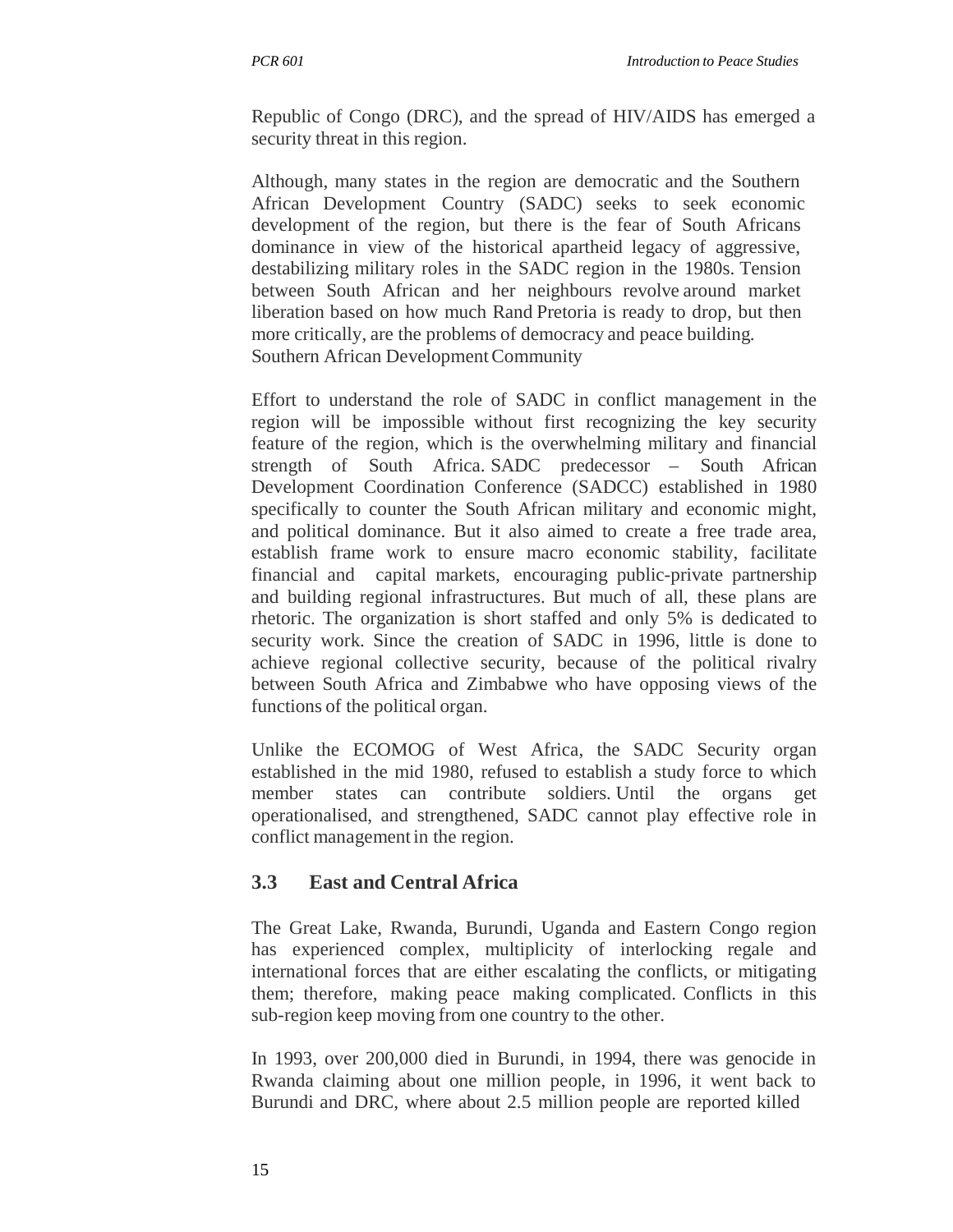Republic of Congo (DRC), and the spread of HIV/AIDS has emerged a security threat in this region.

Although, many states in the region are democratic and the Southern African Development Country (SADC) seeks to seek economic development of the region, but there is the fear of South Africans dominance in view of the historical apartheid legacy of aggressive, destabilizing military roles in the SADC region in the 1980s. Tension between South African and her neighbours revolve around market liberation based on how much Rand Pretoria is ready to drop, but then more critically, are the problems of democracy and peace building.
Southern African Development Community

Effort to understand the role of SADC in conflict management in the region will be impossible without first recognizing the key security feature of the region, which is the overwhelming military and financial strength of South Africa. SADC predecessor – South African Development Coordination Conference (SADCC) established in 1980 specifically to counter the South African military and economic might, and political dominance. But it also aimed to create a free trade area, establish frame work to ensure macro economic stability, facilitate financial and capital markets, encouraging public-private partnership and building regional infrastructures. But much of all, these plans are rhetoric. The organization is short staffed and only 5% is dedicated to security work. Since the creation of SADC in 1996, little is done to achieve regional collective security, because of the political rivalry between South Africa and Zimbabwe who have opposing views of the functions of the political organ.

Unlike the ECOMOG of West Africa, the SADC Security organ established in the mid 1980, refused to establish a study force to which member states can contribute soldiers. Until the organs get operationalised, and strengthened, SADC cannot play effective role in conflict management in the region.

### 3.3 East and Central Africa

The Great Lake, Rwanda, Burundi, Uganda and Eastern Congo region has experienced complex, multiplicity of interlocking regale and international forces that are either escalating the conflicts, or mitigating them; therefore, making peace making complicated. Conflicts in this sub-region keep moving from one country to the other.

In 1993, over 200,000 died in Burundi, in 1994, there was genocide in Rwanda claiming about one million people, in 1996, it went back to Burundi and DRC, where about 2.5 million people are reported killed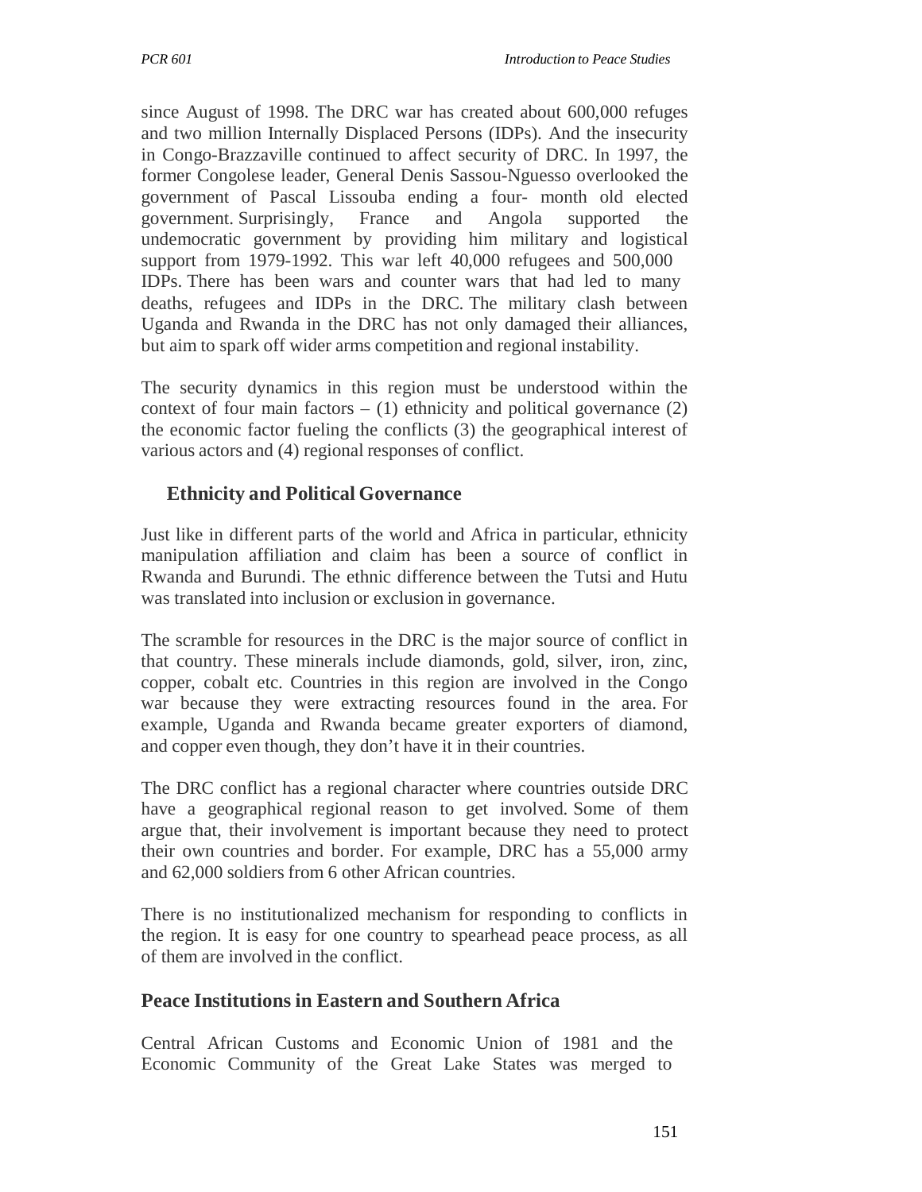since August of 1998. The DRC war has created about 600,000 refuges and two million Internally Displaced Persons (IDPs). And the insecurity in Congo-Brazzaville continued to affect security of DRC. In 1997, the former Congolese leader, General Denis Sassou-Nguesso overlooked the government of Pascal Lissouba ending a four- month old elected government. Surprisingly, France and Angola supported the undemocratic government by providing him military and logistical support from 1979-1992. This war left 40,000 refugees and 500,000 IDPs. There has been wars and counter wars that had led to many deaths, refugees and IDPs in the DRC. The military clash between Uganda and Rwanda in the DRC has not only damaged their alliances, but aim to spark off wider arms competition and regional instability.

The security dynamics in this region must be understood within the context of four main factors – (1) ethnicity and political governance (2) the economic factor fueling the conflicts (3) the geographical interest of various actors and (4) regional responses of conflict.

### Ethnicity and Political Governance

Just like in different parts of the world and Africa in particular, ethnicity manipulation affiliation and claim has been a source of conflict in Rwanda and Burundi. The ethnic difference between the Tutsi and Hutu was translated into inclusion or exclusion in governance.

The scramble for resources in the DRC is the major source of conflict in that country. These minerals include diamonds, gold, silver, iron, zinc, copper, cobalt etc. Countries in this region are involved in the Congo war because they were extracting resources found in the area. For example, Uganda and Rwanda became greater exporters of diamond, and copper even though, they don't have it in their countries.

The DRC conflict has a regional character where countries outside DRC have a geographical regional reason to get involved. Some of them argue that, their involvement is important because they need to protect their own countries and border. For example, DRC has a 55,000 army and 62,000 soldiers from 6 other African countries.

There is no institutionalized mechanism for responding to conflicts in the region. It is easy for one country to spearhead peace process, as all of them are involved in the conflict.

## Peace Institutions in Eastern and Southern Africa

Central African Customs and Economic Union of 1981 and the Economic Community of the Great Lake States was merged to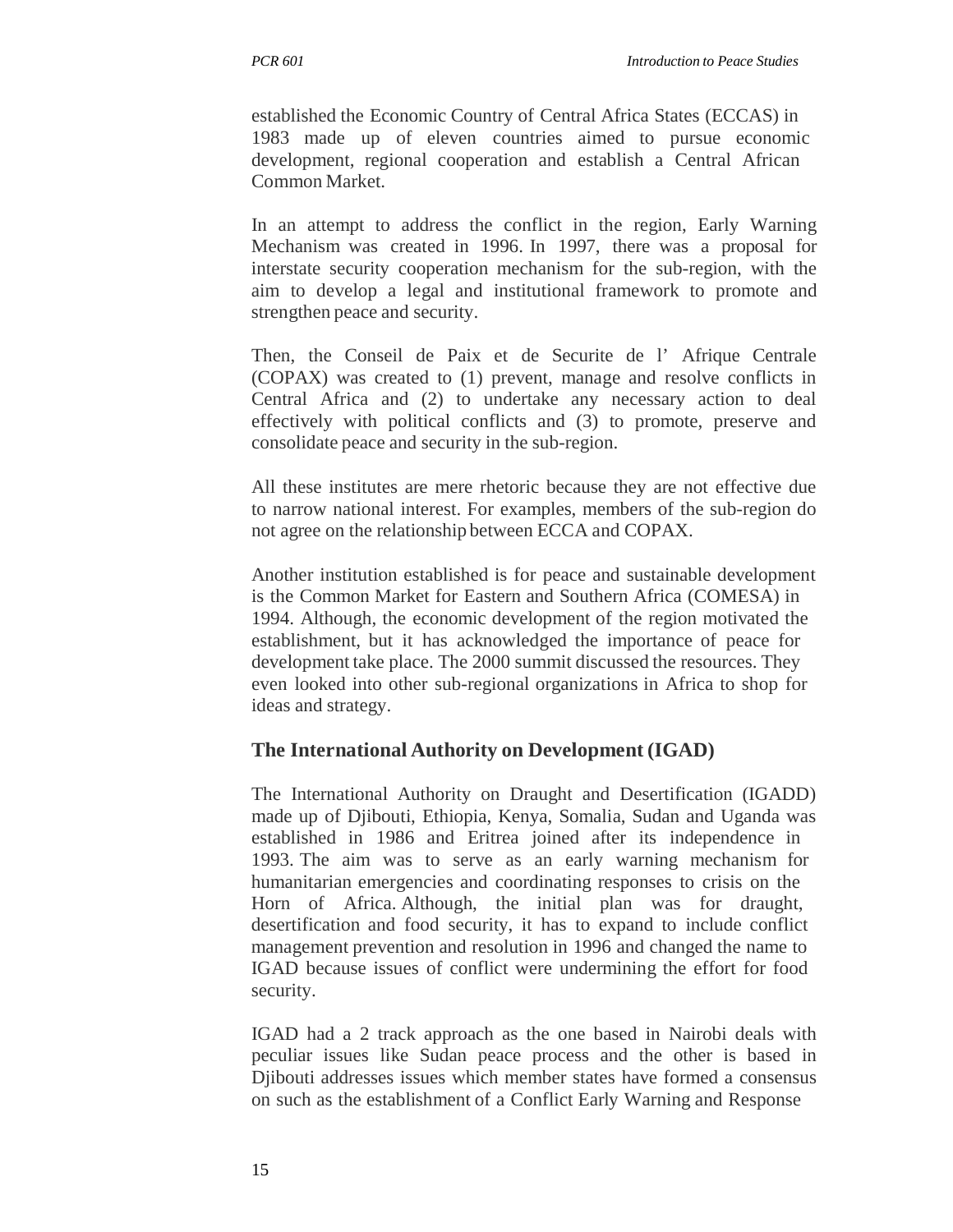established the Economic Country of Central Africa States (ECCAS) in 1983 made up of eleven countries aimed to pursue economic development, regional cooperation and establish a Central African Common Market.

In an attempt to address the conflict in the region, Early Warning Mechanism was created in 1996. In 1997, there was a proposal for interstate security cooperation mechanism for the sub-region, with the aim to develop a legal and institutional framework to promote and strengthen peace and security.

Then, the Conseil de Paix et de Securite de l' Afrique Centrale (COPAX) was created to (1) prevent, manage and resolve conflicts in Central Africa and (2) to undertake any necessary action to deal effectively with political conflicts and (3) to promote, preserve and consolidate peace and security in the sub-region.

All these institutes are mere rhetoric because they are not effective due to narrow national interest. For examples, members of the sub-region do not agree on the relationship between ECCA and COPAX.

Another institution established is for peace and sustainable development is the Common Market for Eastern and Southern Africa (COMESA) in 1994. Although, the economic development of the region motivated the establishment, but it has acknowledged the importance of peace for development take place. The 2000 summit discussed the resources. They even looked into other sub-regional organizations in Africa to shop for ideas and strategy.

### The International Authority on Development (IGAD)

The International Authority on Draught and Desertification (IGADD) made up of Djibouti, Ethiopia, Kenya, Somalia, Sudan and Uganda was established in 1986 and Eritrea joined after its independence in 1993. The aim was to serve as an early warning mechanism for humanitarian emergencies and coordinating responses to crisis on the Horn of Africa. Although, the initial plan was for draught, desertification and food security, it has to expand to include conflict management prevention and resolution in 1996 and changed the name to IGAD because issues of conflict were undermining the effort for food security.

IGAD had a 2 track approach as the one based in Nairobi deals with peculiar issues like Sudan peace process and the other is based in Djibouti addresses issues which member states have formed a consensus on such as the establishment of a Conflict Early Warning and Response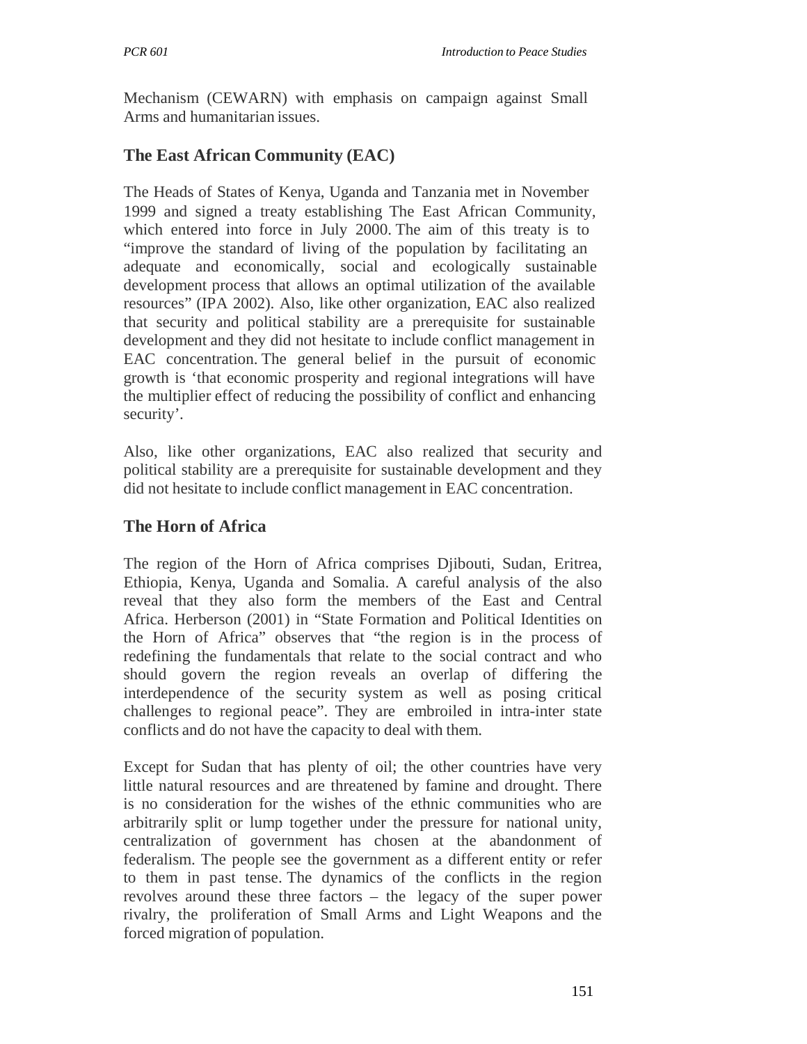Mechanism (CEWARN) with emphasis on campaign against Small Arms and humanitarian issues.

## The East African Community (EAC)

The Heads of States of Kenya, Uganda and Tanzania met in November 1999 and signed a treaty establishing The East African Community, which entered into force in July 2000. The aim of this treaty is to "improve the standard of living of the population by facilitating an adequate and economically, social and ecologically sustainable development process that allows an optimal utilization of the available resources" (IPA 2002). Also, like other organization, EAC also realized that security and political stability are a prerequisite for sustainable development and they did not hesitate to include conflict management in EAC concentration. The general belief in the pursuit of economic growth is 'that economic prosperity and regional integrations will have the multiplier effect of reducing the possibility of conflict and enhancing security'.

Also, like other organizations, EAC also realized that security and political stability are a prerequisite for sustainable development and they did not hesitate to include conflict management in EAC concentration.

## The Horn of Africa

The region of the Horn of Africa comprises Djibouti, Sudan, Eritrea, Ethiopia, Kenya, Uganda and Somalia. A careful analysis of the also reveal that they also form the members of the East and Central Africa. Herberson (2001) in "State Formation and Political Identities on the Horn of Africa" observes that "the region is in the process of redefining the fundamentals that relate to the social contract and who should govern the region reveals an overlap of differing the interdependence of the security system as well as posing critical challenges to regional peace". They are embroiled in intra-inter state conflicts and do not have the capacity to deal with them.

Except for Sudan that has plenty of oil; the other countries have very little natural resources and are threatened by famine and drought. There is no consideration for the wishes of the ethnic communities who are arbitrarily split or lump together under the pressure for national unity, centralization of government has chosen at the abandonment of federalism. The people see the government as a different entity or refer to them in past tense. The dynamics of the conflicts in the region revolves around these three factors – the legacy of the super power rivalry, the proliferation of Small Arms and Light Weapons and the forced migration of population.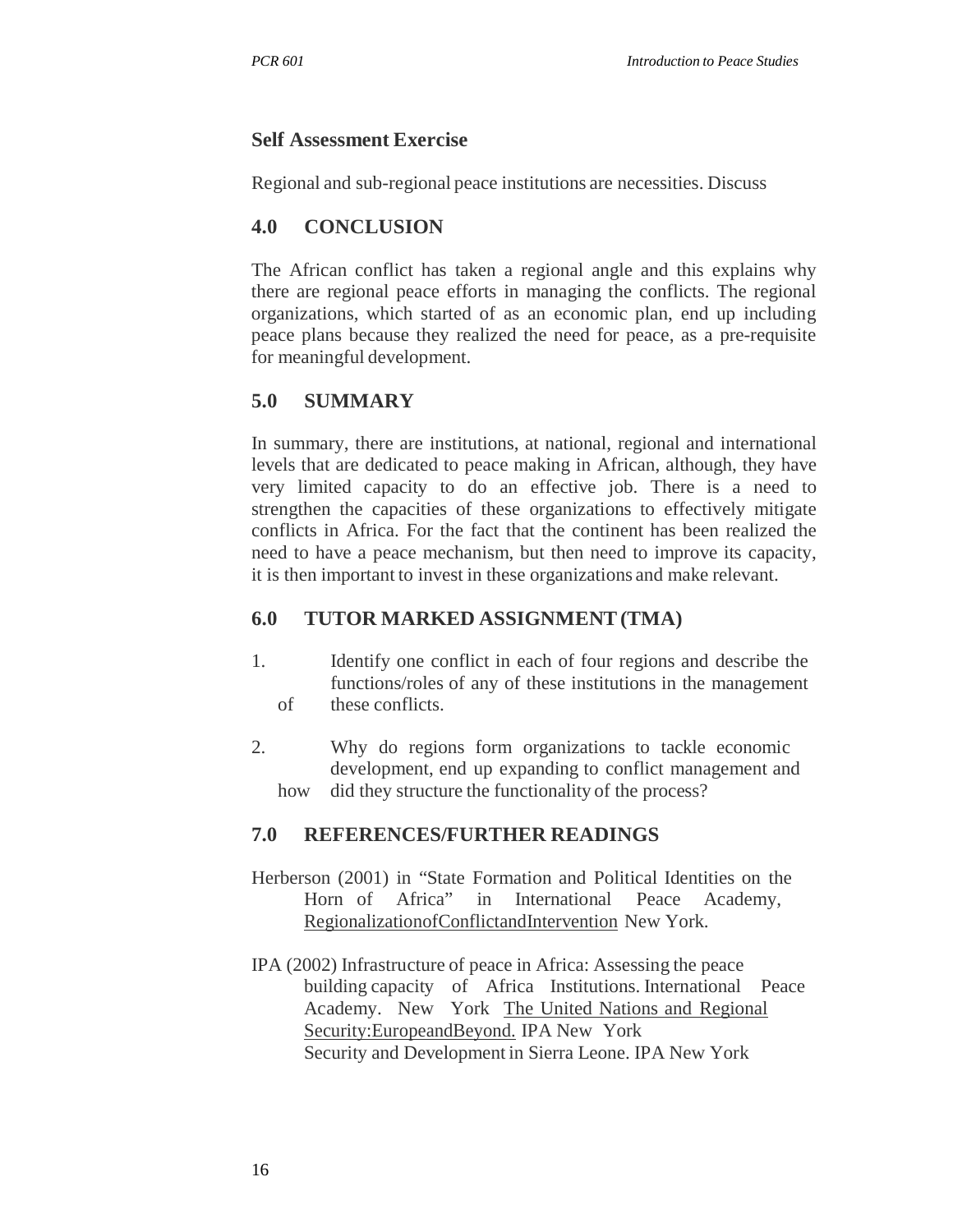### Self Assessment Exercise

Regional and sub-regional peace institutions are necessities. Discuss

## 4.0 CONCLUSION

The African conflict has taken a regional angle and this explains why there are regional peace efforts in managing the conflicts. The regional organizations, which started of as an economic plan, end up including peace plans because they realized the need for peace, as a pre-requisite for meaningful development.

## 5.0 SUMMARY

In summary, there are institutions, at national, regional and international levels that are dedicated to peace making in African, although, they have very limited capacity to do an effective job. There is a need to strengthen the capacities of these organizations to effectively mitigate conflicts in Africa. For the fact that the continent has been realized the need to have a peace mechanism, but then need to improve its capacity, it is then important to invest in these organizations and make relevant.

## 6.0 TUTOR MARKED ASSIGNMENT (TMA)

1. Identify one conflict in each of four regions and describe the functions/roles of any of these institutions in the management of these conflicts.

2. Why do regions form organizations to tackle economic development, end up expanding to conflict management and how did they structure the functionality of the process?

## 7.0 REFERENCES/FURTHER READINGS

Herberson (2001) in "State Formation and Political Identities on the Horn of Africa" in International Peace Academy, RegionalizationofConflictandIntervention New York.

IPA (2002) Infrastructure of peace in Africa: Assessing the peace building capacity of Africa Institutions. International Peace Academy. New York The United Nations and Regional Security:EuropeandBeyond. IPA New York
Security and Development in Sierra Leone. IPA New York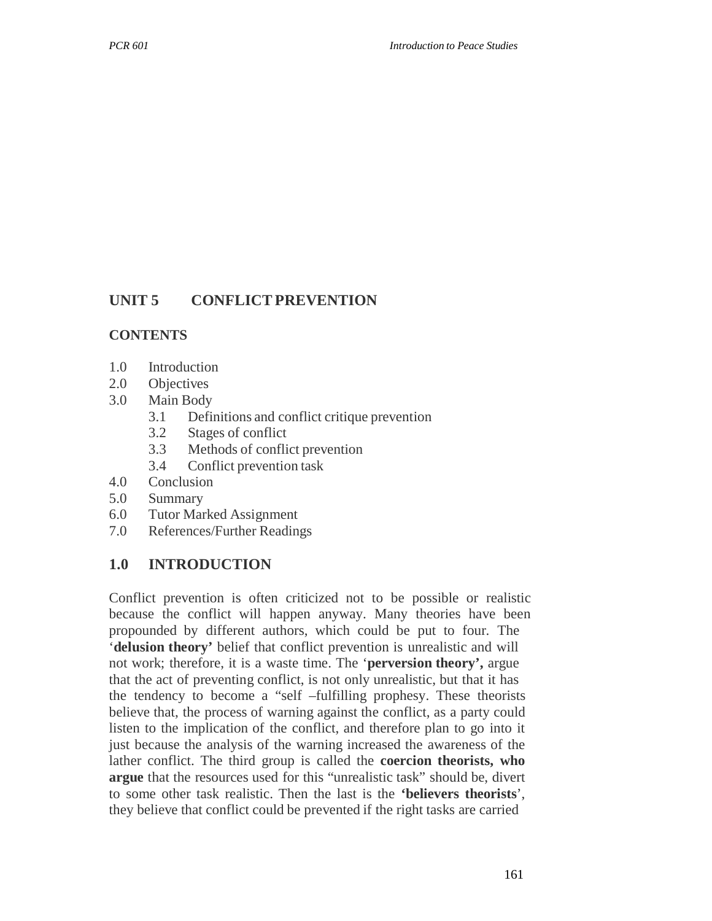## UNIT 5 CONFLICT PREVENTION

### CONTENTS

1.0 Introduction
2.0 Objectives
3.0 Main Body
  3.1 Definitions and conflict critique prevention
  3.2 Stages of conflict
  3.3 Methods of conflict prevention
  3.4 Conflict prevention task
4.0 Conclusion
5.0 Summary
6.0 Tutor Marked Assignment
7.0 References/Further Readings

## 1.0 INTRODUCTION

Conflict prevention is often criticized not to be possible or realistic because the conflict will happen anyway. Many theories have been propounded by different authors, which could be put to four. The '**delusion theory'** belief that conflict prevention is unrealistic and will not work; therefore, it is a waste time. The '**perversion theory',** argue that the act of preventing conflict, is not only unrealistic, but that it has the tendency to become a "self –fulfilling prophesy. These theorists believe that, the process of warning against the conflict, as a party could listen to the implication of the conflict, and therefore plan to go into it just because the analysis of the warning increased the awareness of the lather conflict. The third group is called the **coercion theorists, who argue** that the resources used for this "unrealistic task" should be, divert to some other task realistic. Then the last is the **'believers theorists**', they believe that conflict could be prevented if the right tasks are carried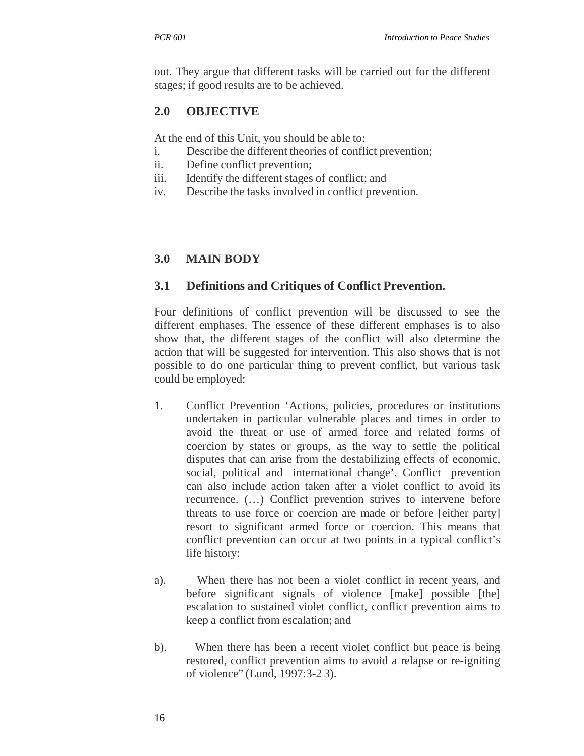out. They argue that different tasks will be carried out for the different stages; if good results are to be achieved.

## 2.0 OBJECTIVE

At the end of this Unit, you should be able to:

i. Describe the different theories of conflict prevention;
ii. Define conflict prevention;
iii. Identify the different stages of conflict; and
iv. Describe the tasks involved in conflict prevention.

## 3.0 MAIN BODY

### 3.1 Definitions and Critiques of Conflict Prevention.

Four definitions of conflict prevention will be discussed to see the different emphases. The essence of these different emphases is to also show that, the different stages of the conflict will also determine the action that will be suggested for intervention. This also shows that is not possible to do one particular thing to prevent conflict, but various task could be employed:

1. Conflict Prevention 'Actions, policies, procedures or institutions undertaken in particular vulnerable places and times in order to avoid the threat or use of armed force and related forms of coercion by states or groups, as the way to settle the political disputes that can arise from the destabilizing effects of economic, social, political and international change'. Conflict prevention can also include action taken after a violet conflict to avoid its recurrence. (…) Conflict prevention strives to intervene before threats to use force or coercion are made or before [either party] resort to significant armed force or coercion. This means that conflict prevention can occur at two points in a typical conflict's life history:

a). When there has not been a violet conflict in recent years, and before significant signals of violence [make] possible [the] escalation to sustained violet conflict, conflict prevention aims to keep a conflict from escalation; and

b). When there has been a recent violet conflict but peace is being restored, conflict prevention aims to avoid a relapse or re-igniting of violence" (Lund, 1997:3-2 3).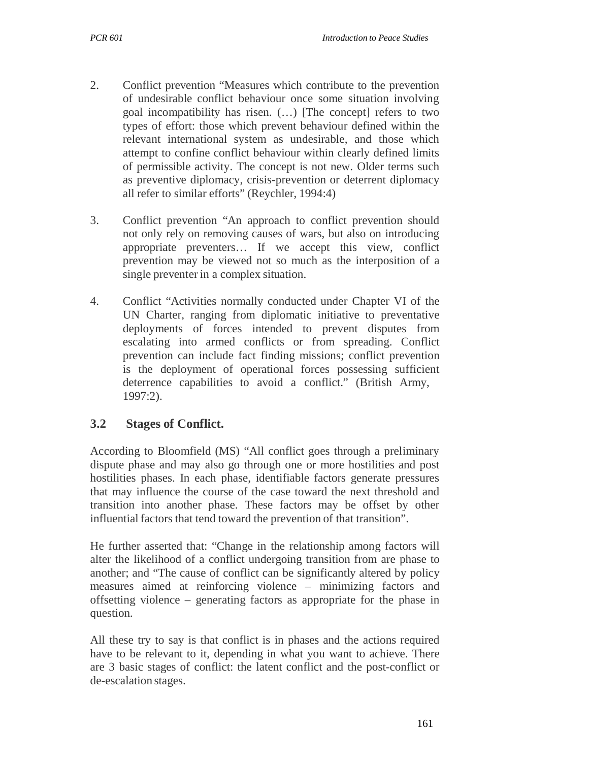2. Conflict prevention "Measures which contribute to the prevention of undesirable conflict behaviour once some situation involving goal incompatibility has risen. (…) [The concept] refers to two types of effort: those which prevent behaviour defined within the relevant international system as undesirable, and those which attempt to confine conflict behaviour within clearly defined limits of permissible activity. The concept is not new. Older terms such as preventive diplomacy, crisis-prevention or deterrent diplomacy all refer to similar efforts" (Reychler, 1994:4)

3. Conflict prevention "An approach to conflict prevention should not only rely on removing causes of wars, but also on introducing appropriate preventers… If we accept this view, conflict prevention may be viewed not so much as the interposition of a single preventer in a complex situation.

4. Conflict "Activities normally conducted under Chapter VI of the UN Charter, ranging from diplomatic initiative to preventative deployments of forces intended to prevent disputes from escalating into armed conflicts or from spreading. Conflict prevention can include fact finding missions; conflict prevention is the deployment of operational forces possessing sufficient deterrence capabilities to avoid a conflict." (British Army, 1997:2).

## 3.2 Stages of Conflict.

According to Bloomfield (MS) "All conflict goes through a preliminary dispute phase and may also go through one or more hostilities and post hostilities phases. In each phase, identifiable factors generate pressures that may influence the course of the case toward the next threshold and transition into another phase. These factors may be offset by other influential factors that tend toward the prevention of that transition".

He further asserted that: "Change in the relationship among factors will alter the likelihood of a conflict undergoing transition from are phase to another; and "The cause of conflict can be significantly altered by policy measures aimed at reinforcing violence – minimizing factors and offsetting violence – generating factors as appropriate for the phase in question.

All these try to say is that conflict is in phases and the actions required have to be relevant to it, depending in what you want to achieve. There are 3 basic stages of conflict: the latent conflict and the post-conflict or de-escalation stages.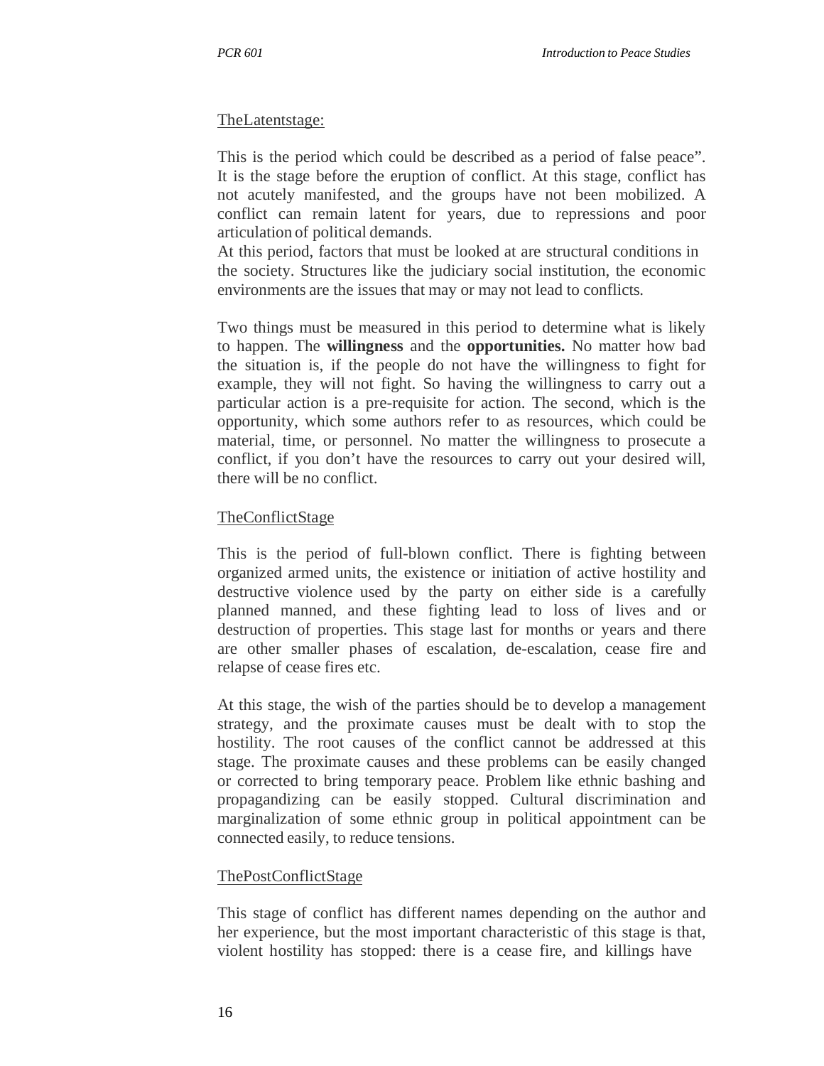The Latent stage:

This is the period which could be described as a period of false peace". It is the stage before the eruption of conflict. At this stage, conflict has not acutely manifested, and the groups have not been mobilized. A conflict can remain latent for years, due to repressions and poor articulation of political demands.
At this period, factors that must be looked at are structural conditions in the society. Structures like the judiciary social institution, the economic environments are the issues that may or may not lead to conflicts.

Two things must be measured in this period to determine what is likely to happen. The **willingness** and the **opportunities.** No matter how bad the situation is, if the people do not have the willingness to fight for example, they will not fight. So having the willingness to carry out a particular action is a pre-requisite for action. The second, which is the opportunity, which some authors refer to as resources, which could be material, time, or personnel. No matter the willingness to prosecute a conflict, if you don't have the resources to carry out your desired will, there will be no conflict.

The Conflict Stage

This is the period of full-blown conflict. There is fighting between organized armed units, the existence or initiation of active hostility and destructive violence used by the party on either side is a carefully planned manned, and these fighting lead to loss of lives and or destruction of properties. This stage last for months or years and there are other smaller phases of escalation, de-escalation, cease fire and relapse of cease fires etc.

At this stage, the wish of the parties should be to develop a management strategy, and the proximate causes must be dealt with to stop the hostility. The root causes of the conflict cannot be addressed at this stage. The proximate causes and these problems can be easily changed or corrected to bring temporary peace. Problem like ethnic bashing and propagandizing can be easily stopped. Cultural discrimination and marginalization of some ethnic group in political appointment can be connected easily, to reduce tensions.

The Post Conflict Stage

This stage of conflict has different names depending on the author and her experience, but the most important characteristic of this stage is that, violent hostility has stopped: there is a cease fire, and killings have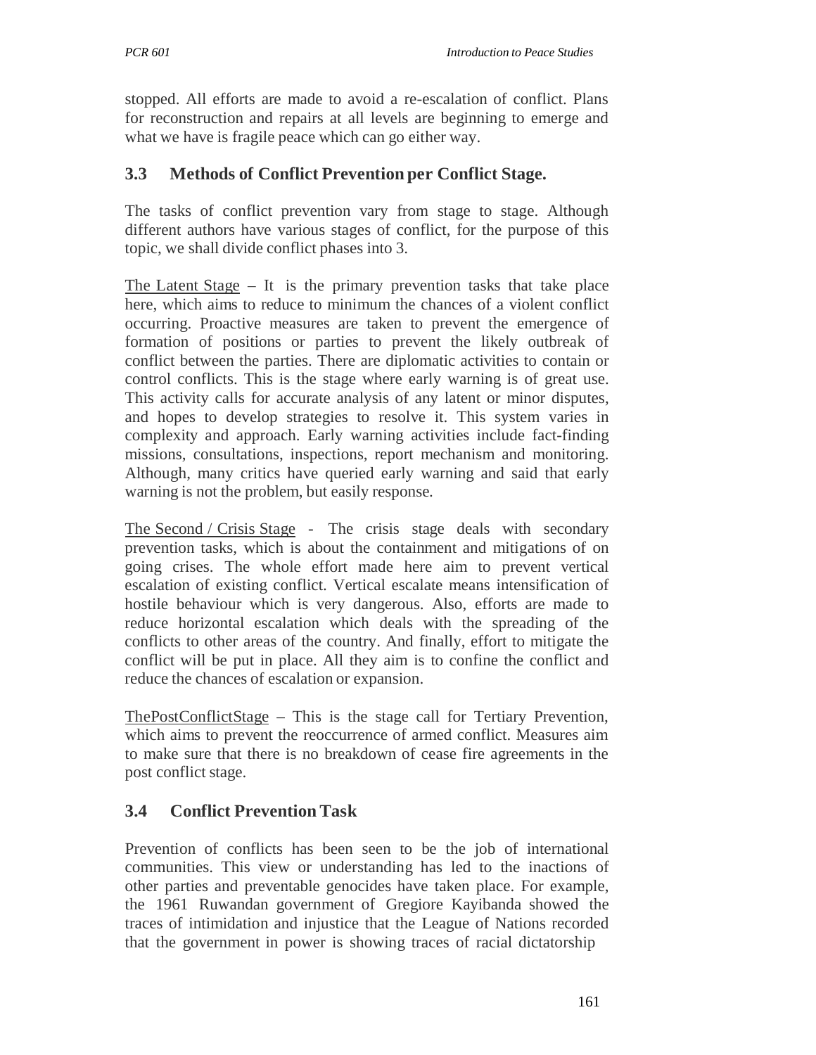stopped. All efforts are made to avoid a re-escalation of conflict. Plans for reconstruction and repairs at all levels are beginning to emerge and what we have is fragile peace which can go either way.

## 3.3 Methods of Conflict Prevention per Conflict Stage.

The tasks of conflict prevention vary from stage to stage. Although different authors have various stages of conflict, for the purpose of this topic, we shall divide conflict phases into 3.

The Latent Stage – It is the primary prevention tasks that take place here, which aims to reduce to minimum the chances of a violent conflict occurring. Proactive measures are taken to prevent the emergence of formation of positions or parties to prevent the likely outbreak of conflict between the parties. There are diplomatic activities to contain or control conflicts. This is the stage where early warning is of great use. This activity calls for accurate analysis of any latent or minor disputes, and hopes to develop strategies to resolve it. This system varies in complexity and approach. Early warning activities include fact-finding missions, consultations, inspections, report mechanism and monitoring. Although, many critics have queried early warning and said that early warning is not the problem, but easily response.

The Second / Crisis Stage - The crisis stage deals with secondary prevention tasks, which is about the containment and mitigations of on going crises. The whole effort made here aim to prevent vertical escalation of existing conflict. Vertical escalate means intensification of hostile behaviour which is very dangerous. Also, efforts are made to reduce horizontal escalation which deals with the spreading of the conflicts to other areas of the country. And finally, effort to mitigate the conflict will be put in place. All they aim is to confine the conflict and reduce the chances of escalation or expansion.

ThePostConflictStage – This is the stage call for Tertiary Prevention, which aims to prevent the reoccurrence of armed conflict. Measures aim to make sure that there is no breakdown of cease fire agreements in the post conflict stage.

## 3.4 Conflict Prevention Task

Prevention of conflicts has been seen to be the job of international communities. This view or understanding has led to the inactions of other parties and preventable genocides have taken place. For example, the 1961 Ruwandan government of Gregiore Kayibanda showed the traces of intimidation and injustice that the League of Nations recorded that the government in power is showing traces of racial dictatorship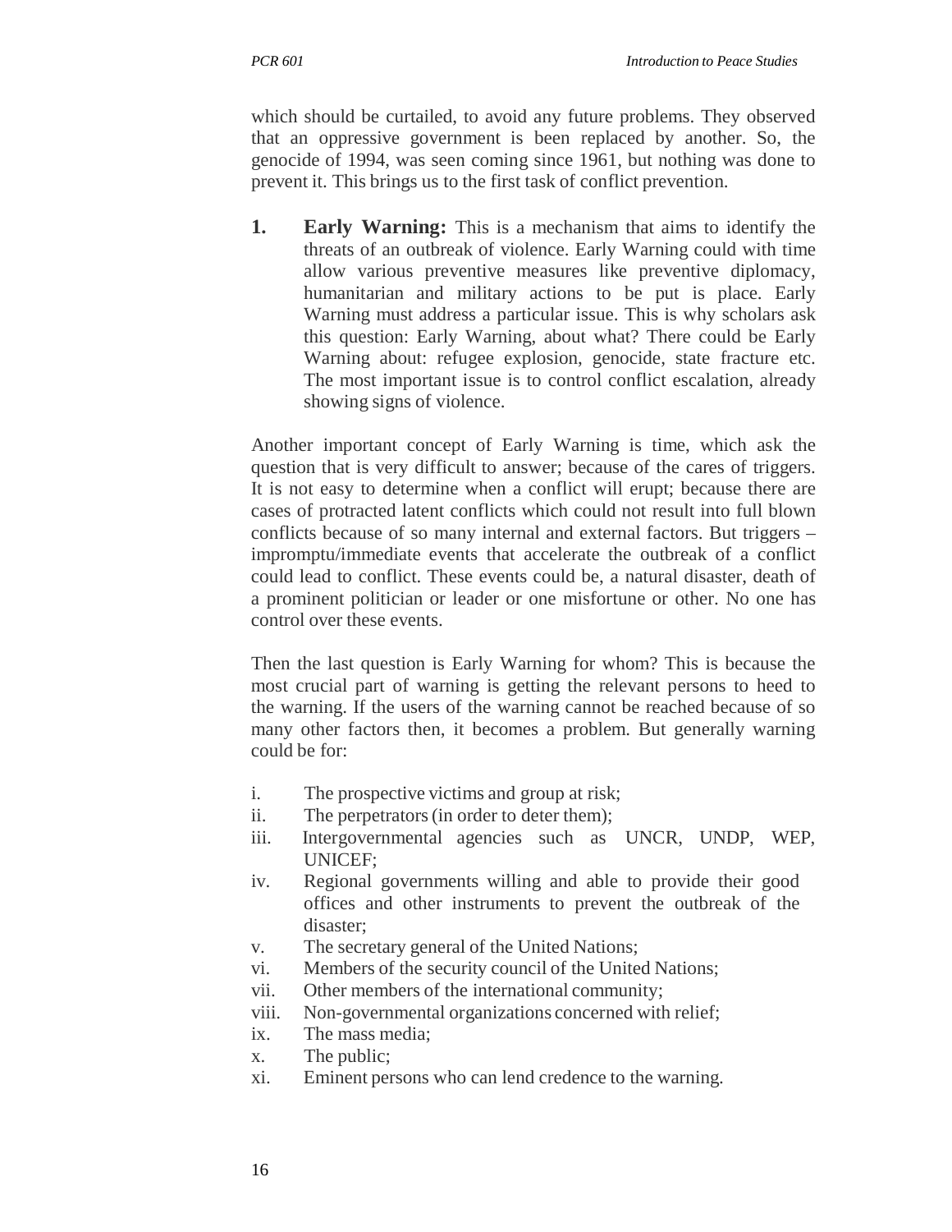which should be curtailed, to avoid any future problems. They observed that an oppressive government is been replaced by another. So, the genocide of 1994, was seen coming since 1961, but nothing was done to prevent it. This brings us to the first task of conflict prevention.

1. **Early Warning:** This is a mechanism that aims to identify the threats of an outbreak of violence. Early Warning could with time allow various preventive measures like preventive diplomacy, humanitarian and military actions to be put is place. Early Warning must address a particular issue. This is why scholars ask this question: Early Warning, about what? There could be Early Warning about: refugee explosion, genocide, state fracture etc. The most important issue is to control conflict escalation, already showing signs of violence.

Another important concept of Early Warning is time, which ask the question that is very difficult to answer; because of the cares of triggers. It is not easy to determine when a conflict will erupt; because there are cases of protracted latent conflicts which could not result into full blown conflicts because of so many internal and external factors. But triggers – impromptu/immediate events that accelerate the outbreak of a conflict could lead to conflict. These events could be, a natural disaster, death of a prominent politician or leader or one misfortune or other. No one has control over these events.

Then the last question is Early Warning for whom? This is because the most crucial part of warning is getting the relevant persons to heed to the warning. If the users of the warning cannot be reached because of so many other factors then, it becomes a problem. But generally warning could be for:

i. The prospective victims and group at risk;
ii. The perpetrators (in order to deter them);
iii. Intergovernmental agencies such as UNCR, UNDP, WEP, UNICEF;
iv. Regional governments willing and able to provide their good offices and other instruments to prevent the outbreak of the disaster;
v. The secretary general of the United Nations;
vi. Members of the security council of the United Nations;
vii. Other members of the international community;
viii. Non-governmental organizations concerned with relief;
ix. The mass media;
x. The public;
xi. Eminent persons who can lend credence to the warning.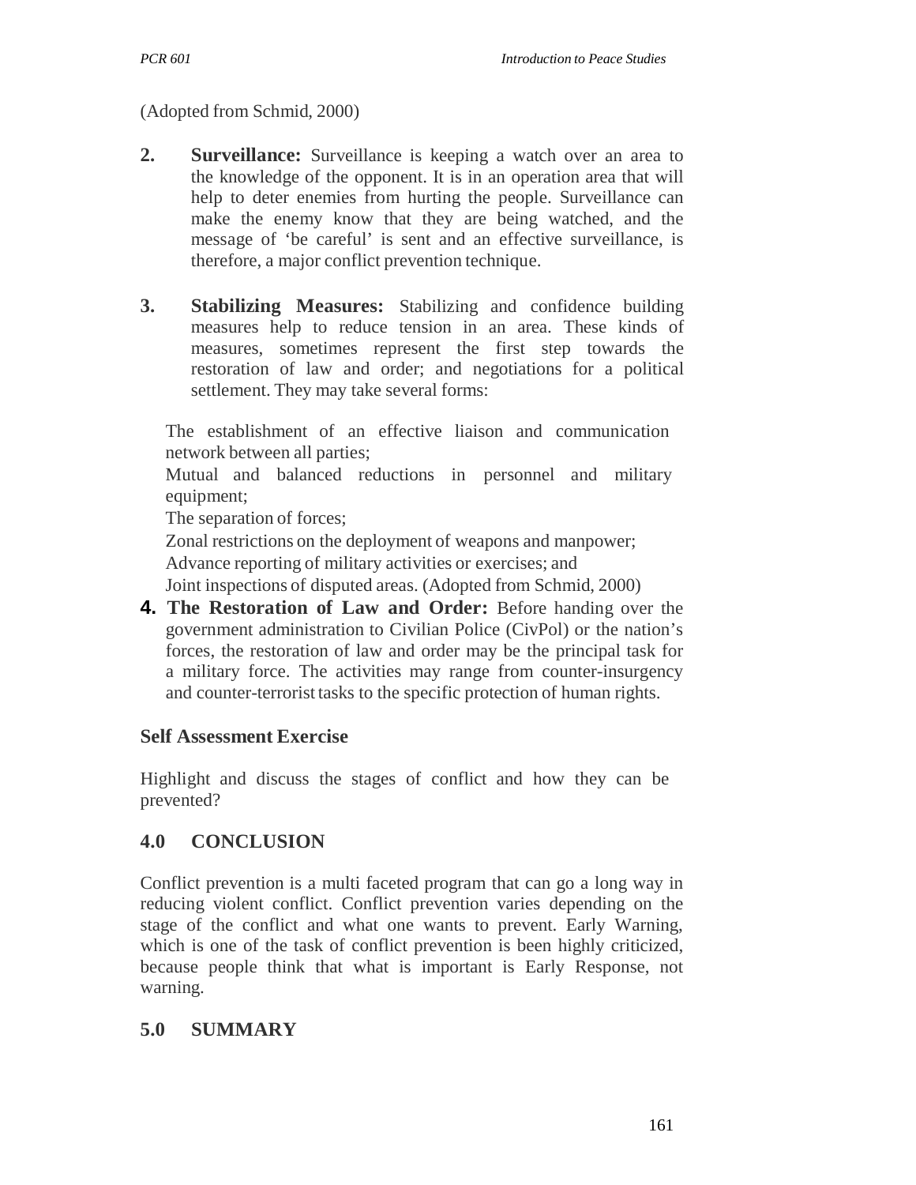(Adopted from Schmid, 2000)

2. **Surveillance:** Surveillance is keeping a watch over an area to the knowledge of the opponent. It is in an operation area that will help to deter enemies from hurting the people. Surveillance can make the enemy know that they are being watched, and the message of 'be careful' is sent and an effective surveillance, is therefore, a major conflict prevention technique.

3. **Stabilizing Measures:** Stabilizing and confidence building measures help to reduce tension in an area. These kinds of measures, sometimes represent the first step towards the restoration of law and order; and negotiations for a political settlement. They may take several forms:

   The establishment of an effective liaison and communication network between all parties;
   Mutual and balanced reductions in personnel and military equipment;
   The separation of forces;
   Zonal restrictions on the deployment of weapons and manpower;
   Advance reporting of military activities or exercises; and
   Joint inspections of disputed areas. (Adopted from Schmid, 2000)

4. **The Restoration of Law and Order:** Before handing over the government administration to Civilian Police (CivPol) or the nation's forces, the restoration of law and order may be the principal task for a military force. The activities may range from counter-insurgency and counter-terrorist tasks to the specific protection of human rights.

### Self Assessment Exercise

Highlight and discuss the stages of conflict and how they can be prevented?

## 4.0 CONCLUSION

Conflict prevention is a multi faceted program that can go a long way in reducing violent conflict. Conflict prevention varies depending on the stage of the conflict and what one wants to prevent. Early Warning, which is one of the task of conflict prevention is been highly criticized, because people think that what is important is Early Response, not warning.

## 5.0 SUMMARY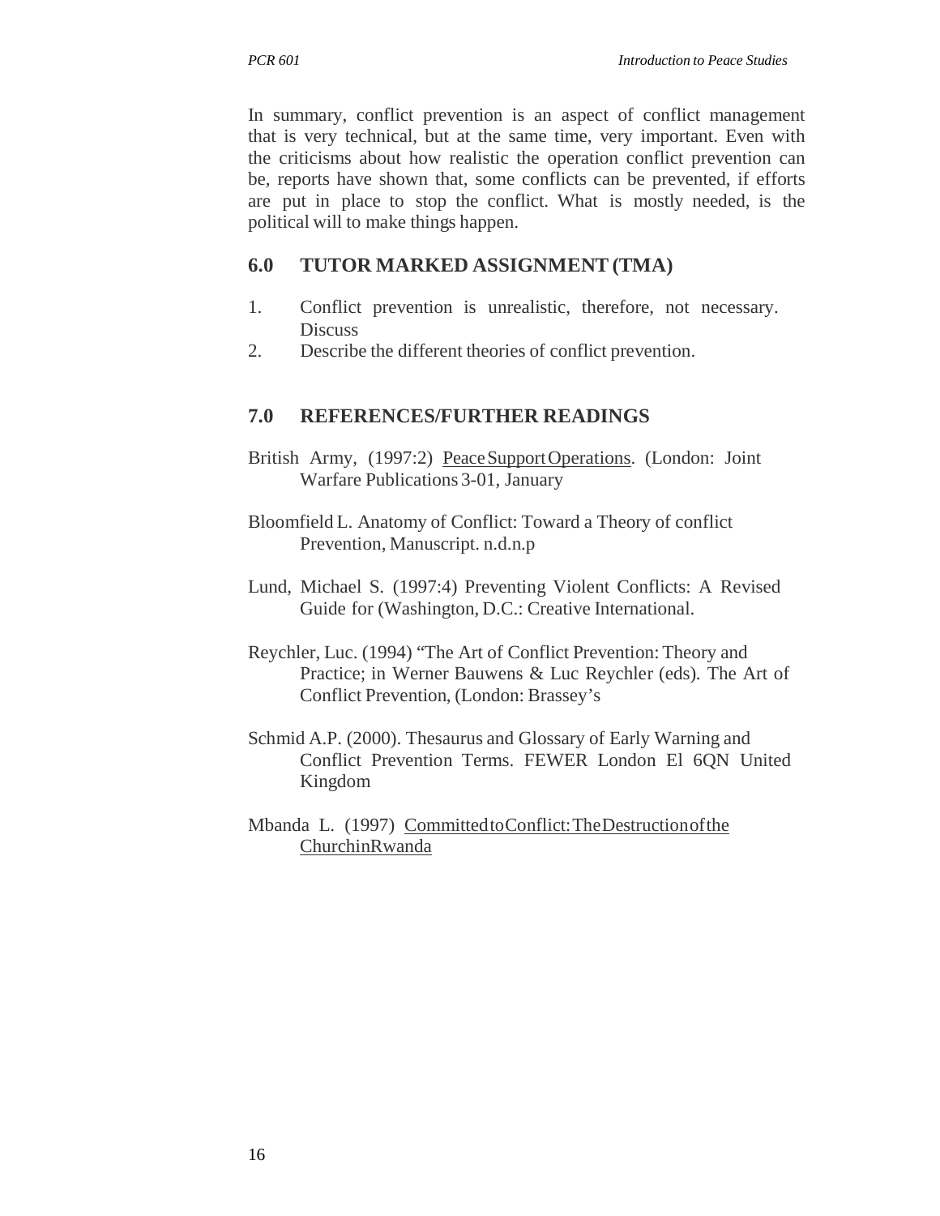In summary, conflict prevention is an aspect of conflict management that is very technical, but at the same time, very important. Even with the criticisms about how realistic the operation conflict prevention can be, reports have shown that, some conflicts can be prevented, if efforts are put in place to stop the conflict. What is mostly needed, is the political will to make things happen.

## 6.0 TUTOR MARKED ASSIGNMENT (TMA)

1. Conflict prevention is unrealistic, therefore, not necessary. Discuss
2. Describe the different theories of conflict prevention.

## 7.0 REFERENCES/FURTHER READINGS

British Army, (1997:2) Peace Support Operations. (London: Joint Warfare Publications 3-01, January

Bloomfield L. Anatomy of Conflict: Toward a Theory of conflict Prevention, Manuscript. n.d.n.p

Lund, Michael S. (1997:4) Preventing Violent Conflicts: A Revised Guide for (Washington, D.C.: Creative International.

Reychler, Luc. (1994) "The Art of Conflict Prevention: Theory and Practice; in Werner Bauwens & Luc Reychler (eds). The Art of Conflict Prevention, (London: Brassey's

Schmid A.P. (2000). Thesaurus and Glossary of Early Warning and Conflict Prevention Terms. FEWER London El 6QN United Kingdom

Mbanda L. (1997) Committed to Conflict: The Destruction of the Church in Rwanda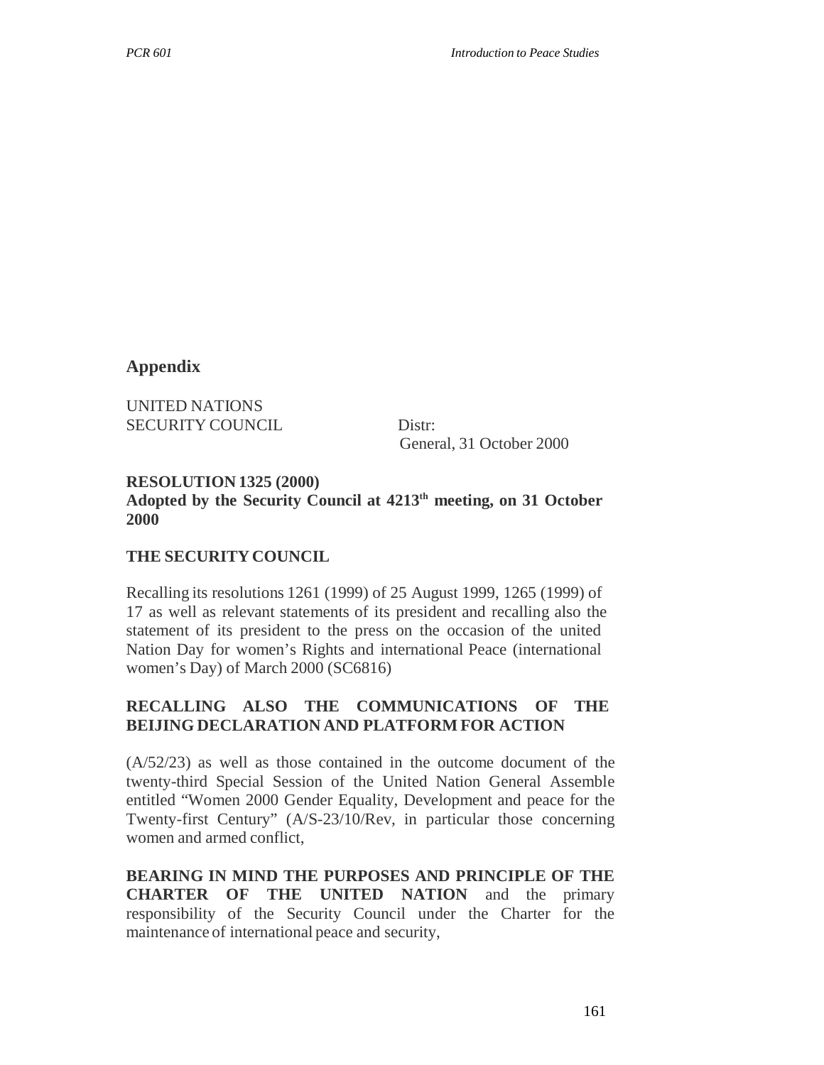## Appendix

UNITED NATIONS
SECURITY COUNCIL Distr:
General, 31 October 2000

**RESOLUTION 1325 (2000)**
**Adopted by the Security Council at 4213th meeting, on 31 October 2000**

**THE SECURITY COUNCIL**

Recalling its resolutions 1261 (1999) of 25 August 1999, 1265 (1999) of 17 as well as relevant statements of its president and recalling also the statement of its president to the press on the occasion of the united Nation Day for women's Rights and international Peace (international women's Day) of March 2000 (SC6816)

**RECALLING ALSO THE COMMUNICATIONS OF THE BEIJING DECLARATION AND PLATFORM FOR ACTION**

(A/52/23) as well as those contained in the outcome document of the twenty-third Special Session of the United Nation General Assemble entitled "Women 2000 Gender Equality, Development and peace for the Twenty-first Century" (A/S-23/10/Rev, in particular those concerning women and armed conflict,

**BEARING IN MIND THE PURPOSES AND PRINCIPLE OF THE CHARTER OF THE UNITED NATION** and the primary responsibility of the Security Council under the Charter for the maintenance of international peace and security,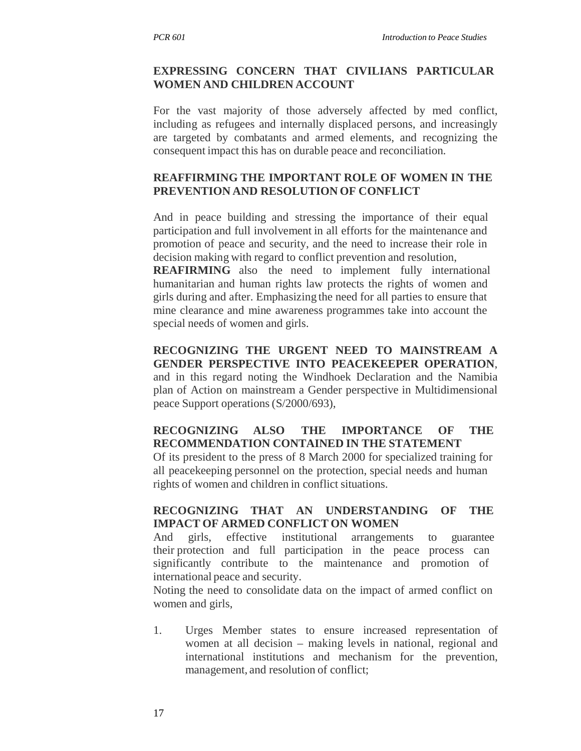**EXPRESSING CONCERN THAT CIVILIANS PARTICULAR WOMEN AND CHILDREN ACCOUNT**

For the vast majority of those adversely affected by med conflict, including as refugees and internally displaced persons, and increasingly are targeted by combatants and armed elements, and recognizing the consequent impact this has on durable peace and reconciliation.

**REAFFIRMING THE IMPORTANT ROLE OF WOMEN IN THE PREVENTION AND RESOLUTION OF CONFLICT**

And in peace building and stressing the importance of their equal participation and full involvement in all efforts for the maintenance and promotion of peace and security, and the need to increase their role in decision making with regard to conflict prevention and resolution,
**REAFIRMING** also the need to implement fully international humanitarian and human rights law protects the rights of women and girls during and after. Emphasizing the need for all parties to ensure that mine clearance and mine awareness programmes take into account the special needs of women and girls.

**RECOGNIZING THE URGENT NEED TO MAINSTREAM A GENDER PERSPECTIVE INTO PEACEKEEPER OPERATION**, and in this regard noting the Windhoek Declaration and the Namibia plan of Action on mainstream a Gender perspective in Multidimensional peace Support operations (S/2000/693),

**RECOGNIZING ALSO THE IMPORTANCE OF THE RECOMMENDATION CONTAINED IN THE STATEMENT**
Of its president to the press of 8 March 2000 for specialized training for all peacekeeping personnel on the protection, special needs and human rights of women and children in conflict situations.

**RECOGNIZING THAT AN UNDERSTANDING OF THE IMPACT OF ARMED CONFLICT ON WOMEN**
And girls, effective institutional arrangements to guarantee their protection and full participation in the peace process can significantly contribute to the maintenance and promotion of international peace and security.
Noting the need to consolidate data on the impact of armed conflict on women and girls,

1. Urges Member states to ensure increased representation of women at all decision – making levels in national, regional and international institutions and mechanism for the prevention, management, and resolution of conflict;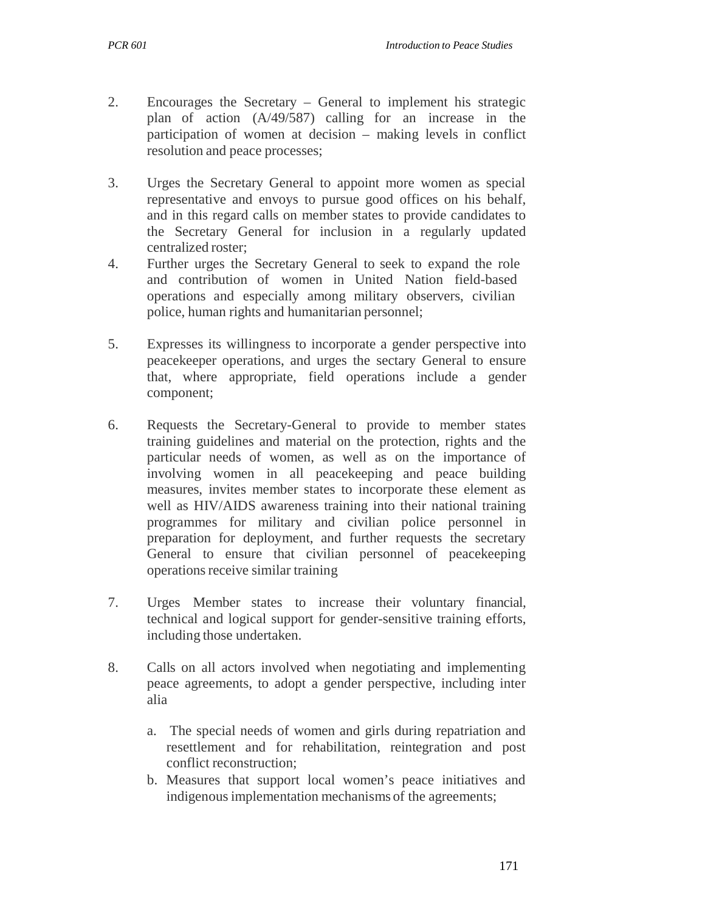2. Encourages the Secretary – General to implement his strategic plan of action (A/49/587) calling for an increase in the participation of women at decision – making levels in conflict resolution and peace processes;

3. Urges the Secretary General to appoint more women as special representative and envoys to pursue good offices on his behalf, and in this regard calls on member states to provide candidates to the Secretary General for inclusion in a regularly updated centralized roster;

4. Further urges the Secretary General to seek to expand the role and contribution of women in United Nation field-based operations and especially among military observers, civilian police, human rights and humanitarian personnel;

5. Expresses its willingness to incorporate a gender perspective into peacekeeper operations, and urges the sectary General to ensure that, where appropriate, field operations include a gender component;

6. Requests the Secretary-General to provide to member states training guidelines and material on the protection, rights and the particular needs of women, as well as on the importance of involving women in all peacekeeping and peace building measures, invites member states to incorporate these element as well as HIV/AIDS awareness training into their national training programmes for military and civilian police personnel in preparation for deployment, and further requests the secretary General to ensure that civilian personnel of peacekeeping operations receive similar training

7. Urges Member states to increase their voluntary financial, technical and logical support for gender-sensitive training efforts, including those undertaken.

8. Calls on all actors involved when negotiating and implementing peace agreements, to adopt a gender perspective, including inter alia

   a. The special needs of women and girls during repatriation and resettlement and for rehabilitation, reintegration and post conflict reconstruction;
   b. Measures that support local women's peace initiatives and indigenous implementation mechanisms of the agreements;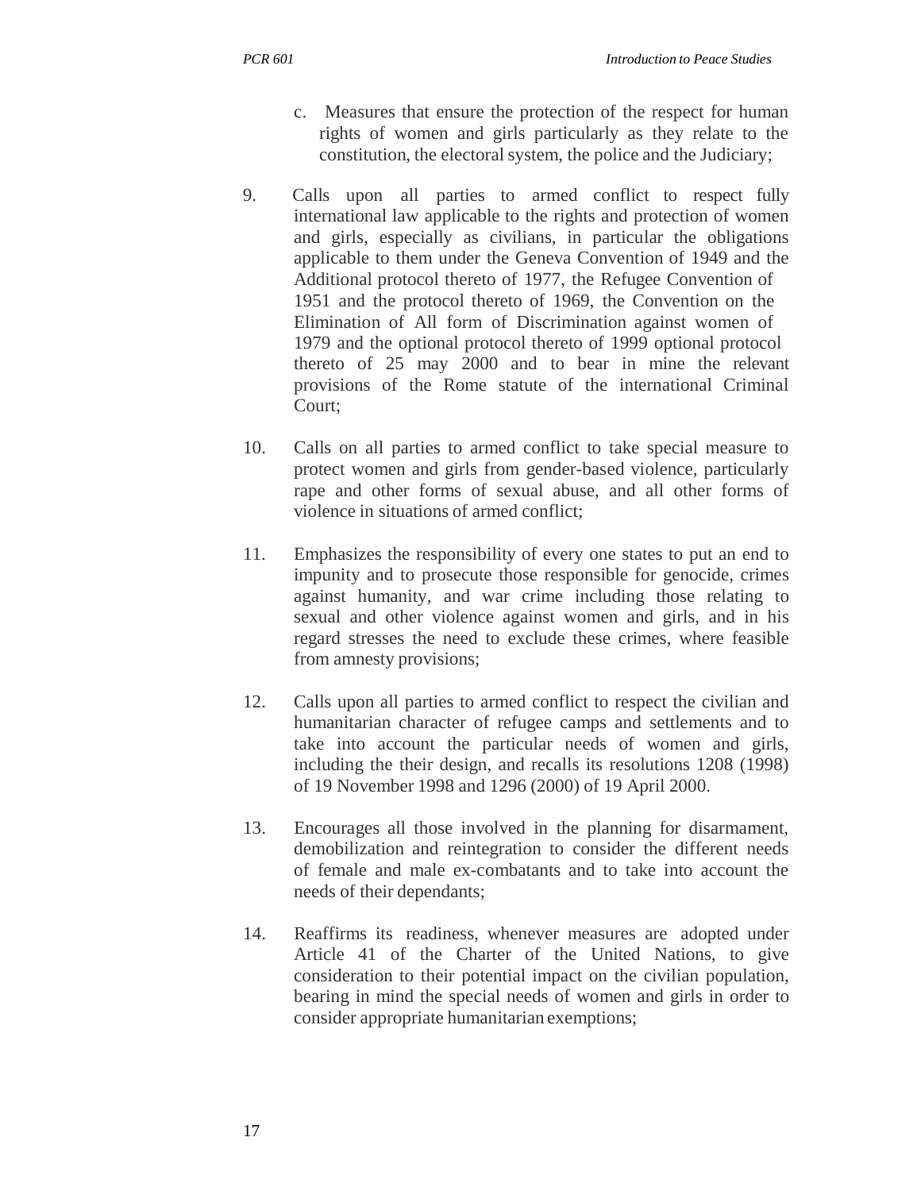c. Measures that ensure the protection of the respect for human rights of women and girls particularly as they relate to the constitution, the electoral system, the police and the Judiciary;

9. Calls upon all parties to armed conflict to respect fully international law applicable to the rights and protection of women and girls, especially as civilians, in particular the obligations applicable to them under the Geneva Convention of 1949 and the Additional protocol thereto of 1977, the Refugee Convention of 1951 and the protocol thereto of 1969, the Convention on the Elimination of All form of Discrimination against women of 1979 and the optional protocol thereto of 1999 optional protocol thereto of 25 may 2000 and to bear in mine the relevant provisions of the Rome statute of the international Criminal Court;

10. Calls on all parties to armed conflict to take special measure to protect women and girls from gender-based violence, particularly rape and other forms of sexual abuse, and all other forms of violence in situations of armed conflict;

11. Emphasizes the responsibility of every one states to put an end to impunity and to prosecute those responsible for genocide, crimes against humanity, and war crime including those relating to sexual and other violence against women and girls, and in his regard stresses the need to exclude these crimes, where feasible from amnesty provisions;

12. Calls upon all parties to armed conflict to respect the civilian and humanitarian character of refugee camps and settlements and to take into account the particular needs of women and girls, including the their design, and recalls its resolutions 1208 (1998) of 19 November 1998 and 1296 (2000) of 19 April 2000.

13. Encourages all those involved in the planning for disarmament, demobilization and reintegration to consider the different needs of female and male ex-combatants and to take into account the needs of their dependants;

14. Reaffirms its readiness, whenever measures are adopted under Article 41 of the Charter of the United Nations, to give consideration to their potential impact on the civilian population, bearing in mind the special needs of women and girls in order to consider appropriate humanitarian exemptions;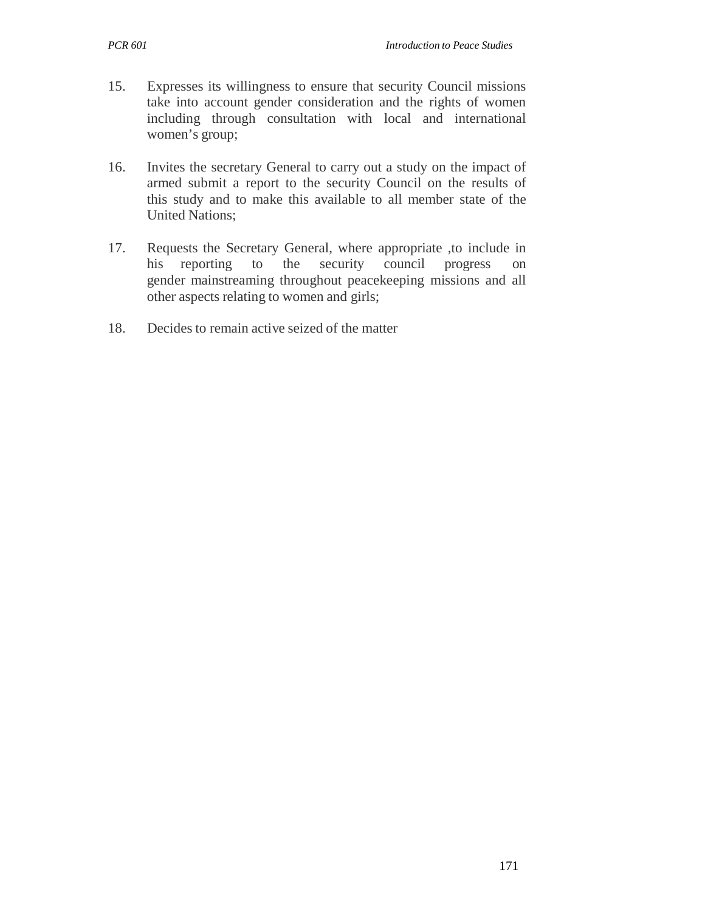15. Expresses its willingness to ensure that security Council missions take into account gender consideration and the rights of women including through consultation with local and international women's group;

16. Invites the secretary General to carry out a study on the impact of armed submit a report to the security Council on the results of this study and to make this available to all member state of the United Nations;

17. Requests the Secretary General, where appropriate ,to include in his reporting to the security council progress on gender mainstreaming throughout peacekeeping missions and all other aspects relating to women and girls;

18. Decides to remain active seized of the matter